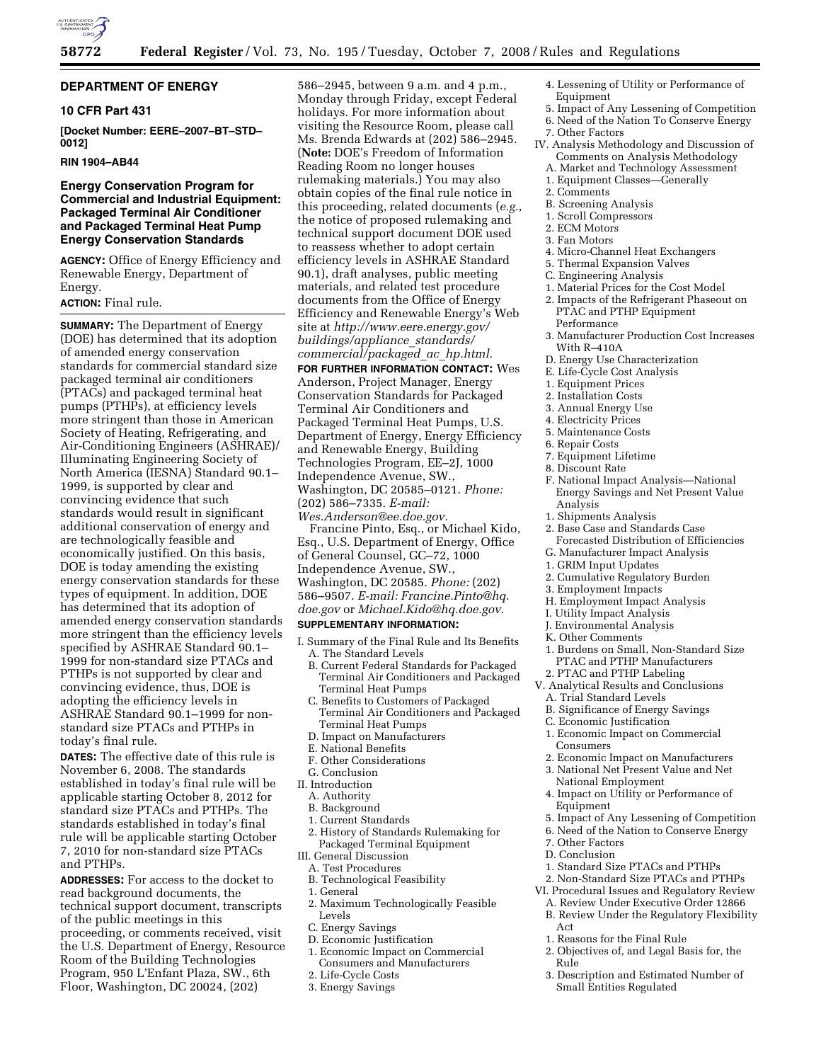## DEPARTMENT OF ENERGY

### 10 CFR Part 431

**[Docket Number: EERE–2007–BT–STD–0012]**

**RIN 1904–AB44**

### Energy Conservation Program for Commercial and Industrial Equipment: Packaged Terminal Air Conditioner and Packaged Terminal Heat Pump Energy Conservation Standards

**AGENCY:** Office of Energy Efficiency and Renewable Energy, Department of Energy.

**ACTION:** Final rule.

**SUMMARY:** The Department of Energy (DOE) has determined that its adoption of amended energy conservation standards for commercial standard size packaged terminal air conditioners (PTACs) and packaged terminal heat pumps (PTHPs), at efficiency levels more stringent than those in American Society of Heating, Refrigerating, and Air-Conditioning Engineers (ASHRAE)/ Illuminating Engineering Society of North America (IESNA) Standard 90.1–1999, is supported by clear and convincing evidence that such standards would result in significant additional conservation of energy and are technologically feasible and economically justified. On this basis, DOE is today amending the existing energy conservation standards for these types of equipment. In addition, DOE has determined that its adoption of amended energy conservation standards more stringent than the efficiency levels specified by ASHRAE Standard 90.1–1999 for non-standard size PTACs and PTHPs is not supported by clear and convincing evidence, thus, DOE is adopting the efficiency levels in ASHRAE Standard 90.1–1999 for non-standard size PTACs and PTHPs in today's final rule.

**DATES:** The effective date of this rule is November 6, 2008. The standards established in today's final rule will be applicable starting October 8, 2012 for standard size PTACs and PTHPs. The standards established in today's final rule will be applicable starting October 7, 2010 for non-standard size PTACs and PTHPs.

**ADDRESSES:** For access to the docket to read background documents, the technical support document, transcripts of the public meetings in this proceeding, or comments received, visit the U.S. Department of Energy, Resource Room of the Building Technologies Program, 950 L'Enfant Plaza, SW., 6th Floor, Washington, DC 20024, (202) 586–2945, between 9 a.m. and 4 p.m., Monday through Friday, except Federal holidays. For more information about visiting the Resource Room, please call Ms. Brenda Edwards at (202) 586–2945. (**Note:** DOE's Freedom of Information Reading Room no longer houses rulemaking materials.) You may also obtain copies of the final rule notice in this proceeding, related documents (*e.g.*, the notice of proposed rulemaking and technical support document DOE used to reassess whether to adopt certain efficiency levels in ASHRAE Standard 90.1), draft analyses, public meeting materials, and related test procedure documents from the Office of Energy Efficiency and Renewable Energy's Web site at *http://www.eere.energy.gov/buildings/appliance_standards/commercial/packaged_ac_hp.html.*

**FOR FURTHER INFORMATION CONTACT:** Wes Anderson, Project Manager, Energy Conservation Standards for Packaged Terminal Air Conditioners and Packaged Terminal Heat Pumps, U.S. Department of Energy, Energy Efficiency and Renewable Energy, Building Technologies Program, EE–2J, 1000 Independence Avenue, SW., Washington, DC 20585–0121. *Phone:* (202) 586–7335. *E-mail: Wes.Anderson@ee.doe.gov.*

Francine Pinto, Esq., or Michael Kido, Esq., U.S. Department of Energy, Office of General Counsel, GC–72, 1000 Independence Avenue, SW., Washington, DC 20585. *Phone:* (202) 586–9507. *E-mail: Francine.Pinto@hq.doe.gov* or *Michael.Kido@hq.doe.gov.*

**SUPPLEMENTARY INFORMATION:**

I. Summary of the Final Rule and Its Benefits
  A. The Standard Levels
  B. Current Federal Standards for Packaged Terminal Air Conditioners and Packaged Terminal Heat Pumps
  C. Benefits to Customers of Packaged Terminal Air Conditioners and Packaged Terminal Heat Pumps
  D. Impact on Manufacturers
  E. National Benefits
  F. Other Considerations
  G. Conclusion
II. Introduction
  A. Authority
  B. Background
  1. Current Standards
  2. History of Standards Rulemaking for Packaged Terminal Equipment
III. General Discussion
  A. Test Procedures
  B. Technological Feasibility
  1. General
  2. Maximum Technologically Feasible Levels
  C. Energy Savings
  D. Economic Justification
  1. Economic Impact on Commercial Consumers and Manufacturers
  2. Life-Cycle Costs
  3. Energy Savings
  4. Lessening of Utility or Performance of Equipment
  5. Impact of Any Lessening of Competition
  6. Need of the Nation To Conserve Energy
  7. Other Factors
IV. Analysis Methodology and Discussion of Comments on Analysis Methodology
  A. Market and Technology Assessment
  1. Equipment Classes—Generally
  2. Comments
  B. Screening Analysis
  1. Scroll Compressors
  2. ECM Motors
  3. Fan Motors
  4. Micro-Channel Heat Exchangers
  5. Thermal Expansion Valves
  C. Engineering Analysis
  1. Material Prices for the Cost Model
  2. Impacts of the Refrigerant Phaseout on PTAC and PTHP Equipment Performance
  3. Manufacturer Production Cost Increases With R–410A
  D. Energy Use Characterization
  E. Life-Cycle Cost Analysis
  1. Equipment Prices
  2. Installation Costs
  3. Annual Energy Use
  4. Electricity Prices
  5. Maintenance Costs
  6. Repair Costs
  7. Equipment Lifetime
  8. Discount Rate
  F. National Impact Analysis—National Energy Savings and Net Present Value Analysis
  1. Shipments Analysis
  2. Base Case and Standards Case Forecasted Distribution of Efficiencies
  G. Manufacturer Impact Analysis
  1. GRIM Input Updates
  2. Cumulative Regulatory Burden
  3. Employment Impacts
  H. Employment Impact Analysis
  I. Utility Impact Analysis
  J. Environmental Analysis
  K. Other Comments
  1. Burdens on Small, Non-Standard Size PTAC and PTHP Manufacturers
  2. PTAC and PTHP Labeling
V. Analytical Results and Conclusions
  A. Trial Standard Levels
  B. Significance of Energy Savings
  C. Economic Justification
  1. Economic Impact on Commercial Consumers
  2. Economic Impact on Manufacturers
  3. National Net Present Value and Net National Employment
  4. Impact on Utility or Performance of Equipment
  5. Impact of Any Lessening of Competition
  6. Need of the Nation to Conserve Energy
  7. Other Factors
  D. Conclusion
  1. Standard Size PTACs and PTHPs
  2. Non-Standard Size PTACs and PTHPs
VI. Procedural Issues and Regulatory Review
  A. Review Under Executive Order 12866
  B. Review Under the Regulatory Flexibility Act
  1. Reasons for the Final Rule
  2. Objectives of, and Legal Basis for, the Rule
  3. Description and Estimated Number of Small Entities Regulated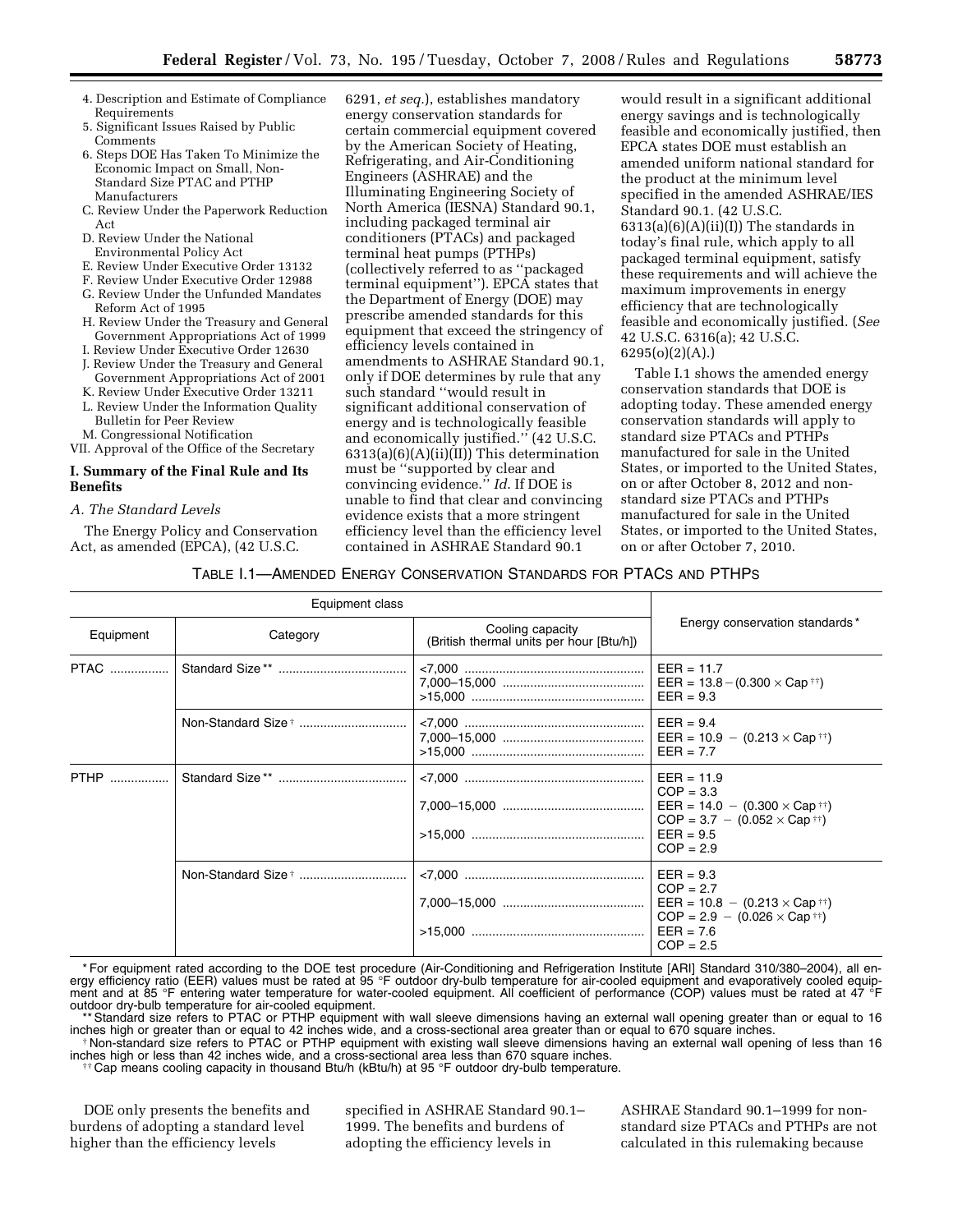4. Description and Estimate of Compliance Requirements
5. Significant Issues Raised by Public Comments
6. Steps DOE Has Taken To Minimize the Economic Impact on Small, Non-Standard Size PTAC and PTHP Manufacturers

C. Review Under the Paperwork Reduction Act
D. Review Under the National Environmental Policy Act
E. Review Under Executive Order 13132
F. Review Under Executive Order 12988
G. Review Under the Unfunded Mandates Reform Act of 1995
H. Review Under the Treasury and General Government Appropriations Act of 1999
I. Review Under Executive Order 12630
J. Review Under the Treasury and General Government Appropriations Act of 2001
K. Review Under Executive Order 13211
L. Review Under the Information Quality Bulletin for Peer Review
M. Congressional Notification

VII. Approval of the Office of the Secretary

## I. Summary of the Final Rule and Its Benefits

### *A. The Standard Levels*

The Energy Policy and Conservation Act, as amended (EPCA), (42 U.S.C. 6291, *et seq.*), establishes mandatory energy conservation standards for certain commercial equipment covered by the American Society of Heating, Refrigerating, and Air-Conditioning Engineers (ASHRAE) and the Illuminating Engineering Society of North America (IESNA) Standard 90.1, including packaged terminal air conditioners (PTACs) and packaged terminal heat pumps (PTHPs) (collectively referred to as "packaged terminal equipment"). EPCA states that the Department of Energy (DOE) may prescribe amended standards for this equipment that exceed the stringency of efficiency levels contained in amendments to ASHRAE Standard 90.1, only if DOE determines by rule that any such standard "would result in significant additional conservation of energy and is technologically feasible and economically justified." (42 U.S.C. 6313(a)(6)(A)(ii)(II)) This determination must be "supported by clear and convincing evidence." *Id*. If DOE is unable to find that clear and convincing evidence exists that a more stringent efficiency level than the efficiency level contained in ASHRAE Standard 90.1 would result in a significant additional energy savings and is technologically feasible and economically justified, then EPCA states DOE must establish an amended uniform national standard for the product at the minimum level specified in the amended ASHRAE/IES Standard 90.1. (42 U.S.C. 6313(a)(6)(A)(ii)(I)) The standards in today's final rule, which apply to all packaged terminal equipment, satisfy these requirements and will achieve the maximum improvements in energy efficiency that are technologically feasible and economically justified. (*See* 42 U.S.C. 6316(a); 42 U.S.C. 6295(o)(2)(A).)

Table I.1 shows the amended energy conservation standards that DOE is adopting today. These amended energy conservation standards will apply to standard size PTACs and PTHPs manufactured for sale in the United States, or imported to the United States, on or after October 8, 2012 and non-standard size PTACs and PTHPs manufactured for sale in the United States, or imported to the United States, on or after October 7, 2010.

TABLE I.1—AMENDED ENERGY CONSERVATION STANDARDS FOR PTACS AND PTHPS

| Equipment class | | | Energy conservation standards* |
|---|---|---|---|
| Equipment | Category | Cooling capacity (British thermal units per hour [Btu/h]) | |
| PTAC | Standard Size** | <7,000 | EER = 11.7 |
| | | 7,000–15,000 | EER = 13.8 − (0.300 × Cap[††]) |
| | | >15,000 | EER = 9.3 |
| | Non-Standard Size[†] | <7,000 | EER = 9.4 |
| | | 7,000–15,000 | EER = 10.9 − (0.213 × Cap[††]) |
| | | >15,000 | EER = 7.7 |
| PTHP | Standard Size** | <7,000 | EER = 11.9<br>COP = 3.3 |
| | | 7,000–15,000 | EER = 14.0 − (0.300 × Cap[††])<br>COP = 3.7 − (0.052 × Cap[††]) |
| | | >15,000 | EER = 9.5<br>COP = 2.9 |
| | Non-Standard Size[†] | <7,000 | EER = 9.3<br>COP = 2.7 |
| | | 7,000–15,000 | EER = 10.8 − (0.213 × Cap[††])<br>COP = 2.9 − (0.026 × Cap[††]) |
| | | >15,000 | EER = 7.6<br>COP = 2.5 |

\* For equipment rated according to the DOE test procedure (Air-Conditioning and Refrigeration Institute [ARI] Standard 310/380–2004), all energy efficiency ratio (EER) values must be rated at 95 °F outdoor dry-bulb temperature for air-cooled equipment and evaporatively cooled equipment and at 85 °F entering water temperature for water-cooled equipment. All coefficient of performance (COP) values must be rated at 47 °F outdoor dry-bulb temperature for air-cooled equipment.

\*\* Standard size refers to PTAC or PTHP equipment with wall sleeve dimensions having an external wall opening greater than or equal to 16 inches high or greater than or equal to 42 inches wide, and a cross-sectional area greater than or equal to 670 square inches.

† Non-standard size refers to PTAC or PTHP equipment with existing wall sleeve dimensions having an external wall opening of less than 16 inches high or less than 42 inches wide, and a cross-sectional area less than 670 square inches.

†† Cap means cooling capacity in thousand Btu/h (kBtu/h) at 95 °F outdoor dry-bulb temperature.

DOE only presents the benefits and burdens of adopting a standard level higher than the efficiency levels specified in ASHRAE Standard 90.1–1999. The benefits and burdens of adopting the efficiency levels in ASHRAE Standard 90.1–1999 for non-standard size PTACs and PTHPs are not calculated in this rulemaking because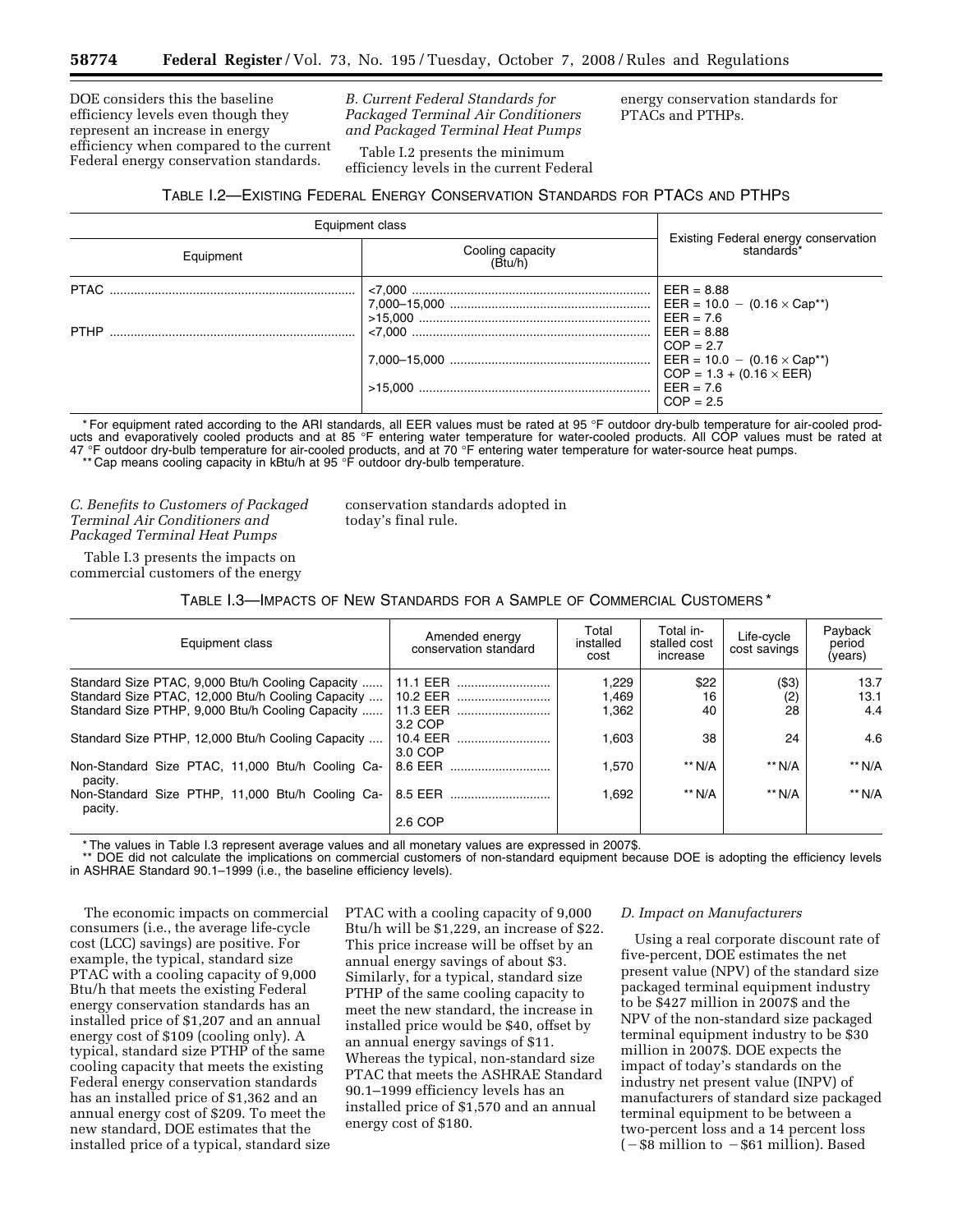DOE considers this the baseline efficiency levels even though they represent an increase in energy efficiency when compared to the current Federal energy conservation standards.

*B. Current Federal Standards for Packaged Terminal Air Conditioners and Packaged Terminal Heat Pumps*

Table I.2 presents the minimum efficiency levels in the current Federal energy conservation standards for PTACs and PTHPs.

TABLE I.2—EXISTING FEDERAL ENERGY CONSERVATION STANDARDS FOR PTACS AND PTHPS

| Equipment class | | Existing Federal energy conservation standards* |
|---|---|---|
| Equipment | Cooling capacity (Btu/h) | |
| PTAC | <7,000 | EER = 8.88 |
| | 7,000–15,000 | EER = 10.0 − (0.16 × Cap**) |
| | >15,000 | EER = 7.6 |
| PTHP | <7,000 | EER = 8.88<br>COP = 2.7 |
| | 7,000–15,000 | EER = 10.0 − (0.16 × Cap**)<br>COP = 1.3 + (0.16 × EER) |
| | >15,000 | EER = 7.6<br>COP = 2.5 |

* For equipment rated according to the ARI standards, all EER values must be rated at 95 °F outdoor dry-bulb temperature for air-cooled products and evaporatively cooled products and at 85 °F entering water temperature for water-cooled products. All COP values must be rated at 47 °F outdoor dry-bulb temperature for air-cooled products, and at 70 °F entering water temperature for water-source heat pumps.

** Cap means cooling capacity in kBtu/h at 95 °F outdoor dry-bulb temperature.

*C. Benefits to Customers of Packaged Terminal Air Conditioners and Packaged Terminal Heat Pumps*

Table I.3 presents the impacts on commercial customers of the energy conservation standards adopted in today's final rule.

TABLE I.3—IMPACTS OF NEW STANDARDS FOR A SAMPLE OF COMMERCIAL CUSTOMERS *

| Equipment class | Amended energy conservation standard | Total installed cost | Total installed cost increase | Life-cycle cost savings | Payback period (years) |
|---|---|---|---|---|---|
| Standard Size PTAC, 9,000 Btu/h Cooling Capacity | 11.1 EER | 1,229 | $22 | ($3) | 13.7 |
| Standard Size PTAC, 12,000 Btu/h Cooling Capacity | 10.2 EER | 1,469 | 16 | (2) | 13.1 |
| Standard Size PTHP, 9,000 Btu/h Cooling Capacity | 11.3 EER<br>3.2 COP | 1,362 | 40 | 28 | 4.4 |
| Standard Size PTHP, 12,000 Btu/h Cooling Capacity | 10.4 EER<br>3.0 COP | 1,603 | 38 | 24 | 4.6 |
| Non-Standard Size PTAC, 11,000 Btu/h Cooling Capacity. | 8.6 EER | 1,570 | ** N/A | ** N/A | ** N/A |
| Non-Standard Size PTHP, 11,000 Btu/h Cooling Capacity. | 8.5 EER<br>2.6 COP | 1,692 | ** N/A | ** N/A | ** N/A |

* The values in Table I.3 represent average values and all monetary values are expressed in 2007$.

** DOE did not calculate the implications on commercial customers of non-standard equipment because DOE is adopting the efficiency levels in ASHRAE Standard 90.1–1999 (i.e., the baseline efficiency levels).

The economic impacts on commercial consumers (i.e., the average life-cycle cost (LCC) savings) are positive. For example, the typical, standard size PTAC with a cooling capacity of 9,000 Btu/h that meets the existing Federal energy conservation standards has an installed price of $1,207 and an annual energy cost of $109 (cooling only). A typical, standard size PTHP of the same cooling capacity that meets the existing Federal energy conservation standards has an installed price of $1,362 and an annual energy cost of $209. To meet the new standard, DOE estimates that the installed price of a typical, standard size PTAC with a cooling capacity of 9,000 Btu/h will be $1,229, an increase of $22. This price increase will be offset by an annual energy savings of about $3. Similarly, for a typical, standard size PTHP of the same cooling capacity to meet the new standard, the increase in installed price would be $40, offset by an annual energy savings of $11. Whereas the typical, non-standard size PTAC that meets the ASHRAE Standard 90.1–1999 efficiency levels has an installed price of $1,570 and an annual energy cost of $180.

*D. Impact on Manufacturers*

Using a real corporate discount rate of five-percent, DOE estimates the net present value (NPV) of the standard size packaged terminal equipment industry to be $427 million in 2007$ and the NPV of the non-standard size packaged terminal equipment industry to be $30 million in 2007$. DOE expects the impact of today's standards on the industry net present value (INPV) of manufacturers of standard size packaged terminal equipment to be between a two-percent loss and a 14 percent loss (−$8 million to −$61 million). Based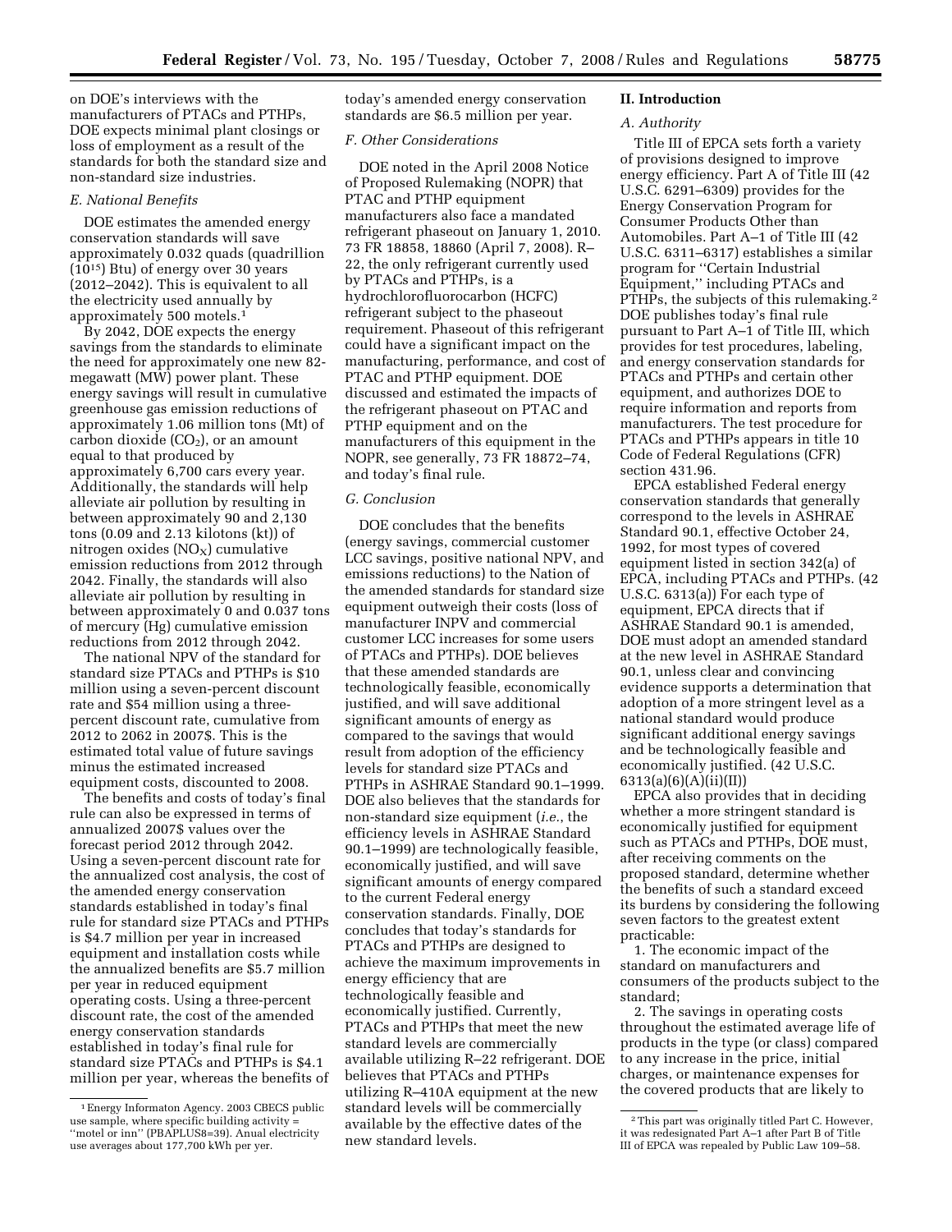on DOE's interviews with the manufacturers of PTACs and PTHPs, DOE expects minimal plant closings or loss of employment as a result of the standards for both the standard size and non-standard size industries.

### E. National Benefits

DOE estimates the amended energy conservation standards will save approximately 0.032 quads (quadrillion ($10^{15}$) Btu) of energy over 30 years (2012–2042). This is equivalent to all the electricity used annually by approximately 500 motels.[1]

By 2042, DOE expects the energy savings from the standards to eliminate the need for approximately one new 82-megawatt (MW) power plant. These energy savings will result in cumulative greenhouse gas emission reductions of approximately 1.06 million tons (Mt) of carbon dioxide ($CO_2$), or an amount equal to that produced by approximately 6,700 cars every year. Additionally, the standards will help alleviate air pollution by resulting in between approximately 90 and 2,130 tons (0.09 and 2.13 kilotons (kt)) of nitrogen oxides ($NO_X$) cumulative emission reductions from 2012 through 2042. Finally, the standards will also alleviate air pollution by resulting in between approximately 0 and 0.037 tons of mercury (Hg) cumulative emission reductions from 2012 through 2042.

The national NPV of the standard for standard size PTACs and PTHPs is $10 million using a seven-percent discount rate and $54 million using a three-percent discount rate, cumulative from 2012 to 2062 in 2007$. This is the estimated total value of future savings minus the estimated increased equipment costs, discounted to 2008.

The benefits and costs of today's final rule can also be expressed in terms of annualized 2007$ values over the forecast period 2012 through 2042. Using a seven-percent discount rate for the annualized cost analysis, the cost of the amended energy conservation standards established in today's final rule for standard size PTACs and PTHPs is $4.7 million per year in increased equipment and installation costs while the annualized benefits are $5.7 million per year in reduced equipment operating costs. Using a three-percent discount rate, the cost of the amended energy conservation standards established in today's final rule for standard size PTACs and PTHPs is $4.1 million per year, whereas the benefits of today's amended energy conservation standards are $6.5 million per year.

### F. Other Considerations

DOE noted in the April 2008 Notice of Proposed Rulemaking (NOPR) that PTAC and PTHP equipment manufacturers also face a mandated refrigerant phaseout on January 1, 2010. 73 FR 18858, 18860 (April 7, 2008). R–22, the only refrigerant currently used by PTACs and PTHPs, is a hydrochlorofluorocarbon (HCFC) refrigerant subject to the phaseout requirement. Phaseout of this refrigerant could have a significant impact on the manufacturing, performance, and cost of PTAC and PTHP equipment. DOE discussed and estimated the impacts of the refrigerant phaseout on PTAC and PTHP equipment and on the manufacturers of this equipment in the NOPR, see generally, 73 FR 18872–74, and today's final rule.

### G. Conclusion

DOE concludes that the benefits (energy savings, commercial customer LCC savings, positive national NPV, and emissions reductions) to the Nation of the amended standards for standard size equipment outweigh their costs (loss of manufacturer INPV and commercial customer LCC increases for some users of PTACs and PTHPs). DOE believes that these amended standards are technologically feasible, economically justified, and will save additional significant amounts of energy as compared to the savings that would result from adoption of the efficiency levels for standard size PTACs and PTHPs in ASHRAE Standard 90.1–1999. DOE also believes that the standards for non-standard size equipment (*i.e.*, the efficiency levels in ASHRAE Standard 90.1–1999) are technologically feasible, economically justified, and will save significant amounts of energy compared to the current Federal energy conservation standards. Finally, DOE concludes that today's standards for PTACs and PTHPs are designed to achieve the maximum improvements in energy efficiency that are technologically feasible and economically justified. Currently, PTACs and PTHPs that meet the new standard levels are commercially available utilizing R–22 refrigerant. DOE believes that PTACs and PTHPs utilizing R–410A equipment at the new standard levels will be commercially available by the effective dates of the new standard levels.

## II. Introduction

### A. Authority

Title III of EPCA sets forth a variety of provisions designed to improve energy efficiency. Part A of Title III (42 U.S.C. 6291–6309) provides for the Energy Conservation Program for Consumer Products Other than Automobiles. Part A–1 of Title III (42 U.S.C. 6311–6317) establishes a similar program for ''Certain Industrial Equipment,'' including PTACs and PTHPs, the subjects of this rulemaking.[2] DOE publishes today's final rule pursuant to Part A–1 of Title III, which provides for test procedures, labeling, and energy conservation standards for PTACs and PTHPs and certain other equipment, and authorizes DOE to require information and reports from manufacturers. The test procedure for PTACs and PTHPs appears in title 10 Code of Federal Regulations (CFR) section 431.96.

EPCA established Federal energy conservation standards that generally correspond to the levels in ASHRAE Standard 90.1, effective October 24, 1992, for most types of covered equipment listed in section 342(a) of EPCA, including PTACs and PTHPs. (42 U.S.C. 6313(a)) For each type of equipment, EPCA directs that if ASHRAE Standard 90.1 is amended, DOE must adopt an amended standard at the new level in ASHRAE Standard 90.1, unless clear and convincing evidence supports a determination that adoption of a more stringent level as a national standard would produce significant additional energy savings and be technologically feasible and economically justified. (42 U.S.C. 6313(a)(6)(A)(ii)(II))

EPCA also provides that in deciding whether a more stringent standard is economically justified for equipment such as PTACs and PTHPs, DOE must, after receiving comments on the proposed standard, determine whether the benefits of such a standard exceed its burdens by considering the following seven factors to the greatest extent practicable:

1. The economic impact of the standard on manufacturers and consumers of the products subject to the standard;

2. The savings in operating costs throughout the estimated average life of products in the type (or class) compared to any increase in the price, initial charges, or maintenance expenses for the covered products that are likely to

---

[1] Energy Informaton Agency. 2003 CBECS public use sample, where specific building activity = ''motel or inn'' (PBAPLUS8=39). Anual electricity use averages about 177,700 kWh per yer.

[2] This part was originally titled Part C. However, it was redesignated Part A–1 after Part B of Title III of EPCA was repealed by Public Law 109–58.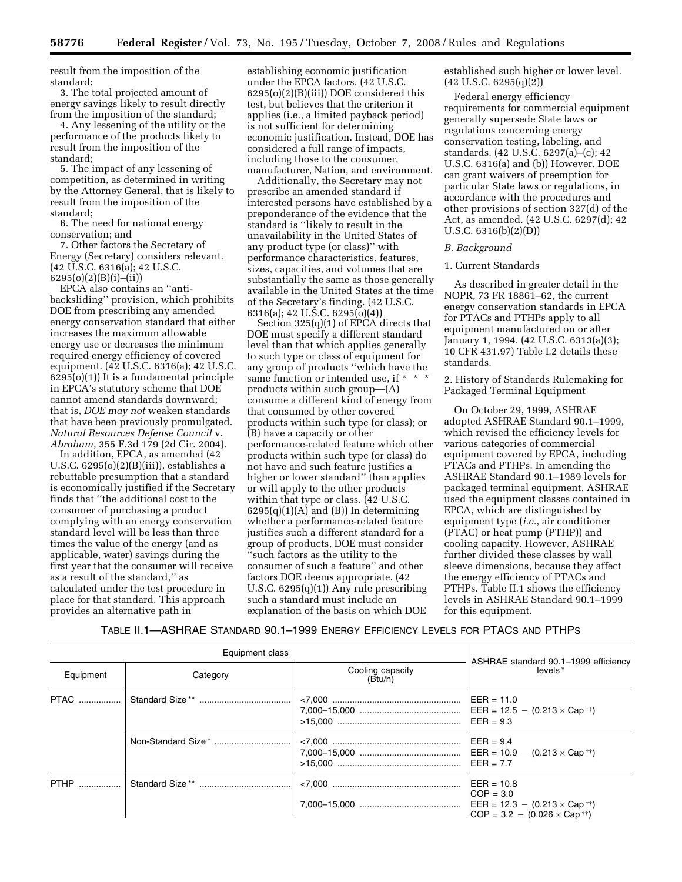result from the imposition of the standard;

3. The total projected amount of energy savings likely to result directly from the imposition of the standard;

4. Any lessening of the utility or the performance of the products likely to result from the imposition of the standard;

5. The impact of any lessening of competition, as determined in writing by the Attorney General, that is likely to result from the imposition of the standard;

6. The need for national energy conservation; and

7. Other factors the Secretary of Energy (Secretary) considers relevant. (42 U.S.C. 6316(a); 42 U.S.C. 6295(o)(2)(B)(i)–(ii))

EPCA also contains an ''anti-backsliding'' provision, which prohibits DOE from prescribing any amended energy conservation standard that either increases the maximum allowable energy use or decreases the minimum required energy efficiency of covered equipment. (42 U.S.C. 6316(a); 42 U.S.C. 6295(o)(1)) It is a fundamental principle in EPCA's statutory scheme that DOE cannot amend standards downward; that is, *DOE may not* weaken standards that have been previously promulgated. *Natural Resources Defense Council* v. *Abraham*, 355 F.3d 179 (2d Cir. 2004).

In addition, EPCA, as amended (42 U.S.C. 6295(o)(2)(B)(iii)), establishes a rebuttable presumption that a standard is economically justified if the Secretary finds that ''the additional cost to the consumer of purchasing a product complying with an energy conservation standard level will be less than three times the value of the energy (and as applicable, water) savings during the first year that the consumer will receive as a result of the standard,'' as calculated under the test procedure in place for that standard. This approach provides an alternative path in establishing economic justification under the EPCA factors. (42 U.S.C. 6295(o)(2)(B)(iii)) DOE considered this test, but believes that the criterion it applies (i.e., a limited payback period) is not sufficient for determining economic justification. Instead, DOE has considered a full range of impacts, including those to the consumer, manufacturer, Nation, and environment.

Additionally, the Secretary may not prescribe an amended standard if interested persons have established by a preponderance of the evidence that the standard is ''likely to result in the unavailability in the United States of any product type (or class)'' with performance characteristics, features, sizes, capacities, and volumes that are substantially the same as those generally available in the United States at the time of the Secretary's finding. (42 U.S.C. 6316(a); 42 U.S.C. 6295(o)(4))

Section 325(q)(1) of EPCA directs that DOE must specify a different standard level than that which applies generally to such type or class of equipment for any group of products ''which have the same function or intended use, if * * * products within such group—(A) consume a different kind of energy from that consumed by other covered products within such type (or class); or (B) have a capacity or other performance-related feature which other products within such type (or class) do not have and such feature justifies a higher or lower standard'' than applies or will apply to the other products within that type or class. (42 U.S.C. 6295(q)(1)(A) and (B)) In determining whether a performance-related feature justifies such a different standard for a group of products, DOE must consider ''such factors as the utility to the consumer of such a feature'' and other factors DOE deems appropriate. (42 U.S.C. 6295(q)(1)) Any rule prescribing such a standard must include an explanation of the basis on which DOE established such higher or lower level. (42 U.S.C. 6295(q)(2))

Federal energy efficiency requirements for commercial equipment generally supersede State laws or regulations concerning energy conservation testing, labeling, and standards. (42 U.S.C. 6297(a)–(c); 42 U.S.C. 6316(a) and (b)) However, DOE can grant waivers of preemption for particular State laws or regulations, in accordance with the procedures and other provisions of section 327(d) of the Act, as amended. (42 U.S.C. 6297(d); 42 U.S.C. 6316(b)(2)(D))

### *B. Background*

#### 1. Current Standards

As described in greater detail in the NOPR, 73 FR 18861–62, the current energy conservation standards in EPCA for PTACs and PTHPs apply to all equipment manufactured on or after January 1, 1994. (42 U.S.C. 6313(a)(3); 10 CFR 431.97) Table I.2 details these standards.

#### 2. History of Standards Rulemaking for Packaged Terminal Equipment

On October 29, 1999, ASHRAE adopted ASHRAE Standard 90.1–1999, which revised the efficiency levels for various categories of commercial equipment covered by EPCA, including PTACs and PTHPs. In amending the ASHRAE Standard 90.1–1989 levels for packaged terminal equipment, ASHRAE used the equipment classes contained in EPCA, which are distinguished by equipment type (*i.e.*, air conditioner (PTAC) or heat pump (PTHP)) and cooling capacity. However, ASHRAE further divided these classes by wall sleeve dimensions, because they affect the energy efficiency of PTACs and PTHPs. Table II.1 shows the efficiency levels in ASHRAE Standard 90.1–1999 for this equipment.

TABLE II.1—ASHRAE STANDARD 90.1–1999 ENERGY EFFICIENCY LEVELS FOR PTACS AND PTHPS

| Equipment class | | | ASHRAE standard 90.1–1999 efficiency levels * |
|---|---|---|---|
| Equipment | Category | Cooling capacity (Btu/h) | |
| PTAC | Standard Size ** | <7,000 | EER = 11.0 |
| | | 7,000–15,000 | EER = 12.5 − (0.213 × Cap [††]) |
| | | >15,000 | EER = 9.3 |
| | Non-Standard Size [†] | <7,000 | EER = 9.4 |
| | | 7,000–15,000 | EER = 10.9 − (0.213 × Cap [††]) |
| | | >15,000 | EER = 7.7 |
| PTHP | Standard Size ** | <7,000 | EER = 10.8<br>COP = 3.0 |
| | | 7,000–15,000 | EER = 12.3 − (0.213 × Cap [††])<br>COP = 3.2 − (0.026 × Cap [††]) |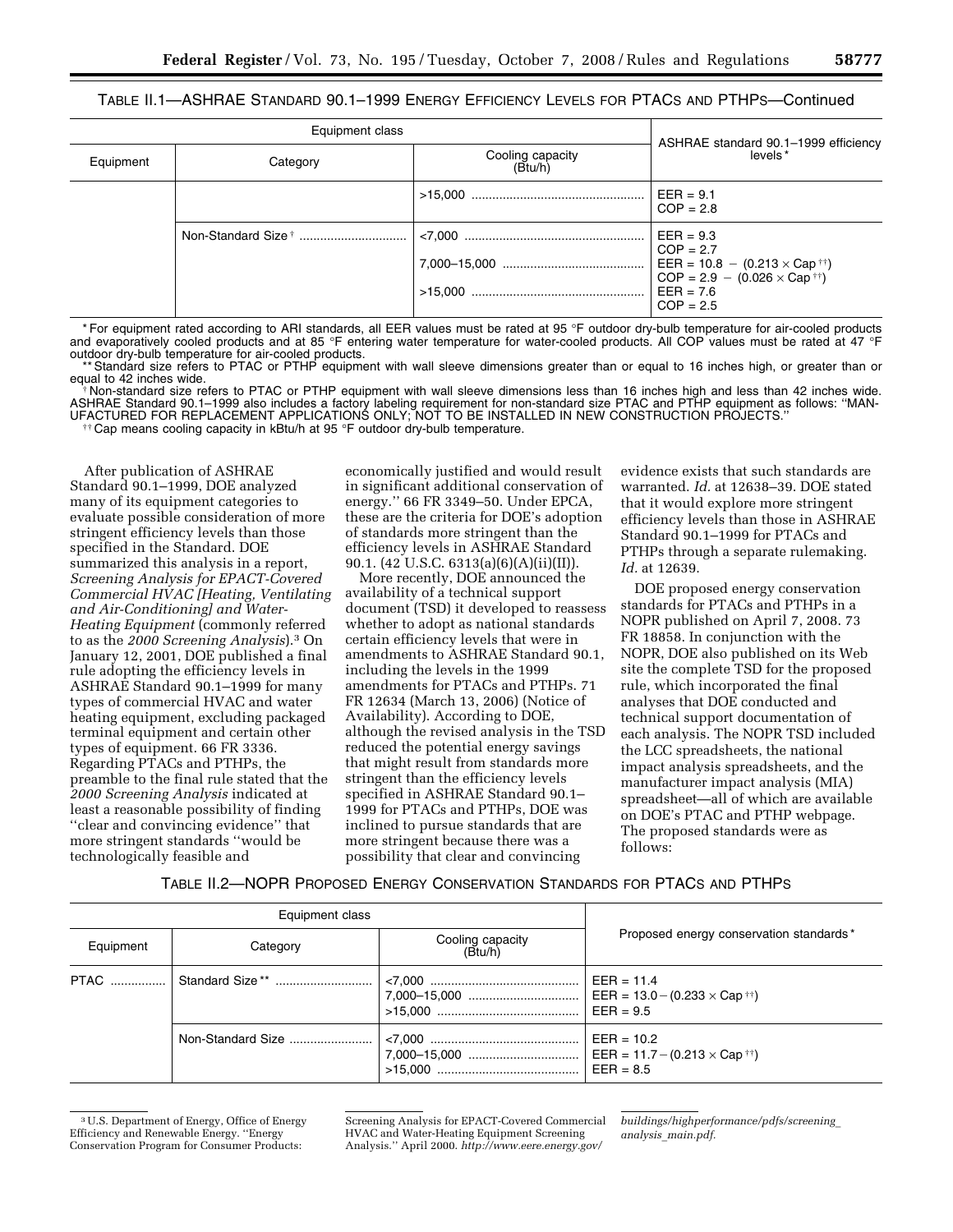TABLE II.1—ASHRAE STANDARD 90.1–1999 ENERGY EFFICIENCY LEVELS FOR PTACS AND PTHPS—Continued

| Equipment class | | | ASHRAE standard 90.1–1999 efficiency levels* |
|---|---|---|---|
| Equipment | Category | Cooling capacity (Btu/h) | |
| | | >15,000 | EER = 9.1<br>COP = 2.8 |
| | Non-Standard Size† | <7,000 | EER = 9.3<br>COP = 2.7 |
| | | 7,000–15,000 | EER = 10.8 − (0.213 × Cap††)<br>COP = 2.9 − (0.026 × Cap††) |
| | | >15,000 | EER = 7.6<br>COP = 2.5 |

\* For equipment rated according to ARI standards, all EER values must be rated at 95 °F outdoor dry-bulb temperature for air-cooled products and evaporatively cooled products and at 85 °F entering water temperature for water-cooled products. All COP values must be rated at 47 °F outdoor dry-bulb temperature for air-cooled products.

\*\* Standard size refers to PTAC or PTHP equipment with wall sleeve dimensions greater than or equal to 16 inches high, or greater than or equal to 42 inches wide.

† Non-standard size refers to PTAC or PTHP equipment with wall sleeve dimensions less than 16 inches high and less than 42 inches wide. ASHRAE Standard 90.1–1999 also includes a factory labeling requirement for non-standard size PTAC and PTHP equipment as follows: "MANUFACTURED FOR REPLACEMENT APPLICATIONS ONLY; NOT TO BE INSTALLED IN NEW CONSTRUCTION PROJECTS."

†† Cap means cooling capacity in kBtu/h at 95 °F outdoor dry-bulb temperature.

After publication of ASHRAE Standard 90.1–1999, DOE analyzed many of its equipment categories to evaluate possible consideration of more stringent efficiency levels than those specified in the Standard. DOE summarized this analysis in a report, *Screening Analysis for EPACT-Covered Commercial HVAC [Heating, Ventilating and Air-Conditioning] and Water-Heating Equipment* (commonly referred to as the *2000 Screening Analysis*).[3] On January 12, 2001, DOE published a final rule adopting the efficiency levels in ASHRAE Standard 90.1–1999 for many types of commercial HVAC and water heating equipment, excluding packaged terminal equipment and certain other types of equipment. 66 FR 3336. Regarding PTACs and PTHPs, the preamble to the final rule stated that the *2000 Screening Analysis* indicated at least a reasonable possibility of finding "clear and convincing evidence" that more stringent standards "would be technologically feasible and economically justified and would result in significant additional conservation of energy." 66 FR 3349–50. Under EPCA, these are the criteria for DOE's adoption of standards more stringent than the efficiency levels in ASHRAE Standard 90.1. (42 U.S.C. 6313(a)(6)(A)(ii)(II)).

More recently, DOE announced the availability of a technical support document (TSD) it developed to reassess whether to adopt as national standards certain efficiency levels that were in amendments to ASHRAE Standard 90.1, including the levels in the 1999 amendments for PTACs and PTHPs. 71 FR 12634 (March 13, 2006) (Notice of Availability). According to DOE, although the revised analysis in the TSD reduced the potential energy savings that might result from standards more stringent than the efficiency levels specified in ASHRAE Standard 90.1–1999 for PTACs and PTHPs, DOE was inclined to pursue standards that are more stringent because there was a possibility that clear and convincing evidence exists that such standards are warranted. *Id.* at 12638–39. DOE stated that it would explore more stringent efficiency levels than those in ASHRAE Standard 90.1–1999 for PTACs and PTHPs through a separate rulemaking. *Id.* at 12639.

DOE proposed energy conservation standards for PTACs and PTHPs in a NOPR published on April 7, 2008. 73 FR 18858. In conjunction with the NOPR, DOE also published on its Web site the complete TSD for the proposed rule, which incorporated the final analyses that DOE conducted and technical support documentation of each analysis. The NOPR TSD included the LCC spreadsheets, the national impact analysis spreadsheets, and the manufacturer impact analysis (MIA) spreadsheet—all of which are available on DOE's PTAC and PTHP webpage. The proposed standards were as follows:

TABLE II.2—NOPR PROPOSED ENERGY CONSERVATION STANDARDS FOR PTACS AND PTHPS

| Equipment class | | | Proposed energy conservation standards* |
|---|---|---|---|
| Equipment | Category | Cooling capacity (Btu/h) | |
| PTAC | Standard Size** | <7,000<br>7,000–15,000<br>>15,000 | EER = 11.4<br>EER = 13.0 − (0.233 × Cap††)<br>EER = 9.5 |
| | Non-Standard Size | <7,000<br>7,000–15,000<br>>15,000 | EER = 10.2<br>EER = 11.7 − (0.213 × Cap††)<br>EER = 8.5 |

[3] U.S. Department of Energy, Office of Energy Efficiency and Renewable Energy. "Energy Conservation Program for Consumer Products: Screening Analysis for EPACT-Covered Commercial HVAC and Water-Heating Equipment Screening Analysis." April 2000. *http://www.eere.energy.gov/buildings/highperformance/pdfs/screening_analysis_main.pdf*.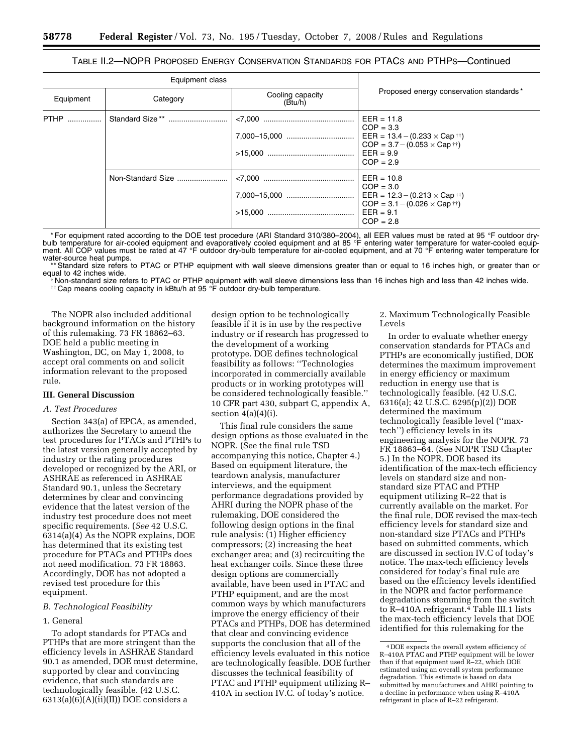TABLE II.2—NOPR PROPOSED ENERGY CONSERVATION STANDARDS FOR PTACS AND PTHPS—Continued

| Equipment class | | | Proposed energy conservation standards* |
|---|---|---|---|
| Equipment | Category | Cooling capacity (Btu/h) | |
| PTHP | Standard Size** | <7,000 | EER = 11.8<br>COP = 3.3 |
| | | 7,000–15,000 | EER = 13.4 − (0.233 × Cap ††)<br>COP = 3.7 − (0.053 × Cap ††) |
| | | >15,000 | EER = 9.9<br>COP = 2.9 |
| | Non-Standard Size | <7,000 | EER = 10.8<br>COP = 3.0 |
| | | 7,000–15,000 | EER = 12.3 − (0.213 × Cap ††)<br>COP = 3.1 − (0.026 × Cap ††) |
| | | >15,000 | EER = 9.1<br>COP = 2.8 |

\* For equipment rated according to the DOE test procedure (ARI Standard 310/380–2004), all EER values must be rated at 95 °F outdoor dry-bulb temperature for air-cooled equipment and evaporatively cooled equipment and at 85 °F entering water temperature for water-cooled equipment. All COP values must be rated at 47 °F outdoor dry-bulb temperature for air-cooled equipment, and at 70 °F entering water temperature for water-source heat pumps.

\*\* Standard size refers to PTAC or PTHP equipment with wall sleeve dimensions greater than or equal to 16 inches high, or greater than or equal to 42 inches wide.

† Non-standard size refers to PTAC or PTHP equipment with wall sleeve dimensions less than 16 inches high and less than 42 inches wide.

†† Cap means cooling capacity in kBtu/h at 95 °F outdoor dry-bulb temperature.

The NOPR also included additional background information on the history of this rulemaking. 73 FR 18862–63. DOE held a public meeting in Washington, DC, on May 1, 2008, to accept oral comments on and solicit information relevant to the proposed rule.

## III. General Discussion

### A. Test Procedures

Section 343(a) of EPCA, as amended, authorizes the Secretary to amend the test procedures for PTACs and PTHPs to the latest version generally accepted by industry or the rating procedures developed or recognized by the ARI, or ASHRAE as referenced in ASHRAE Standard 90.1, unless the Secretary determines by clear and convincing evidence that the latest version of the industry test procedure does not meet specific requirements. (*See* 42 U.S.C. 6314(a)(4) As the NOPR explains, DOE has determined that its existing test procedure for PTACs and PTHPs does not need modification. 73 FR 18863. Accordingly, DOE has not adopted a revised test procedure for this equipment.

### B. Technological Feasibility

#### 1. General

To adopt standards for PTACs and PTHPs that are more stringent than the efficiency levels in ASHRAE Standard 90.1 as amended, DOE must determine, supported by clear and convincing evidence, that such standards are technologically feasible. (42 U.S.C. 6313(a)(6)(A)(ii)(II)) DOE considers a design option to be technologically feasible if it is in use by the respective industry or if research has progressed to the development of a working prototype. DOE defines technological feasibility as follows: ''Technologies incorporated in commercially available products or in working prototypes will be considered technologically feasible.'' 10 CFR part 430, subpart C, appendix A, section 4(a)(4)(i).

This final rule considers the same design options as those evaluated in the NOPR. (See the final rule TSD accompanying this notice, Chapter 4.) Based on equipment literature, the teardown analysis, manufacturer interviews, and the equipment performance degradations provided by AHRI during the NOPR phase of the rulemaking, DOE considered the following design options in the final rule analysis: (1) Higher efficiency compressors; (2) increasing the heat exchanger area; and (3) recircuiting the heat exchanger coils. Since these three design options are commercially available, have been used in PTAC and PTHP equipment, and are the most common ways by which manufacturers improve the energy efficiency of their PTACs and PTHPs, DOE has determined that clear and convincing evidence supports the conclusion that all of the efficiency levels evaluated in this notice are technologically feasible. DOE further discusses the technical feasibility of PTAC and PTHP equipment utilizing R–410A in section IV.C. of today's notice.

#### 2. Maximum Technologically Feasible Levels

In order to evaluate whether energy conservation standards for PTACs and PTHPs are economically justified, DOE determines the maximum improvement in energy efficiency or maximum reduction in energy use that is technologically feasible. (42 U.S.C. 6316(a); 42 U.S.C. 6295(p)(2)) DOE determined the maximum technologically feasible level (''max-tech'') efficiency levels in its engineering analysis for the NOPR. 73 FR 18863–64. (See NOPR TSD Chapter 5.) In the NOPR, DOE based its identification of the max-tech efficiency levels on standard size and non-standard size PTAC and PTHP equipment utilizing R–22 that is currently available on the market. For the final rule, DOE revised the max-tech efficiency levels for standard size and non-standard size PTACs and PTHPs based on submitted comments, which are discussed in section IV.C of today's notice. The max-tech efficiency levels considered for today's final rule are based on the efficiency levels identified in the NOPR and factor performance degradations stemming from the switch to R–410A refrigerant.[4] Table III.1 lists the max-tech efficiency levels that DOE identified for this rulemaking for the

[4] DOE expects the overall system efficiency of R–410A PTAC and PTHP equipment will be lower than if that equipment used R–22, which DOE estimated using an overall system performance degradation. This estimate is based on data submitted by manufacturers and AHRI pointing to a decline in performance when using R–410A refrigerant in place of R–22 refrigerant.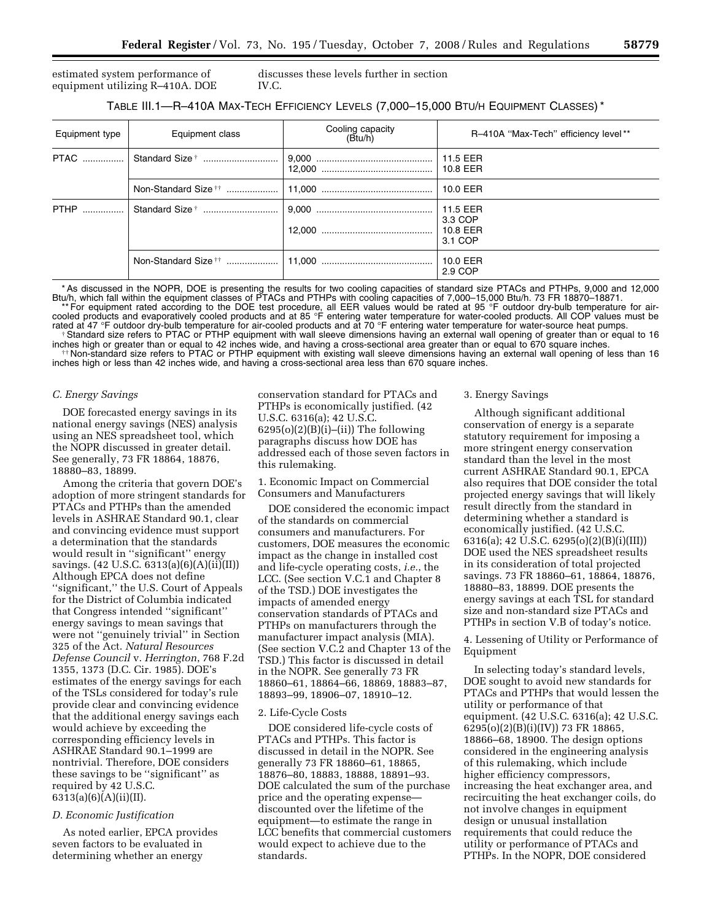estimated system performance of equipment utilizing R–410A. DOE discusses these levels further in section IV.C.

TABLE III.1—R–410A MAX-TECH EFFICIENCY LEVELS (7,000–15,000 BTU/H EQUIPMENT CLASSES) *

| Equipment type | Equipment class | Cooling capacity (Btu/h) | R–410A "Max-Tech" efficiency level ** |
|---|---|---|---|
| PTAC | Standard Size † | 9,000 | 11.5 EER |
| | | 12,000 | 10.8 EER |
| | Non-Standard Size †† | 11,000 | 10.0 EER |
| PTHP | Standard Size † | 9,000 | 11.5 EER 3.3 COP |
| | | 12,000 | 10.8 EER 3.1 COP |
| | Non-Standard Size †† | 11,000 | 10.0 EER 2.9 COP |

* As discussed in the NOPR, DOE is presenting the results for two cooling capacities of standard size PTACs and PTHPs, 9,000 and 12,000 Btu/h, which fall within the equipment classes of PTACs and PTHPs with cooling capacities of 7,000–15,000 Btu/h. 73 FR 18870–18871.

** For equipment rated according to the DOE test procedure, all EER values would be rated at 95 °F outdoor dry-bulb temperature for air-cooled products and evaporatively cooled products and at 85 °F entering water temperature for water-cooled products. All COP values must be rated at 47 °F outdoor dry-bulb temperature for air-cooled products and at 70 °F entering water temperature for water-source heat pumps.

† Standard size refers to PTAC or PTHP equipment with wall sleeve dimensions having an external wall opening of greater than or equal to 16 inches high or greater than or equal to 42 inches wide, and having a cross-sectional area greater than or equal to 670 square inches.

†† Non-standard size refers to PTAC or PTHP equipment with existing wall sleeve dimensions having an external wall opening of less than 16 inches high or less than 42 inches wide, and having a cross-sectional area less than 670 square inches.

### *C. Energy Savings*

DOE forecasted energy savings in its national energy savings (NES) analysis using an NES spreadsheet tool, which the NOPR discussed in greater detail. See generally, 73 FR 18864, 18876, 18880–83, 18899.

Among the criteria that govern DOE's adoption of more stringent standards for PTACs and PTHPs than the amended levels in ASHRAE Standard 90.1, clear and convincing evidence must support a determination that the standards would result in "significant" energy savings. (42 U.S.C. 6313(a)(6)(A)(ii)(II)) Although EPCA does not define "significant," the U.S. Court of Appeals for the District of Columbia indicated that Congress intended "significant" energy savings to mean savings that were not "genuinely trivial" in Section 325 of the Act. *Natural Resources Defense Council* v. *Herrington*, 768 F.2d 1355, 1373 (D.C. Cir. 1985). DOE's estimates of the energy savings for each of the TSLs considered for today's rule provide clear and convincing evidence that the additional energy savings each would achieve by exceeding the corresponding efficiency levels in ASHRAE Standard 90.1–1999 are nontrivial. Therefore, DOE considers these savings to be "significant" as required by 42 U.S.C. 6313(a)(6)(A)(ii)(II).

### *D. Economic Justification*

As noted earlier, EPCA provides seven factors to be evaluated in determining whether an energy conservation standard for PTACs and PTHPs is economically justified. (42 U.S.C. 6316(a); 42 U.S.C. 6295(o)(2)(B)(i)–(ii)) The following paragraphs discuss how DOE has addressed each of those seven factors in this rulemaking.

#### 1. Economic Impact on Commercial Consumers and Manufacturers

DOE considered the economic impact of the standards on commercial consumers and manufacturers. For customers, DOE measures the economic impact as the change in installed cost and life-cycle operating costs, *i.e.*, the LCC. (See section V.C.1 and Chapter 8 of the TSD.) DOE investigates the impacts of amended energy conservation standards of PTACs and PTHPs on manufacturers through the manufacturer impact analysis (MIA). (See section V.C.2 and Chapter 13 of the TSD.) This factor is discussed in detail in the NOPR. See generally 73 FR 18860–61, 18864–66, 18869, 18883–87, 18893–99, 18906–07, 18910–12.

#### 2. Life-Cycle Costs

DOE considered life-cycle costs of PTACs and PTHPs. This factor is discussed in detail in the NOPR. See generally 73 FR 18860–61, 18865, 18876–80, 18883, 18888, 18891–93. DOE calculated the sum of the purchase price and the operating expense—discounted over the lifetime of the equipment—to estimate the range in LCC benefits that commercial customers would expect to achieve due to the standards.

#### 3. Energy Savings

Although significant additional conservation of energy is a separate statutory requirement for imposing a more stringent energy conservation standard than the level in the most current ASHRAE Standard 90.1, EPCA also requires that DOE consider the total projected energy savings that will likely result directly from the standard in determining whether a standard is economically justified. (42 U.S.C. 6316(a); 42 U.S.C. 6295(o)(2)(B)(i)(III)) DOE used the NES spreadsheet results in its consideration of total projected savings. 73 FR 18860–61, 18864, 18876, 18880–83, 18899. DOE presents the energy savings at each TSL for standard size and non-standard size PTACs and PTHPs in section V.B of today's notice.

#### 4. Lessening of Utility or Performance of Equipment

In selecting today's standard levels, DOE sought to avoid new standards for PTACs and PTHPs that would lessen the utility or performance of that equipment. (42 U.S.C. 6316(a); 42 U.S.C. 6295(o)(2)(B)(i)(IV)) 73 FR 18865, 18866–68, 18900. The design options considered in the engineering analysis of this rulemaking, which include higher efficiency compressors, increasing the heat exchanger area, and recircuiting the heat exchanger coils, do not involve changes in equipment design or unusual installation requirements that could reduce the utility or performance of PTACs and PTHPs. In the NOPR, DOE considered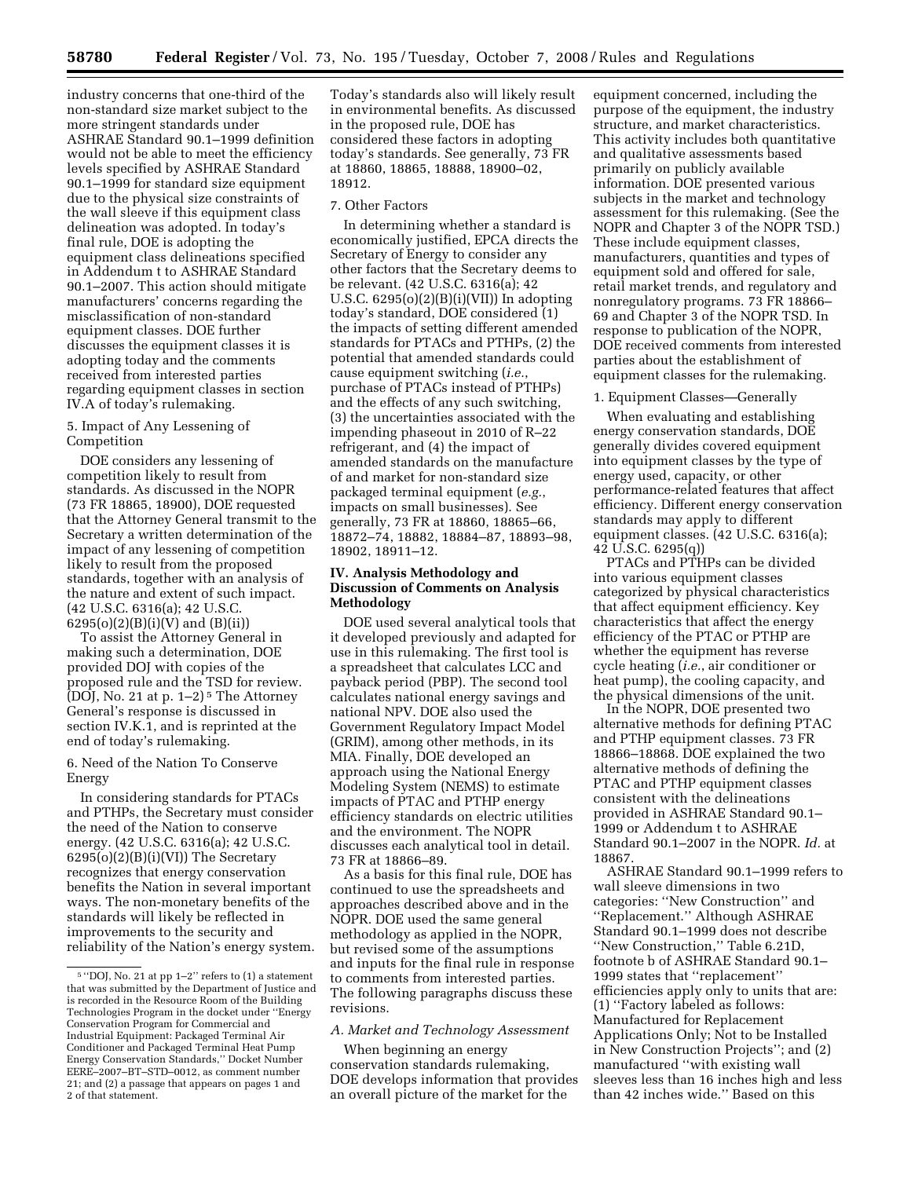industry concerns that one-third of the non-standard size market subject to the more stringent standards under ASHRAE Standard 90.1–1999 definition would not be able to meet the efficiency levels specified by ASHRAE Standard 90.1–1999 for standard size equipment due to the physical size constraints of the wall sleeve if this equipment class delineation was adopted. In today's final rule, DOE is adopting the equipment class delineations specified in Addendum t to ASHRAE Standard 90.1–2007. This action should mitigate manufacturers' concerns regarding the misclassification of non-standard equipment classes. DOE further discusses the equipment classes it is adopting today and the comments received from interested parties regarding equipment classes in section IV.A of today's rulemaking.

5. Impact of Any Lessening of Competition

DOE considers any lessening of competition likely to result from standards. As discussed in the NOPR (73 FR 18865, 18900), DOE requested that the Attorney General transmit to the Secretary a written determination of the impact of any lessening of competition likely to result from the proposed standards, together with an analysis of the nature and extent of such impact. (42 U.S.C. 6316(a); 42 U.S.C. 6295(o)(2)(B)(i)(V) and (B)(ii))

To assist the Attorney General in making such a determination, DOE provided DOJ with copies of the proposed rule and the TSD for review. (DOJ, No. 21 at p. 1–2) [5] The Attorney General's response is discussed in section IV.K.1, and is reprinted at the end of today's rulemaking.

6. Need of the Nation To Conserve Energy

In considering standards for PTACs and PTHPs, the Secretary must consider the need of the Nation to conserve energy. (42 U.S.C. 6316(a); 42 U.S.C. 6295(o)(2)(B)(i)(VI)) The Secretary recognizes that energy conservation benefits the Nation in several important ways. The non-monetary benefits of the standards will likely be reflected in improvements to the security and reliability of the Nation's energy system. Today's standards also will likely result in environmental benefits. As discussed in the proposed rule, DOE has considered these factors in adopting today's standards. See generally, 73 FR at 18860, 18865, 18888, 18900–02, 18912.

7. Other Factors

In determining whether a standard is economically justified, EPCA directs the Secretary of Energy to consider any other factors that the Secretary deems to be relevant. (42 U.S.C. 6316(a); 42 U.S.C. 6295(o)(2)(B)(i)(VII)) In adopting today's standard, DOE considered (1) the impacts of setting different amended standards for PTACs and PTHPs, (2) the potential that amended standards could cause equipment switching (*i.e.*, purchase of PTACs instead of PTHPs) and the effects of any such switching, (3) the uncertainties associated with the impending phaseout in 2010 of R–22 refrigerant, and (4) the impact of amended standards on the manufacture of and market for non-standard size packaged terminal equipment (*e.g.*, impacts on small businesses). See generally, 73 FR at 18860, 18865–66, 18872–74, 18882, 18884–87, 18893–98, 18902, 18911–12.

## IV. Analysis Methodology and Discussion of Comments on Analysis Methodology

DOE used several analytical tools that it developed previously and adapted for use in this rulemaking. The first tool is a spreadsheet that calculates LCC and payback period (PBP). The second tool calculates national energy savings and national NPV. DOE also used the Government Regulatory Impact Model (GRIM), among other methods, in its MIA. Finally, DOE developed an approach using the National Energy Modeling System (NEMS) to estimate impacts of PTAC and PTHP energy efficiency standards on electric utilities and the environment. The NOPR discusses each analytical tool in detail. 73 FR at 18866–89.

As a basis for this final rule, DOE has continued to use the spreadsheets and approaches described above and in the NOPR. DOE used the same general methodology as applied in the NOPR, but revised some of the assumptions and inputs for the final rule in response to comments from interested parties. The following paragraphs discuss these revisions.

### *A. Market and Technology Assessment*

When beginning an energy conservation standards rulemaking, DOE develops information that provides an overall picture of the market for the equipment concerned, including the purpose of the equipment, the industry structure, and market characteristics. This activity includes both quantitative and qualitative assessments based primarily on publicly available information. DOE presented various subjects in the market and technology assessment for this rulemaking. (See the NOPR and Chapter 3 of the NOPR TSD.) These include equipment classes, manufacturers, quantities and types of equipment sold and offered for sale, retail market trends, and regulatory and nonregulatory programs. 73 FR 18866–69 and Chapter 3 of the NOPR TSD. In response to publication of the NOPR, DOE received comments from interested parties about the establishment of equipment classes for the rulemaking.

1. Equipment Classes—Generally

When evaluating and establishing energy conservation standards, DOE generally divides covered equipment into equipment classes by the type of energy used, capacity, or other performance-related features that affect efficiency. Different energy conservation standards may apply to different equipment classes. (42 U.S.C. 6316(a); 42 U.S.C. 6295(q))

PTACs and PTHPs can be divided into various equipment classes categorized by physical characteristics that affect equipment efficiency. Key characteristics that affect the energy efficiency of the PTAC or PTHP are whether the equipment has reverse cycle heating (*i.e.*, air conditioner or heat pump), the cooling capacity, and the physical dimensions of the unit.

In the NOPR, DOE presented two alternative methods for defining PTAC and PTHP equipment classes. 73 FR 18866–18868. DOE explained the two alternative methods of defining the PTAC and PTHP equipment classes consistent with the delineations provided in ASHRAE Standard 90.1–1999 or Addendum t to ASHRAE Standard 90.1–2007 in the NOPR. *Id.* at 18867.

ASHRAE Standard 90.1–1999 refers to wall sleeve dimensions in two categories: ''New Construction'' and ''Replacement.'' Although ASHRAE Standard 90.1–1999 does not describe ''New Construction,'' Table 6.21D, footnote b of ASHRAE Standard 90.1–1999 states that ''replacement'' efficiencies apply only to units that are: (1) ''Factory labeled as follows: Manufactured for Replacement Applications Only; Not to be Installed in New Construction Projects''; and (2) manufactured ''with existing wall sleeves less than 16 inches high and less than 42 inches wide.'' Based on this

[5] ''DOJ, No. 21 at pp 1–2'' refers to (1) a statement that was submitted by the Department of Justice and is recorded in the Resource Room of the Building Technologies Program in the docket under ''Energy Conservation Program for Commercial and Industrial Equipment: Packaged Terminal Air Conditioner and Packaged Terminal Heat Pump Energy Conservation Standards,'' Docket Number EERE–2007–BT–STD–0012, as comment number 21; and (2) a passage that appears on pages 1 and 2 of that statement.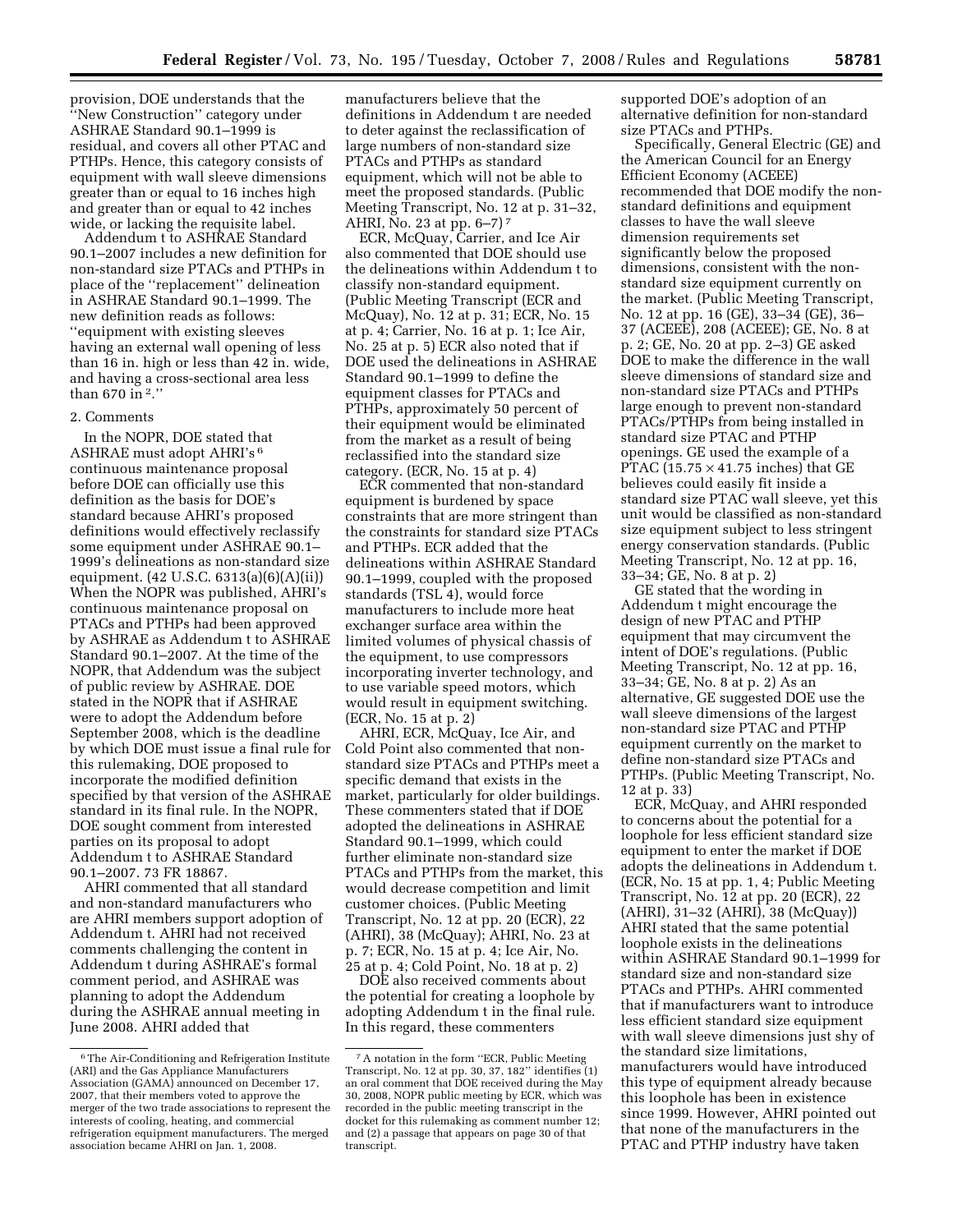provision, DOE understands that the ''New Construction'' category under ASHRAE Standard 90.1–1999 is residual, and covers all other PTAC and PTHPs. Hence, this category consists of equipment with wall sleeve dimensions greater than or equal to 16 inches high and greater than or equal to 42 inches wide, or lacking the requisite label.

Addendum t to ASHRAE Standard 90.1–2007 includes a new definition for non-standard size PTACs and PTHPs in place of the ''replacement'' delineation in ASHRAE Standard 90.1–1999. The new definition reads as follows: ''equipment with existing sleeves having an external wall opening of less than 16 in. high or less than 42 in. wide, and having a cross-sectional area less than 670 in $^2$.''

2. Comments

In the NOPR, DOE stated that ASHRAE must adopt AHRI's[6] continuous maintenance proposal before DOE can officially use this definition as the basis for DOE's standard because AHRI's proposed definitions would effectively reclassify some equipment under ASHRAE 90.1–1999's delineations as non-standard size equipment. (42 U.S.C. 6313(a)(6)(A)(ii)) When the NOPR was published, AHRI's continuous maintenance proposal on PTACs and PTHPs had been approved by ASHRAE as Addendum t to ASHRAE Standard 90.1–2007. At the time of the NOPR, that Addendum was the subject of public review by ASHRAE. DOE stated in the NOPR that if ASHRAE were to adopt the Addendum before September 2008, which is the deadline by which DOE must issue a final rule for this rulemaking, DOE proposed to incorporate the modified definition specified by that version of the ASHRAE standard in its final rule. In the NOPR, DOE sought comment from interested parties on its proposal to adopt Addendum t to ASHRAE Standard 90.1–2007. 73 FR 18867.

AHRI commented that all standard and non-standard manufacturers who are AHRI members support adoption of Addendum t. AHRI had not received comments challenging the content in Addendum t during ASHRAE's formal comment period, and ASHRAE was planning to adopt the Addendum during the ASHRAE annual meeting in June 2008. AHRI added that manufacturers believe that the definitions in Addendum t are needed to deter against the reclassification of large numbers of non-standard size PTACs and PTHPs as standard equipment, which will not be able to meet the proposed standards. (Public Meeting Transcript, No. 12 at p. 31–32, AHRI, No. 23 at pp. 6–7)[7]

ECR, McQuay, Carrier, and Ice Air also commented that DOE should use the delineations within Addendum t to classify non-standard equipment. (Public Meeting Transcript (ECR and McQuay), No. 12 at p. 31; ECR, No. 15 at p. 4; Carrier, No. 16 at p. 1; Ice Air, No. 25 at p. 5) ECR also noted that if DOE used the delineations in ASHRAE Standard 90.1–1999 to define the equipment classes for PTACs and PTHPs, approximately 50 percent of their equipment would be eliminated from the market as a result of being reclassified into the standard size category. (ECR, No. 15 at p. 4)

ECR commented that non-standard equipment is burdened by space constraints that are more stringent than the constraints for standard size PTACs and PTHPs. ECR added that the delineations within ASHRAE Standard 90.1–1999, coupled with the proposed standards (TSL 4), would force manufacturers to include more heat exchanger surface area within the limited volumes of physical chassis of the equipment, to use compressors incorporating inverter technology, and to use variable speed motors, which would result in equipment switching. (ECR, No. 15 at p. 2)

AHRI, ECR, McQuay, Ice Air, and Cold Point also commented that non-standard size PTACs and PTHPs meet a specific demand that exists in the market, particularly for older buildings. These commenters stated that if DOE adopted the delineations in ASHRAE Standard 90.1–1999, which could further eliminate non-standard size PTACs and PTHPs from the market, this would decrease competition and limit customer choices. (Public Meeting Transcript, No. 12 at pp. 20 (ECR), 22 (AHRI), 38 (McQuay); AHRI, No. 23 at p. 7; ECR, No. 15 at p. 4; Ice Air, No. 25 at p. 4; Cold Point, No. 18 at p. 2)

DOE also received comments about the potential for creating a loophole by adopting Addendum t in the final rule. In this regard, these commenters supported DOE's adoption of an alternative definition for non-standard size PTACs and PTHPs.

Specifically, General Electric (GE) and the American Council for an Energy Efficient Economy (ACEEE) recommended that DOE modify the non-standard definitions and equipment classes to have the wall sleeve dimension requirements set significantly below the proposed dimensions, consistent with the non-standard size equipment currently on the market. (Public Meeting Transcript, No. 12 at pp. 16 (GE), 33–34 (GE), 36–37 (ACEEE), 208 (ACEEE); GE, No. 8 at p. 2; GE, No. 20 at pp. 2–3) GE asked DOE to make the difference in the wall sleeve dimensions of standard size and non-standard size PTACs and PTHPs large enough to prevent non-standard PTACs/PTHPs from being installed in standard size PTAC and PTHP openings. GE used the example of a PTAC ($15.75 \times 41.75$ inches) that GE believes could easily fit inside a standard size PTAC wall sleeve, yet this unit would be classified as non-standard size equipment subject to less stringent energy conservation standards. (Public Meeting Transcript, No. 12 at pp. 16, 33–34; GE, No. 8 at p. 2)

GE stated that the wording in Addendum t might encourage the design of new PTAC and PTHP equipment that may circumvent the intent of DOE's regulations. (Public Meeting Transcript, No. 12 at pp. 16, 33–34; GE, No. 8 at p. 2) As an alternative, GE suggested DOE use the wall sleeve dimensions of the largest non-standard size PTAC and PTHP equipment currently on the market to define non-standard size PTACs and PTHPs. (Public Meeting Transcript, No. 12 at p. 33)

ECR, McQuay, and AHRI responded to concerns about the potential for a loophole for less efficient standard size equipment to enter the market if DOE adopts the delineations in Addendum t. (ECR, No. 15 at pp. 1, 4; Public Meeting Transcript, No. 12 at pp. 20 (ECR), 22 (AHRI), 31–32 (AHRI), 38 (McQuay)) AHRI stated that the same potential loophole exists in the delineations within ASHRAE Standard 90.1–1999 for standard size and non-standard size PTACs and PTHPs. AHRI commented that if manufacturers want to introduce less efficient standard size equipment with wall sleeve dimensions just shy of the standard size limitations, manufacturers would have introduced this type of equipment already because this loophole has been in existence since 1999. However, AHRI pointed out that none of the manufacturers in the PTAC and PTHP industry have taken

[6] The Air-Conditioning and Refrigeration Institute (ARI) and the Gas Appliance Manufacturers Association (GAMA) announced on December 17, 2007, that their members voted to approve the merger of the two trade associations to represent the interests of cooling, heating, and commercial refrigeration equipment manufacturers. The merged association became AHRI on Jan. 1, 2008.

[7] A notation in the form ''ECR, Public Meeting Transcript, No. 12 at pp. 30, 37, 182'' identifies (1) an oral comment that DOE received during the May 30, 2008, NOPR public meeting by ECR, which was recorded in the public meeting transcript in the docket for this rulemaking as comment number 12; and (2) a passage that appears on page 30 of that transcript.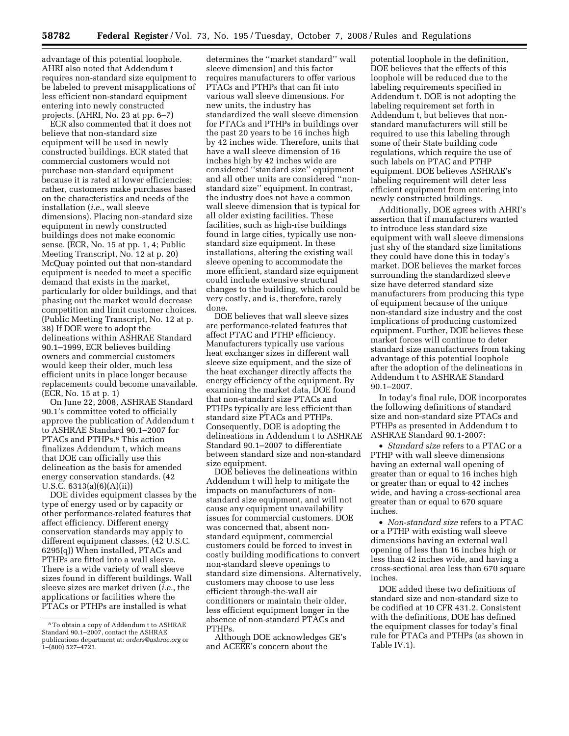advantage of this potential loophole. AHRI also noted that Addendum t requires non-standard size equipment to be labeled to prevent misapplications of less efficient non-standard equipment entering into newly constructed projects. (AHRI, No. 23 at pp. 6–7)

ECR also commented that it does not believe that non-standard size equipment will be used in newly constructed buildings. ECR stated that commercial customers would not purchase non-standard equipment because it is rated at lower efficiencies; rather, customers make purchases based on the characteristics and needs of the installation (*i.e.*, wall sleeve dimensions). Placing non-standard size equipment in newly constructed buildings does not make economic sense. (ECR, No. 15 at pp. 1, 4; Public Meeting Transcript, No. 12 at p. 20) McQuay pointed out that non-standard equipment is needed to meet a specific demand that exists in the market, particularly for older buildings, and that phasing out the market would decrease competition and limit customer choices. (Public Meeting Transcript, No. 12 at p. 38) If DOE were to adopt the delineations within ASHRAE Standard 90.1–1999, ECR believes building owners and commercial customers would keep their older, much less efficient units in place longer because replacements could become unavailable. (ECR, No. 15 at p. 1)

On June 22, 2008, ASHRAE Standard 90.1's committee voted to officially approve the publication of Addendum t to ASHRAE Standard 90.1–2007 for PTACs and PTHPs.[8] This action finalizes Addendum t, which means that DOE can officially use this delineation as the basis for amended energy conservation standards. (42 U.S.C. 6313(a)(6)(A)(ii))

DOE divides equipment classes by the type of energy used or by capacity or other performance-related features that affect efficiency. Different energy conservation standards may apply to different equipment classes. (42 U.S.C. 6295(q)) When installed, PTACs and PTHPs are fitted into a wall sleeve. There is a wide variety of wall sleeve sizes found in different buildings. Wall sleeve sizes are market driven (*i.e.*, the applications or facilities where the PTACs or PTHPs are installed is what determines the ''market standard'' wall sleeve dimension) and this factor requires manufacturers to offer various PTACs and PTHPs that can fit into various wall sleeve dimensions. For new units, the industry has standardized the wall sleeve dimension for PTACs and PTHPs in buildings over the past 20 years to be 16 inches high by 42 inches wide. Therefore, units that have a wall sleeve dimension of 16 inches high by 42 inches wide are considered ''standard size'' equipment and all other units are considered ''non-standard size'' equipment. In contrast, the industry does not have a common wall sleeve dimension that is typical for all older existing facilities. These facilities, such as high-rise buildings found in large cities, typically use non-standard size equipment. In these installations, altering the existing wall sleeve opening to accommodate the more efficient, standard size equipment could include extensive structural changes to the building, which could be very costly, and is, therefore, rarely done.

DOE believes that wall sleeve sizes are performance-related features that affect PTAC and PTHP efficiency. Manufacturers typically use various heat exchanger sizes in different wall sleeve size equipment, and the size of the heat exchanger directly affects the energy efficiency of the equipment. By examining the market data, DOE found that non-standard size PTACs and PTHPs typically are less efficient than standard size PTACs and PTHPs. Consequently, DOE is adopting the delineations in Addendum t to ASHRAE Standard 90.1–2007 to differentiate between standard size and non-standard size equipment.

DOE believes the delineations within Addendum t will help to mitigate the impacts on manufacturers of non-standard size equipment, and will not cause any equipment unavailability issues for commercial customers. DOE was concerned that, absent non-standard equipment, commercial customers could be forced to invest in costly building modifications to convert non-standard sleeve openings to standard size dimensions. Alternatively, customers may choose to use less efficient through-the-wall air conditioners or maintain their older, less efficient equipment longer in the absence of non-standard PTACs and PTHPs.

Although DOE acknowledges GE's and ACEEE's concern about the potential loophole in the definition, DOE believes that the effects of this loophole will be reduced due to the labeling requirements specified in Addendum t. DOE is not adopting the labeling requirement set forth in Addendum t, but believes that non-standard manufacturers will still be required to use this labeling through some of their State building code regulations, which require the use of such labels on PTAC and PTHP equipment. DOE believes ASHRAE's labeling requirement will deter less efficient equipment from entering into newly constructed buildings.

Additionally, DOE agrees with AHRI's assertion that if manufacturers wanted to introduce less standard size equipment with wall sleeve dimensions just shy of the standard size limitations they could have done this in today's market. DOE believes the market forces surrounding the standardized sleeve size have deterred standard size manufacturers from producing this type of equipment because of the unique non-standard size industry and the cost implications of producing customized equipment. Further, DOE believes these market forces will continue to deter standard size manufacturers from taking advantage of this potential loophole after the adoption of the delineations in Addendum t to ASHRAE Standard 90.1–2007.

In today's final rule, DOE incorporates the following definitions of standard size and non-standard size PTACs and PTHPs as presented in Addendum t to ASHRAE Standard 90.1-2007:

- *Standard size* refers to a PTAC or a PTHP with wall sleeve dimensions having an external wall opening of greater than or equal to 16 inches high or greater than or equal to 42 inches wide, and having a cross-sectional area greater than or equal to 670 square inches.
- *Non-standard size* refers to a PTAC or a PTHP with existing wall sleeve dimensions having an external wall opening of less than 16 inches high or less than 42 inches wide, and having a cross-sectional area less than 670 square inches.

DOE added these two definitions of standard size and non-standard size to be codified at 10 CFR 431.2. Consistent with the definitions, DOE has defined the equipment classes for today's final rule for PTACs and PTHPs (as shown in Table IV.1).

---

[8] To obtain a copy of Addendum t to ASHRAE Standard 90.1–2007, contact the ASHRAE publications department at: *orders@ashrae.org* or 1–(800) 527–4723.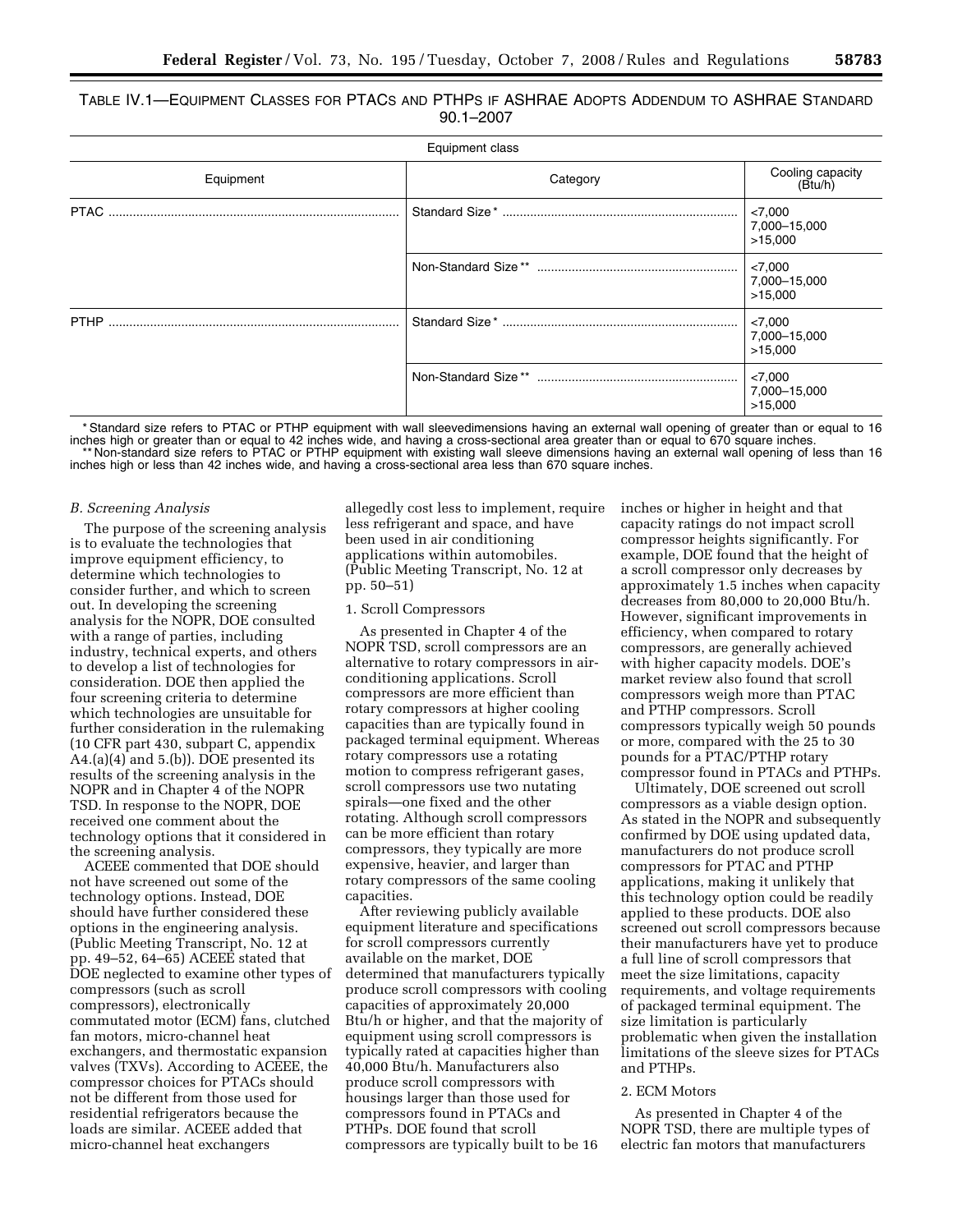TABLE IV.1—EQUIPMENT CLASSES FOR PTACS AND PTHPS IF ASHRAE ADOPTS ADDENDUM TO ASHRAE STANDARD 90.1–2007

| Equipment class | | |
|---|---|---|
| Equipment | Category | Cooling capacity (Btu/h) |
| PTAC | Standard Size * | <7,000<br>7,000–15,000<br>>15,000 |
| | Non-Standard Size ** | <7,000<br>7,000–15,000<br>>15,000 |
| PTHP | Standard Size * | <7,000<br>7,000–15,000<br>>15,000 |
| | Non-Standard Size ** | <7,000<br>7,000–15,000<br>>15,000 |

* Standard size refers to PTAC or PTHP equipment with wall sleevedimensions having an external wall opening of greater than or equal to 16 inches high or greater than or equal to 42 inches wide, and having a cross-sectional area greater than or equal to 670 square inches.
** Non-standard size refers to PTAC or PTHP equipment with existing wall sleeve dimensions having an external wall opening of less than 16 inches high or less than 42 inches wide, and having a cross-sectional area less than 670 square inches.

### B. Screening Analysis

The purpose of the screening analysis is to evaluate the technologies that improve equipment efficiency, to determine which technologies to consider further, and which to screen out. In developing the screening analysis for the NOPR, DOE consulted with a range of parties, including industry, technical experts, and others to develop a list of technologies for consideration. DOE then applied the four screening criteria to determine which technologies are unsuitable for further consideration in the rulemaking (10 CFR part 430, subpart C, appendix A4.(a)(4) and 5.(b)). DOE presented its results of the screening analysis in the NOPR and in Chapter 4 of the NOPR TSD. In response to the NOPR, DOE received one comment about the technology options that it considered in the screening analysis.

ACEEE commented that DOE should not have screened out some of the technology options. Instead, DOE should have further considered these options in the engineering analysis. (Public Meeting Transcript, No. 12 at pp. 49–52, 64–65) ACEEE stated that DOE neglected to examine other types of compressors (such as scroll compressors), electronically commutated motor (ECM) fans, clutched fan motors, micro-channel heat exchangers, and thermostatic expansion valves (TXVs). According to ACEEE, the compressor choices for PTACs should not be different from those used for residential refrigerators because the loads are similar. ACEEE added that micro-channel heat exchangers allegedly cost less to implement, require less refrigerant and space, and have been used in air conditioning applications within automobiles. (Public Meeting Transcript, No. 12 at pp. 50–51)

#### 1. Scroll Compressors

As presented in Chapter 4 of the NOPR TSD, scroll compressors are an alternative to rotary compressors in air-conditioning applications. Scroll compressors are more efficient than rotary compressors at higher cooling capacities than are typically found in packaged terminal equipment. Whereas rotary compressors use a rotating motion to compress refrigerant gases, scroll compressors use two nutating spirals—one fixed and the other rotating. Although scroll compressors can be more efficient than rotary compressors, they typically are more expensive, heavier, and larger than rotary compressors of the same cooling capacities.

After reviewing publicly available equipment literature and specifications for scroll compressors currently available on the market, DOE determined that manufacturers typically produce scroll compressors with cooling capacities of approximately 20,000 Btu/h or higher, and that the majority of equipment using scroll compressors is typically rated at capacities higher than 40,000 Btu/h. Manufacturers also produce scroll compressors with housings larger than those used for compressors found in PTACs and PTHPs. DOE found that scroll compressors are typically built to be 16 inches or higher in height and that capacity ratings do not impact scroll compressor heights significantly. For example, DOE found that the height of a scroll compressor only decreases by approximately 1.5 inches when capacity decreases from 80,000 to 20,000 Btu/h. However, significant improvements in efficiency, when compared to rotary compressors, are generally achieved with higher capacity models. DOE's market review also found that scroll compressors weigh more than PTAC and PTHP compressors. Scroll compressors typically weigh 50 pounds or more, compared with the 25 to 30 pounds for a PTAC/PTHP rotary compressor found in PTACs and PTHPs.

Ultimately, DOE screened out scroll compressors as a viable design option. As stated in the NOPR and subsequently confirmed by DOE using updated data, manufacturers do not produce scroll compressors for PTAC and PTHP applications, making it unlikely that this technology option could be readily applied to these products. DOE also screened out scroll compressors because their manufacturers have yet to produce a full line of scroll compressors that meet the size limitations, capacity requirements, and voltage requirements of packaged terminal equipment. The size limitation is particularly problematic when given the installation limitations of the sleeve sizes for PTACs and PTHPs.

#### 2. ECM Motors

As presented in Chapter 4 of the NOPR TSD, there are multiple types of electric fan motors that manufacturers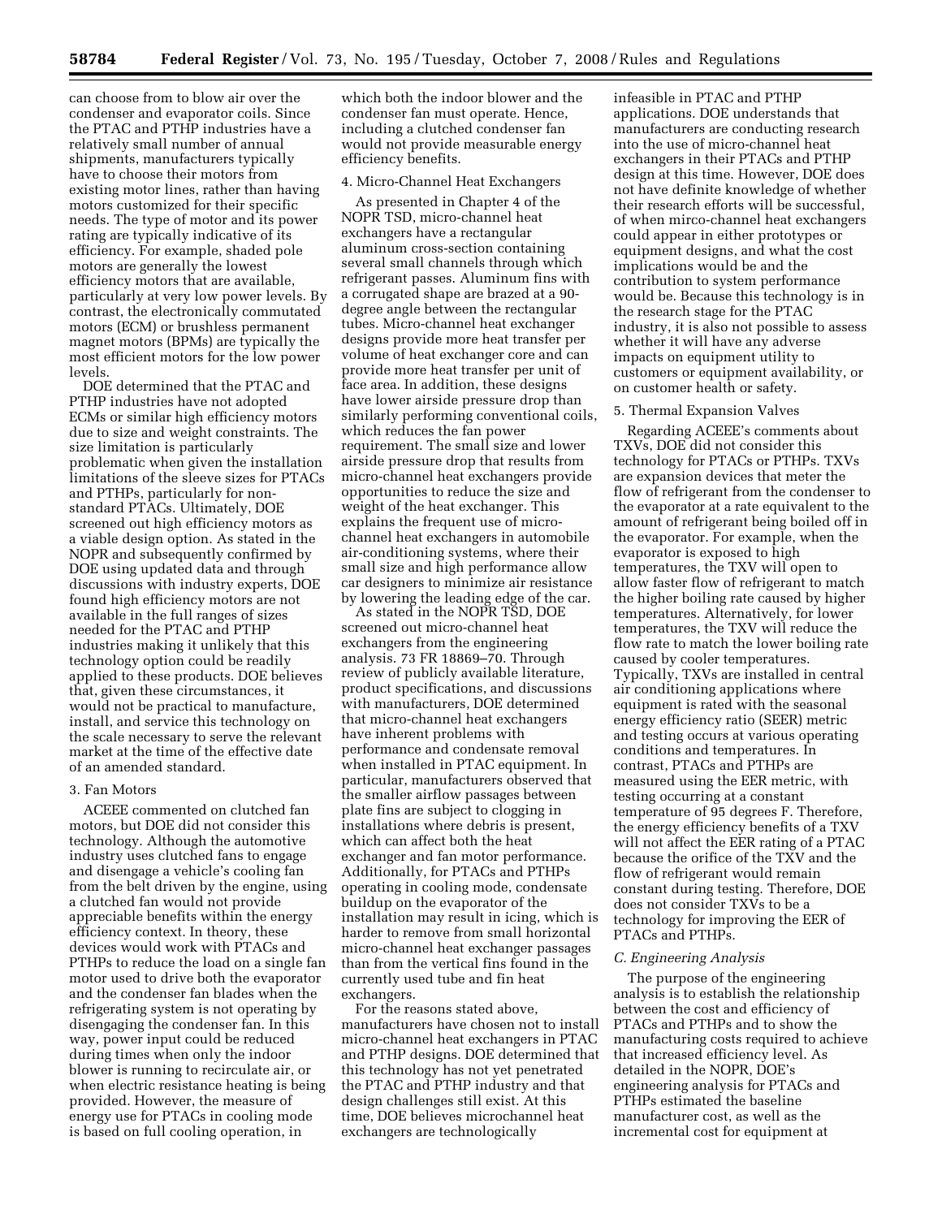can choose from to blow air over the condenser and evaporator coils. Since the PTAC and PTHP industries have a relatively small number of annual shipments, manufacturers typically have to choose their motors from existing motor lines, rather than having motors customized for their specific needs. The type of motor and its power rating are typically indicative of its efficiency. For example, shaded pole motors are generally the lowest efficiency motors that are available, particularly at very low power levels. By contrast, the electronically commutated motors (ECM) or brushless permanent magnet motors (BPMs) are typically the most efficient motors for the low power levels.

DOE determined that the PTAC and PTHP industries have not adopted ECMs or similar high efficiency motors due to size and weight constraints. The size limitation is particularly problematic when given the installation limitations of the sleeve sizes for PTACs and PTHPs, particularly for non-standard PTACs. Ultimately, DOE screened out high efficiency motors as a viable design option. As stated in the NOPR and subsequently confirmed by DOE using updated data and through discussions with industry experts, DOE found high efficiency motors are not available in the full ranges of sizes needed for the PTAC and PTHP industries making it unlikely that this technology option could be readily applied to these products. DOE believes that, given these circumstances, it would not be practical to manufacture, install, and service this technology on the scale necessary to serve the relevant market at the time of the effective date of an amended standard.

3. Fan Motors

ACEEE commented on clutched fan motors, but DOE did not consider this technology. Although the automotive industry uses clutched fans to engage and disengage a vehicle's cooling fan from the belt driven by the engine, using a clutched fan would not provide appreciable benefits within the energy efficiency context. In theory, these devices would work with PTACs and PTHPs to reduce the load on a single fan motor used to drive both the evaporator and the condenser fan blades when the refrigerating system is not operating by disengaging the condenser fan. In this way, power input could be reduced during times when only the indoor blower is running to recirculate air, or when electric resistance heating is being provided. However, the measure of energy use for PTACs in cooling mode is based on full cooling operation, in which both the indoor blower and the condenser fan must operate. Hence, including a clutched condenser fan would not provide measurable energy efficiency benefits.

4. Micro-Channel Heat Exchangers

As presented in Chapter 4 of the NOPR TSD, micro-channel heat exchangers have a rectangular aluminum cross-section containing several small channels through which refrigerant passes. Aluminum fins with a corrugated shape are brazed at a 90-degree angle between the rectangular tubes. Micro-channel heat exchanger designs provide more heat transfer per volume of heat exchanger core and can provide more heat transfer per unit of face area. In addition, these designs have lower airside pressure drop than similarly performing conventional coils, which reduces the fan power requirement. The small size and lower airside pressure drop that results from micro-channel heat exchangers provide opportunities to reduce the size and weight of the heat exchanger. This explains the frequent use of micro-channel heat exchangers in automobile air-conditioning systems, where their small size and high performance allow car designers to minimize air resistance by lowering the leading edge of the car.

As stated in the NOPR TSD, DOE screened out micro-channel heat exchangers from the engineering analysis. 73 FR 18869–70. Through review of publicly available literature, product specifications, and discussions with manufacturers, DOE determined that micro-channel heat exchangers have inherent problems with performance and condensate removal when installed in PTAC equipment. In particular, manufacturers observed that the smaller airflow passages between plate fins are subject to clogging in installations where debris is present, which can affect both the heat exchanger and fan motor performance. Additionally, for PTACs and PTHPs operating in cooling mode, condensate buildup on the evaporator of the installation may result in icing, which is harder to remove from small horizontal micro-channel heat exchanger passages than from the vertical fins found in the currently used tube and fin heat exchangers.

For the reasons stated above, manufacturers have chosen not to install micro-channel heat exchangers in PTAC and PTHP designs. DOE determined that this technology has not yet penetrated the PTAC and PTHP industry and that design challenges still exist. At this time, DOE believes microchannel heat exchangers are technologically infeasible in PTAC and PTHP applications. DOE understands that manufacturers are conducting research into the use of micro-channel heat exchangers in their PTACs and PTHP design at this time. However, DOE does not have definite knowledge of whether their research efforts will be successful, of when mirco-channel heat exchangers could appear in either prototypes or equipment designs, and what the cost implications would be and the contribution to system performance would be. Because this technology is in the research stage for the PTAC industry, it is also not possible to assess whether it will have any adverse impacts on equipment utility to customers or equipment availability, or on customer health or safety.

5. Thermal Expansion Valves

Regarding ACEEE's comments about TXVs, DOE did not consider this technology for PTACs or PTHPs. TXVs are expansion devices that meter the flow of refrigerant from the condenser to the evaporator at a rate equivalent to the amount of refrigerant being boiled off in the evaporator. For example, when the evaporator is exposed to high temperatures, the TXV will open to allow faster flow of refrigerant to match the higher boiling rate caused by higher temperatures. Alternatively, for lower temperatures, the TXV will reduce the flow rate to match the lower boiling rate caused by cooler temperatures. Typically, TXVs are installed in central air conditioning applications where equipment is rated with the seasonal energy efficiency ratio (SEER) metric and testing occurs at various operating conditions and temperatures. In contrast, PTACs and PTHPs are measured using the EER metric, with testing occurring at a constant temperature of 95 degrees F. Therefore, the energy efficiency benefits of a TXV will not affect the EER rating of a PTAC because the orifice of the TXV and the flow of refrigerant would remain constant during testing. Therefore, DOE does not consider TXVs to be a technology for improving the EER of PTACs and PTHPs.

*C. Engineering Analysis*

The purpose of the engineering analysis is to establish the relationship between the cost and efficiency of PTACs and PTHPs and to show the manufacturing costs required to achieve that increased efficiency level. As detailed in the NOPR, DOE's engineering analysis for PTACs and PTHPs estimated the baseline manufacturer cost, as well as the incremental cost for equipment at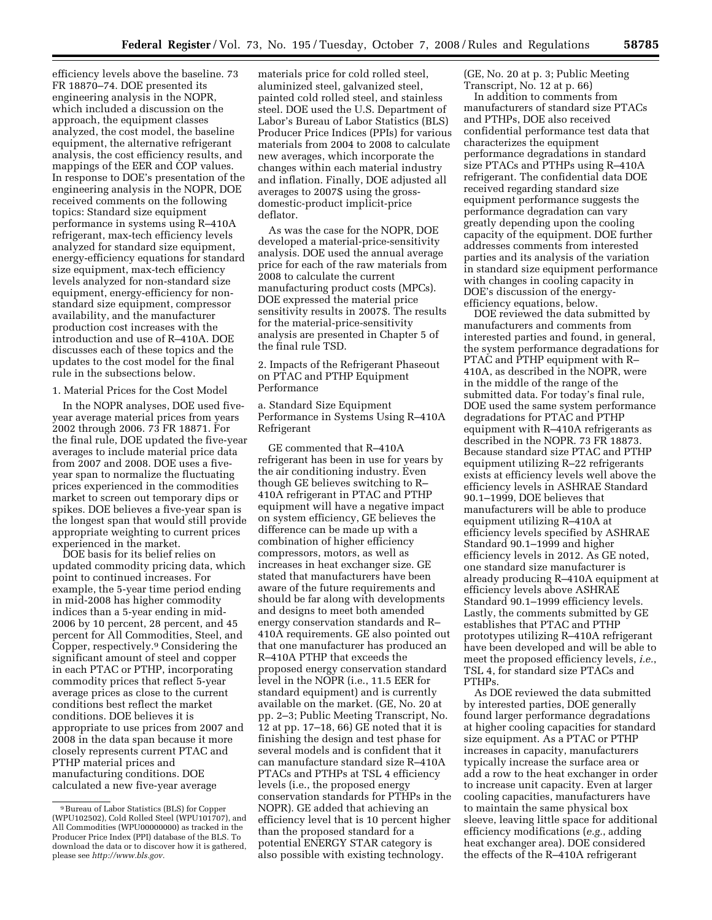efficiency levels above the baseline. 73 FR 18870–74. DOE presented its engineering analysis in the NOPR, which included a discussion on the approach, the equipment classes analyzed, the cost model, the baseline equipment, the alternative refrigerant analysis, the cost efficiency results, and mappings of the EER and COP values. In response to DOE's presentation of the engineering analysis in the NOPR, DOE received comments on the following topics: Standard size equipment performance in systems using R–410A refrigerant, max-tech efficiency levels analyzed for standard size equipment, energy-efficiency equations for standard size equipment, max-tech efficiency levels analyzed for non-standard size equipment, energy-efficiency for non-standard size equipment, compressor availability, and the manufacturer production cost increases with the introduction and use of R–410A. DOE discusses each of these topics and the updates to the cost model for the final rule in the subsections below.

1. Material Prices for the Cost Model

In the NOPR analyses, DOE used five-year average material prices from years 2002 through 2006. 73 FR 18871. For the final rule, DOE updated the five-year averages to include material price data from 2007 and 2008. DOE uses a five-year span to normalize the fluctuating prices experienced in the commodities market to screen out temporary dips or spikes. DOE believes a five-year span is the longest span that would still provide appropriate weighting to current prices experienced in the market.

DOE basis for its belief relies on updated commodity pricing data, which point to continued increases. For example, the 5-year time period ending in mid-2008 has higher commodity indices than a 5-year ending in mid-2006 by 10 percent, 28 percent, and 45 percent for All Commodities, Steel, and Copper, respectively.[9] Considering the significant amount of steel and copper in each PTAC or PTHP, incorporating commodity prices that reflect 5-year average prices as close to the current conditions best reflect the market conditions. DOE believes it is appropriate to use prices from 2007 and 2008 in the data span because it more closely represents current PTAC and PTHP material prices and manufacturing conditions. DOE calculated a new five-year average materials price for cold rolled steel, aluminized steel, galvanized steel, painted cold rolled steel, and stainless steel. DOE used the U.S. Department of Labor's Bureau of Labor Statistics (BLS) Producer Price Indices (PPIs) for various materials from 2004 to 2008 to calculate new averages, which incorporate the changes within each material industry and inflation. Finally, DOE adjusted all averages to 2007$ using the gross-domestic-product implicit-price deflator.

As was the case for the NOPR, DOE developed a material-price-sensitivity analysis. DOE used the annual average price for each of the raw materials from 2008 to calculate the current manufacturing product costs (MPCs). DOE expressed the material price sensitivity results in 2007$. The results for the material-price-sensitivity analysis are presented in Chapter 5 of the final rule TSD.

2. Impacts of the Refrigerant Phaseout on PTAC and PTHP Equipment Performance

a. Standard Size Equipment Performance in Systems Using R–410A Refrigerant

GE commented that R–410A refrigerant has been in use for years by the air conditioning industry. Even though GE believes switching to R–410A refrigerant in PTAC and PTHP equipment will have a negative impact on system efficiency, GE believes the difference can be made up with a combination of higher efficiency compressors, motors, as well as increases in heat exchanger size. GE stated that manufacturers have been aware of the future requirements and should be far along with developments and designs to meet both amended energy conservation standards and R–410A requirements. GE also pointed out that one manufacturer has produced an R–410A PTHP that exceeds the proposed energy conservation standard level in the NOPR (i.e., 11.5 EER for standard equipment) and is currently available on the market. (GE, No. 20 at pp. 2–3; Public Meeting Transcript, No. 12 at pp. 17–18, 66) GE noted that it is finishing the design and test phase for several models and is confident that it can manufacture standard size R–410A PTACs and PTHPs at TSL 4 efficiency levels (i.e., the proposed energy conservation standards for PTHPs in the NOPR). GE added that achieving an efficiency level that is 10 percent higher than the proposed standard for a potential ENERGY STAR category is also possible with existing technology. (GE, No. 20 at p. 3; Public Meeting Transcript, No. 12 at p. 66)

In addition to comments from manufacturers of standard size PTACs and PTHPs, DOE also received confidential performance test data that characterizes the equipment performance degradations in standard size PTACs and PTHPs using R–410A refrigerant. The confidential data DOE received regarding standard size equipment performance suggests the performance degradation can vary greatly depending upon the cooling capacity of the equipment. DOE further addresses comments from interested parties and its analysis of the variation in standard size equipment performance with changes in cooling capacity in DOE's discussion of the energy-efficiency equations, below.

DOE reviewed the data submitted by manufacturers and comments from interested parties and found, in general, the system performance degradations for PTAC and PTHP equipment with R–410A, as described in the NOPR, were in the middle of the range of the submitted data. For today's final rule, DOE used the same system performance degradations for PTAC and PTHP equipment with R–410A refrigerants as described in the NOPR. 73 FR 18873. Because standard size PTAC and PTHP equipment utilizing R–22 refrigerants exists at efficiency levels well above the efficiency levels in ASHRAE Standard 90.1–1999, DOE believes that manufacturers will be able to produce equipment utilizing R–410A at efficiency levels specified by ASHRAE Standard 90.1–1999 and higher efficiency levels in 2012. As GE noted, one standard size manufacturer is already producing R–410A equipment at efficiency levels above ASHRAE Standard 90.1–1999 efficiency levels. Lastly, the comments submitted by GE establishes that PTAC and PTHP prototypes utilizing R–410A refrigerant have been developed and will be able to meet the proposed efficiency levels, *i.e.*, TSL 4, for standard size PTACs and PTHPs.

As DOE reviewed the data submitted by interested parties, DOE generally found larger performance degradations at higher cooling capacities for standard size equipment. As a PTAC or PTHP increases in capacity, manufacturers typically increase the surface area or add a row to the heat exchanger in order to increase unit capacity. Even at larger cooling capacities, manufacturers have to maintain the same physical box sleeve, leaving little space for additional efficiency modifications (*e.g.*, adding heat exchanger area). DOE considered the effects of the R–410A refrigerant

[9] Bureau of Labor Statistics (BLS) for Copper (WPU102502), Cold Rolled Steel (WPU101707), and All Commodities (WPU00000000) as tracked in the Producer Price Index (PPI) database of the BLS. To download the data or to discover how it is gathered, please see *http://www.bls.gov*.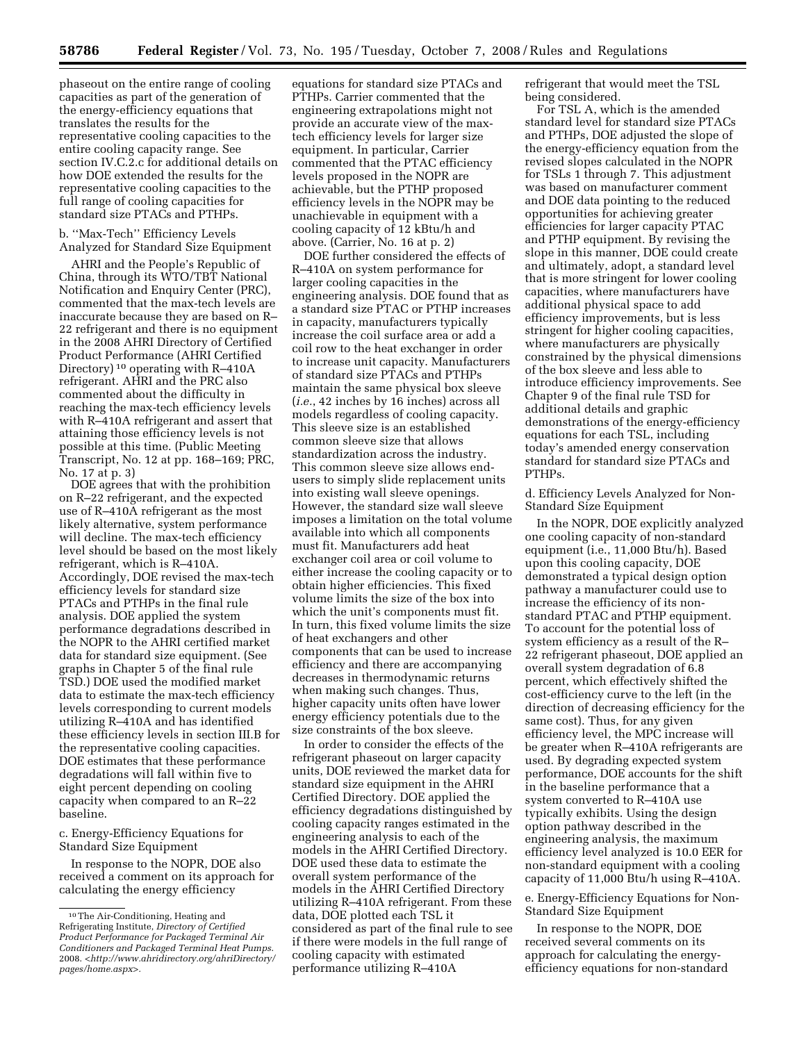phaseout on the entire range of cooling capacities as part of the generation of the energy-efficiency equations that translates the results for the representative cooling capacities to the entire cooling capacity range. See section IV.C.2.c for additional details on how DOE extended the results for the representative cooling capacities to the full range of cooling capacities for standard size PTACs and PTHPs.

b. "Max-Tech" Efficiency Levels Analyzed for Standard Size Equipment

AHRI and the People's Republic of China, through its WTO/TBT National Notification and Enquiry Center (PRC), commented that the max-tech levels are inaccurate because they are based on R–22 refrigerant and there is no equipment in the 2008 AHRI Directory of Certified Product Performance (AHRI Certified Directory)[10] operating with R–410A refrigerant. AHRI and the PRC also commented about the difficulty in reaching the max-tech efficiency levels with R–410A refrigerant and assert that attaining those efficiency levels is not possible at this time. (Public Meeting Transcript, No. 12 at pp. 168–169; PRC, No. 17 at p. 3)

DOE agrees that with the prohibition on R–22 refrigerant, and the expected use of R–410A refrigerant as the most likely alternative, system performance will decline. The max-tech efficiency level should be based on the most likely refrigerant, which is R–410A. Accordingly, DOE revised the max-tech efficiency levels for standard size PTACs and PTHPs in the final rule analysis. DOE applied the system performance degradations described in the NOPR to the AHRI certified market data for standard size equipment. (See graphs in Chapter 5 of the final rule TSD.) DOE used the modified market data to estimate the max-tech efficiency levels corresponding to current models utilizing R–410A and has identified these efficiency levels in section III.B for the representative cooling capacities. DOE estimates that these performance degradations will fall within five to eight percent depending on cooling capacity when compared to an R–22 baseline.

c. Energy-Efficiency Equations for Standard Size Equipment

In response to the NOPR, DOE also received a comment on its approach for calculating the energy efficiency equations for standard size PTACs and PTHPs. Carrier commented that the engineering extrapolations might not provide an accurate view of the max-tech efficiency levels for larger size equipment. In particular, Carrier commented that the PTAC efficiency levels proposed in the NOPR are achievable, but the PTHP proposed efficiency levels in the NOPR may be unachievable in equipment with a cooling capacity of 12 kBtu/h and above. (Carrier, No. 16 at p. 2)

DOE further considered the effects of R–410A on system performance for larger cooling capacities in the engineering analysis. DOE found that as a standard size PTAC or PTHP increases in capacity, manufacturers typically increase the coil surface area or add a coil row to the heat exchanger in order to increase unit capacity. Manufacturers of standard size PTACs and PTHPs maintain the same physical box sleeve (*i.e.*, 42 inches by 16 inches) across all models regardless of cooling capacity. This sleeve size is an established common sleeve size that allows standardization across the industry. This common sleeve size allows end-users to simply slide replacement units into existing wall sleeve openings. However, the standard size wall sleeve imposes a limitation on the total volume available into which all components must fit. Manufacturers add heat exchanger coil area or coil volume to either increase the cooling capacity or to obtain higher efficiencies. This fixed volume limits the size of the box into which the unit's components must fit. In turn, this fixed volume limits the size of heat exchangers and other components that can be used to increase efficiency and there are accompanying decreases in thermodynamic returns when making such changes. Thus, higher capacity units often have lower energy efficiency potentials due to the size constraints of the box sleeve.

In order to consider the effects of the refrigerant phaseout on larger capacity units, DOE reviewed the market data for standard size equipment in the AHRI Certified Directory. DOE applied the efficiency degradations distinguished by cooling capacity ranges estimated in the engineering analysis to each of the models in the AHRI Certified Directory. DOE used these data to estimate the overall system performance of the models in the AHRI Certified Directory utilizing R–410A refrigerant. From these data, DOE plotted each TSL it considered as part of the final rule to see if there were models in the full range of cooling capacity with estimated performance utilizing R–410A refrigerant that would meet the TSL being considered.

For TSL A, which is the amended standard level for standard size PTACs and PTHPs, DOE adjusted the slope of the energy-efficiency equation from the revised slopes calculated in the NOPR for TSLs 1 through 7. This adjustment was based on manufacturer comment and DOE data pointing to the reduced opportunities for achieving greater efficiencies for larger capacity PTAC and PTHP equipment. By revising the slope in this manner, DOE could create and ultimately, adopt, a standard level that is more stringent for lower cooling capacities, where manufacturers have additional physical space to add efficiency improvements, but is less stringent for higher cooling capacities, where manufacturers are physically constrained by the physical dimensions of the box sleeve and less able to introduce efficiency improvements. See Chapter 9 of the final rule TSD for additional details and graphic demonstrations of the energy-efficiency equations for each TSL, including today's amended energy conservation standard for standard size PTACs and PTHPs.

d. Efficiency Levels Analyzed for Non-Standard Size Equipment

In the NOPR, DOE explicitly analyzed one cooling capacity of non-standard equipment (i.e., 11,000 Btu/h). Based upon this cooling capacity, DOE demonstrated a typical design option pathway a manufacturer could use to increase the efficiency of its non-standard PTAC and PTHP equipment. To account for the potential loss of system efficiency as a result of the R–22 refrigerant phaseout, DOE applied an overall system degradation of 6.8 percent, which effectively shifted the cost-efficiency curve to the left (in the direction of decreasing efficiency for the same cost). Thus, for any given efficiency level, the MPC increase will be greater when R–410A refrigerants are used. By degrading expected system performance, DOE accounts for the shift in the baseline performance that a system converted to R–410A use typically exhibits. Using the design option pathway described in the engineering analysis, the maximum efficiency level analyzed is 10.0 EER for non-standard equipment with a cooling capacity of 11,000 Btu/h using R–410A.

e. Energy-Efficiency Equations for Non-Standard Size Equipment

In response to the NOPR, DOE received several comments on its approach for calculating the energy-efficiency equations for non-standard

[10] The Air-Conditioning, Heating and Refrigerating Institute, *Directory of Certified Product Performance for Packaged Terminal Air Conditioners and Packaged Terminal Heat Pumps.* 2008. <*http://www.ahridirectory.org/ahriDirectory/pages/home.aspx*>.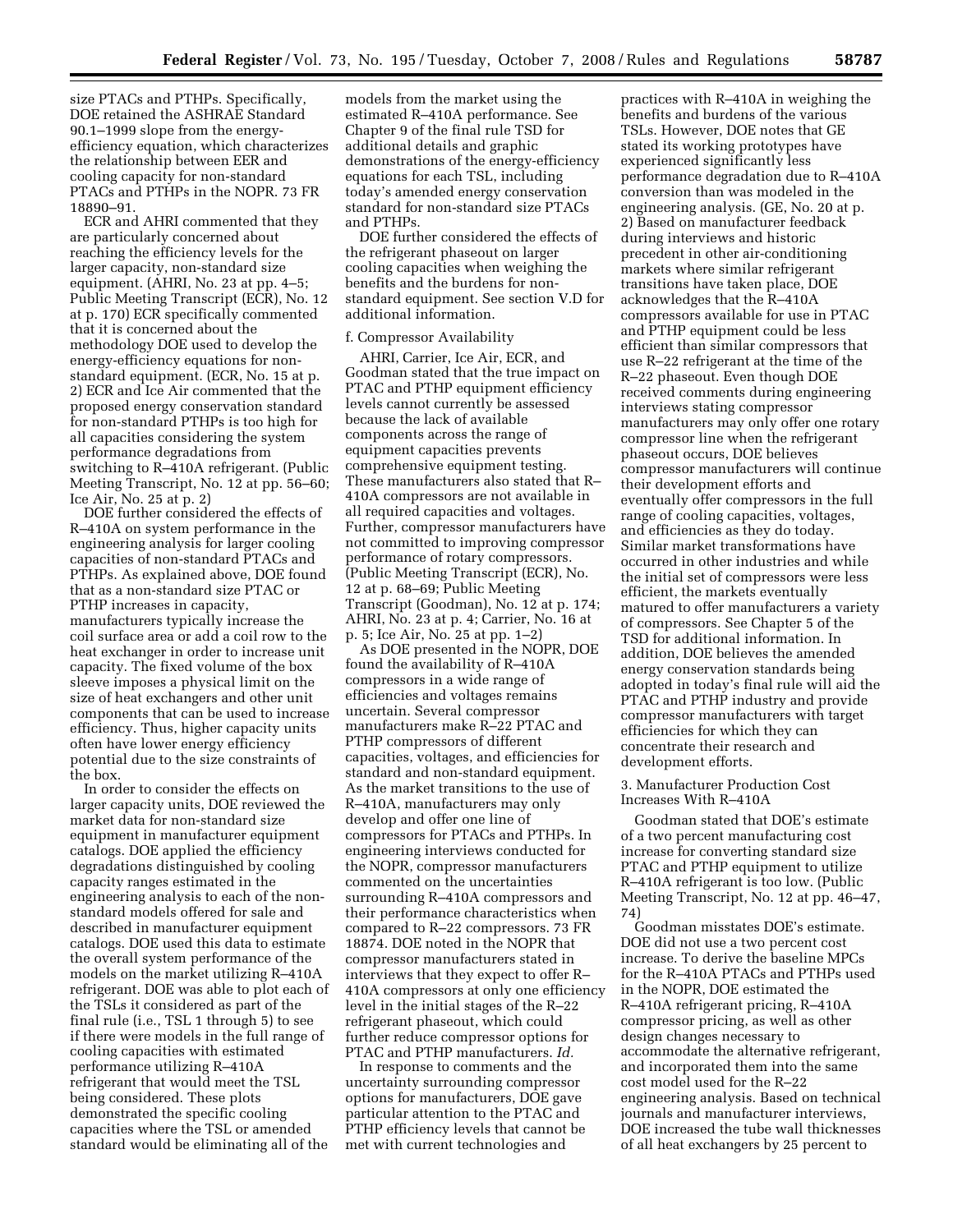size PTACs and PTHPs. Specifically, DOE retained the ASHRAE Standard 90.1–1999 slope from the energy-efficiency equation, which characterizes the relationship between EER and cooling capacity for non-standard PTACs and PTHPs in the NOPR. 73 FR 18890–91.

ECR and AHRI commented that they are particularly concerned about reaching the efficiency levels for the larger capacity, non-standard size equipment. (AHRI, No. 23 at pp. 4–5; Public Meeting Transcript (ECR), No. 12 at p. 170) ECR specifically commented that it is concerned about the methodology DOE used to develop the energy-efficiency equations for non-standard equipment. (ECR, No. 15 at p. 2) ECR and Ice Air commented that the proposed energy conservation standard for non-standard PTHPs is too high for all capacities considering the system performance degradations from switching to R–410A refrigerant. (Public Meeting Transcript, No. 12 at pp. 56–60; Ice Air, No. 25 at p. 2)

DOE further considered the effects of R–410A on system performance in the engineering analysis for larger cooling capacities of non-standard PTACs and PTHPs. As explained above, DOE found that as a non-standard size PTAC or PTHP increases in capacity, manufacturers typically increase the coil surface area or add a coil row to the heat exchanger in order to increase unit capacity. The fixed volume of the box sleeve imposes a physical limit on the size of heat exchangers and other unit components that can be used to increase efficiency. Thus, higher capacity units often have lower energy efficiency potential due to the size constraints of the box.

In order to consider the effects on larger capacity units, DOE reviewed the market data for non-standard size equipment in manufacturer equipment catalogs. DOE applied the efficiency degradations distinguished by cooling capacity ranges estimated in the engineering analysis to each of the non-standard models offered for sale and described in manufacturer equipment catalogs. DOE used this data to estimate the overall system performance of the models on the market utilizing R–410A refrigerant. DOE was able to plot each of the TSLs it considered as part of the final rule (i.e., TSL 1 through 5) to see if there were models in the full range of cooling capacities with estimated performance utilizing R–410A refrigerant that would meet the TSL being considered. These plots demonstrated the specific cooling capacities where the TSL or amended standard would be eliminating all of the models from the market using the estimated R–410A performance. See Chapter 9 of the final rule TSD for additional details and graphic demonstrations of the energy-efficiency equations for each TSL, including today's amended energy conservation standard for non-standard size PTACs and PTHPs.

DOE further considered the effects of the refrigerant phaseout on larger cooling capacities when weighing the benefits and the burdens for non-standard equipment. See section V.D for additional information.

f. Compressor Availability

AHRI, Carrier, Ice Air, ECR, and Goodman stated that the true impact on PTAC and PTHP equipment efficiency levels cannot currently be assessed because the lack of available components across the range of equipment capacities prevents comprehensive equipment testing. These manufacturers also stated that R–410A compressors are not available in all required capacities and voltages. Further, compressor manufacturers have not committed to improving compressor performance of rotary compressors. (Public Meeting Transcript (ECR), No. 12 at p. 68–69; Public Meeting Transcript (Goodman), No. 12 at p. 174; AHRI, No. 23 at p. 4; Carrier, No. 16 at p. 5; Ice Air, No. 25 at pp. 1–2)

As DOE presented in the NOPR, DOE found the availability of R–410A compressors in a wide range of efficiencies and voltages remains uncertain. Several compressor manufacturers make R–22 PTAC and PTHP compressors of different capacities, voltages, and efficiencies for standard and non-standard equipment. As the market transitions to the use of R–410A, manufacturers may only develop and offer one line of compressors for PTACs and PTHPs. In engineering interviews conducted for the NOPR, compressor manufacturers commented on the uncertainties surrounding R–410A compressors and their performance characteristics when compared to R–22 compressors. 73 FR 18874. DOE noted in the NOPR that compressor manufacturers stated in interviews that they expect to offer R–410A compressors at only one efficiency level in the initial stages of the R–22 refrigerant phaseout, which could further reduce compressor options for PTAC and PTHP manufacturers. *Id.*

In response to comments and the uncertainty surrounding compressor options for manufacturers, DOE gave particular attention to the PTAC and PTHP efficiency levels that cannot be met with current technologies and practices with R–410A in weighing the benefits and burdens of the various TSLs. However, DOE notes that GE stated its working prototypes have experienced significantly less performance degradation due to R–410A conversion than was modeled in the engineering analysis. (GE, No. 20 at p. 2) Based on manufacturer feedback during interviews and historic precedent in other air-conditioning markets where similar refrigerant transitions have taken place, DOE acknowledges that the R–410A compressors available for use in PTAC and PTHP equipment could be less efficient than similar compressors that use R–22 refrigerant at the time of the R–22 phaseout. Even though DOE received comments during engineering interviews stating compressor manufacturers may only offer one rotary compressor line when the refrigerant phaseout occurs, DOE believes compressor manufacturers will continue their development efforts and eventually offer compressors in the full range of cooling capacities, voltages, and efficiencies as they do today. Similar market transformations have occurred in other industries and while the initial set of compressors were less efficient, the markets eventually matured to offer manufacturers a variety of compressors. See Chapter 5 of the TSD for additional information. In addition, DOE believes the amended energy conservation standards being adopted in today's final rule will aid the PTAC and PTHP industry and provide compressor manufacturers with target efficiencies for which they can concentrate their research and development efforts.

3. Manufacturer Production Cost Increases With R–410A

Goodman stated that DOE's estimate of a two percent manufacturing cost increase for converting standard size PTAC and PTHP equipment to utilize R–410A refrigerant is too low. (Public Meeting Transcript, No. 12 at pp. 46–47, 74)

Goodman misstates DOE's estimate. DOE did not use a two percent cost increase. To derive the baseline MPCs for the R–410A PTACs and PTHPs used in the NOPR, DOE estimated the R–410A refrigerant pricing, R–410A compressor pricing, as well as other design changes necessary to accommodate the alternative refrigerant, and incorporated them into the same cost model used for the R–22 engineering analysis. Based on technical journals and manufacturer interviews, DOE increased the tube wall thicknesses of all heat exchangers by 25 percent to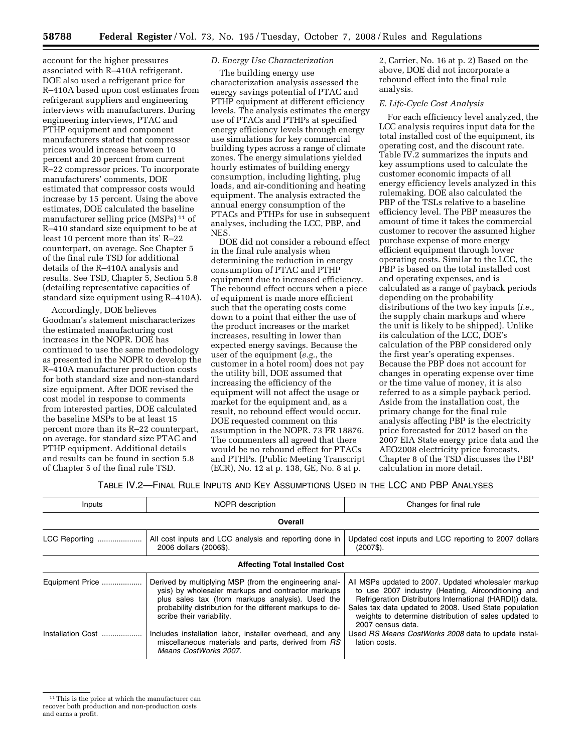account for the higher pressures associated with R–410A refrigerant. DOE also used a refrigerant price for R–410A based upon cost estimates from refrigerant suppliers and engineering interviews with manufacturers. During engineering interviews, PTAC and PTHP equipment and component manufacturers stated that compressor prices would increase between 10 percent and 20 percent from current R–22 compressor prices. To incorporate manufacturers' comments, DOE estimated that compressor costs would increase by 15 percent. Using the above estimates, DOE calculated the baseline manufacturer selling price (MSPs)[11] of R–410 standard size equipment to be at least 10 percent more than its' R–22 counterpart, on average. See Chapter 5 of the final rule TSD for additional details of the R–410A analysis and results. See TSD, Chapter 5, Section 5.8 (detailing representative capacities of standard size equipment using R–410A).

Accordingly, DOE believes Goodman's statement mischaracterizes the estimated manufacturing cost increases in the NOPR. DOE has continued to use the same methodology as presented in the NOPR to develop the R–410A manufacturer production costs for both standard size and non-standard size equipment. After DOE revised the cost model in response to comments from interested parties, DOE calculated the baseline MSPs to be at least 15 percent more than its R–22 counterpart, on average, for standard size PTAC and PTHP equipment. Additional details and results can be found in section 5.8 of Chapter 5 of the final rule TSD.

### *D. Energy Use Characterization*

The building energy use characterization analysis assessed the energy savings potential of PTAC and PTHP equipment at different efficiency levels. The analysis estimates the energy use of PTACs and PTHPs at specified energy efficiency levels through energy use simulations for key commercial building types across a range of climate zones. The energy simulations yielded hourly estimates of building energy consumption, including lighting, plug loads, and air-conditioning and heating equipment. The analysis extracted the annual energy consumption of the PTACs and PTHPs for use in subsequent analyses, including the LCC, PBP, and NES.

DOE did not consider a rebound effect in the final rule analysis when determining the reduction in energy consumption of PTAC and PTHP equipment due to increased efficiency. The rebound effect occurs when a piece of equipment is made more efficient such that the operating costs come down to a point that either the use of the product increases or the market increases, resulting in lower than expected energy savings. Because the user of the equipment (*e.g.*, the customer in a hotel room) does not pay the utility bill, DOE assumed that increasing the efficiency of the equipment will not affect the usage or market for the equipment and, as a result, no rebound effect would occur. DOE requested comment on this assumption in the NOPR. 73 FR 18876. The commenters all agreed that there would be no rebound effect for PTACs and PTHPs. (Public Meeting Transcript (ECR), No. 12 at p. 138, GE, No. 8 at p. 2, Carrier, No. 16 at p. 2) Based on the above, DOE did not incorporate a rebound effect into the final rule analysis.

### *E. Life-Cycle Cost Analysis*

For each efficiency level analyzed, the LCC analysis requires input data for the total installed cost of the equipment, its operating cost, and the discount rate. Table IV.2 summarizes the inputs and key assumptions used to calculate the customer economic impacts of all energy efficiency levels analyzed in this rulemaking. DOE also calculated the PBP of the TSLs relative to a baseline efficiency level. The PBP measures the amount of time it takes the commercial customer to recover the assumed higher purchase expense of more energy efficient equipment through lower operating costs. Similar to the LCC, the PBP is based on the total installed cost and operating expenses, and is calculated as a range of payback periods depending on the probability distributions of the two key inputs (*i.e.*, the supply chain markups and where the unit is likely to be shipped). Unlike its calculation of the LCC, DOE's calculation of the PBP considered only the first year's operating expenses. Because the PBP does not account for changes in operating expense over time or the time value of money, it is also referred to as a simple payback period. Aside from the installation cost, the primary change for the final rule analysis affecting PBP is the electricity price forecasted for 2012 based on the 2007 EIA State energy price data and the AEO2008 electricity price forecasts. Chapter 8 of the TSD discusses the PBP calculation in more detail.

TABLE IV.2—FINAL RULE INPUTS AND KEY ASSUMPTIONS USED IN THE LCC AND PBP ANALYSES

| Inputs | NOPR description | Changes for final rule |
|---|---|---|
| **Overall** | | |
| LCC Reporting | All cost inputs and LCC analysis and reporting done in 2006 dollars (2006$). | Updated cost inputs and LCC reporting to 2007 dollars (2007$). |
| **Affecting Total Installed Cost** | | |
| Equipment Price | Derived by multiplying MSP (from the engineering analysis) by wholesaler markups and contractor markups plus sales tax (from markups analysis). Used the probability distribution for the different markups to describe their variability. | All MSPs updated to 2007. Updated wholesaler markup to use 2007 industry (Heating, Airconditioning and Refrigeration Distributors International (HARDI)) data. Sales tax data updated to 2008. Used State population weights to determine distribution of sales updated to 2007 census data. |
| Installation Cost | Includes installation labor, installer overhead, and any miscellaneous materials and parts, derived from *RS Means CostWorks 2007.* | Used *RS Means CostWorks 2008* data to update installation costs. |

[11] This is the price at which the manufacturer can recover both production and non-production costs and earns a profit.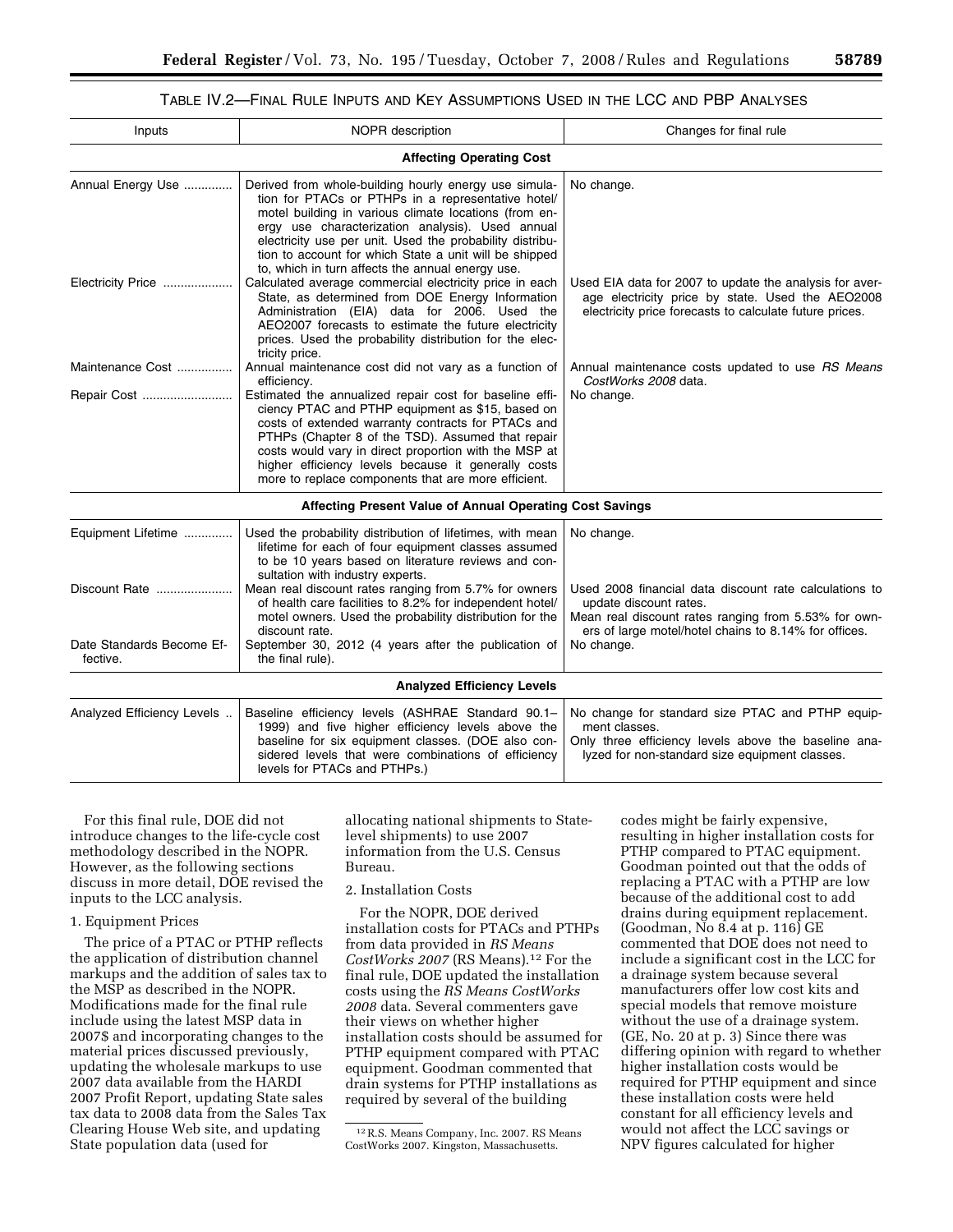TABLE IV.2—FINAL RULE INPUTS AND KEY ASSUMPTIONS USED IN THE LCC AND PBP ANALYSES

| Inputs | NOPR description | Changes for final rule |
| --- | --- | --- |
| **Affecting Operating Cost** | | |
| Annual Energy Use | Derived from whole-building hourly energy use simulation for PTACs or PTHPs in a representative hotel/motel building in various climate locations (from energy use characterization analysis). Used annual electricity use per unit. Used the probability distribution to account for which State a unit will be shipped to, which in turn affects the annual energy use. | No change. |
| Electricity Price | Calculated average commercial electricity price in each State, as determined from DOE Energy Information Administration (EIA) data for 2006. Used the AEO2007 forecasts to estimate the future electricity prices. Used the probability distribution for the electricity price. | Used EIA data for 2007 to update the analysis for average electricity price by state. Used the AEO2008 electricity price forecasts to calculate future prices. |
| Maintenance Cost | Annual maintenance cost did not vary as a function of efficiency. | Annual maintenance costs updated to use *RS Means CostWorks 2008* data. |
| Repair Cost | Estimated the annualized repair cost for baseline efficiency PTAC and PTHP equipment as $15, based on costs of extended warranty contracts for PTACs and PTHPs (Chapter 8 of the TSD). Assumed that repair costs would vary in direct proportion with the MSP at higher efficiency levels because it generally costs more to replace components that are more efficient. | No change. |
| **Affecting Present Value of Annual Operating Cost Savings** | | |
| Equipment Lifetime | Used the probability distribution of lifetimes, with mean lifetime for each of four equipment classes assumed to be 10 years based on literature reviews and consultation with industry experts. | No change. |
| Discount Rate | Mean real discount rates ranging from 5.7% for owners of health care facilities to 8.2% for independent hotel/motel owners. Used the probability distribution for the discount rate. | Used 2008 financial data discount rate calculations to update discount rates.<br>Mean real discount rates ranging from 5.53% for owners of large motel/hotel chains to 8.14% for offices. |
| Date Standards Become Effective. | September 30, 2012 (4 years after the publication of the final rule). | No change. |
| **Analyzed Efficiency Levels** | | |
| Analyzed Efficiency Levels | Baseline efficiency levels (ASHRAE Standard 90.1–1999) and five higher efficiency levels above the baseline for six equipment classes. (DOE also considered levels that were combinations of efficiency levels for PTACs and PTHPs.) | No change for standard size PTAC and PTHP equipment classes.<br>Only three efficiency levels above the baseline analyzed for non-standard size equipment classes. |

For this final rule, DOE did not introduce changes to the life-cycle cost methodology described in the NOPR. However, as the following sections discuss in more detail, DOE revised the inputs to the LCC analysis.

1. Equipment Prices

The price of a PTAC or PTHP reflects the application of distribution channel markups and the addition of sales tax to the MSP as described in the NOPR. Modifications made for the final rule include using the latest MSP data in 2007$ and incorporating changes to the material prices discussed previously, updating the wholesale markups to use 2007 data available from the HARDI 2007 Profit Report, updating State sales tax data to 2008 data from the Sales Tax Clearing House Web site, and updating State population data (used for allocating national shipments to State-level shipments) to use 2007 information from the U.S. Census Bureau.

2. Installation Costs

For the NOPR, DOE derived installation costs for PTACs and PTHPs from data provided in *RS Means CostWorks 2007* (RS Means).[12] For the final rule, DOE updated the installation costs using the *RS Means CostWorks 2008* data. Several commenters gave their views on whether higher installation costs should be assumed for PTHP equipment compared with PTAC equipment. Goodman commented that drain systems for PTHP installations as required by several of the building codes might be fairly expensive, resulting in higher installation costs for PTHP compared to PTAC equipment. Goodman pointed out that the odds of replacing a PTAC with a PTHP are low because of the additional cost to add drains during equipment replacement. (Goodman, No 8.4 at p. 116) GE commented that DOE does not need to include a significant cost in the LCC for a drainage system because several manufacturers offer low cost kits and special models that remove moisture without the use of a drainage system. (GE, No. 20 at p. 3) Since there was differing opinion with regard to whether higher installation costs would be required for PTHP equipment and since these installation costs were held constant for all efficiency levels and would not affect the LCC savings or NPV figures calculated for higher

[12] R.S. Means Company, Inc. 2007. RS Means CostWorks 2007. Kingston, Massachusetts.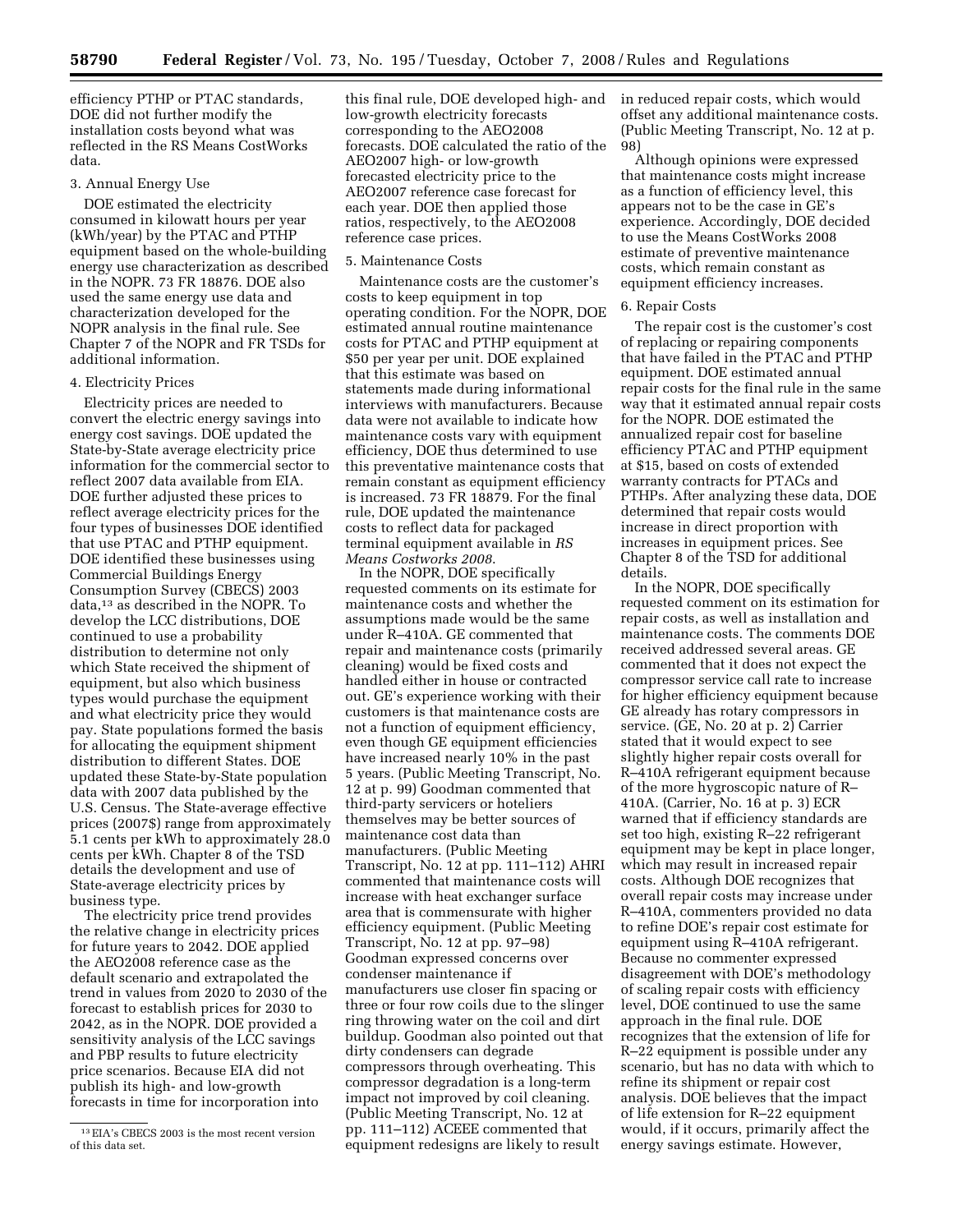efficiency PTHP or PTAC standards, DOE did not further modify the installation costs beyond what was reflected in the RS Means CostWorks data.

3. Annual Energy Use

DOE estimated the electricity consumed in kilowatt hours per year (kWh/year) by the PTAC and PTHP equipment based on the whole-building energy use characterization as described in the NOPR. 73 FR 18876. DOE also used the same energy use data and characterization developed for the NOPR analysis in the final rule. See Chapter 7 of the NOPR and FR TSDs for additional information.

4. Electricity Prices

Electricity prices are needed to convert the electric energy savings into energy cost savings. DOE updated the State-by-State average electricity price information for the commercial sector to reflect 2007 data available from EIA. DOE further adjusted these prices to reflect average electricity prices for the four types of businesses DOE identified that use PTAC and PTHP equipment. DOE identified these businesses using Commercial Buildings Energy Consumption Survey (CBECS) 2003 data,[13] as described in the NOPR. To develop the LCC distributions, DOE continued to use a probability distribution to determine not only which State received the shipment of equipment, but also which business types would purchase the equipment and what electricity price they would pay. State populations formed the basis for allocating the equipment shipment distribution to different States. DOE updated these State-by-State population data with 2007 data published by the U.S. Census. The State-average effective prices (2007$) range from approximately 5.1 cents per kWh to approximately 28.0 cents per kWh. Chapter 8 of the TSD details the development and use of State-average electricity prices by business type.

The electricity price trend provides the relative change in electricity prices for future years to 2042. DOE applied the AEO2008 reference case as the default scenario and extrapolated the trend in values from 2020 to 2030 of the forecast to establish prices for 2030 to 2042, as in the NOPR. DOE provided a sensitivity analysis of the LCC savings and PBP results to future electricity price scenarios. Because EIA did not publish its high- and low-growth forecasts in time for incorporation into this final rule, DOE developed high- and low-growth electricity forecasts corresponding to the AEO2008 forecasts. DOE calculated the ratio of the AEO2007 high- or low-growth forecasted electricity price to the AEO2007 reference case forecast for each year. DOE then applied those ratios, respectively, to the AEO2008 reference case prices.

5. Maintenance Costs

Maintenance costs are the customer's costs to keep equipment in top operating condition. For the NOPR, DOE estimated annual routine maintenance costs for PTAC and PTHP equipment at $50 per year per unit. DOE explained that this estimate was based on statements made during informational interviews with manufacturers. Because data were not available to indicate how maintenance costs vary with equipment efficiency, DOE thus determined to use this preventative maintenance costs that remain constant as equipment efficiency is increased. 73 FR 18879. For the final rule, DOE updated the maintenance costs to reflect data for packaged terminal equipment available in *RS Means Costworks 2008*.

In the NOPR, DOE specifically requested comments on its estimate for maintenance costs and whether the assumptions made would be the same under R–410A. GE commented that repair and maintenance costs (primarily cleaning) would be fixed costs and handled either in house or contracted out. GE's experience working with their customers is that maintenance costs are not a function of equipment efficiency, even though GE equipment efficiencies have increased nearly 10% in the past 5 years. (Public Meeting Transcript, No. 12 at p. 99) Goodman commented that third-party servicers or hoteliers themselves may be better sources of maintenance cost data than manufacturers. (Public Meeting Transcript, No. 12 at pp. 111–112) AHRI commented that maintenance costs will increase with heat exchanger surface area that is commensurate with higher efficiency equipment. (Public Meeting Transcript, No. 12 at pp. 97–98) Goodman expressed concerns over condenser maintenance if manufacturers use closer fin spacing or three or four row coils due to the slinger ring throwing water on the coil and dirt buildup. Goodman also pointed out that dirty condensers can degrade compressors through overheating. This compressor degradation is a long-term impact not improved by coil cleaning. (Public Meeting Transcript, No. 12 at pp. 111–112) ACEEE commented that equipment redesigns are likely to result in reduced repair costs, which would offset any additional maintenance costs. (Public Meeting Transcript, No. 12 at p. 98)

Although opinions were expressed that maintenance costs might increase as a function of efficiency level, this appears not to be the case in GE's experience. Accordingly, DOE decided to use the Means CostWorks 2008 estimate of preventive maintenance costs, which remain constant as equipment efficiency increases.

6. Repair Costs

The repair cost is the customer's cost of replacing or repairing components that have failed in the PTAC and PTHP equipment. DOE estimated annual repair costs for the final rule in the same way that it estimated annual repair costs for the NOPR. DOE estimated the annualized repair cost for baseline efficiency PTAC and PTHP equipment at $15, based on costs of extended warranty contracts for PTACs and PTHPs. After analyzing these data, DOE determined that repair costs would increase in direct proportion with increases in equipment prices. See Chapter 8 of the TSD for additional details.

In the NOPR, DOE specifically requested comment on its estimation for repair costs, as well as installation and maintenance costs. The comments DOE received addressed several areas. GE commented that it does not expect the compressor service call rate to increase for higher efficiency equipment because GE already has rotary compressors in service. (GE, No. 20 at p. 2) Carrier stated that it would expect to see slightly higher repair costs overall for R–410A refrigerant equipment because of the more hygroscopic nature of R–410A. (Carrier, No. 16 at p. 3) ECR warned that if efficiency standards are set too high, existing R–22 refrigerant equipment may be kept in place longer, which may result in increased repair costs. Although DOE recognizes that overall repair costs may increase under R–410A, commenters provided no data to refine DOE's repair cost estimate for equipment using R–410A refrigerant. Because no commenter expressed disagreement with DOE's methodology of scaling repair costs with efficiency level, DOE continued to use the same approach in the final rule. DOE recognizes that the extension of life for R–22 equipment is possible under any scenario, but has no data with which to refine its shipment or repair cost analysis. DOE believes that the impact of life extension for R–22 equipment would, if it occurs, primarily affect the energy savings estimate. However,

[13] EIA's CBECS 2003 is the most recent version of this data set.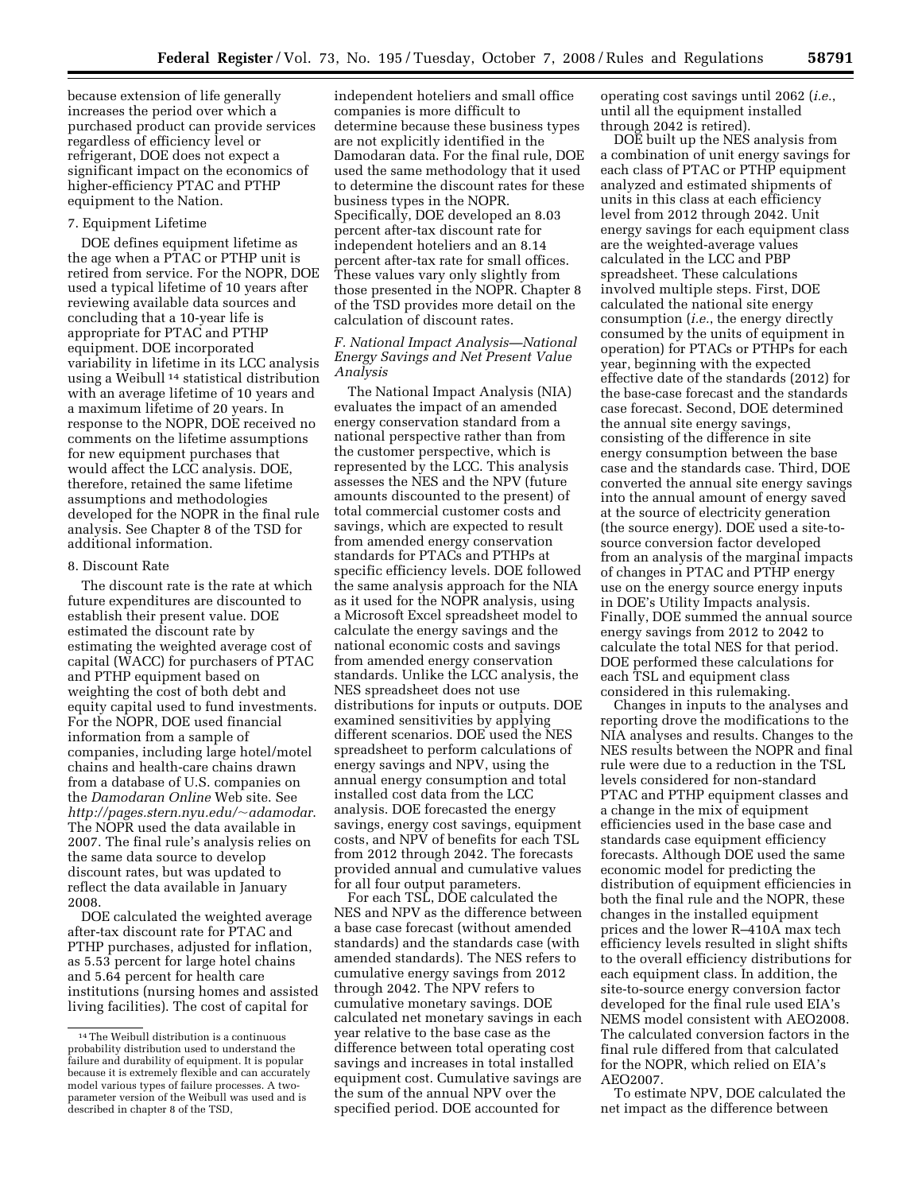because extension of life generally increases the period over which a purchased product can provide services regardless of efficiency level or refrigerant, DOE does not expect a significant impact on the economics of higher-efficiency PTAC and PTHP equipment to the Nation.

7. Equipment Lifetime

DOE defines equipment lifetime as the age when a PTAC or PTHP unit is retired from service. For the NOPR, DOE used a typical lifetime of 10 years after reviewing available data sources and concluding that a 10-year life is appropriate for PTAC and PTHP equipment. DOE incorporated variability in lifetime in its LCC analysis using a Weibull[14] statistical distribution with an average lifetime of 10 years and a maximum lifetime of 20 years. In response to the NOPR, DOE received no comments on the lifetime assumptions for new equipment purchases that would affect the LCC analysis. DOE, therefore, retained the same lifetime assumptions and methodologies developed for the NOPR in the final rule analysis. See Chapter 8 of the TSD for additional information.

8. Discount Rate

The discount rate is the rate at which future expenditures are discounted to establish their present value. DOE estimated the discount rate by estimating the weighted average cost of capital (WACC) for purchasers of PTAC and PTHP equipment based on weighting the cost of both debt and equity capital used to fund investments. For the NOPR, DOE used financial information from a sample of companies, including large hotel/motel chains and health-care chains drawn from a database of U.S. companies on the *Damodaran Online* Web site. See *http://pages.stern.nyu.edu/~adamodar*. The NOPR used the data available in 2007. The final rule's analysis relies on the same data source to develop discount rates, but was updated to reflect the data available in January 2008.

DOE calculated the weighted average after-tax discount rate for PTAC and PTHP purchases, adjusted for inflation, as 5.53 percent for large hotel chains and 5.64 percent for health care institutions (nursing homes and assisted living facilities). The cost of capital for independent hoteliers and small office companies is more difficult to determine because these business types are not explicitly identified in the Damodaran data. For the final rule, DOE used the same methodology that it used to determine the discount rates for these business types in the NOPR. Specifically, DOE developed an 8.03 percent after-tax discount rate for independent hoteliers and an 8.14 percent after-tax rate for small offices. These values vary only slightly from those presented in the NOPR. Chapter 8 of the TSD provides more detail on the calculation of discount rates.

### *F. National Impact Analysis—National Energy Savings and Net Present Value Analysis*

The National Impact Analysis (NIA) evaluates the impact of an amended energy conservation standard from a national perspective rather than from the customer perspective, which is represented by the LCC. This analysis assesses the NES and the NPV (future amounts discounted to the present) of total commercial customer costs and savings, which are expected to result from amended energy conservation standards for PTACs and PTHPs at specific efficiency levels. DOE followed the same analysis approach for the NIA as it used for the NOPR analysis, using a Microsoft Excel spreadsheet model to calculate the energy savings and the national economic costs and savings from amended energy conservation standards. Unlike the LCC analysis, the NES spreadsheet does not use distributions for inputs or outputs. DOE examined sensitivities by applying different scenarios. DOE used the NES spreadsheet to perform calculations of energy savings and NPV, using the annual energy consumption and total installed cost data from the LCC analysis. DOE forecasted the energy savings, energy cost savings, equipment costs, and NPV of benefits for each TSL from 2012 through 2042. The forecasts provided annual and cumulative values for all four output parameters.

For each TSL, DOE calculated the NES and NPV as the difference between a base case forecast (without amended standards) and the standards case (with amended standards). The NES refers to cumulative energy savings from 2012 through 2042. The NPV refers to cumulative monetary savings. DOE calculated net monetary savings in each year relative to the base case as the difference between total operating cost savings and increases in total installed equipment cost. Cumulative savings are the sum of the annual NPV over the specified period. DOE accounted for operating cost savings until 2062 (*i.e.*, until all the equipment installed through 2042 is retired).

DOE built up the NES analysis from a combination of unit energy savings for each class of PTAC or PTHP equipment analyzed and estimated shipments of units in this class at each efficiency level from 2012 through 2042. Unit energy savings for each equipment class are the weighted-average values calculated in the LCC and PBP spreadsheet. These calculations involved multiple steps. First, DOE calculated the national site energy consumption (*i.e.*, the energy directly consumed by the units of equipment in operation) for PTACs or PTHPs for each year, beginning with the expected effective date of the standards (2012) for the base-case forecast and the standards case forecast. Second, DOE determined the annual site energy savings, consisting of the difference in site energy consumption between the base case and the standards case. Third, DOE converted the annual site energy savings into the annual amount of energy saved at the source of electricity generation (the source energy). DOE used a site-to-source conversion factor developed from an analysis of the marginal impacts of changes in PTAC and PTHP energy use on the energy source energy inputs in DOE's Utility Impacts analysis. Finally, DOE summed the annual source energy savings from 2012 to 2042 to calculate the total NES for that period. DOE performed these calculations for each TSL and equipment class considered in this rulemaking.

Changes in inputs to the analyses and reporting drove the modifications to the NIA analyses and results. Changes to the NES results between the NOPR and final rule were due to a reduction in the TSL levels considered for non-standard PTAC and PTHP equipment classes and a change in the mix of equipment efficiencies used in the base case and standards case equipment efficiency forecasts. Although DOE used the same economic model for predicting the distribution of equipment efficiencies in both the final rule and the NOPR, these changes in the installed equipment prices and the lower R–410A max tech efficiency levels resulted in slight shifts to the overall efficiency distributions for each equipment class. In addition, the site-to-source energy conversion factor developed for the final rule used EIA's NEMS model consistent with AEO2008. The calculated conversion factors in the final rule differed from that calculated for the NOPR, which relied on EIA's AEO2007.

To estimate NPV, DOE calculated the net impact as the difference between

---

[14] The Weibull distribution is a continuous probability distribution used to understand the failure and durability of equipment. It is popular because it is extremely flexible and can accurately model various types of failure processes. A two-parameter version of the Weibull was used and is described in chapter 8 of the TSD.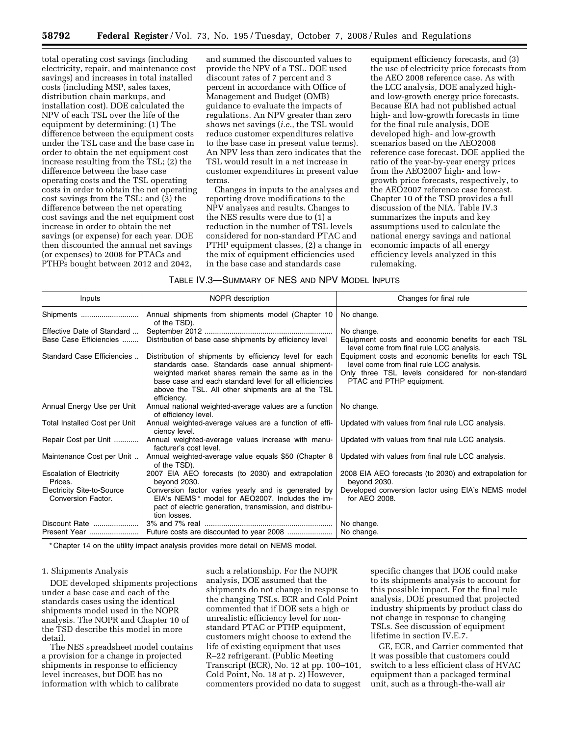total operating cost savings (including electricity, repair, and maintenance cost savings) and increases in total installed costs (including MSP, sales taxes, distribution chain markups, and installation cost). DOE calculated the NPV of each TSL over the life of the equipment by determining: (1) The difference between the equipment costs under the TSL case and the base case in order to obtain the net equipment cost increase resulting from the TSL; (2) the difference between the base case operating costs and the TSL operating costs in order to obtain the net operating cost savings from the TSL; and (3) the difference between the net operating cost savings and the net equipment cost increase in order to obtain the net savings (or expense) for each year. DOE then discounted the annual net savings (or expenses) to 2008 for PTACs and PTHPs bought between 2012 and 2042, and summed the discounted values to provide the NPV of a TSL. DOE used discount rates of 7 percent and 3 percent in accordance with Office of Management and Budget (OMB) guidance to evaluate the impacts of regulations. An NPV greater than zero shows net savings (*i.e.*, the TSL would reduce customer expenditures relative to the base case in present value terms). An NPV less than zero indicates that the TSL would result in a net increase in customer expenditures in present value terms.

Changes in inputs to the analyses and reporting drove modifications to the NPV analyses and results. Changes to the NES results were due to (1) a reduction in the number of TSL levels considered for non-standard PTAC and PTHP equipment classes, (2) a change in the mix of equipment efficiencies used in the base case and standards case equipment efficiency forecasts, and (3) the use of electricity price forecasts from the AEO 2008 reference case. As with the LCC analysis, DOE analyzed high- and low-growth energy price forecasts. Because EIA had not published actual high- and low-growth forecasts in time for the final rule analysis, DOE developed high- and low-growth scenarios based on the AEO2008 reference case forecast. DOE applied the ratio of the year-by-year energy prices from the AEO2007 high- and low-growth price forecasts, respectively, to the AEO2007 reference case forecast. Chapter 10 of the TSD provides a full discussion of the NIA. Table IV.3 summarizes the inputs and key assumptions used to calculate the national energy savings and national economic impacts of all energy efficiency levels analyzed in this rulemaking.

TABLE IV.3—SUMMARY OF NES AND NPV MODEL INPUTS

| Inputs | NOPR description | Changes for final rule |
| --- | --- | --- |
| Shipments | Annual shipments from shipments model (Chapter 10 of the TSD). | No change. |
| Effective Date of Standard | September 2012 | No change. |
| Base Case Efficiencies | Distribution of base case shipments by efficiency level | Equipment costs and economic benefits for each TSL level come from final rule LCC analysis. |
| Standard Case Efficiencies | Distribution of shipments by efficiency level for each standards case. Standards case annual shipment-weighted market shares remain the same as in the base case and each standard level for all efficiencies above the TSL. All other shipments are at the TSL efficiency. | Equipment costs and economic benefits for each TSL level come from final rule LCC analysis. Only three TSL levels considered for non-standard PTAC and PTHP equipment. |
| Annual Energy Use per Unit | Annual national weighted-average values are a function of efficiency level. | No change. |
| Total Installed Cost per Unit | Annual weighted-average values are a function of efficiency level. | Updated with values from final rule LCC analysis. |
| Repair Cost per Unit | Annual weighted-average values increase with manufacturer's cost level. | Updated with values from final rule LCC analysis. |
| Maintenance Cost per Unit | Annual weighted-average value equals $50 (Chapter 8 of the TSD). | Updated with values from final rule LCC analysis. |
| Escalation of Electricity Prices. | 2007 EIA AEO forecasts (to 2030) and extrapolation beyond 2030. | 2008 EIA AEO forecasts (to 2030) and extrapolation for beyond 2030. |
| Electricity Site-to-Source Conversion Factor. | Conversion factor varies yearly and is generated by EIA's NEMS * model for AEO2007. Includes the impact of electric generation, transmission, and distribution losses. | Developed conversion factor using EIA's NEMS model for AEO 2008. |
| Discount Rate | 3% and 7% real | No change. |
| Present Year | Future costs are discounted to year 2008 | No change. |

* Chapter 14 on the utility impact analysis provides more detail on NEMS model.

1. Shipments Analysis

DOE developed shipments projections under a base case and each of the standards cases using the identical shipments model used in the NOPR analysis. The NOPR and Chapter 10 of the TSD describe this model in more detail.

The NES spreadsheet model contains a provision for a change in projected shipments in response to efficiency level increases, but DOE has no information with which to calibrate such a relationship. For the NOPR analysis, DOE assumed that the shipments do not change in response to the changing TSLs. ECR and Cold Point commented that if DOE sets a high or unrealistic efficiency level for non-standard PTAC or PTHP equipment, customers might choose to extend the life of existing equipment that uses R–22 refrigerant. (Public Meeting Transcript (ECR), No. 12 at pp. 100–101, Cold Point, No. 18 at p. 2) However, commenters provided no data to suggest specific changes that DOE could make to its shipments analysis to account for this possible impact. For the final rule analysis, DOE presumed that projected industry shipments by product class do not change in response to changing TSLs. See discussion of equipment lifetime in section IV.E.7.

GE, ECR, and Carrier commented that it was possible that customers could switch to a less efficient class of HVAC equipment than a packaged terminal unit, such as a through-the-wall air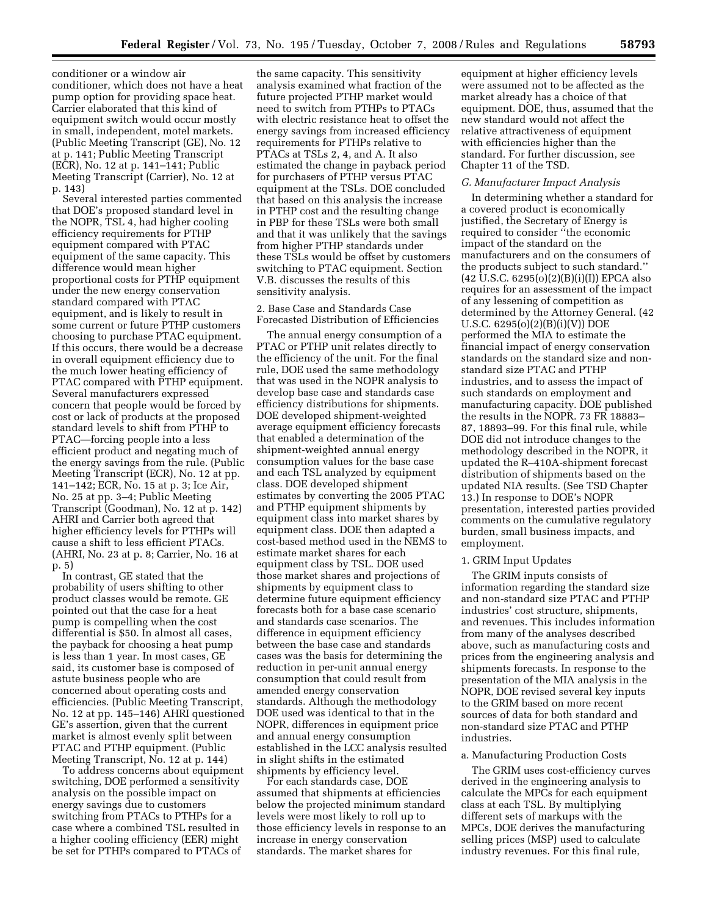conditioner or a window air conditioner, which does not have a heat pump option for providing space heat. Carrier elaborated that this kind of equipment switch would occur mostly in small, independent, motel markets. (Public Meeting Transcript (GE), No. 12 at p. 141; Public Meeting Transcript (ECR), No. 12 at p. 141–141; Public Meeting Transcript (Carrier), No. 12 at p. 143)

Several interested parties commented that DOE's proposed standard level in the NOPR, TSL 4, had higher cooling efficiency requirements for PTHP equipment compared with PTAC equipment of the same capacity. This difference would mean higher proportional costs for PTHP equipment under the new energy conservation standard compared with PTAC equipment, and is likely to result in some current or future PTHP customers choosing to purchase PTAC equipment. If this occurs, there would be a decrease in overall equipment efficiency due to the much lower heating efficiency of PTAC compared with PTHP equipment. Several manufacturers expressed concern that people would be forced by cost or lack of products at the proposed standard levels to shift from PTHP to PTAC—forcing people into a less efficient product and negating much of the energy savings from the rule. (Public Meeting Transcript (ECR), No. 12 at pp. 141–142; ECR, No. 15 at p. 3; Ice Air, No. 25 at pp. 3–4; Public Meeting Transcript (Goodman), No. 12 at p. 142) AHRI and Carrier both agreed that higher efficiency levels for PTHPs will cause a shift to less efficient PTACs. (AHRI, No. 23 at p. 8; Carrier, No. 16 at p. 5)

In contrast, GE stated that the probability of users shifting to other product classes would be remote. GE pointed out that the case for a heat pump is compelling when the cost differential is $50. In almost all cases, the payback for choosing a heat pump is less than 1 year. In most cases, GE said, its customer base is composed of astute business people who are concerned about operating costs and efficiencies. (Public Meeting Transcript, No. 12 at pp. 145–146) AHRI questioned GE's assertion, given that the current market is almost evenly split between PTAC and PTHP equipment. (Public Meeting Transcript, No. 12 at p. 144)

To address concerns about equipment switching, DOE performed a sensitivity analysis on the possible impact on energy savings due to customers switching from PTACs to PTHPs for a case where a combined TSL resulted in a higher cooling efficiency (EER) might be set for PTHPs compared to PTACs of the same capacity. This sensitivity analysis examined what fraction of the future projected PTHP market would need to switch from PTHPs to PTACs with electric resistance heat to offset the energy savings from increased efficiency requirements for PTHPs relative to PTACs at TSLs 2, 4, and A. It also estimated the change in payback period for purchasers of PTHP versus PTAC equipment at the TSLs. DOE concluded that based on this analysis the increase in PTHP cost and the resulting change in PBP for these TSLs were both small and that it was unlikely that the savings from higher PTHP standards under these TSLs would be offset by customers switching to PTAC equipment. Section V.B. discusses the results of this sensitivity analysis.

2. Base Case and Standards Case Forecasted Distribution of Efficiencies

The annual energy consumption of a PTAC or PTHP unit relates directly to the efficiency of the unit. For the final rule, DOE used the same methodology that was used in the NOPR analysis to develop base case and standards case efficiency distributions for shipments. DOE developed shipment-weighted average equipment efficiency forecasts that enabled a determination of the shipment-weighted annual energy consumption values for the base case and each TSL analyzed by equipment class. DOE developed shipment estimates by converting the 2005 PTAC and PTHP equipment shipments by equipment class into market shares by equipment class. DOE then adapted a cost-based method used in the NEMS to estimate market shares for each equipment class by TSL. DOE used those market shares and projections of shipments by equipment class to determine future equipment efficiency forecasts both for a base case scenario and standards case scenarios. The difference in equipment efficiency between the base case and standards cases was the basis for determining the reduction in per-unit annual energy consumption that could result from amended energy conservation standards. Although the methodology DOE used was identical to that in the NOPR, differences in equipment price and annual energy consumption established in the LCC analysis resulted in slight shifts in the estimated shipments by efficiency level.

For each standards case, DOE assumed that shipments at efficiencies below the projected minimum standard levels were most likely to roll up to those efficiency levels in response to an increase in energy conservation standards. The market shares for equipment at higher efficiency levels were assumed not to be affected as the market already has a choice of that equipment. DOE, thus, assumed that the new standard would not affect the relative attractiveness of equipment with efficiencies higher than the standard. For further discussion, see Chapter 11 of the TSD.

### G. Manufacturer Impact Analysis

In determining whether a standard for a covered product is economically justified, the Secretary of Energy is required to consider ''the economic impact of the standard on the manufacturers and on the consumers of the products subject to such standard.'' (42 U.S.C. 6295(o)(2)(B)(i)(I)) EPCA also requires for an assessment of the impact of any lessening of competition as determined by the Attorney General. (42 U.S.C. 6295(o)(2)(B)(i)(V)) DOE performed the MIA to estimate the financial impact of energy conservation standards on the standard size and non-standard size PTAC and PTHP industries, and to assess the impact of such standards on employment and manufacturing capacity. DOE published the results in the NOPR. 73 FR 18883–87, 18893–99. For this final rule, while DOE did not introduce changes to the methodology described in the NOPR, it updated the R–410A-shipment forecast distribution of shipments based on the updated NIA results. (See TSD Chapter 13.) In response to DOE's NOPR presentation, interested parties provided comments on the cumulative regulatory burden, small business impacts, and employment.

1. GRIM Input Updates

The GRIM inputs consists of information regarding the standard size and non-standard size PTAC and PTHP industries' cost structure, shipments, and revenues. This includes information from many of the analyses described above, such as manufacturing costs and prices from the engineering analysis and shipments forecasts. In response to the presentation of the MIA analysis in the NOPR, DOE revised several key inputs to the GRIM based on more recent sources of data for both standard and non-standard size PTAC and PTHP industries.

a. Manufacturing Production Costs

The GRIM uses cost-efficiency curves derived in the engineering analysis to calculate the MPCs for each equipment class at each TSL. By multiplying different sets of markups with the MPCs, DOE derives the manufacturing selling prices (MSP) used to calculate industry revenues. For this final rule,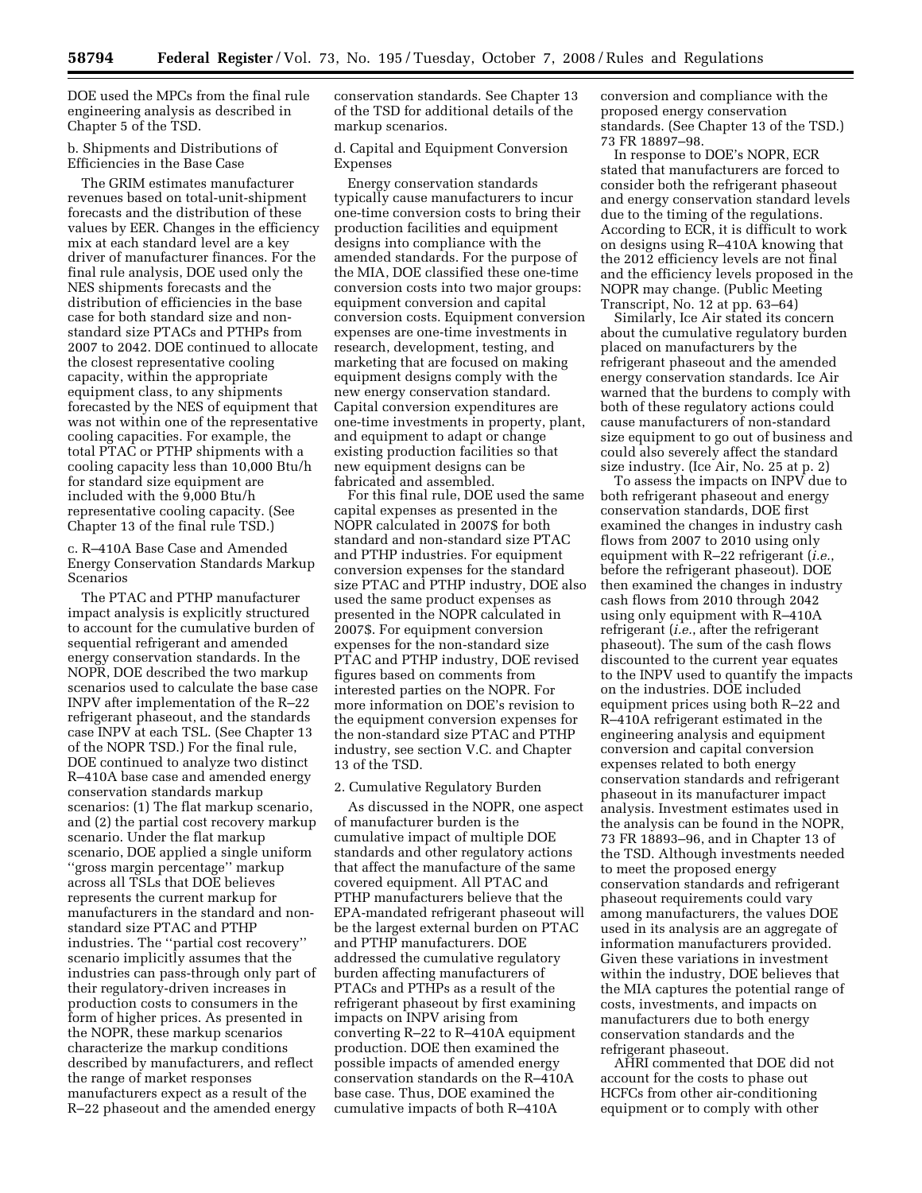DOE used the MPCs from the final rule engineering analysis as described in Chapter 5 of the TSD.

b. Shipments and Distributions of Efficiencies in the Base Case

The GRIM estimates manufacturer revenues based on total-unit-shipment forecasts and the distribution of these values by EER. Changes in the efficiency mix at each standard level are a key driver of manufacturer finances. For the final rule analysis, DOE used only the NES shipments forecasts and the distribution of efficiencies in the base case for both standard size and non-standard size PTACs and PTHPs from 2007 to 2042. DOE continued to allocate the closest representative cooling capacity, within the appropriate equipment class, to any shipments forecasted by the NES of equipment that was not within one of the representative cooling capacities. For example, the total PTAC or PTHP shipments with a cooling capacity less than 10,000 Btu/h for standard size equipment are included with the 9,000 Btu/h representative cooling capacity. (See Chapter 13 of the final rule TSD.)

c. R–410A Base Case and Amended Energy Conservation Standards Markup Scenarios

The PTAC and PTHP manufacturer impact analysis is explicitly structured to account for the cumulative burden of sequential refrigerant and amended energy conservation standards. In the NOPR, DOE described the two markup scenarios used to calculate the base case INPV after implementation of the R–22 refrigerant phaseout, and the standards case INPV at each TSL. (See Chapter 13 of the NOPR TSD.) For the final rule, DOE continued to analyze two distinct R–410A base case and amended energy conservation standards markup scenarios: (1) The flat markup scenario, and (2) the partial cost recovery markup scenario. Under the flat markup scenario, DOE applied a single uniform ''gross margin percentage'' markup across all TSLs that DOE believes represents the current markup for manufacturers in the standard and non-standard size PTAC and PTHP industries. The ''partial cost recovery'' scenario implicitly assumes that the industries can pass-through only part of their regulatory-driven increases in production costs to consumers in the form of higher prices. As presented in the NOPR, these markup scenarios characterize the markup conditions described by manufacturers, and reflect the range of market responses manufacturers expect as a result of the R–22 phaseout and the amended energy conservation standards. See Chapter 13 of the TSD for additional details of the markup scenarios.

d. Capital and Equipment Conversion Expenses

Energy conservation standards typically cause manufacturers to incur one-time conversion costs to bring their production facilities and equipment designs into compliance with the amended standards. For the purpose of the MIA, DOE classified these one-time conversion costs into two major groups: equipment conversion and capital conversion costs. Equipment conversion expenses are one-time investments in research, development, testing, and marketing that are focused on making equipment designs comply with the new energy conservation standard. Capital conversion expenditures are one-time investments in property, plant, and equipment to adapt or change existing production facilities so that new equipment designs can be fabricated and assembled.

For this final rule, DOE used the same capital expenses as presented in the NOPR calculated in 2007$ for both standard and non-standard size PTAC and PTHP industries. For equipment conversion expenses for the standard size PTAC and PTHP industry, DOE also used the same product expenses as presented in the NOPR calculated in 2007$. For equipment conversion expenses for the non-standard size PTAC and PTHP industry, DOE revised figures based on comments from interested parties on the NOPR. For more information on DOE's revision to the equipment conversion expenses for the non-standard size PTAC and PTHP industry, see section V.C. and Chapter 13 of the TSD.

2. Cumulative Regulatory Burden

As discussed in the NOPR, one aspect of manufacturer burden is the cumulative impact of multiple DOE standards and other regulatory actions that affect the manufacture of the same covered equipment. All PTAC and PTHP manufacturers believe that the EPA-mandated refrigerant phaseout will be the largest external burden on PTAC and PTHP manufacturers. DOE addressed the cumulative regulatory burden affecting manufacturers of PTACs and PTHPs as a result of the refrigerant phaseout by first examining impacts on INPV arising from converting R–22 to R–410A equipment production. DOE then examined the possible impacts of amended energy conservation standards on the R–410A base case. Thus, DOE examined the cumulative impacts of both R–410A conversion and compliance with the proposed energy conservation standards. (See Chapter 13 of the TSD.) 73 FR 18897–98.

In response to DOE's NOPR, ECR stated that manufacturers are forced to consider both the refrigerant phaseout and energy conservation standard levels due to the timing of the regulations. According to ECR, it is difficult to work on designs using R–410A knowing that the 2012 efficiency levels are not final and the efficiency levels proposed in the NOPR may change. (Public Meeting Transcript, No. 12 at pp. 63–64)

Similarly, Ice Air stated its concern about the cumulative regulatory burden placed on manufacturers by the refrigerant phaseout and the amended energy conservation standards. Ice Air warned that the burdens to comply with both of these regulatory actions could cause manufacturers of non-standard size equipment to go out of business and could also severely affect the standard size industry. (Ice Air, No. 25 at p. 2)

To assess the impacts on INPV due to both refrigerant phaseout and energy conservation standards, DOE first examined the changes in industry cash flows from 2007 to 2010 using only equipment with R–22 refrigerant (*i.e.*, before the refrigerant phaseout). DOE then examined the changes in industry cash flows from 2010 through 2042 using only equipment with R–410A refrigerant (*i.e.*, after the refrigerant phaseout). The sum of the cash flows discounted to the current year equates to the INPV used to quantify the impacts on the industries. DOE included equipment prices using both R–22 and R–410A refrigerant estimated in the engineering analysis and equipment conversion and capital conversion expenses related to both energy conservation standards and refrigerant phaseout in its manufacturer impact analysis. Investment estimates used in the analysis can be found in the NOPR, 73 FR 18893–96, and in Chapter 13 of the TSD. Although investments needed to meet the proposed energy conservation standards and refrigerant phaseout requirements could vary among manufacturers, the values DOE used in its analysis are an aggregate of information manufacturers provided. Given these variations in investment within the industry, DOE believes that the MIA captures the potential range of costs, investments, and impacts on manufacturers due to both energy conservation standards and the refrigerant phaseout.

AHRI commented that DOE did not account for the costs to phase out HCFCs from other air-conditioning equipment or to comply with other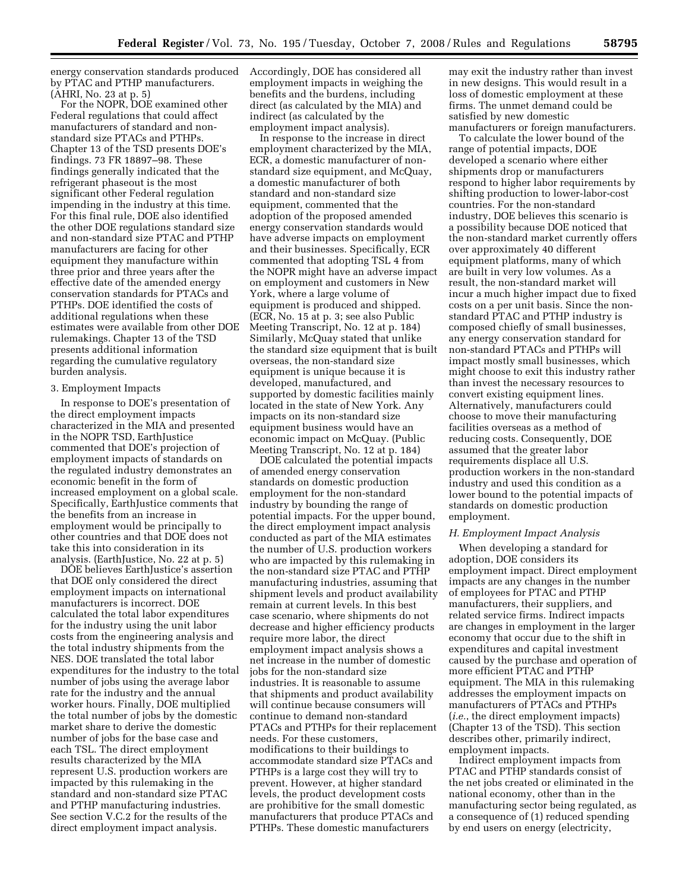energy conservation standards produced by PTAC and PTHP manufacturers. (AHRI, No. 23 at p. 5)

For the NOPR, DOE examined other Federal regulations that could affect manufacturers of standard and non-standard size PTACs and PTHPs. Chapter 13 of the TSD presents DOE's findings. 73 FR 18897–98. These findings generally indicated that the refrigerant phaseout is the most significant other Federal regulation impending in the industry at this time. For this final rule, DOE also identified the other DOE regulations standard size and non-standard size PTAC and PTHP manufacturers are facing for other equipment they manufacture within three prior and three years after the effective date of the amended energy conservation standards for PTACs and PTHPs. DOE identified the costs of additional regulations when these estimates were available from other DOE rulemakings. Chapter 13 of the TSD presents additional information regarding the cumulative regulatory burden analysis.

3. Employment Impacts

In response to DOE's presentation of the direct employment impacts characterized in the MIA and presented in the NOPR TSD, EarthJustice commented that DOE's projection of employment impacts of standards on the regulated industry demonstrates an economic benefit in the form of increased employment on a global scale. Specifically, EarthJustice comments that the benefits from an increase in employment would be principally to other countries and that DOE does not take this into consideration in its analysis. (EarthJustice, No. 22 at p. 5)

DOE believes EarthJustice's assertion that DOE only considered the direct employment impacts on international manufacturers is incorrect. DOE calculated the total labor expenditures for the industry using the unit labor costs from the engineering analysis and the total industry shipments from the NES. DOE translated the total labor expenditures for the industry to the total number of jobs using the average labor rate for the industry and the annual worker hours. Finally, DOE multiplied the total number of jobs by the domestic market share to derive the domestic number of jobs for the base case and each TSL. The direct employment results characterized by the MIA represent U.S. production workers are impacted by this rulemaking in the standard and non-standard size PTAC and PTHP manufacturing industries. See section V.C.2 for the results of the direct employment impact analysis. Accordingly, DOE has considered all employment impacts in weighing the benefits and the burdens, including direct (as calculated by the MIA) and indirect (as calculated by the employment impact analysis).

In response to the increase in direct employment characterized by the MIA, ECR, a domestic manufacturer of non-standard size equipment, and McQuay, a domestic manufacturer of both standard and non-standard size equipment, commented that the adoption of the proposed amended energy conservation standards would have adverse impacts on employment and their businesses. Specifically, ECR commented that adopting TSL 4 from the NOPR might have an adverse impact on employment and customers in New York, where a large volume of equipment is produced and shipped. (ECR, No. 15 at p. 3; see also Public Meeting Transcript, No. 12 at p. 184) Similarly, McQuay stated that unlike the standard size equipment that is built overseas, the non-standard size equipment is unique because it is developed, manufactured, and supported by domestic facilities mainly located in the state of New York. Any impacts on its non-standard size equipment business would have an economic impact on McQuay. (Public Meeting Transcript, No. 12 at p. 184)

DOE calculated the potential impacts of amended energy conservation standards on domestic production employment for the non-standard industry by bounding the range of potential impacts. For the upper bound, the direct employment impact analysis conducted as part of the MIA estimates the number of U.S. production workers who are impacted by this rulemaking in the non-standard size PTAC and PTHP manufacturing industries, assuming that shipment levels and product availability remain at current levels. In this best case scenario, where shipments do not decrease and higher efficiency products require more labor, the direct employment impact analysis shows a net increase in the number of domestic jobs for the non-standard size industries. It is reasonable to assume that shipments and product availability will continue because consumers will continue to demand non-standard PTACs and PTHPs for their replacement needs. For these customers, modifications to their buildings to accommodate standard size PTACs and PTHPs is a large cost they will try to prevent. However, at higher standard levels, the product development costs are prohibitive for the small domestic manufacturers that produce PTACs and PTHPs. These domestic manufacturers may exit the industry rather than invest in new designs. This would result in a loss of domestic employment at these firms. The unmet demand could be satisfied by new domestic manufacturers or foreign manufacturers.

To calculate the lower bound of the range of potential impacts, DOE developed a scenario where either shipments drop or manufacturers respond to higher labor requirements by shifting production to lower-labor-cost countries. For the non-standard industry, DOE believes this scenario is a possibility because DOE noticed that the non-standard market currently offers over approximately 40 different equipment platforms, many of which are built in very low volumes. As a result, the non-standard market will incur a much higher impact due to fixed costs on a per unit basis. Since the non-standard PTAC and PTHP industry is composed chiefly of small businesses, any energy conservation standard for non-standard PTACs and PTHPs will impact mostly small businesses, which might choose to exit this industry rather than invest the necessary resources to convert existing equipment lines. Alternatively, manufacturers could choose to move their manufacturing facilities overseas as a method of reducing costs. Consequently, DOE assumed that the greater labor requirements displace all U.S. production workers in the non-standard industry and used this condition as a lower bound to the potential impacts of standards on domestic production employment.

### H. Employment Impact Analysis

When developing a standard for adoption, DOE considers its employment impact. Direct employment impacts are any changes in the number of employees for PTAC and PTHP manufacturers, their suppliers, and related service firms. Indirect impacts are changes in employment in the larger economy that occur due to the shift in expenditures and capital investment caused by the purchase and operation of more efficient PTAC and PTHP equipment. The MIA in this rulemaking addresses the employment impacts on manufacturers of PTACs and PTHPs (*i.e.*, the direct employment impacts) (Chapter 13 of the TSD). This section describes other, primarily indirect, employment impacts.

Indirect employment impacts from PTAC and PTHP standards consist of the net jobs created or eliminated in the national economy, other than in the manufacturing sector being regulated, as a consequence of (1) reduced spending by end users on energy (electricity,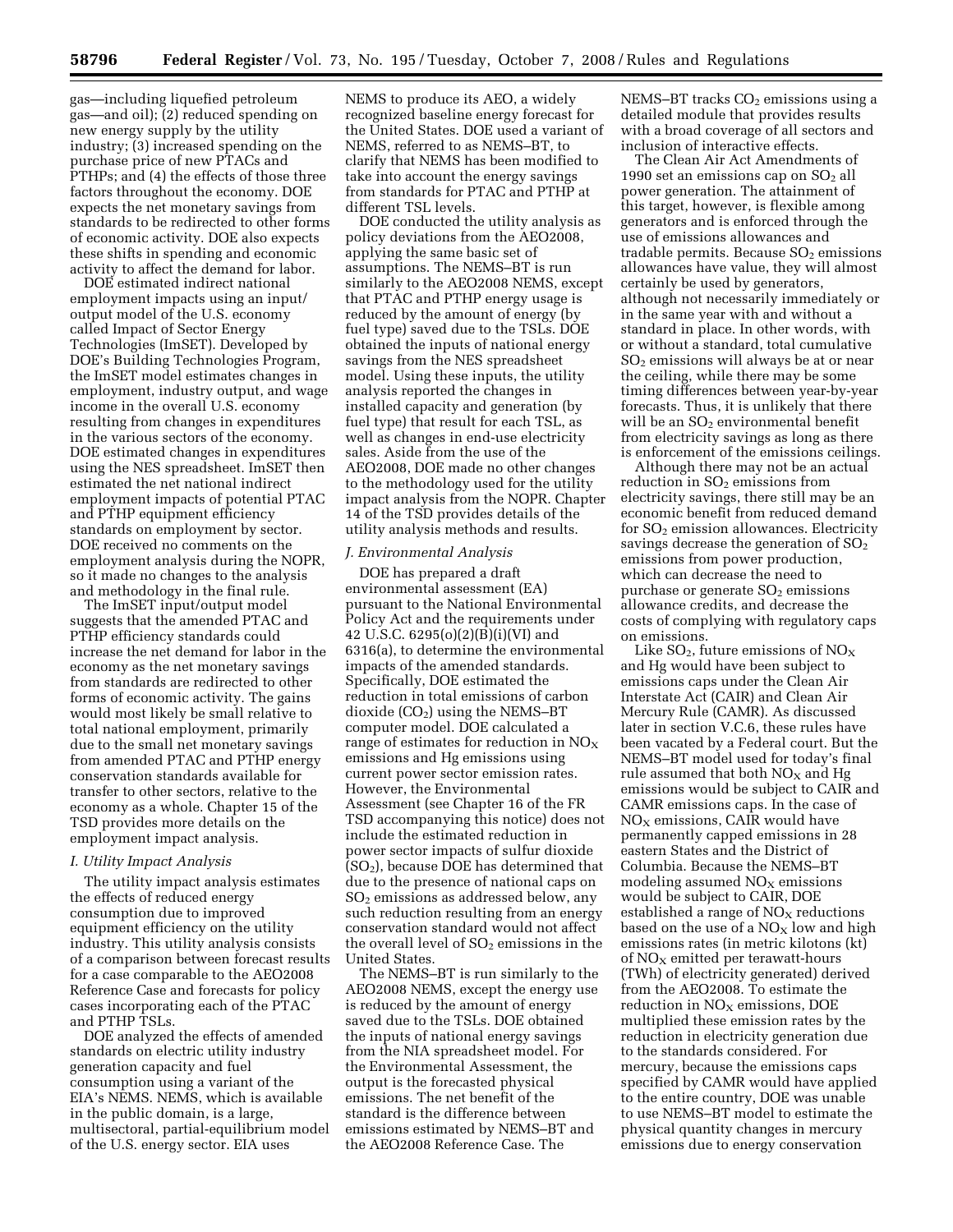gas—including liquefied petroleum gas—and oil); (2) reduced spending on new energy supply by the utility industry; (3) increased spending on the purchase price of new PTACs and PTHPs; and (4) the effects of those three factors throughout the economy. DOE expects the net monetary savings from standards to be redirected to other forms of economic activity. DOE also expects these shifts in spending and economic activity to affect the demand for labor.

DOE estimated indirect national employment impacts using an input/output model of the U.S. economy called Impact of Sector Energy Technologies (ImSET). Developed by DOE's Building Technologies Program, the ImSET model estimates changes in employment, industry output, and wage income in the overall U.S. economy resulting from changes in expenditures in the various sectors of the economy. DOE estimated changes in expenditures using the NES spreadsheet. ImSET then estimated the net national indirect employment impacts of potential PTAC and PTHP equipment efficiency standards on employment by sector. DOE received no comments on the employment analysis during the NOPR, so it made no changes to the analysis and methodology in the final rule.

The ImSET input/output model suggests that the amended PTAC and PTHP efficiency standards could increase the net demand for labor in the economy as the net monetary savings from standards are redirected to other forms of economic activity. The gains would most likely be small relative to total national employment, primarily due to the small net monetary savings from amended PTAC and PTHP energy conservation standards available for transfer to other sectors, relative to the economy as a whole. Chapter 15 of the TSD provides more details on the employment impact analysis.

### *I. Utility Impact Analysis*

The utility impact analysis estimates the effects of reduced energy consumption due to improved equipment efficiency on the utility industry. This utility analysis consists of a comparison between forecast results for a case comparable to the AEO2008 Reference Case and forecasts for policy cases incorporating each of the PTAC and PTHP TSLs.

DOE analyzed the effects of amended standards on electric utility industry generation capacity and fuel consumption using a variant of the EIA's NEMS. NEMS, which is available in the public domain, is a large, multisectoral, partial-equilibrium model of the U.S. energy sector. EIA uses NEMS to produce its AEO, a widely recognized baseline energy forecast for the United States. DOE used a variant of NEMS, referred to as NEMS–BT, to clarify that NEMS has been modified to take into account the energy savings from standards for PTAC and PTHP at different TSL levels.

DOE conducted the utility analysis as policy deviations from the AEO2008, applying the same basic set of assumptions. The NEMS–BT is run similarly to the AEO2008 NEMS, except that PTAC and PTHP energy usage is reduced by the amount of energy (by fuel type) saved due to the TSLs. DOE obtained the inputs of national energy savings from the NES spreadsheet model. Using these inputs, the utility analysis reported the changes in installed capacity and generation (by fuel type) that result for each TSL, as well as changes in end-use electricity sales. Aside from the use of the AEO2008, DOE made no other changes to the methodology used for the utility impact analysis from the NOPR. Chapter 14 of the TSD provides details of the utility analysis methods and results.

### *J. Environmental Analysis*

DOE has prepared a draft environmental assessment (EA) pursuant to the National Environmental Policy Act and the requirements under 42 U.S.C. 6295(o)(2)(B)(i)(VI) and 6316(a), to determine the environmental impacts of the amended standards. Specifically, DOE estimated the reduction in total emissions of carbon dioxide ($CO_2$) using the NEMS–BT computer model. DOE calculated a range of estimates for reduction in $NO_X$ emissions and Hg emissions using current power sector emission rates. However, the Environmental Assessment (see Chapter 16 of the FR TSD accompanying this notice) does not include the estimated reduction in power sector impacts of sulfur dioxide ($SO_2$), because DOE has determined that due to the presence of national caps on $SO_2$ emissions as addressed below, any such reduction resulting from an energy conservation standard would not affect the overall level of $SO_2$ emissions in the United States.

The NEMS–BT is run similarly to the AEO2008 NEMS, except the energy use is reduced by the amount of energy saved due to the TSLs. DOE obtained the inputs of national energy savings from the NIA spreadsheet model. For the Environmental Assessment, the output is the forecasted physical emissions. The net benefit of the standard is the difference between emissions estimated by NEMS–BT and the AEO2008 Reference Case. The NEMS–BT tracks $CO_2$ emissions using a detailed module that provides results with a broad coverage of all sectors and inclusion of interactive effects.

The Clean Air Act Amendments of 1990 set an emissions cap on $SO_2$ all power generation. The attainment of this target, however, is flexible among generators and is enforced through the use of emissions allowances and tradable permits. Because $SO_2$ emissions allowances have value, they will almost certainly be used by generators, although not necessarily immediately or in the same year with and without a standard in place. In other words, with or without a standard, total cumulative $SO_2$ emissions will always be at or near the ceiling, while there may be some timing differences between year-by-year forecasts. Thus, it is unlikely that there will be an $SO_2$ environmental benefit from electricity savings as long as there is enforcement of the emissions ceilings.

Although there may not be an actual reduction in $SO_2$ emissions from electricity savings, there still may be an economic benefit from reduced demand for $SO_2$ emission allowances. Electricity savings decrease the generation of $SO_2$ emissions from power production, which can decrease the need to purchase or generate $SO_2$ emissions allowance credits, and decrease the costs of complying with regulatory caps on emissions.

Like $SO_2$, future emissions of $NO_X$ and Hg would have been subject to emissions caps under the Clean Air Interstate Act (CAIR) and Clean Air Mercury Rule (CAMR). As discussed later in section V.C.6, these rules have been vacated by a Federal court. But the NEMS–BT model used for today's final rule assumed that both $NO_X$ and Hg emissions would be subject to CAIR and CAMR emissions caps. In the case of $NO_X$ emissions, CAIR would have permanently capped emissions in 28 eastern States and the District of Columbia. Because the NEMS–BT modeling assumed $NO_X$ emissions would be subject to CAIR, DOE established a range of $NO_X$ reductions based on the use of a $NO_X$ low and high emissions rates (in metric kilotons (kt) of $NO_X$ emitted per terawatt-hours (TWh) of electricity generated) derived from the AEO2008. To estimate the reduction in $NO_X$ emissions, DOE multiplied these emission rates by the reduction in electricity generation due to the standards considered. For mercury, because the emissions caps specified by CAMR would have applied to the entire country, DOE was unable to use NEMS–BT model to estimate the physical quantity changes in mercury emissions due to energy conservation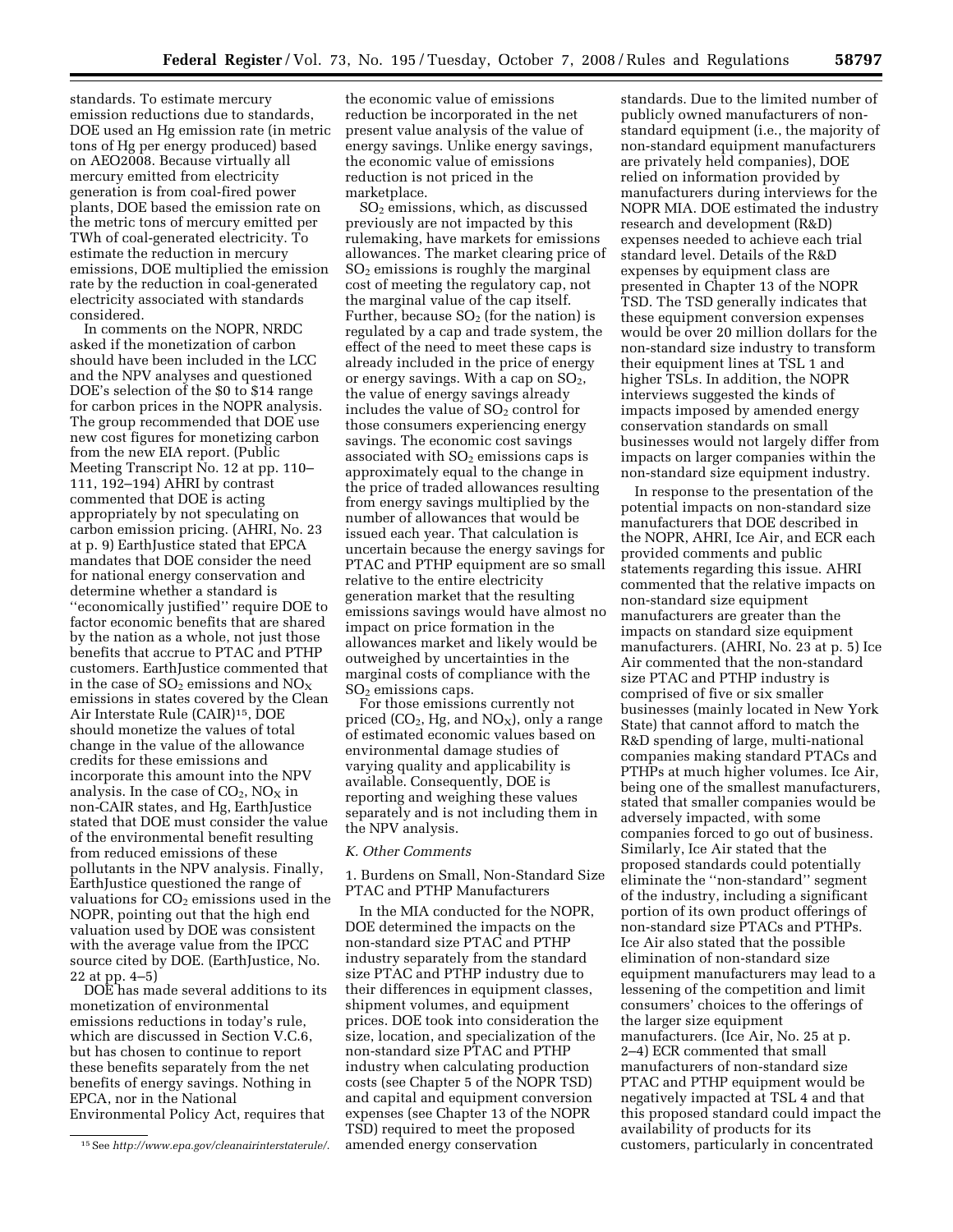standards. To estimate mercury emission reductions due to standards, DOE used an Hg emission rate (in metric tons of Hg per energy produced) based on AEO2008. Because virtually all mercury emitted from electricity generation is from coal-fired power plants, DOE based the emission rate on the metric tons of mercury emitted per TWh of coal-generated electricity. To estimate the reduction in mercury emissions, DOE multiplied the emission rate by the reduction in coal-generated electricity associated with standards considered.

In comments on the NOPR, NRDC asked if the monetization of carbon should have been included in the LCC and the NPV analyses and questioned DOE's selection of the $0 to $14 range for carbon prices in the NOPR analysis. The group recommended that DOE use new cost figures for monetizing carbon from the new EIA report. (Public Meeting Transcript No. 12 at pp. 110–111, 192–194) AHRI by contrast commented that DOE is acting appropriately by not speculating on carbon emission pricing. (AHRI, No. 23 at p. 9) EarthJustice stated that EPCA mandates that DOE consider the need for national energy conservation and determine whether a standard is ''economically justified'' require DOE to factor economic benefits that are shared by the nation as a whole, not just those benefits that accrue to PTAC and PTHP customers. EarthJustice commented that in the case of $SO_2$ emissions and $NO_X$ emissions in states covered by the Clean Air Interstate Rule (CAIR)[15], DOE should monetize the values of total change in the value of the allowance credits for these emissions and incorporate this amount into the NPV analysis. In the case of $CO_2$, $NO_X$ in non-CAIR states, and Hg, EarthJustice stated that DOE must consider the value of the environmental benefit resulting from reduced emissions of these pollutants in the NPV analysis. Finally, EarthJustice questioned the range of valuations for $CO_2$ emissions used in the NOPR, pointing out that the high end valuation used by DOE was consistent with the average value from the IPCC source cited by DOE. (EarthJustice, No. 22 at pp. 4–5)

DOE has made several additions to its monetization of environmental emissions reductions in today's rule, which are discussed in Section V.C.6, but has chosen to continue to report these benefits separately from the net benefits of energy savings. Nothing in EPCA, nor in the National Environmental Policy Act, requires that the economic value of emissions reduction be incorporated in the net present value analysis of the value of energy savings. Unlike energy savings, the economic value of emissions reduction is not priced in the marketplace.

$SO_2$ emissions, which, as discussed previously are not impacted by this rulemaking, have markets for emissions allowances. The market clearing price of $SO_2$ emissions is roughly the marginal cost of meeting the regulatory cap, not the marginal value of the cap itself. Further, because $SO_2$ (for the nation) is regulated by a cap and trade system, the effect of the need to meet these caps is already included in the price of energy or energy savings. With a cap on $SO_2$, the value of energy savings already includes the value of $SO_2$ control for those consumers experiencing energy savings. The economic cost savings associated with $SO_2$ emissions caps is approximately equal to the change in the price of traded allowances resulting from energy savings multiplied by the number of allowances that would be issued each year. That calculation is uncertain because the energy savings for PTAC and PTHP equipment are so small relative to the entire electricity generation market that the resulting emissions savings would have almost no impact on price formation in the allowances market and likely would be outweighed by uncertainties in the marginal costs of compliance with the $SO_2$ emissions caps.

For those emissions currently not priced ($CO_2$, Hg, and $NO_X$), only a range of estimated economic values based on environmental damage studies of varying quality and applicability is available. Consequently, DOE is reporting and weighing these values separately and is not including them in the NPV analysis.

*K. Other Comments*

1. Burdens on Small, Non-Standard Size PTAC and PTHP Manufacturers

In the MIA conducted for the NOPR, DOE determined the impacts on the non-standard size PTAC and PTHP industry separately from the standard size PTAC and PTHP industry due to their differences in equipment classes, shipment volumes, and equipment prices. DOE took into consideration the size, location, and specialization of the non-standard size PTAC and PTHP industry when calculating production costs (see Chapter 5 of the NOPR TSD) and capital and equipment conversion expenses (see Chapter 13 of the NOPR TSD) required to meet the proposed amended energy conservation standards. Due to the limited number of publicly owned manufacturers of non-standard equipment (i.e., the majority of non-standard equipment manufacturers are privately held companies), DOE relied on information provided by manufacturers during interviews for the NOPR MIA. DOE estimated the industry research and development (R&D) expenses needed to achieve each trial standard level. Details of the R&D expenses by equipment class are presented in Chapter 13 of the NOPR TSD. The TSD generally indicates that these equipment conversion expenses would be over 20 million dollars for the non-standard size industry to transform their equipment lines at TSL 1 and higher TSLs. In addition, the NOPR interviews suggested the kinds of impacts imposed by amended energy conservation standards on small businesses would not largely differ from impacts on larger companies within the non-standard size equipment industry.

In response to the presentation of the potential impacts on non-standard size manufacturers that DOE described in the NOPR, AHRI, Ice Air, and ECR each provided comments and public statements regarding this issue. AHRI commented that the relative impacts on non-standard size equipment manufacturers are greater than the impacts on standard size equipment manufacturers. (AHRI, No. 23 at p. 5) Ice Air commented that the non-standard size PTAC and PTHP industry is comprised of five or six smaller businesses (mainly located in New York State) that cannot afford to match the R&D spending of large, multi-national companies making standard PTACs and PTHPs at much higher volumes. Ice Air, being one of the smallest manufacturers, stated that smaller companies would be adversely impacted, with some companies forced to go out of business. Similarly, Ice Air stated that the proposed standards could potentially eliminate the ''non-standard'' segment of the industry, including a significant portion of its own product offerings of non-standard size PTACs and PTHPs. Ice Air also stated that the possible elimination of non-standard size equipment manufacturers may lead to a lessening of the competition and limit consumers' choices to the offerings of the larger size equipment manufacturers. (Ice Air, No. 25 at p. 2–4) ECR commented that small manufacturers of non-standard size PTAC and PTHP equipment would be negatively impacted at TSL 4 and that this proposed standard could impact the availability of products for its customers, particularly in concentrated

[15] See *http://www.epa.gov/cleanairinterstaterule/*.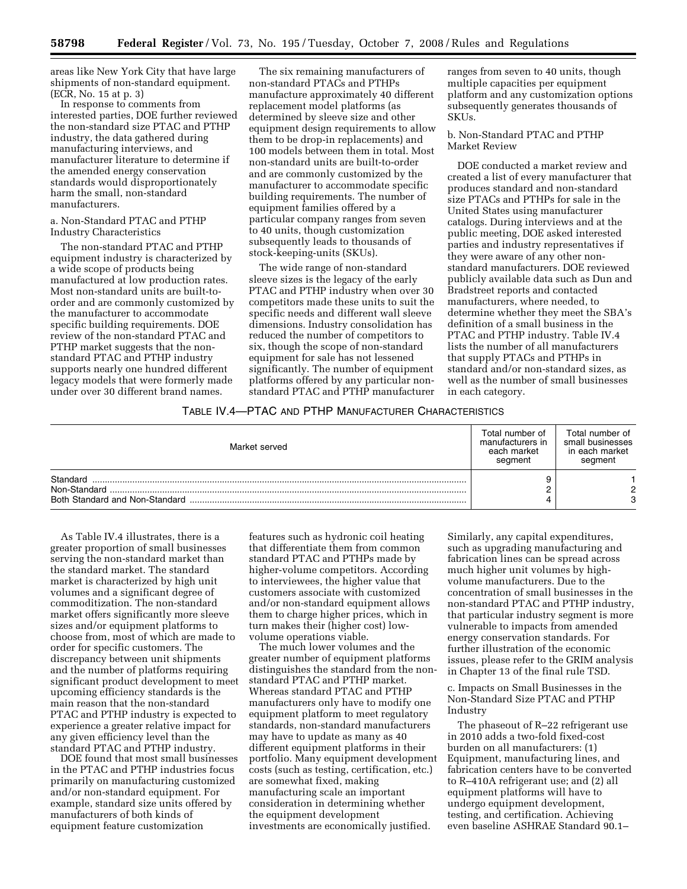areas like New York City that have large shipments of non-standard equipment. (ECR, No. 15 at p. 3)

In response to comments from interested parties, DOE further reviewed the non-standard size PTAC and PTHP industry, the data gathered during manufacturing interviews, and manufacturer literature to determine if the amended energy conservation standards would disproportionately harm the small, non-standard manufacturers.

a. Non-Standard PTAC and PTHP Industry Characteristics

The non-standard PTAC and PTHP equipment industry is characterized by a wide scope of products being manufactured at low production rates. Most non-standard units are built-to-order and are commonly customized by the manufacturer to accommodate specific building requirements. DOE review of the non-standard PTAC and PTHP market suggests that the non-standard PTAC and PTHP industry supports nearly one hundred different legacy models that were formerly made under over 30 different brand names.

The six remaining manufacturers of non-standard PTACs and PTHPs manufacture approximately 40 different replacement model platforms (as determined by sleeve size and other equipment design requirements to allow them to be drop-in replacements) and 100 models between them in total. Most non-standard units are built-to-order and are commonly customized by the manufacturer to accommodate specific building requirements. The number of equipment families offered by a particular company ranges from seven to 40 units, though customization subsequently leads to thousands of stock-keeping-units (SKUs).

The wide range of non-standard sleeve sizes is the legacy of the early PTAC and PTHP industry when over 30 competitors made these units to suit the specific needs and different wall sleeve dimensions. Industry consolidation has reduced the number of competitors to six, though the scope of non-standard equipment for sale has not lessened significantly. The number of equipment platforms offered by any particular non-standard PTAC and PTHP manufacturer ranges from seven to 40 units, though multiple capacities per equipment platform and any customization options subsequently generates thousands of SKUs.

b. Non-Standard PTAC and PTHP Market Review

DOE conducted a market review and created a list of every manufacturer that produces standard and non-standard size PTACs and PTHPs for sale in the United States using manufacturer catalogs. During interviews and at the public meeting, DOE asked interested parties and industry representatives if they were aware of any other non-standard manufacturers. DOE reviewed publicly available data such as Dun and Bradstreet reports and contacted manufacturers, where needed, to determine whether they meet the SBA's definition of a small business in the PTAC and PTHP industry. Table IV.4 lists the number of all manufacturers that supply PTACs and PTHPs in standard and/or non-standard sizes, as well as the number of small businesses in each category.

TABLE IV.4—PTAC AND PTHP MANUFACTURER CHARACTERISTICS

| Market served | Total number of manufacturers in each market segment | Total number of small businesses in each market segment |
|---|---|---|
| Standard | 9 | 1 |
| Non-Standard | 2 | 2 |
| Both Standard and Non-Standard | 4 | 3 |

As Table IV.4 illustrates, there is a greater proportion of small businesses serving the non-standard market than the standard market. The standard market is characterized by high unit volumes and a significant degree of commoditization. The non-standard market offers significantly more sleeve sizes and/or equipment platforms to choose from, most of which are made to order for specific customers. The discrepancy between unit shipments and the number of platforms requiring significant product development to meet upcoming efficiency standards is the main reason that the non-standard PTAC and PTHP industry is expected to experience a greater relative impact for any given efficiency level than the standard PTAC and PTHP industry.

DOE found that most small businesses in the PTAC and PTHP industries focus primarily on manufacturing customized and/or non-standard equipment. For example, standard size units offered by manufacturers of both kinds of equipment feature customization features such as hydronic coil heating that differentiate them from common standard PTAC and PTHPs made by higher-volume competitors. According to interviewees, the higher value that customers associate with customized and/or non-standard equipment allows them to charge higher prices, which in turn makes their (higher cost) low-volume operations viable.

The much lower volumes and the greater number of equipment platforms distinguishes the standard from the non-standard PTAC and PTHP market. Whereas standard PTAC and PTHP manufacturers only have to modify one equipment platform to meet regulatory standards, non-standard manufacturers may have to update as many as 40 different equipment platforms in their portfolio. Many equipment development costs (such as testing, certification, etc.) are somewhat fixed, making manufacturing scale an important consideration in determining whether the equipment development investments are economically justified. Similarly, any capital expenditures, such as upgrading manufacturing and fabrication lines can be spread across much higher unit volumes by high-volume manufacturers. Due to the concentration of small businesses in the non-standard PTAC and PTHP industry, that particular industry segment is more vulnerable to impacts from amended energy conservation standards. For further illustration of the economic issues, please refer to the GRIM analysis in Chapter 13 of the final rule TSD.

c. Impacts on Small Businesses in the Non-Standard Size PTAC and PTHP Industry

The phaseout of R–22 refrigerant use in 2010 adds a two-fold fixed-cost burden on all manufacturers: (1) Equipment, manufacturing lines, and fabrication centers have to be converted to R–410A refrigerant use; and (2) all equipment platforms will have to undergo equipment development, testing, and certification. Achieving even baseline ASHRAE Standard 90.1–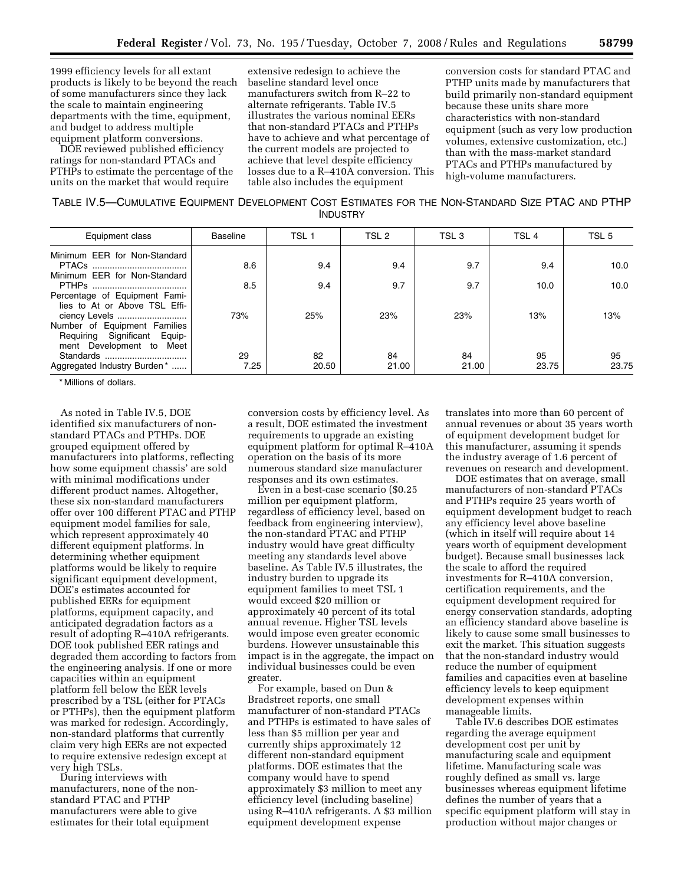1999 efficiency levels for all extant products is likely to be beyond the reach of some manufacturers since they lack the scale to maintain engineering departments with the time, equipment, and budget to address multiple equipment platform conversions.

DOE reviewed published efficiency ratings for non-standard PTACs and PTHPs to estimate the percentage of the units on the market that would require extensive redesign to achieve the baseline standard level once manufacturers switch from R–22 to alternate refrigerants. Table IV.5 illustrates the various nominal EERs that non-standard PTACs and PTHPs have to achieve and what percentage of the current models are projected to achieve that level despite efficiency losses due to a R–410A conversion. This table also includes the equipment conversion costs for standard PTAC and PTHP units made by manufacturers that build primarily non-standard equipment because these units share more characteristics with non-standard equipment (such as very low production volumes, extensive customization, etc.) than with the mass-market standard PTACs and PTHPs manufactured by high-volume manufacturers.

TABLE IV.5—CUMULATIVE EQUIPMENT DEVELOPMENT COST ESTIMATES FOR THE NON-STANDARD SIZE PTAC AND PTHP INDUSTRY

| Equipment class | Baseline | TSL 1 | TSL 2 | TSL 3 | TSL 4 | TSL 5 |
|---|---|---|---|---|---|---|
| Minimum EER for Non-Standard PTACs | 8.6 | 9.4 | 9.4 | 9.7 | 9.4 | 10.0 |
| Minimum EER for Non-Standard PTHPs | 8.5 | 9.4 | 9.7 | 9.7 | 10.0 | 10.0 |
| Percentage of Equipment Families to At or Above TSL Efficiency Levels | 73% | 25% | 23% | 23% | 13% | 13% |
| Number of Equipment Families Requiring Significant Equipment Development to Meet Standards | 29 | 82 | 84 | 84 | 95 | 95 |
| Aggregated Industry Burden* | 7.25 | 20.50 | 21.00 | 21.00 | 23.75 | 23.75 |

* Millions of dollars.

As noted in Table IV.5, DOE identified six manufacturers of non-standard PTACs and PTHPs. DOE grouped equipment offered by manufacturers into platforms, reflecting how some equipment chassis' are sold with minimal modifications under different product names. Altogether, these six non-standard manufacturers offer over 100 different PTAC and PTHP equipment model families for sale, which represent approximately 40 different equipment platforms. In determining whether equipment platforms would be likely to require significant equipment development, DOE's estimates accounted for published EERs for equipment platforms, equipment capacity, and anticipated degradation factors as a result of adopting R–410A refrigerants. DOE took published EER ratings and degraded them according to factors from the engineering analysis. If one or more capacities within an equipment platform fell below the EER levels prescribed by a TSL (either for PTACs or PTHPs), then the equipment platform was marked for redesign. Accordingly, non-standard platforms that currently claim very high EERs are not expected to require extensive redesign except at very high TSLs.

During interviews with manufacturers, none of the non-standard PTAC and PTHP manufacturers were able to give estimates for their total equipment conversion costs by efficiency level. As a result, DOE estimated the investment requirements to upgrade an existing equipment platform for optimal R–410A operation on the basis of its more numerous standard size manufacturer responses and its own estimates.

Even in a best-case scenario ($0.25 million per equipment platform, regardless of efficiency level, based on feedback from engineering interview), the non-standard PTAC and PTHP industry would have great difficulty meeting any standards level above baseline. As Table IV.5 illustrates, the industry burden to upgrade its equipment families to meet TSL 1 would exceed $20 million or approximately 40 percent of its total annual revenue. Higher TSL levels would impose even greater economic burdens. However unsustainable this impact is in the aggregate, the impact on individual businesses could be even greater.

For example, based on Dun & Bradstreet reports, one small manufacturer of non-standard PTACs and PTHPs is estimated to have sales of less than $5 million per year and currently ships approximately 12 different non-standard equipment platforms. DOE estimates that the company would have to spend approximately $3 million to meet any efficiency level (including baseline) using R–410A refrigerants. A $3 million equipment development expense translates into more than 60 percent of annual revenues or about 35 years worth of equipment development budget for this manufacturer, assuming it spends the industry average of 1.6 percent of revenues on research and development.

DOE estimates that on average, small manufacturers of non-standard PTACs and PTHPs require 25 years worth of equipment development budget to reach any efficiency level above baseline (which in itself will require about 14 years worth of equipment development budget). Because small businesses lack the scale to afford the required investments for R–410A conversion, certification requirements, and the equipment development required for energy conservation standards, adopting an efficiency standard above baseline is likely to cause some small businesses to exit the market. This situation suggests that the non-standard industry would reduce the number of equipment families and capacities even at baseline efficiency levels to keep equipment development expenses within manageable limits.

Table IV.6 describes DOE estimates regarding the average equipment development cost per unit by manufacturing scale and equipment lifetime. Manufacturing scale was roughly defined as small vs. large businesses whereas equipment lifetime defines the number of years that a specific equipment platform will stay in production without major changes or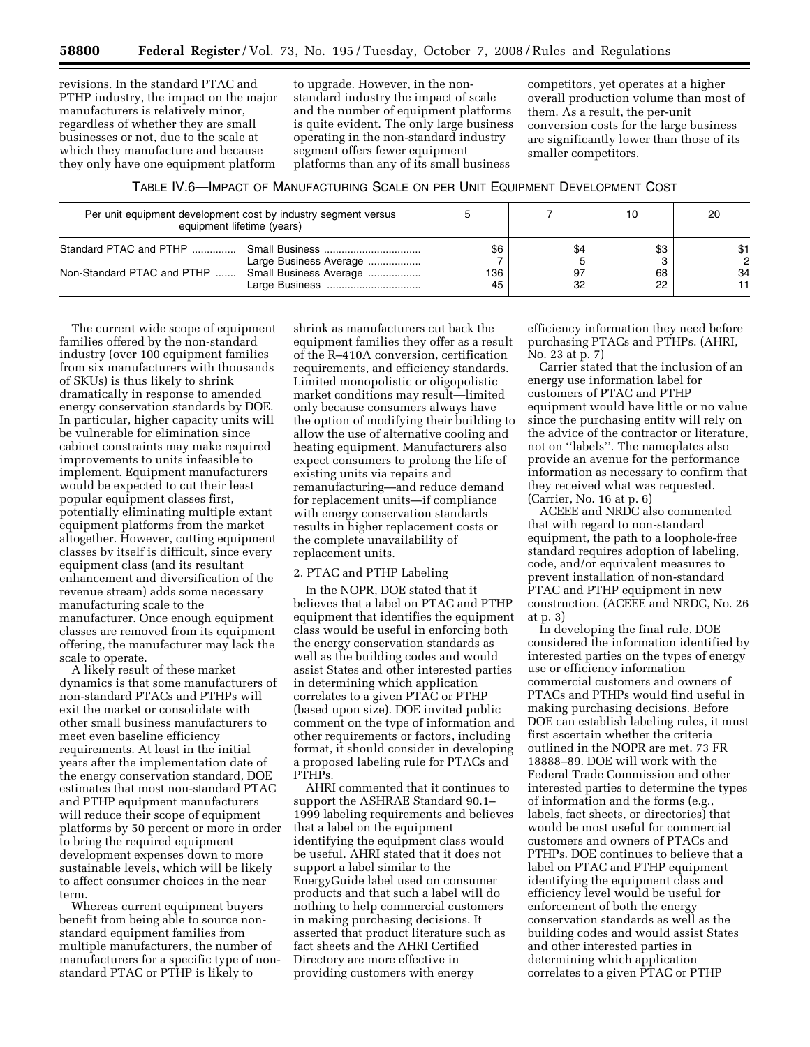revisions. In the standard PTAC and PTHP industry, the impact on the major manufacturers is relatively minor, regardless of whether they are small businesses or not, due to the scale at which they manufacture and because they only have one equipment platform to upgrade. However, in the non-standard industry the impact of scale and the number of equipment platforms is quite evident. The only large business operating in the non-standard industry segment offers fewer equipment platforms than any of its small business competitors, yet operates at a higher overall production volume than most of them. As a result, the per-unit conversion costs for the large business are significantly lower than those of its smaller competitors.

TABLE IV.6—IMPACT OF MANUFACTURING SCALE ON PER UNIT EQUIPMENT DEVELOPMENT COST

| Per unit equipment development cost by industry segment versus equipment lifetime (years) | | 5 | 7 | 10 | 20 |
|---|---|---|---|---|---|
| Standard PTAC and PTHP | Small Business | $6 | $4 | $3 | $1 |
| | Large Business Average | 7 | 5 | 3 | 2 |
| Non-Standard PTAC and PTHP | Small Business Average | 136 | 97 | 68 | 34 |
| | Large Business | 45 | 32 | 22 | 11 |

The current wide scope of equipment families offered by the non-standard industry (over 100 equipment families from six manufacturers with thousands of SKUs) is thus likely to shrink dramatically in response to amended energy conservation standards by DOE. In particular, higher capacity units will be vulnerable for elimination since cabinet constraints may make required improvements to units infeasible to implement. Equipment manufacturers would be expected to cut their least popular equipment classes first, potentially eliminating multiple extant equipment platforms from the market altogether. However, cutting equipment classes by itself is difficult, since every equipment class (and its resultant enhancement and diversification of the revenue stream) adds some necessary manufacturing scale to the manufacturer. Once enough equipment classes are removed from its equipment offering, the manufacturer may lack the scale to operate.

A likely result of these market dynamics is that some manufacturers of non-standard PTACs and PTHPs will exit the market or consolidate with other small business manufacturers to meet even baseline efficiency requirements. At least in the initial years after the implementation date of the energy conservation standard, DOE estimates that most non-standard PTAC and PTHP equipment manufacturers will reduce their scope of equipment platforms by 50 percent or more in order to bring the required equipment development expenses down to more sustainable levels, which will be likely to affect consumer choices in the near term.

Whereas current equipment buyers benefit from being able to source non-standard equipment families from multiple manufacturers, the number of manufacturers for a specific type of non-standard PTAC or PTHP is likely to shrink as manufacturers cut back the equipment families they offer as a result of the R–410A conversion, certification requirements, and efficiency standards. Limited monopolistic or oligopolistic market conditions may result—limited only because consumers always have the option of modifying their building to allow the use of alternative cooling and heating equipment. Manufacturers also expect consumers to prolong the life of existing units via repairs and remanufacturing—and reduce demand for replacement units—if compliance with energy conservation standards results in higher replacement costs or the complete unavailability of replacement units.

2. PTAC and PTHP Labeling

In the NOPR, DOE stated that it believes that a label on PTAC and PTHP equipment that identifies the equipment class would be useful in enforcing both the energy conservation standards as well as the building codes and would assist States and other interested parties in determining which application correlates to a given PTAC or PTHP (based upon size). DOE invited public comment on the type of information and other requirements or factors, including format, it should consider in developing a proposed labeling rule for PTACs and PTHPs.

AHRI commented that it continues to support the ASHRAE Standard 90.1–1999 labeling requirements and believes that a label on the equipment identifying the equipment class would be useful. AHRI stated that it does not support a label similar to the EnergyGuide label used on consumer products and that such a label will do nothing to help commercial customers in making purchasing decisions. It asserted that product literature such as fact sheets and the AHRI Certified Directory are more effective in providing customers with energy efficiency information they need before purchasing PTACs and PTHPs. (AHRI, No. 23 at p. 7)

Carrier stated that the inclusion of an energy use information label for customers of PTAC and PTHP equipment would have little or no value since the purchasing entity will rely on the advice of the contractor or literature, not on ''labels''. The nameplates also provide an avenue for the performance information as necessary to confirm that they received what was requested. (Carrier, No. 16 at p. 6)

ACEEE and NRDC also commented that with regard to non-standard equipment, the path to a loophole-free standard requires adoption of labeling, code, and/or equivalent measures to prevent installation of non-standard PTAC and PTHP equipment in new construction. (ACEEE and NRDC, No. 26 at p. 3)

In developing the final rule, DOE considered the information identified by interested parties on the types of energy use or efficiency information commercial customers and owners of PTACs and PTHPs would find useful in making purchasing decisions. Before DOE can establish labeling rules, it must first ascertain whether the criteria outlined in the NOPR are met. 73 FR 18888–89. DOE will work with the Federal Trade Commission and other interested parties to determine the types of information and the forms (e.g., labels, fact sheets, or directories) that would be most useful for commercial customers and owners of PTACs and PTHPs. DOE continues to believe that a label on PTAC and PTHP equipment identifying the equipment class and efficiency level would be useful for enforcement of both the energy conservation standards as well as the building codes and would assist States and other interested parties in determining which application correlates to a given PTAC or PTHP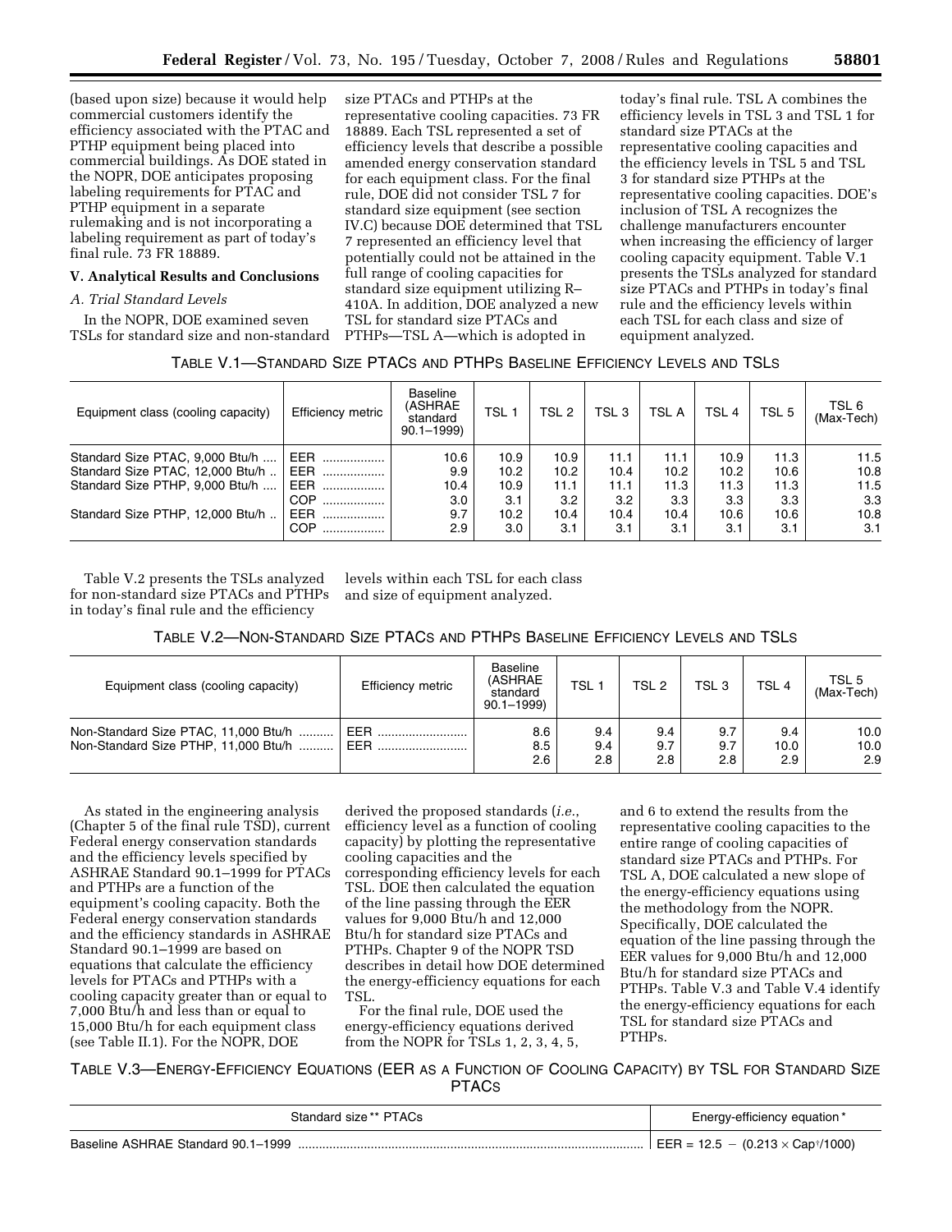(based upon size) because it would help commercial customers identify the efficiency associated with the PTAC and PTHP equipment being placed into commercial buildings. As DOE stated in the NOPR, DOE anticipates proposing labeling requirements for PTAC and PTHP equipment in a separate rulemaking and is not incorporating a labeling requirement as part of today's final rule. 73 FR 18889.

## V. Analytical Results and Conclusions

### A. Trial Standard Levels

In the NOPR, DOE examined seven TSLs for standard size and non-standard size PTACs and PTHPs at the representative cooling capacities. 73 FR 18889. Each TSL represented a set of efficiency levels that describe a possible amended energy conservation standard for each equipment class. For the final rule, DOE did not consider TSL 7 for standard size equipment (see section IV.C) because DOE determined that TSL 7 represented an efficiency level that potentially could not be attained in the full range of cooling capacities for standard size equipment utilizing R–410A. In addition, DOE analyzed a new TSL for standard size PTACs and PTHPs—TSL A—which is adopted in today's final rule. TSL A combines the efficiency levels in TSL 3 and TSL 1 for standard size PTACs at the representative cooling capacities and the efficiency levels in TSL 5 and TSL 3 for standard size PTHPs at the representative cooling capacities. DOE's inclusion of TSL A recognizes the challenge manufacturers encounter when increasing the efficiency of larger cooling capacity equipment. Table V.1 presents the TSLs analyzed for standard size PTACs and PTHPs in today's final rule and the efficiency levels within each TSL for each class and size of equipment analyzed.

TABLE V.1—STANDARD SIZE PTACS AND PTHPS BASELINE EFFICIENCY LEVELS AND TSLS

| Equipment class (cooling capacity) | Efficiency metric | Baseline (ASHRAE standard 90.1–1999) | TSL 1 | TSL 2 | TSL 3 | TSL A | TSL 4 | TSL 5 | TSL 6 (Max-Tech) |
|---|---|---|---|---|---|---|---|---|---|
| Standard Size PTAC, 9,000 Btu/h | EER | 10.6 | 10.9 | 10.9 | 11.1 | 11.1 | 10.9 | 11.3 | 11.5 |
| Standard Size PTAC, 12,000 Btu/h | EER | 9.9 | 10.2 | 10.2 | 10.4 | 10.2 | 10.2 | 10.6 | 10.8 |
| Standard Size PTHP, 9,000 Btu/h | EER | 10.4 | 10.9 | 11.1 | 11.1 | 11.3 | 11.3 | 11.3 | 11.5 |
| | COP | 3.0 | 3.1 | 3.2 | 3.2 | 3.3 | 3.3 | 3.3 | 3.3 |
| Standard Size PTHP, 12,000 Btu/h | EER | 9.7 | 10.2 | 10.4 | 10.4 | 10.4 | 10.6 | 10.6 | 10.8 |
| | COP | 2.9 | 3.0 | 3.1 | 3.1 | 3.1 | 3.1 | 3.1 | 3.1 |

Table V.2 presents the TSLs analyzed for non-standard size PTACs and PTHPs in today's final rule and the efficiency levels within each TSL for each class and size of equipment analyzed.

TABLE V.2—NON-STANDARD SIZE PTACS AND PTHPS BASELINE EFFICIENCY LEVELS AND TSLS

| Equipment class (cooling capacity) | Efficiency metric | Baseline (ASHRAE standard 90.1–1999) | TSL 1 | TSL 2 | TSL 3 | TSL 4 | TSL 5 (Max-Tech) |
|---|---|---|---|---|---|---|---|
| Non-Standard Size PTAC, 11,000 Btu/h | EER | 8.6 | 9.4 | 9.4 | 9.7 | 9.4 | 10.0 |
| Non-Standard Size PTHP, 11,000 Btu/h | EER | 8.5 | 9.4 | 9.7 | 9.7 | 10.0 | 10.0 |
| | | 2.6 | 2.8 | 2.8 | 2.8 | 2.9 | 2.9 |

As stated in the engineering analysis (Chapter 5 of the final rule TSD), current Federal energy conservation standards and the efficiency levels specified by ASHRAE Standard 90.1–1999 for PTACs and PTHPs are a function of the equipment's cooling capacity. Both the Federal energy conservation standards and the efficiency standards in ASHRAE Standard 90.1–1999 are based on equations that calculate the efficiency levels for PTACs and PTHPs with a cooling capacity greater than or equal to 7,000 Btu/h and less than or equal to 15,000 Btu/h for each equipment class (see Table II.1). For the NOPR, DOE derived the proposed standards (*i.e.*, efficiency level as a function of cooling capacity) by plotting the representative cooling capacities and the corresponding efficiency levels for each TSL. DOE then calculated the equation of the line passing through the EER values for 9,000 Btu/h and 12,000 Btu/h for standard size PTACs and PTHPs. Chapter 9 of the NOPR TSD describes in detail how DOE determined the energy-efficiency equations for each TSL.

For the final rule, DOE used the energy-efficiency equations derived from the NOPR for TSLs 1, 2, 3, 4, 5, and 6 to extend the results from the representative cooling capacities to the entire range of cooling capacities of standard size PTACs and PTHPs. For TSL A, DOE calculated a new slope of the energy-efficiency equations using the methodology from the NOPR. Specifically, DOE calculated the equation of the line passing through the EER values for 9,000 Btu/h and 12,000 Btu/h for standard size PTACs and PTHPs. Table V.3 and Table V.4 identify the energy-efficiency equations for each TSL for standard size PTACs and PTHPs.

TABLE V.3—ENERGY-EFFICIENCY EQUATIONS (EER AS A FUNCTION OF COOLING CAPACITY) BY TSL FOR STANDARD SIZE PTACS

| Standard size ** PTACs | Energy-efficiency equation * |
|---|---|
| Baseline ASHRAE Standard 90.1–1999 | EER = 12.5 − (0.213 × Cap†/1000) |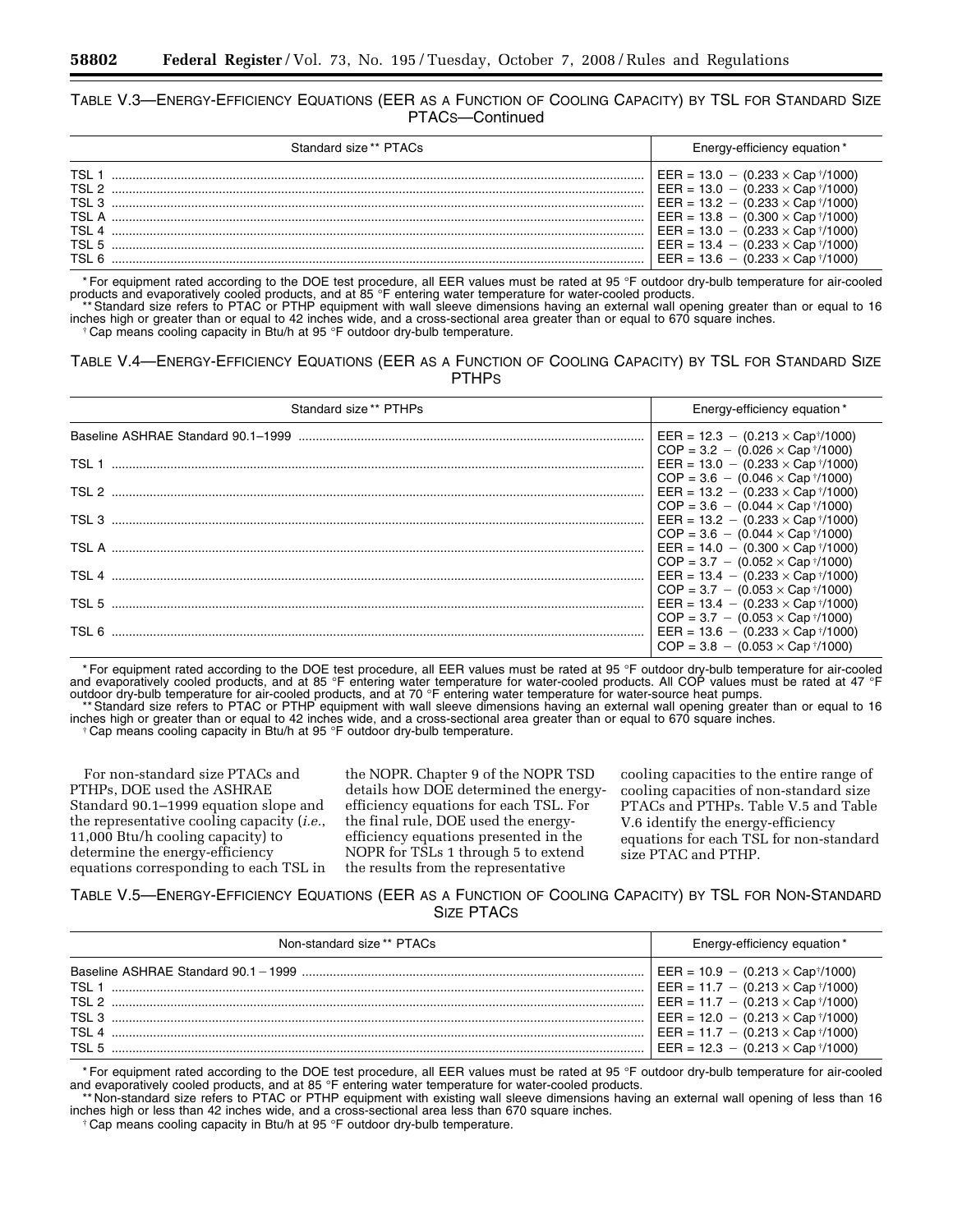TABLE V.3—ENERGY-EFFICIENCY EQUATIONS (EER AS A FUNCTION OF COOLING CAPACITY) BY TSL FOR STANDARD SIZE PTACS—Continued

| Standard size ** PTACs | Energy-efficiency equation * |
|---|---|
| TSL 1 | EER = 13.0 − (0.233 × Cap †/1000) |
| TSL 2 | EER = 13.0 − (0.233 × Cap †/1000) |
| TSL 3 | EER = 13.2 − (0.233 × Cap †/1000) |
| TSL A | EER = 13.8 − (0.300 × Cap †/1000) |
| TSL 4 | EER = 13.0 − (0.233 × Cap †/1000) |
| TSL 5 | EER = 13.4 − (0.233 × Cap †/1000) |
| TSL 6 | EER = 13.6 − (0.233 × Cap †/1000) |

* For equipment rated according to the DOE test procedure, all EER values must be rated at 95 °F outdoor dry-bulb temperature for air-cooled products and evaporatively cooled products, and at 85 °F entering water temperature for water-cooled products.

** Standard size refers to PTAC or PTHP equipment with wall sleeve dimensions having an external wall opening greater than or equal to 16 inches high or greater than or equal to 42 inches wide, and a cross-sectional area greater than or equal to 670 square inches.

† Cap means cooling capacity in Btu/h at 95 °F outdoor dry-bulb temperature.

TABLE V.4—ENERGY-EFFICIENCY EQUATIONS (EER AS A FUNCTION OF COOLING CAPACITY) BY TSL FOR STANDARD SIZE PTHPS

| Standard size ** PTHPs | Energy-efficiency equation * |
|---|---|
| Baseline ASHRAE Standard 90.1–1999 | EER = 12.3 − (0.213 × Cap†/1000)<br>COP = 3.2 − (0.026 × Cap †/1000) |
| TSL 1 | EER = 13.0 − (0.233 × Cap †/1000)<br>COP = 3.6 − (0.046 × Cap †/1000) |
| TSL 2 | EER = 13.2 − (0.233 × Cap †/1000)<br>COP = 3.6 − (0.044 × Cap †/1000) |
| TSL 3 | EER = 13.2 − (0.233 × Cap †/1000)<br>COP = 3.6 − (0.044 × Cap †/1000) |
| TSL A | EER = 14.0 − (0.300 × Cap †/1000)<br>COP = 3.7 − (0.052 × Cap †/1000) |
| TSL 4 | EER = 13.4 − (0.233 × Cap †/1000)<br>COP = 3.7 − (0.053 × Cap †/1000) |
| TSL 5 | EER = 13.4 − (0.233 × Cap †/1000)<br>COP = 3.7 − (0.053 × Cap †/1000) |
| TSL 6 | EER = 13.6 − (0.233 × Cap †/1000)<br>COP = 3.8 − (0.053 × Cap †/1000) |

* For equipment rated according to the DOE test procedure, all EER values must be rated at 95 °F outdoor dry-bulb temperature for air-cooled and evaporatively cooled products, and at 85 °F entering water temperature for water-cooled products. All COP values must be rated at 47 °F outdoor dry-bulb temperature for air-cooled products, and at 70 °F entering water temperature for water-source heat pumps.

** Standard size refers to PTAC or PTHP equipment with wall sleeve dimensions having an external wall opening greater than or equal to 16 inches high or greater than or equal to 42 inches wide, and a cross-sectional area greater than or equal to 670 square inches.

† Cap means cooling capacity in Btu/h at 95 °F outdoor dry-bulb temperature.

For non-standard size PTACs and PTHPs, DOE used the ASHRAE Standard 90.1–1999 equation slope and the representative cooling capacity (*i.e.*, 11,000 Btu/h cooling capacity) to determine the energy-efficiency equations corresponding to each TSL in the NOPR. Chapter 9 of the NOPR TSD details how DOE determined the energy-efficiency equations for each TSL. For the final rule, DOE used the energy-efficiency equations presented in the NOPR for TSLs 1 through 5 to extend the results from the representative cooling capacities to the entire range of cooling capacities of non-standard size PTACs and PTHPs. Table V.5 and Table V.6 identify the energy-efficiency equations for each TSL for non-standard size PTAC and PTHP.

TABLE V.5—ENERGY-EFFICIENCY EQUATIONS (EER AS A FUNCTION OF COOLING CAPACITY) BY TSL FOR NON-STANDARD SIZE PTACS

| Non-standard size ** PTACs | Energy-efficiency equation * |
|---|---|
| Baseline ASHRAE Standard 90.1 – 1999 | EER = 10.9 − (0.213 × Cap†/1000) |
| TSL 1 | EER = 11.7 − (0.213 × Cap †/1000) |
| TSL 2 | EER = 11.7 − (0.213 × Cap †/1000) |
| TSL 3 | EER = 12.0 − (0.213 × Cap †/1000) |
| TSL 4 | EER = 11.7 − (0.213 × Cap †/1000) |
| TSL 5 | EER = 12.3 − (0.213 × Cap †/1000) |

* For equipment rated according to the DOE test procedure, all EER values must be rated at 95 °F outdoor dry-bulb temperature for air-cooled and evaporatively cooled products, and at 85 °F entering water temperature for water-cooled products.

** Non-standard size refers to PTAC or PTHP equipment with existing wall sleeve dimensions having an external wall opening of less than 16 inches high or less than 42 inches wide, and a cross-sectional area less than 670 square inches.

† Cap means cooling capacity in Btu/h at 95 °F outdoor dry-bulb temperature.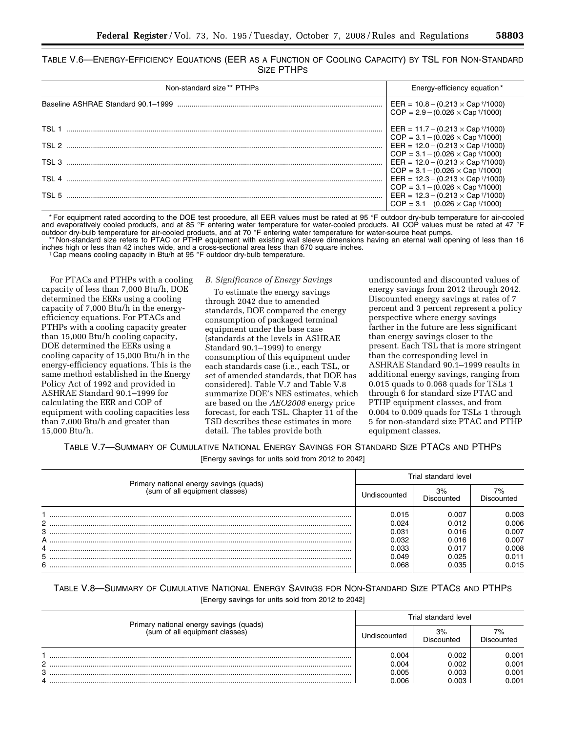TABLE V.6—ENERGY-EFFICIENCY EQUATIONS (EER AS A FUNCTION OF COOLING CAPACITY) BY TSL FOR NON-STANDARD SIZE PTHPS

| Non-standard size ** PTHPs | Energy-efficiency equation * |
| --- | --- |
| Baseline ASHRAE Standard 90.1–1999 | EER = 10.8 − (0.213 × Cap †/1000)<br>COP = 2.9 − (0.026 × Cap †/1000) |
| TSL 1 | EER = 11.7 − (0.213 × Cap †/1000)<br>COP = 3.1 − (0.026 × Cap †/1000) |
| TSL 2 | EER = 12.0 − (0.213 × Cap †/1000)<br>COP = 3.1 − (0.026 × Cap †/1000) |
| TSL 3 | EER = 12.0 − (0.213 × Cap †/1000)<br>COP = 3.1 − (0.026 × Cap †/1000) |
| TSL 4 | EER = 12.3 − (0.213 × Cap †/1000)<br>COP = 3.1 − (0.026 × Cap †/1000) |
| TSL 5 | EER = 12.3 − (0.213 × Cap †/1000)<br>COP = 3.1 − (0.026 × Cap †/1000) |

* For equipment rated according to the DOE test procedure, all EER values must be rated at 95 °F outdoor dry-bulb temperature for air-cooled and evaporatively cooled products, and at 85 °F entering water temperature for water-cooled products. All COP values must be rated at 47 °F outdoor dry-bulb temperature for air-cooled products, and at 70 °F entering water temperature for water-source heat pumps.

** Non-standard size refers to PTAC or PTHP equipment with existing wall sleeve dimensions having an eternal wall opening of less than 16 inches high or less than 42 inches wide, and a cross-sectional area less than 670 square inches.

† Cap means cooling capacity in Btu/h at 95 °F outdoor dry-bulb temperature.

For PTACs and PTHPs with a cooling capacity of less than 7,000 Btu/h, DOE determined the EERs using a cooling capacity of 7,000 Btu/h in the energy-efficiency equations. For PTACs and PTHPs with a cooling capacity greater than 15,000 Btu/h cooling capacity, DOE determined the EERs using a cooling capacity of 15,000 Btu/h in the energy-efficiency equations. This is the same method established in the Energy Policy Act of 1992 and provided in ASHRAE Standard 90.1–1999 for calculating the EER and COP of equipment with cooling capacities less than 7,000 Btu/h and greater than 15,000 Btu/h.

### *B. Significance of Energy Savings*

To estimate the energy savings through 2042 due to amended standards, DOE compared the energy consumption of packaged terminal equipment under the base case (standards at the levels in ASHRAE Standard 90.1–1999) to energy consumption of this equipment under each standards case (i.e., each TSL, or set of amended standards, that DOE has considered). Table V.7 and Table V.8 summarize DOE's NES estimates, which are based on the *AEO2008* energy price forecast, for each TSL. Chapter 11 of the TSD describes these estimates in more detail. The tables provide both undiscounted and discounted values of energy savings from 2012 through 2042. Discounted energy savings at rates of 7 percent and 3 percent represent a policy perspective where energy savings farther in the future are less significant than energy savings closer to the present. Each TSL that is more stringent than the corresponding level in ASHRAE Standard 90.1–1999 results in additional energy savings, ranging from 0.015 quads to 0.068 quads for TSLs 1 through 6 for standard size PTAC and PTHP equipment classes, and from 0.004 to 0.009 quads for TSLs 1 through 5 for non-standard size PTAC and PTHP equipment classes.

TABLE V.7—SUMMARY OF CUMULATIVE NATIONAL ENERGY SAVINGS FOR STANDARD SIZE PTACS AND PTHPS

[Energy savings for units sold from 2012 to 2042]

| Primary national energy savings (quads) (sum of all equipment classes) | Trial standard level | | |
| --- | --- | --- | --- |
| | Undiscounted | 3% Discounted | 7% Discounted |
| 1 | 0.015 | 0.007 | 0.003 |
| 2 | 0.024 | 0.012 | 0.006 |
| 3 | 0.031 | 0.016 | 0.007 |
| A | 0.032 | 0.016 | 0.007 |
| 4 | 0.033 | 0.017 | 0.008 |
| 5 | 0.049 | 0.025 | 0.011 |
| 6 | 0.068 | 0.035 | 0.015 |

TABLE V.8—SUMMARY OF CUMULATIVE NATIONAL ENERGY SAVINGS FOR NON-STANDARD SIZE PTACS AND PTHPS

[Energy savings for units sold from 2012 to 2042]

| Primary national energy savings (quads) (sum of all equipment classes) | Trial standard level | | |
| --- | --- | --- | --- |
| | Undiscounted | 3% Discounted | 7% Discounted |
| 1 | 0.004 | 0.002 | 0.001 |
| 2 | 0.004 | 0.002 | 0.001 |
| 3 | 0.005 | 0.003 | 0.001 |
| 4 | 0.006 | 0.003 | 0.001 |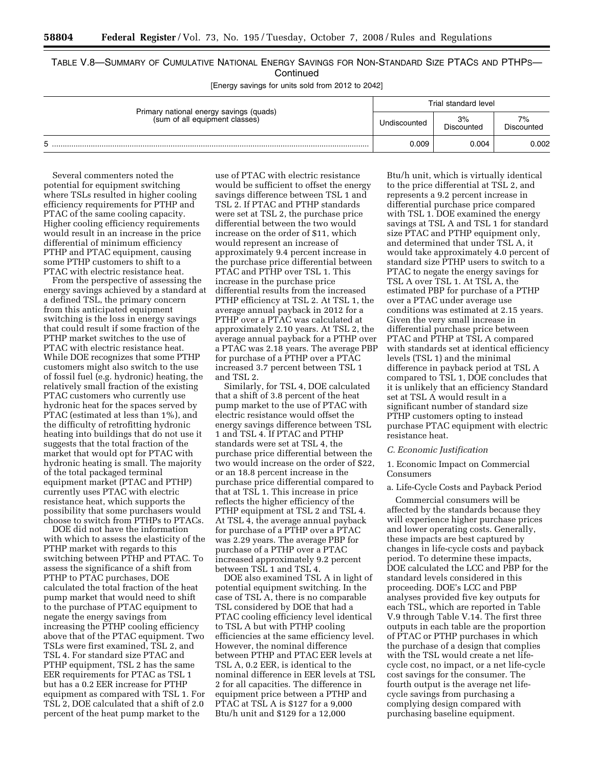TABLE V.8—SUMMARY OF CUMULATIVE NATIONAL ENERGY SAVINGS FOR NON-STANDARD SIZE PTACS AND PTHPS—Continued

[Energy savings for units sold from 2012 to 2042]

| Primary national energy savings (quads) (sum of all equipment classes) | Trial standard level | | |
|---|---|---|---|
| | Undiscounted | 3% Discounted | 7% Discounted |
| 5 | 0.009 | 0.004 | 0.002 |

Several commenters noted the potential for equipment switching where TSLs resulted in higher cooling efficiency requirements for PTHP and PTAC of the same cooling capacity. Higher cooling efficiency requirements would result in an increase in the price differential of minimum efficiency PTHP and PTAC equipment, causing some PTHP customers to shift to a PTAC with electric resistance heat.

From the perspective of assessing the energy savings achieved by a standard at a defined TSL, the primary concern from this anticipated equipment switching is the loss in energy savings that could result if some fraction of the PTHP market switches to the use of PTAC with electric resistance heat. While DOE recognizes that some PTHP customers might also switch to the use of fossil fuel (e.g. hydronic) heating, the relatively small fraction of the existing PTAC customers who currently use hydronic heat for the spaces served by PTAC (estimated at less than 1%), and the difficulty of retrofitting hydronic heating into buildings that do not use it suggests that the total fraction of the market that would opt for PTAC with hydronic heating is small. The majority of the total packaged terminal equipment market (PTAC and PTHP) currently uses PTAC with electric resistance heat, which supports the possibility that some purchasers would choose to switch from PTHPs to PTACs.

DOE did not have the information with which to assess the elasticity of the PTHP market with regards to this switching between PTHP and PTAC. To assess the significance of a shift from PTHP to PTAC purchases, DOE calculated the total fraction of the heat pump market that would need to shift to the purchase of PTAC equipment to negate the energy savings from increasing the PTHP cooling efficiency above that of the PTAC equipment. Two TSLs were first examined, TSL 2, and TSL 4. For standard size PTAC and PTHP equipment, TSL 2 has the same EER requirements for PTAC as TSL 1 but has a 0.2 EER increase for PTHP equipment as compared with TSL 1. For TSL 2, DOE calculated that a shift of 2.0 percent of the heat pump market to the use of PTAC with electric resistance would be sufficient to offset the energy savings difference between TSL 1 and TSL 2. If PTAC and PTHP standards were set at TSL 2, the purchase price differential between the two would increase on the order of $11, which would represent an increase of approximately 9.4 percent increase in the purchase price differential between PTAC and PTHP over TSL 1. This increase in the purchase price differential results from the increased PTHP efficiency at TSL 2. At TSL 1, the average annual payback in 2012 for a PTHP over a PTAC was calculated at approximately 2.10 years. At TSL 2, the average annual payback for a PTHP over a PTAC was 2.18 years. The average PBP for purchase of a PTHP over a PTAC increased 3.7 percent between TSL 1 and TSL 2.

Similarly, for TSL 4, DOE calculated that a shift of 3.8 percent of the heat pump market to the use of PTAC with electric resistance would offset the energy savings difference between TSL 1 and TSL 4. If PTAC and PTHP standards were set at TSL 4, the purchase price differential between the two would increase on the order of $22, or an 18.8 percent increase in the purchase price differential compared to that at TSL 1. This increase in price reflects the higher efficiency of the PTHP equipment at TSL 2 and TSL 4. At TSL 4, the average annual payback for purchase of a PTHP over a PTAC was 2.29 years. The average PBP for purchase of a PTHP over a PTAC increased approximately 9.2 percent between TSL 1 and TSL 4.

DOE also examined TSL A in light of potential equipment switching. In the case of TSL A, there is no comparable TSL considered by DOE that had a PTAC cooling efficiency level identical to TSL A but with PTHP cooling efficiencies at the same efficiency level. However, the nominal difference between PTHP and PTAC EER levels at TSL A, 0.2 EER, is identical to the nominal difference in EER levels at TSL 2 for all capacities. The difference in equipment price between a PTHP and PTAC at TSL A is $127 for a 9,000 Btu/h unit and $129 for a 12,000 Btu/h unit, which is virtually identical to the price differential at TSL 2, and represents a 9.2 percent increase in differential purchase price compared with TSL 1. DOE examined the energy savings at TSL A and TSL 1 for standard size PTAC and PTHP equipment only, and determined that under TSL A, it would take approximately 4.0 percent of standard size PTHP users to switch to a PTAC to negate the energy savings for TSL A over TSL 1. At TSL A, the estimated PBP for purchase of a PTHP over a PTAC under average use conditions was estimated at 2.15 years. Given the very small increase in differential purchase price between PTAC and PTHP at TSL A compared with standards set at identical efficiency levels (TSL 1) and the minimal difference in payback period at TSL A compared to TSL 1, DOE concludes that it is unlikely that an efficiency Standard set at TSL A would result in a significant number of standard size PTHP customers opting to instead purchase PTAC equipment with electric resistance heat.

### *C. Economic Justification*

#### 1. Economic Impact on Commercial Consumers

##### a. Life-Cycle Costs and Payback Period

Commercial consumers will be affected by the standards because they will experience higher purchase prices and lower operating costs. Generally, these impacts are best captured by changes in life-cycle costs and payback period. To determine these impacts, DOE calculated the LCC and PBP for the standard levels considered in this proceeding. DOE's LCC and PBP analyses provided five key outputs for each TSL, which are reported in Table V.9 through Table V.14. The first three outputs in each table are the proportion of PTAC or PTHP purchases in which the purchase of a design that complies with the TSL would create a net life-cycle cost, no impact, or a net life-cycle cost savings for the consumer. The fourth output is the average net life-cycle savings from purchasing a complying design compared with purchasing baseline equipment.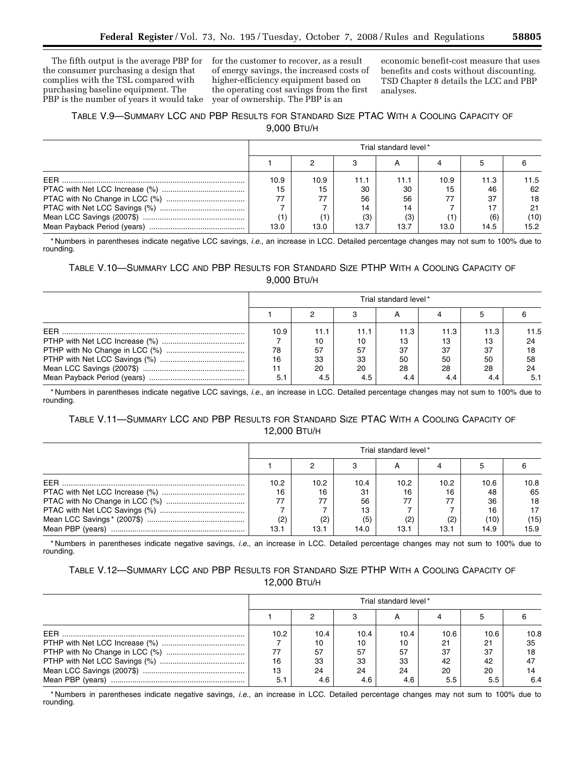The fifth output is the average PBP for the consumer purchasing a design that complies with the TSL compared with purchasing baseline equipment. The PBP is the number of years it would take for the customer to recover, as a result of energy savings, the increased costs of higher-efficiency equipment based on the operating cost savings from the first year of ownership. The PBP is an economic benefit-cost measure that uses benefits and costs without discounting. TSD Chapter 8 details the LCC and PBP analyses.

TABLE V.9—SUMMARY LCC AND PBP RESULTS FOR STANDARD SIZE PTAC WITH A COOLING CAPACITY OF 9,000 BTU/H

| | Trial standard level* | | | | | | |
|---|---|---|---|---|---|---|---|
| | 1 | 2 | 3 | A | 4 | 5 | 6 |
| EER | 10.9 | 10.9 | 11.1 | 11.1 | 10.9 | 11.3 | 11.5 |
| PTAC with Net LCC Increase (%) | 15 | 15 | 30 | 30 | 15 | 46 | 62 |
| PTAC with No Change in LCC (%) | 77 | 77 | 56 | 56 | 77 | 37 | 18 |
| PTAC with Net LCC Savings (%) | 7 | 7 | 14 | 14 | 7 | 17 | 21 |
| Mean LCC Savings (2007$) | (1) | (1) | (3) | (3) | (1) | (6) | (10) |
| Mean Payback Period (years) | 13.0 | 13.0 | 13.7 | 13.7 | 13.0 | 14.5 | 15.2 |

* Numbers in parentheses indicate negative LCC savings, *i.e.*, an increase in LCC. Detailed percentage changes may not sum to 100% due to rounding.

TABLE V.10—SUMMARY LCC AND PBP RESULTS FOR STANDARD SIZE PTHP WITH A COOLING CAPACITY OF 9,000 BTU/H

| | Trial standard level* | | | | | | |
|---|---|---|---|---|---|---|---|
| | 1 | 2 | 3 | A | 4 | 5 | 6 |
| EER | 10.9 | 11.1 | 11.1 | 11.3 | 11.3 | 11.3 | 11.5 |
| PTHP with Net LCC Increase (%) | 7 | 10 | 10 | 13 | 13 | 13 | 24 |
| PTHP with No Change in LCC (%) | 78 | 57 | 57 | 37 | 37 | 37 | 18 |
| PTHP with Net LCC Savings (%) | 16 | 33 | 33 | 50 | 50 | 50 | 58 |
| Mean LCC Savings (2007$) | 11 | 20 | 20 | 28 | 28 | 28 | 24 |
| Mean Payback Period (years) | 5.1 | 4.5 | 4.5 | 4.4 | 4.4 | 4.4 | 5.1 |

* Numbers in parentheses indicate negative LCC savings, *i.e.*, an increase in LCC. Detailed percentage changes may not sum to 100% due to rounding.

TABLE V.11—SUMMARY LCC AND PBP RESULTS FOR STANDARD SIZE PTAC WITH A COOLING CAPACITY OF 12,000 BTU/H

| | Trial standard level* | | | | | | |
|---|---|---|---|---|---|---|---|
| | 1 | 2 | 3 | A | 4 | 5 | 6 |
| EER | 10.2 | 10.2 | 10.4 | 10.2 | 10.2 | 10.6 | 10.8 |
| PTAC with Net LCC Increase (%) | 16 | 16 | 31 | 16 | 16 | 48 | 65 |
| PTAC with No Change in LCC (%) | 77 | 77 | 56 | 77 | 77 | 36 | 18 |
| PTAC with Net LCC Savings (%) | 7 | 7 | 13 | 7 | 7 | 16 | 17 |
| Mean LCC Savings* (2007$) | (2) | (2) | (5) | (2) | (2) | (10) | (15) |
| Mean PBP (years) | 13.1 | 13.1 | 14.0 | 13.1 | 13.1 | 14.9 | 15.9 |

* Numbers in parentheses indicate negative savings, *i.e.*, an increase in LCC. Detailed percentage changes may not sum to 100% due to rounding.

TABLE V.12—SUMMARY LCC AND PBP RESULTS FOR STANDARD SIZE PTHP WITH A COOLING CAPACITY OF 12,000 BTU/H

| | Trial standard level* | | | | | | |
|---|---|---|---|---|---|---|---|
| | 1 | 2 | 3 | A | 4 | 5 | 6 |
| EER | 10.2 | 10.4 | 10.4 | 10.4 | 10.6 | 10.6 | 10.8 |
| PTHP with Net LCC Increase (%) | 7 | 10 | 10 | 10 | 21 | 21 | 35 |
| PTHP with No Change in LCC (%) | 77 | 57 | 57 | 57 | 37 | 37 | 18 |
| PTHP with Net LCC Savings (%) | 16 | 33 | 33 | 33 | 42 | 42 | 47 |
| Mean LCC Savings (2007$) | 13 | 24 | 24 | 24 | 20 | 20 | 14 |
| Mean PBP (years) | 5.1 | 4.6 | 4.6 | 4.6 | 5.5 | 5.5 | 6.4 |

* Numbers in parentheses indicate negative savings, *i.e.*, an increase in LCC. Detailed percentage changes may not sum to 100% due to rounding.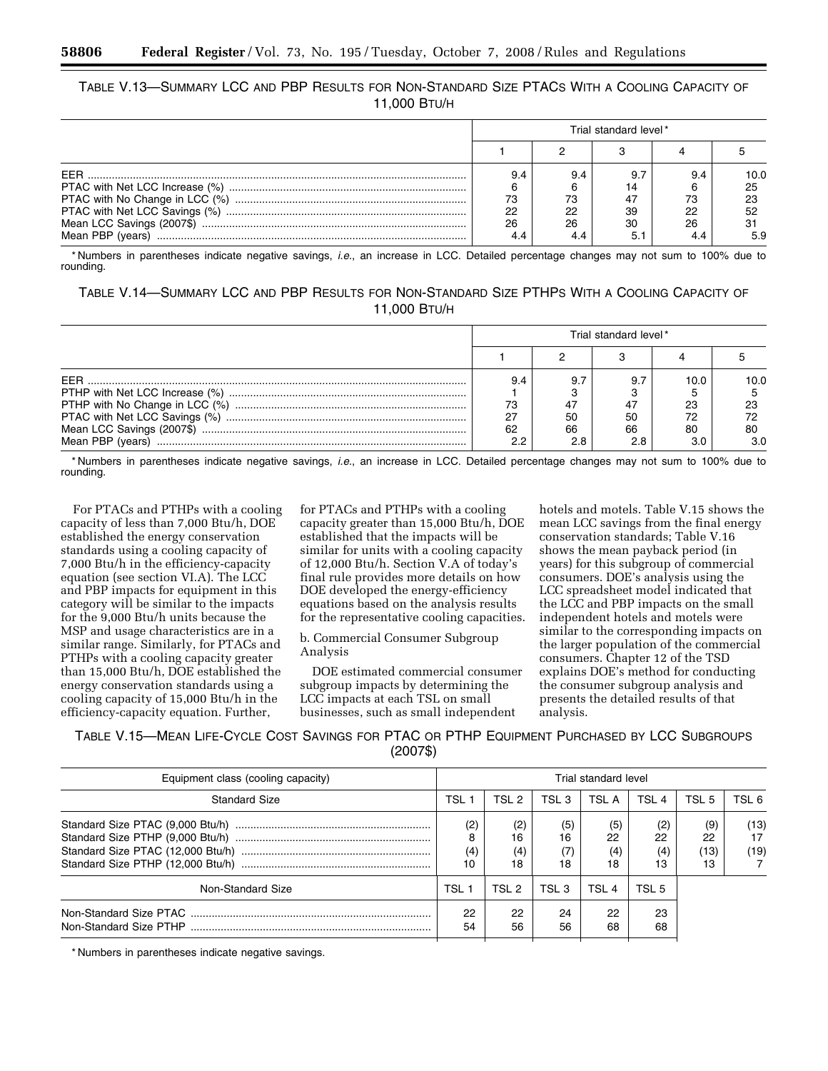TABLE V.13—SUMMARY LCC AND PBP RESULTS FOR NON-STANDARD SIZE PTACS WITH A COOLING CAPACITY OF 11,000 BTU/H

| | Trial standard level* | | | | |
|---|---|---|---|---|---|
| | 1 | 2 | 3 | 4 | 5 |
| EER | 9.4 | 9.4 | 9.7 | 9.4 | 10.0 |
| PTAC with Net LCC Increase (%) | 6 | 6 | 14 | 6 | 25 |
| PTAC with No Change in LCC (%) | 73 | 73 | 47 | 73 | 23 |
| PTAC with Net LCC Savings (%) | 22 | 22 | 39 | 22 | 52 |
| Mean LCC Savings (2007$) | 26 | 26 | 30 | 26 | 31 |
| Mean PBP (years) | 4.4 | 4.4 | 5.1 | 4.4 | 5.9 |

* Numbers in parentheses indicate negative savings, *i.e.*, an increase in LCC. Detailed percentage changes may not sum to 100% due to rounding.

TABLE V.14—SUMMARY LCC AND PBP RESULTS FOR NON-STANDARD SIZE PTHPS WITH A COOLING CAPACITY OF 11,000 BTU/H

| | Trial standard level* | | | | |
|---|---|---|---|---|---|
| | 1 | 2 | 3 | 4 | 5 |
| EER | 9.4 | 9.7 | 9.7 | 10.0 | 10.0 |
| PTHP with Net LCC Increase (%) | 1 | 3 | 3 | 5 | 5 |
| PTHP with No Change in LCC (%) | 73 | 47 | 47 | 23 | 23 |
| PTAC with Net LCC Savings (%) | 27 | 50 | 50 | 72 | 72 |
| Mean LCC Savings (2007$) | 62 | 66 | 66 | 80 | 80 |
| Mean PBP (years) | 2.2 | 2.8 | 2.8 | 3.0 | 3.0 |

* Numbers in parentheses indicate negative savings, *i.e.*, an increase in LCC. Detailed percentage changes may not sum to 100% due to rounding.

For PTACs and PTHPs with a cooling capacity of less than 7,000 Btu/h, DOE established the energy conservation standards using a cooling capacity of 7,000 Btu/h in the efficiency-capacity equation (see section VI.A). The LCC and PBP impacts for equipment in this category will be similar to the impacts for the 9,000 Btu/h units because the MSP and usage characteristics are in a similar range. Similarly, for PTACs and PTHPs with a cooling capacity greater than 15,000 Btu/h, DOE established the energy conservation standards using a cooling capacity of 15,000 Btu/h in the efficiency-capacity equation. Further, for PTACs and PTHPs with a cooling capacity greater than 15,000 Btu/h, DOE established that the impacts will be similar for units with a cooling capacity of 12,000 Btu/h. Section V.A of today's final rule provides more details on how DOE developed the energy-efficiency equations based on the analysis results for the representative cooling capacities.

b. Commercial Consumer Subgroup Analysis

DOE estimated commercial consumer subgroup impacts by determining the LCC impacts at each TSL on small businesses, such as small independent hotels and motels. Table V.15 shows the mean LCC savings from the final energy conservation standards; Table V.16 shows the mean payback period (in years) for this subgroup of commercial consumers. DOE's analysis using the LCC spreadsheet model indicated that the LCC and PBP impacts on the small independent hotels and motels were similar to the corresponding impacts on the larger population of the commercial consumers. Chapter 12 of the TSD explains DOE's method for conducting the consumer subgroup analysis and presents the detailed results of that analysis.

TABLE V.15—MEAN LIFE-CYCLE COST SAVINGS FOR PTAC OR PTHP EQUIPMENT PURCHASED BY LCC SUBGROUPS (2007$)

| Equipment class (cooling capacity) | Trial standard level | | | | | | |
|---|---|---|---|---|---|---|---|
| Standard Size | TSL 1 | TSL 2 | TSL 3 | TSL A | TSL 4 | TSL 5 | TSL 6 |
| Standard Size PTAC (9,000 Btu/h) | (2) | (2) | (5) | (5) | (2) | (9) | (13) |
| Standard Size PTHP (9,000 Btu/h) | 8 | 16 | 16 | 22 | 22 | 22 | 17 |
| Standard Size PTAC (12,000 Btu/h) | (4) | (4) | (7) | (4) | (4) | (13) | (19) |
| Standard Size PTHP (12,000 Btu/h) | 10 | 18 | 18 | 18 | 13 | 13 | 7 |
| Non-Standard Size | TSL 1 | TSL 2 | TSL 3 | TSL 4 | TSL 5 | | |
| Non-Standard Size PTAC | 22 | 22 | 24 | 22 | 23 | | |
| Non-Standard Size PTHP | 54 | 56 | 56 | 68 | 68 | | |

* Numbers in parentheses indicate negative savings.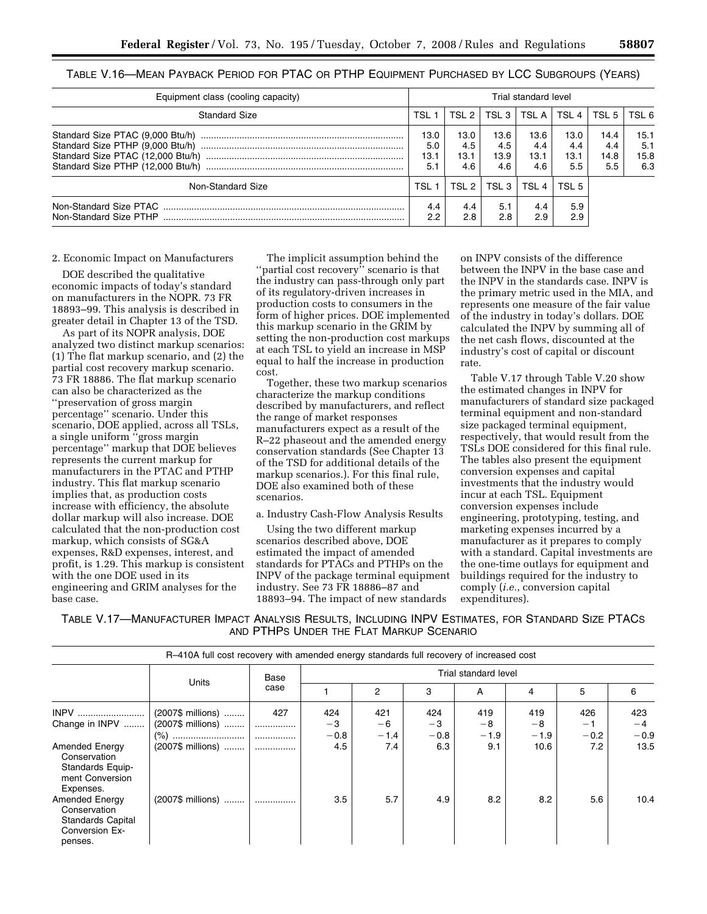TABLE V.16—MEAN PAYBACK PERIOD FOR PTAC OR PTHP EQUIPMENT PURCHASED BY LCC SUBGROUPS (YEARS)

| Equipment class (cooling capacity) | Trial standard level | | | | | | |
|---|---|---|---|---|---|---|---|
| Standard Size | TSL 1 | TSL 2 | TSL 3 | TSL A | TSL 4 | TSL 5 | TSL 6 |
| Standard Size PTAC (9,000 Btu/h) | 13.0 | 13.0 | 13.6 | 13.6 | 13.0 | 14.4 | 15.1 |
| Standard Size PTHP (9,000 Btu/h) | 5.0 | 4.5 | 4.5 | 4.4 | 4.4 | 4.4 | 5.1 |
| Standard Size PTAC (12,000 Btu/h) | 13.1 | 13.1 | 13.9 | 13.1 | 13.1 | 14.8 | 15.8 |
| Standard Size PTHP (12,000 Btu/h) | 5.1 | 4.6 | 4.6 | 4.6 | 5.5 | 5.5 | 6.3 |
| Non-Standard Size | TSL 1 | TSL 2 | TSL 3 | TSL 4 | TSL 5 | | |
| Non-Standard Size PTAC | 4.4 | 4.4 | 5.1 | 4.4 | 5.9 | | |
| Non-Standard Size PTHP | 2.2 | 2.8 | 2.8 | 2.9 | 2.9 | | |

2. Economic Impact on Manufacturers

DOE described the qualitative economic impacts of today's standard on manufacturers in the NOPR. 73 FR 18893–99. This analysis is described in greater detail in Chapter 13 of the TSD.

As part of its NOPR analysis, DOE analyzed two distinct markup scenarios: (1) The flat markup scenario, and (2) the partial cost recovery markup scenario. 73 FR 18886. The flat markup scenario can also be characterized as the "preservation of gross margin percentage" scenario. Under this scenario, DOE applied, across all TSLs, a single uniform "gross margin percentage" markup that DOE believes represents the current markup for manufacturers in the PTAC and PTHP industry. This flat markup scenario implies that, as production costs increase with efficiency, the absolute dollar markup will also increase. DOE calculated that the non-production cost markup, which consists of SG&A expenses, R&D expenses, interest, and profit, is 1.29. This markup is consistent with the one DOE used in its engineering and GRIM analyses for the base case.

The implicit assumption behind the "partial cost recovery" scenario is that the industry can pass-through only part of its regulatory-driven increases in production costs to consumers in the form of higher prices. DOE implemented this markup scenario in the GRIM by setting the non-production cost markups at each TSL to yield an increase in MSP equal to half the increase in production cost.

Together, these two markup scenarios characterize the markup conditions described by manufacturers, and reflect the range of market responses manufacturers expect as a result of the R–22 phaseout and the amended energy conservation standards (See Chapter 13 of the TSD for additional details of the markup scenarios.). For this final rule, DOE also examined both of these scenarios.

a. Industry Cash-Flow Analysis Results

Using the two different markup scenarios described above, DOE estimated the impact of amended standards for PTACs and PTHPs on the INPV of the package terminal equipment industry. See 73 FR 18886–87 and 18893–94. The impact of new standards on INPV consists of the difference between the INPV in the base case and the INPV in the standards case. INPV is the primary metric used in the MIA, and represents one measure of the fair value of the industry in today's dollars. DOE calculated the INPV by summing all of the net cash flows, discounted at the industry's cost of capital or discount rate.

Table V.17 through Table V.20 show the estimated changes in INPV for manufacturers of standard size packaged terminal equipment and non-standard size packaged terminal equipment, respectively, that would result from the TSLs DOE considered for this final rule. The tables also present the equipment conversion expenses and capital investments that the industry would incur at each TSL. Equipment conversion expenses include engineering, prototyping, testing, and marketing expenses incurred by a manufacturer as it prepares to comply with a standard. Capital investments are the one-time outlays for equipment and buildings required for the industry to comply (*i.e.*, conversion capital expenditures).

TABLE V.17—MANUFACTURER IMPACT ANALYSIS RESULTS, INCLUDING INPV ESTIMATES, FOR STANDARD SIZE PTACS AND PTHPS UNDER THE FLAT MARKUP SCENARIO

| R–410A full cost recovery with amended energy standards full recovery of increased cost | | | | | | | | | |
|---|---|---|---|---|---|---|---|---|---|
| | Units | Base case | Trial standard level | | | | | | |
| | | | 1 | 2 | 3 | A | 4 | 5 | 6 |
| INPV | (2007$ millions) | 427 | 424 | 421 | 424 | 419 | 419 | 426 | 423 |
| Change in INPV | (2007$ millions) | | −3 | −6 | −3 | −8 | −8 | −1 | −4 |
| | (%) | | −0.8 | −1.4 | −0.8 | −1.9 | −1.9 | −0.2 | −0.9 |
| Amended Energy Conservation Standards Equipment Conversion Expenses. | (2007$ millions) | | 4.5 | 7.4 | 6.3 | 9.1 | 10.6 | 7.2 | 13.5 |
| Amended Energy Conservation Standards Capital Conversion Expenses. | (2007$ millions) | | 3.5 | 5.7 | 4.9 | 8.2 | 8.2 | 5.6 | 10.4 |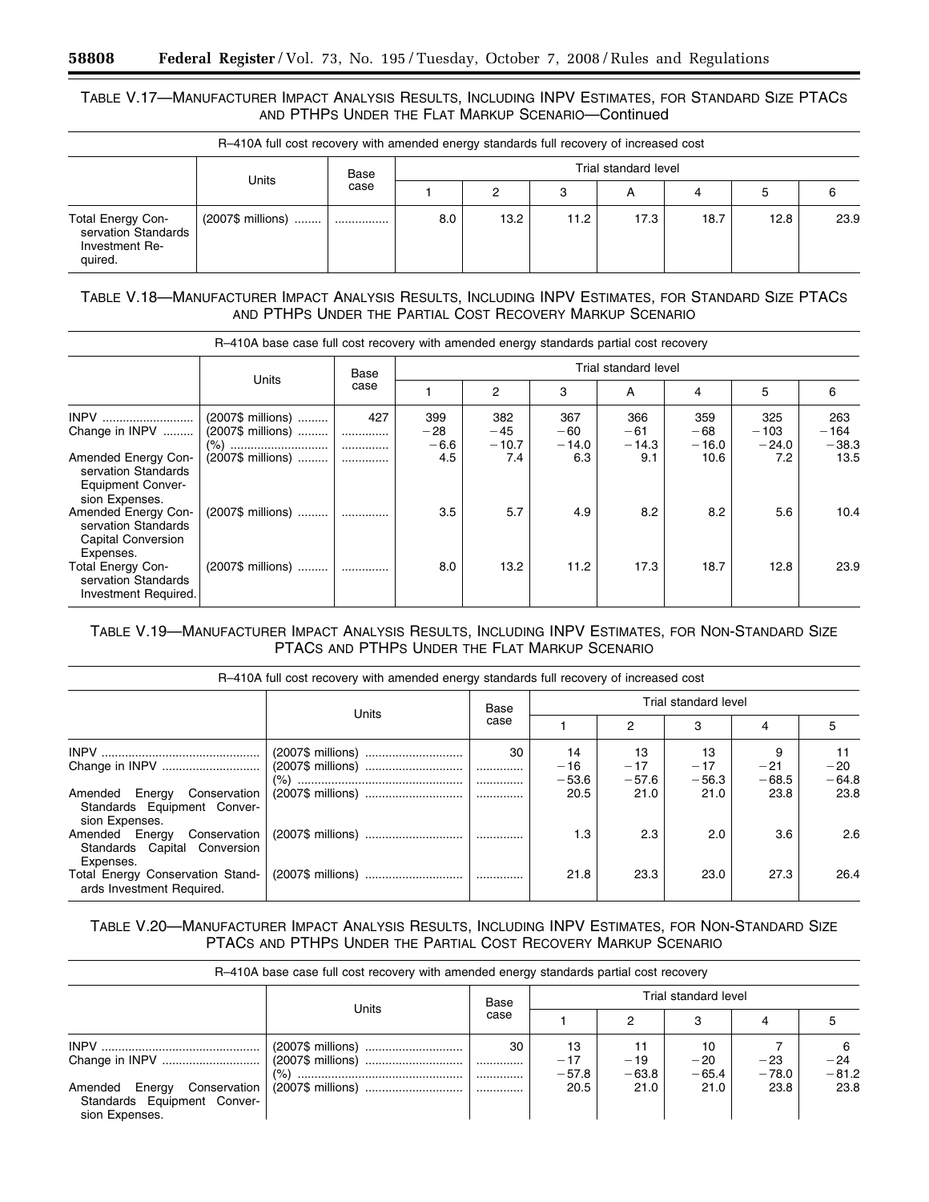TABLE V.17—MANUFACTURER IMPACT ANALYSIS RESULTS, INCLUDING INPV ESTIMATES, FOR STANDARD SIZE PTACS AND PTHPS UNDER THE FLAT MARKUP SCENARIO—Continued

| R–410A full cost recovery with amended energy standards full recovery of increased cost | | | | | | | | | |
|---|---|---|---|---|---|---|---|---|---|
| | Units | Base case | Trial standard level | | | | | | |
| | | | 1 | 2 | 3 | A | 4 | 5 | 6 |
| Total Energy Conservation Standards Investment Required. | (2007$ millions) | ............ | 8.0 | 13.2 | 11.2 | 17.3 | 18.7 | 12.8 | 23.9 |

TABLE V.18—MANUFACTURER IMPACT ANALYSIS RESULTS, INCLUDING INPV ESTIMATES, FOR STANDARD SIZE PTACS AND PTHPS UNDER THE PARTIAL COST RECOVERY MARKUP SCENARIO

| R–410A base case full cost recovery with amended energy standards partial cost recovery | | | | | | | | | |
|---|---|---|---|---|---|---|---|---|---|
| | Units | Base case | Trial standard level | | | | | | |
| | | | 1 | 2 | 3 | A | 4 | 5 | 6 |
| INPV | (2007$ millions) | 427 | 399 | 382 | 367 | 366 | 359 | 325 | 263 |
| Change in INPV | (2007$ millions) | ............ | −28 | −45 | −60 | −61 | −68 | −103 | −164 |
| | (%) | ............ | −6.6 | −10.7 | −14.0 | −14.3 | −16.0 | −24.0 | −38.3 |
| Amended Energy Conservation Standards Equipment Conversion Expenses. | (2007$ millions) | ............ | 4.5 | 7.4 | 6.3 | 9.1 | 10.6 | 7.2 | 13.5 |
| Amended Energy Conservation Standards Capital Conversion Expenses. | (2007$ millions) | ............ | 3.5 | 5.7 | 4.9 | 8.2 | 8.2 | 5.6 | 10.4 |
| Total Energy Conservation Standards Investment Required. | (2007$ millions) | ............ | 8.0 | 13.2 | 11.2 | 17.3 | 18.7 | 12.8 | 23.9 |

TABLE V.19—MANUFACTURER IMPACT ANALYSIS RESULTS, INCLUDING INPV ESTIMATES, FOR NON-STANDARD SIZE PTACS AND PTHPS UNDER THE FLAT MARKUP SCENARIO

| R–410A full cost recovery with amended energy standards full recovery of increased cost | | | | | | | |
|---|---|---|---|---|---|---|---|
| | Units | Base case | Trial standard level | | | | |
| | | | 1 | 2 | 3 | 4 | 5 |
| INPV | (2007$ millions) | 30 | 14 | 13 | 13 | 9 | 11 |
| Change in INPV | (2007$ millions) | ............ | −16 | −17 | −17 | −21 | −20 |
| | (%) | ............ | −53.6 | −57.6 | −56.3 | −68.5 | −64.8 |
| Amended Energy Conservation Standards Equipment Conversion Expenses. | (2007$ millions) | ............ | 20.5 | 21.0 | 21.0 | 23.8 | 23.8 |
| Amended Energy Conservation Standards Capital Conversion Expenses. | (2007$ millions) | ............ | 1.3 | 2.3 | 2.0 | 3.6 | 2.6 |
| Total Energy Conservation Standards Investment Required. | (2007$ millions) | ............ | 21.8 | 23.3 | 23.0 | 27.3 | 26.4 |

TABLE V.20—MANUFACTURER IMPACT ANALYSIS RESULTS, INCLUDING INPV ESTIMATES, FOR NON-STANDARD SIZE PTACS AND PTHPS UNDER THE PARTIAL COST RECOVERY MARKUP SCENARIO

| R–410A base case full cost recovery with amended energy standards partial cost recovery | | | | | | | |
|---|---|---|---|---|---|---|---|
| | Units | Base case | Trial standard level | | | | |
| | | | 1 | 2 | 3 | 4 | 5 |
| INPV | (2007$ millions) | 30 | 13 | 11 | 10 | 7 | 6 |
| Change in INPV | (2007$ millions) | ............ | −17 | −19 | −20 | −23 | −24 |
| | (%) | ............ | −57.8 | −63.8 | −65.4 | −78.0 | −81.2 |
| Amended Energy Conservation Standards Equipment Conversion Expenses. | (2007$ millions) | ............ | 20.5 | 21.0 | 21.0 | 23.8 | 23.8 |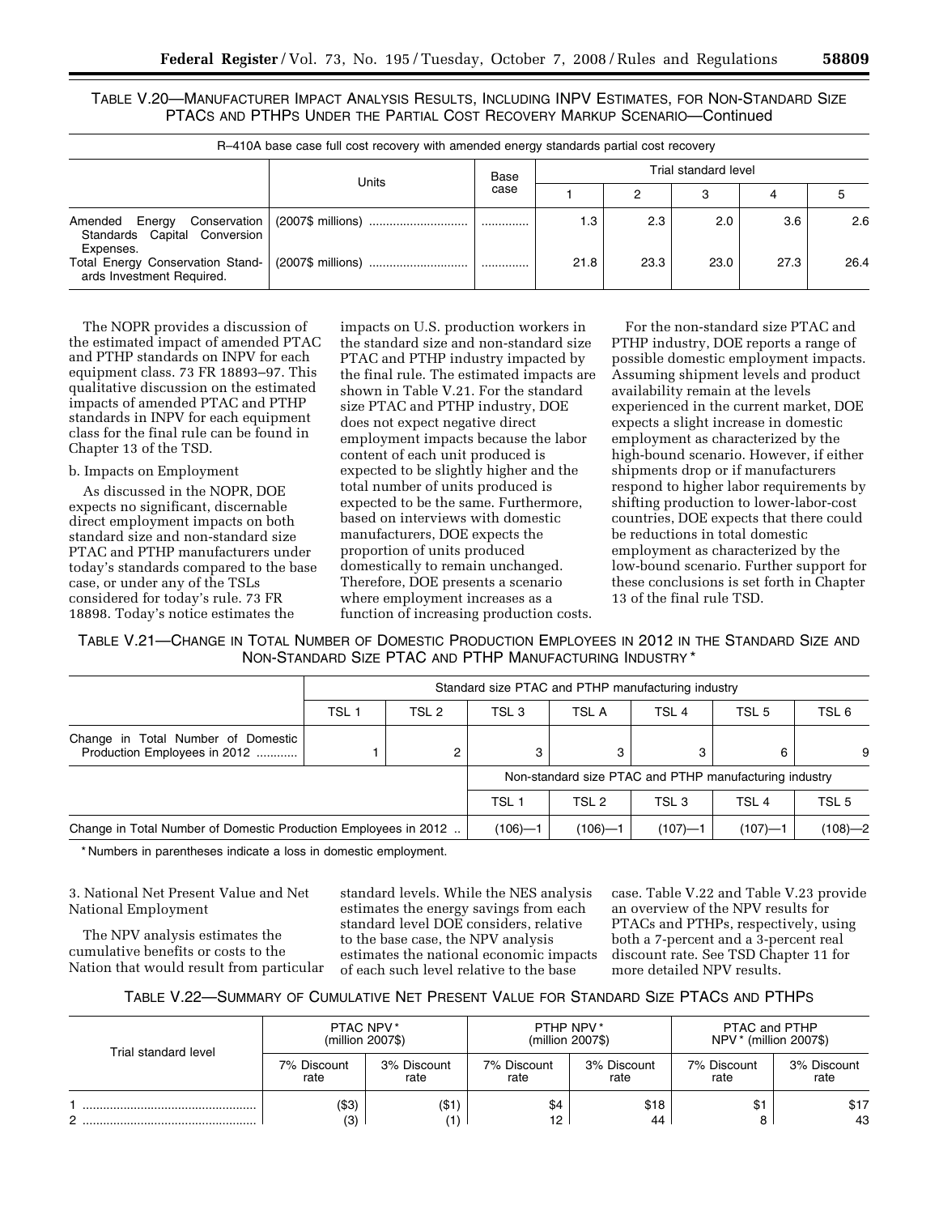TABLE V.20—MANUFACTURER IMPACT ANALYSIS RESULTS, INCLUDING INPV ESTIMATES, FOR NON-STANDARD SIZE PTACS AND PTHPS UNDER THE PARTIAL COST RECOVERY MARKUP SCENARIO—Continued

| R–410A base case full cost recovery with amended energy standards partial cost recovery | | | | | | | |
|---|---|---|---|---|---|---|---|
| | Units | Base case | Trial standard level | | | | |
| | | | 1 | 2 | 3 | 4 | 5 |
| Amended Energy Conservation Standards Capital Conversion Expenses. | (2007$ millions) | ............ | 1.3 | 2.3 | 2.0 | 3.6 | 2.6 |
| Total Energy Conservation Standards Investment Required. | (2007$ millions) | ............ | 21.8 | 23.3 | 23.0 | 27.3 | 26.4 |

The NOPR provides a discussion of the estimated impact of amended PTAC and PTHP standards on INPV for each equipment class. 73 FR 18893–97. This qualitative discussion on the estimated impacts of amended PTAC and PTHP standards in INPV for each equipment class for the final rule can be found in Chapter 13 of the TSD.

b. Impacts on Employment

As discussed in the NOPR, DOE expects no significant, discernable direct employment impacts on both standard size and non-standard size PTAC and PTHP manufacturers under today's standards compared to the base case, or under any of the TSLs considered for today's rule. 73 FR 18898. Today's notice estimates the impacts on U.S. production workers in the standard size and non-standard size PTAC and PTHP industry impacted by the final rule. The estimated impacts are shown in Table V.21. For the standard size PTAC and PTHP industry, DOE does not expect negative direct employment impacts because the labor content of each unit produced is expected to be slightly higher and the total number of units produced is expected to be the same. Furthermore, based on interviews with domestic manufacturers, DOE expects the proportion of units produced domestically to remain unchanged. Therefore, DOE presents a scenario where employment increases as a function of increasing production costs.

For the non-standard size PTAC and PTHP industry, DOE reports a range of possible domestic employment impacts. Assuming shipment levels and product availability remain at the levels experienced in the current market, DOE expects a slight increase in domestic employment as characterized by the high-bound scenario. However, if either shipments drop or if manufacturers respond to higher labor requirements by shifting production to lower-labor-cost countries, DOE expects that there could be reductions in total domestic employment as characterized by the low-bound scenario. Further support for these conclusions is set forth in Chapter 13 of the final rule TSD.

TABLE V.21—CHANGE IN TOTAL NUMBER OF DOMESTIC PRODUCTION EMPLOYEES IN 2012 IN THE STANDARD SIZE AND NON-STANDARD SIZE PTAC AND PTHP MANUFACTURING INDUSTRY *

| | Standard size PTAC and PTHP manufacturing industry | | | | | | |
|---|---|---|---|---|---|---|---|
| | TSL 1 | TSL 2 | TSL 3 | TSL A | TSL 4 | TSL 5 | TSL 6 |
| Change in Total Number of Domestic Production Employees in 2012 | 1 | 2 | 3 | 3 | 3 | 6 | 9 |
| | | | Non-standard size PTAC and PTHP manufacturing industry | | | | |
| | | | TSL 1 | TSL 2 | TSL 3 | TSL 4 | TSL 5 |
| Change in Total Number of Domestic Production Employees in 2012 | | | (106)—1 | (106)—1 | (107)—1 | (107)—1 | (108)—2 |

* Numbers in parentheses indicate a loss in domestic employment.

3. National Net Present Value and Net National Employment

The NPV analysis estimates the cumulative benefits or costs to the Nation that would result from particular standard levels. While the NES analysis estimates the energy savings from each standard level DOE considers, relative to the base case, the NPV analysis estimates the national economic impacts of each such level relative to the base case. Table V.22 and Table V.23 provide an overview of the NPV results for PTACs and PTHPs, respectively, using both a 7-percent and a 3-percent real discount rate. See TSD Chapter 11 for more detailed NPV results.

TABLE V.22—SUMMARY OF CUMULATIVE NET PRESENT VALUE FOR STANDARD SIZE PTACS AND PTHPS

| Trial standard level | PTAC NPV * (million 2007$) | | PTHP NPV * (million 2007$) | | PTAC and PTHP NPV * (million 2007$) | |
|---|---|---|---|---|---|---|
| | 7% Discount rate | 3% Discount rate | 7% Discount rate | 3% Discount rate | 7% Discount rate | 3% Discount rate |
| 1 | ($3) | ($1) | $4 | $18 | $1 | $17 |
| 2 | (3) | (1) | 12 | 44 | 8 | 43 |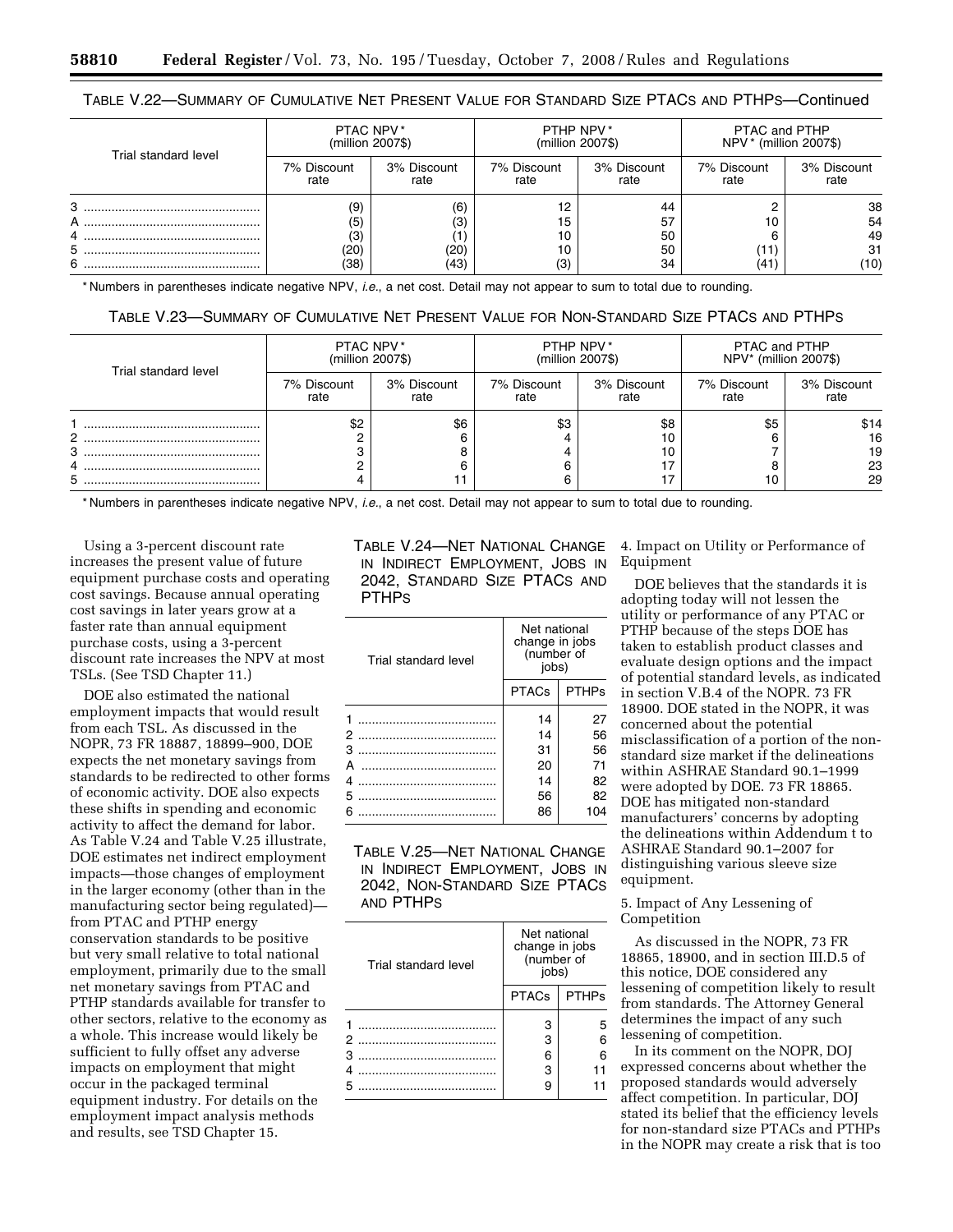TABLE V.22—SUMMARY OF CUMULATIVE NET PRESENT VALUE FOR STANDARD SIZE PTACS AND PTHPS—Continued

| Trial standard level | PTAC NPV* (million 2007$) | | PTHP NPV* (million 2007$) | | PTAC and PTHP NPV* (million 2007$) | |
|---|---|---|---|---|---|---|
| | 7% Discount rate | 3% Discount rate | 7% Discount rate | 3% Discount rate | 7% Discount rate | 3% Discount rate |
| 3 | (9) | (6) | 12 | 44 | 2 | 38 |
| A | (5) | (3) | 15 | 57 | 10 | 54 |
| 4 | (3) | (1) | 10 | 50 | 6 | 49 |
| 5 | (20) | (20) | 10 | 50 | (11) | 31 |
| 6 | (38) | (43) | (3) | 34 | (41) | (10) |

\* Numbers in parentheses indicate negative NPV, *i.e.*, a net cost. Detail may not appear to sum to total due to rounding.

TABLE V.23—SUMMARY OF CUMULATIVE NET PRESENT VALUE FOR NON-STANDARD SIZE PTACS AND PTHPS

| Trial standard level | PTAC NPV* (million 2007$) | | PTHP NPV* (million 2007$) | | PTAC and PTHP NPV* (million 2007$) | |
|---|---|---|---|---|---|---|
| | 7% Discount rate | 3% Discount rate | 7% Discount rate | 3% Discount rate | 7% Discount rate | 3% Discount rate |
| 1 | $2 | $6 | $3 | $8 | $5 | $14 |
| 2 | 2 | 6 | 4 | 10 | 6 | 16 |
| 3 | 3 | 8 | 4 | 10 | 7 | 19 |
| 4 | 2 | 6 | 6 | 17 | 8 | 23 |
| 5 | 4 | 11 | 6 | 17 | 10 | 29 |

\* Numbers in parentheses indicate negative NPV, *i.e.*, a net cost. Detail may not appear to sum to total due to rounding.

Using a 3-percent discount rate increases the present value of future equipment purchase costs and operating cost savings. Because annual operating cost savings in later years grow at a faster rate than annual equipment purchase costs, using a 3-percent discount rate increases the NPV at most TSLs. (See TSD Chapter 11.)

DOE also estimated the national employment impacts that would result from each TSL. As discussed in the NOPR, 73 FR 18887, 18899–900, DOE expects the net monetary savings from standards to be redirected to other forms of economic activity. DOE also expects these shifts in spending and economic activity to affect the demand for labor. As Table V.24 and Table V.25 illustrate, DOE estimates net indirect employment impacts—those changes of employment in the larger economy (other than in the manufacturing sector being regulated)—from PTAC and PTHP energy conservation standards to be positive but very small relative to total national employment, primarily due to the small net monetary savings from PTAC and PTHP standards available for transfer to other sectors, relative to the economy as a whole. This increase would likely be sufficient to fully offset any adverse impacts on employment that might occur in the packaged terminal equipment industry. For details on the employment impact analysis methods and results, see TSD Chapter 15.

TABLE V.24—NET NATIONAL CHANGE IN INDIRECT EMPLOYMENT, JOBS IN 2042, STANDARD SIZE PTACS AND PTHPS

| Trial standard level | Net national change in jobs (number of jobs) | |
|---|---|---|
| | PTACs | PTHPs |
| 1 | 14 | 27 |
| 2 | 14 | 56 |
| 3 | 31 | 56 |
| A | 20 | 71 |
| 4 | 14 | 82 |
| 5 | 56 | 82 |
| 6 | 86 | 104 |

TABLE V.25—NET NATIONAL CHANGE IN INDIRECT EMPLOYMENT, JOBS IN 2042, NON-STANDARD SIZE PTACS AND PTHPS

| Trial standard level | Net national change in jobs (number of jobs) | |
|---|---|---|
| | PTACs | PTHPs |
| 1 | 3 | 5 |
| 2 | 3 | 6 |
| 3 | 6 | 6 |
| 4 | 3 | 11 |
| 5 | 9 | 11 |

4. Impact on Utility or Performance of Equipment

DOE believes that the standards it is adopting today will not lessen the utility or performance of any PTAC or PTHP because of the steps DOE has taken to establish product classes and evaluate design options and the impact of potential standard levels, as indicated in section V.B.4 of the NOPR. 73 FR 18900. DOE stated in the NOPR, it was concerned about the potential misclassification of a portion of the non-standard size market if the delineations within ASHRAE Standard 90.1–1999 were adopted by DOE. 73 FR 18865. DOE has mitigated non-standard manufacturers' concerns by adopting the delineations within Addendum t to ASHRAE Standard 90.1–2007 for distinguishing various sleeve size equipment.

5. Impact of Any Lessening of Competition

As discussed in the NOPR, 73 FR 18865, 18900, and in section III.D.5 of this notice, DOE considered any lessening of competition likely to result from standards. The Attorney General determines the impact of any such lessening of competition.

In its comment on the NOPR, DOJ expressed concerns about whether the proposed standards would adversely affect competition. In particular, DOJ stated its belief that the efficiency levels for non-standard size PTACs and PTHPs in the NOPR may create a risk that is too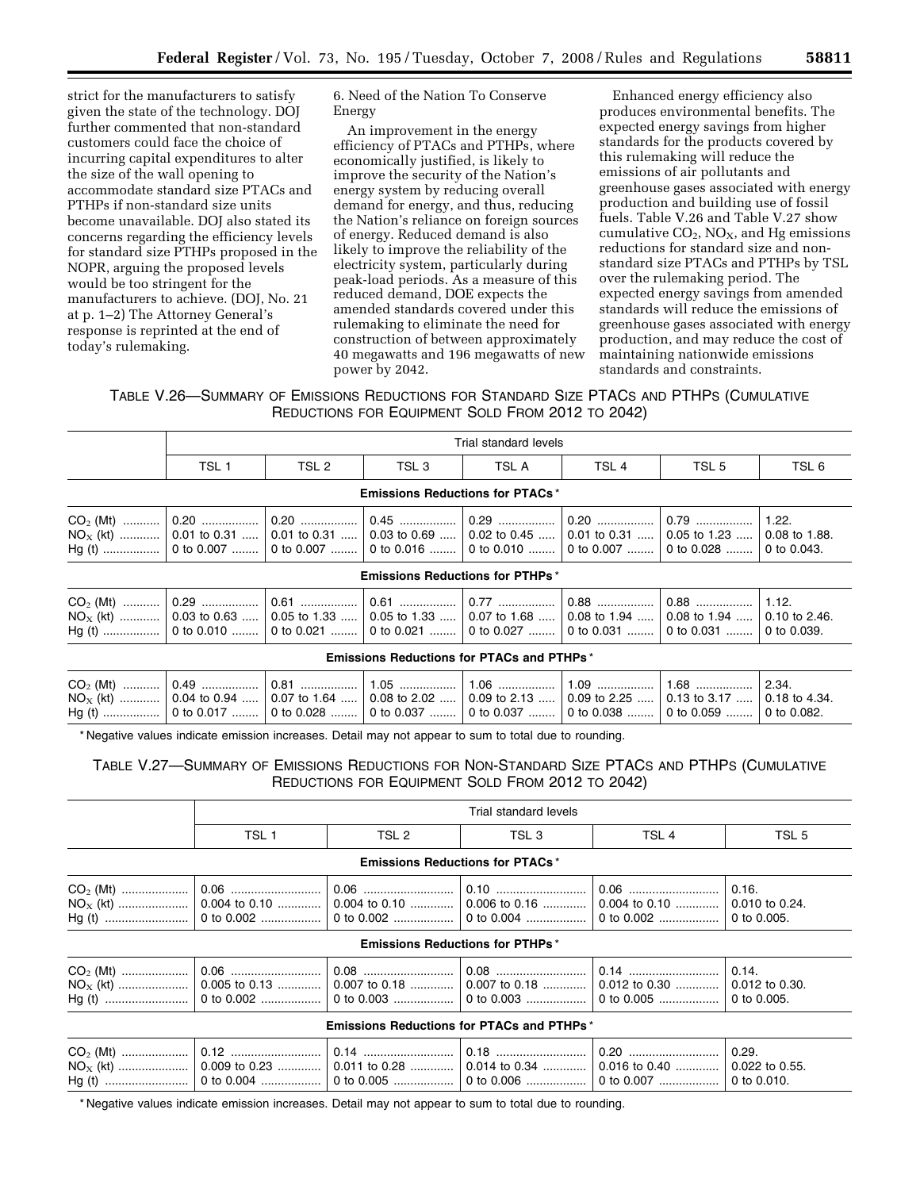strict for the manufacturers to satisfy given the state of the technology. DOJ further commented that non-standard customers could face the choice of incurring capital expenditures to alter the size of the wall opening to accommodate standard size PTACs and PTHPs if non-standard size units become unavailable. DOJ also stated its concerns regarding the efficiency levels for standard size PTHPs proposed in the NOPR, arguing the proposed levels would be too stringent for the manufacturers to achieve. (DOJ, No. 21 at p. 1–2) The Attorney General's response is reprinted at the end of today's rulemaking.

6. Need of the Nation To Conserve Energy

An improvement in the energy efficiency of PTACs and PTHPs, where economically justified, is likely to improve the security of the Nation's energy system by reducing overall demand for energy, and thus, reducing the Nation's reliance on foreign sources of energy. Reduced demand is also likely to improve the reliability of the electricity system, particularly during peak-load periods. As a measure of this reduced demand, DOE expects the amended standards covered under this rulemaking to eliminate the need for construction of between approximately 40 megawatts and 196 megawatts of new power by 2042.

Enhanced energy efficiency also produces environmental benefits. The expected energy savings from higher standards for the products covered by this rulemaking will reduce the emissions of air pollutants and greenhouse gases associated with energy production and building use of fossil fuels. Table V.26 and Table V.27 show cumulative $CO_2$, $NO_X$, and Hg emissions reductions for standard size and non-standard size PTACs and PTHPs by TSL over the rulemaking period. The expected energy savings from amended standards will reduce the emissions of greenhouse gases associated with energy production, and may reduce the cost of maintaining nationwide emissions standards and constraints.

TABLE V.26—SUMMARY OF EMISSIONS REDUCTIONS FOR STANDARD SIZE PTACs AND PTHPs (CUMULATIVE REDUCTIONS FOR EQUIPMENT SOLD FROM 2012 TO 2042)

| | Trial standard levels | | | | | | |
|---|---|---|---|---|---|---|---|
| | TSL 1 | TSL 2 | TSL 3 | TSL A | TSL 4 | TSL 5 | TSL 6 |
| **Emissions Reductions for PTACs*** | | | | | | | |
| $CO_2$ (Mt) | 0.20 | 0.20 | 0.45 | 0.29 | 0.20 | 0.79 | 1.22. |
| $NO_X$ (kt) | 0.01 to 0.31 | 0.01 to 0.31 | 0.03 to 0.69 | 0.02 to 0.45 | 0.01 to 0.31 | 0.05 to 1.23 | 0.08 to 1.88. |
| Hg (t) | 0 to 0.007 | 0 to 0.007 | 0 to 0.016 | 0 to 0.010 | 0 to 0.007 | 0 to 0.028 | 0 to 0.043. |
| **Emissions Reductions for PTHPs*** | | | | | | | |
| $CO_2$ (Mt) | 0.29 | 0.61 | 0.61 | 0.77 | 0.88 | 0.88 | 1.12. |
| $NO_X$ (kt) | 0.03 to 0.63 | 0.05 to 1.33 | 0.05 to 1.33 | 0.07 to 1.68 | 0.08 to 1.94 | 0.08 to 1.94 | 0.10 to 2.46. |
| Hg (t) | 0 to 0.010 | 0 to 0.021 | 0 to 0.021 | 0 to 0.027 | 0 to 0.031 | 0 to 0.031 | 0 to 0.039. |
| **Emissions Reductions for PTACs and PTHPs*** | | | | | | | |
| $CO_2$ (Mt) | 0.49 | 0.81 | 1.05 | 1.06 | 1.09 | 1.68 | 2.34. |
| $NO_X$ (kt) | 0.04 to 0.94 | 0.07 to 1.64 | 0.08 to 2.02 | 0.09 to 2.13 | 0.09 to 2.25 | 0.13 to 3.17 | 0.18 to 4.34. |
| Hg (t) | 0 to 0.017 | 0 to 0.028 | 0 to 0.037 | 0 to 0.037 | 0 to 0.038 | 0 to 0.059 | 0 to 0.082. |

* Negative values indicate emission increases. Detail may not appear to sum to total due to rounding.

TABLE V.27—SUMMARY OF EMISSIONS REDUCTIONS FOR NON-STANDARD SIZE PTACs AND PTHPs (CUMULATIVE REDUCTIONS FOR EQUIPMENT SOLD FROM 2012 TO 2042)

| | Trial standard levels | | | | |
|---|---|---|---|---|---|
| | TSL 1 | TSL 2 | TSL 3 | TSL 4 | TSL 5 |
| **Emissions Reductions for PTACs*** | | | | | |
| $CO_2$ (Mt) | 0.06 | 0.06 | 0.10 | 0.06 | 0.16. |
| $NO_X$ (kt) | 0.004 to 0.10 | 0.004 to 0.10 | 0.006 to 0.16 | 0.004 to 0.10 | 0.010 to 0.24. |
| Hg (t) | 0 to 0.002 | 0 to 0.002 | 0 to 0.004 | 0 to 0.002 | 0 to 0.005. |
| **Emissions Reductions for PTHPs*** | | | | | |
| $CO_2$ (Mt) | 0.06 | 0.08 | 0.08 | 0.14 | 0.14. |
| $NO_X$ (kt) | 0.005 to 0.13 | 0.007 to 0.18 | 0.007 to 0.18 | 0.012 to 0.30 | 0.012 to 0.30. |
| Hg (t) | 0 to 0.002 | 0 to 0.003 | 0 to 0.003 | 0 to 0.005 | 0 to 0.005. |
| **Emissions Reductions for PTACs and PTHPs*** | | | | | |
| $CO_2$ (Mt) | 0.12 | 0.14 | 0.18 | 0.20 | 0.29. |
| $NO_X$ (kt) | 0.009 to 0.23 | 0.011 to 0.28 | 0.014 to 0.34 | 0.016 to 0.40 | 0.022 to 0.55. |
| Hg (t) | 0 to 0.004 | 0 to 0.005 | 0 to 0.006 | 0 to 0.007 | 0 to 0.010. |

* Negative values indicate emission increases. Detail may not appear to sum to total due to rounding.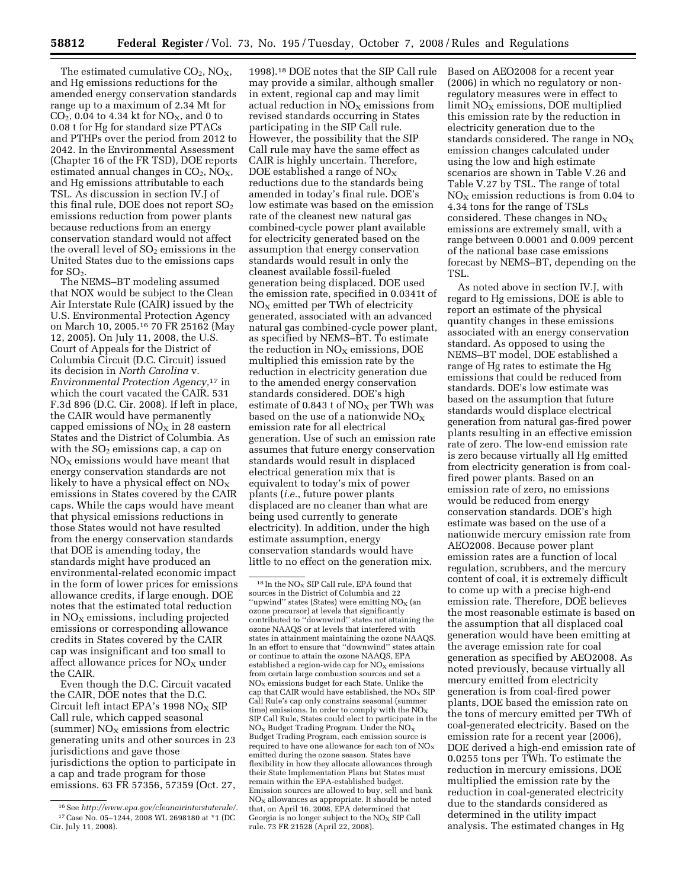The estimated cumulative $CO_2$, $NO_X$, and Hg emissions reductions for the amended energy conservation standards range up to a maximum of 2.34 Mt for $CO_2$, 0.04 to 4.34 kt for $NO_X$, and 0 to 0.08 t for Hg for standard size PTACs and PTHPs over the period from 2012 to 2042. In the Environmental Assessment (Chapter 16 of the FR TSD), DOE reports estimated annual changes in $CO_2$, $NO_X$, and Hg emissions attributable to each TSL. As discussion in section IV.J of this final rule, DOE does not report $SO_2$ emissions reduction from power plants because reductions from an energy conservation standard would not affect the overall level of $SO_2$ emissions in the United States due to the emissions caps for $SO_2$.

The NEMS–BT modeling assumed that NOX would be subject to the Clean Air Interstate Rule (CAIR) issued by the U.S. Environmental Protection Agency on March 10, 2005.[16] 70 FR 25162 (May 12, 2005). On July 11, 2008, the U.S. Court of Appeals for the District of Columbia Circuit (D.C. Circuit) issued its decision in *North Carolina* v. *Environmental Protection Agency*,[17] in which the court vacated the CAIR. 531 F.3d 896 (D.C. Cir. 2008). If left in place, the CAIR would have permanently capped emissions of $NO_X$ in 28 eastern States and the District of Columbia. As with the $SO_2$ emissions cap, a cap on $NO_X$ emissions would have meant that energy conservation standards are not likely to have a physical effect on $NO_X$ emissions in States covered by the CAIR caps. While the caps would have meant that physical emissions reductions in those States would not have resulted from the energy conservation standards that DOE is amending today, the standards might have produced an environmental-related economic impact in the form of lower prices for emissions allowance credits, if large enough. DOE notes that the estimated total reduction in $NO_X$ emissions, including projected emissions or corresponding allowance credits in States covered by the CAIR cap was insignificant and too small to affect allowance prices for $NO_X$ under the CAIR.

Even though the D.C. Circuit vacated the CAIR, DOE notes that the D.C. Circuit left intact EPA's 1998 $NO_X$ SIP Call rule, which capped seasonal (summer) $NO_X$ emissions from electric generating units and other sources in 23 jurisdictions and gave those jurisdictions the option to participate in a cap and trade program for those emissions. 63 FR 57356, 57359 (Oct. 27, 1998).[18] DOE notes that the SIP Call rule may provide a similar, although smaller in extent, regional cap and may limit actual reduction in $NO_X$ emissions from revised standards occurring in States participating in the SIP Call rule. However, the possibility that the SIP Call rule may have the same effect as CAIR is highly uncertain. Therefore, DOE established a range of $NO_X$ reductions due to the standards being amended in today's final rule. DOE's low estimate was based on the emission rate of the cleanest new natural gas combined-cycle power plant available for electricity generated based on the assumption that energy conservation standards would result in only the cleanest available fossil-fueled generation being displaced. DOE used the emission rate, specified in 0.0341t of $NO_X$ emitted per TWh of electricity generated, associated with an advanced natural gas combined-cycle power plant, as specified by NEMS–BT. To estimate the reduction in $NO_X$ emissions, DOE multiplied this emission rate by the reduction in electricity generation due to the amended energy conservation standards considered. DOE's high estimate of 0.843 t of $NO_X$ per TWh was based on the use of a nationwide $NO_X$ emission rate for all electrical generation. Use of such an emission rate assumes that future energy conservation standards would result in displaced electrical generation mix that is equivalent to today's mix of power plants (*i.e.*, future power plants displaced are no cleaner than what are being used currently to generate electricity). In addition, under the high estimate assumption, energy conservation standards would have little to no effect on the generation mix. Based on AEO2008 for a recent year (2006) in which no regulatory or non-regulatory measures were in effect to limit $NO_X$ emissions, DOE multiplied this emission rate by the reduction in electricity generation due to the standards considered. The range in $NO_X$ emission changes calculated under using the low and high estimate scenarios are shown in Table V.26 and Table V.27 by TSL. The range of total $NO_X$ emission reductions is from 0.04 to 4.34 tons for the range of TSLs considered. These changes in $NO_X$ emissions are extremely small, with a range between 0.0001 and 0.009 percent of the national base case emissions forecast by NEMS–BT, depending on the TSL.

As noted above in section IV.J, with regard to Hg emissions, DOE is able to report an estimate of the physical quantity changes in these emissions associated with an energy conservation standard. As opposed to using the NEMS–BT model, DOE established a range of Hg rates to estimate the Hg emissions that could be reduced from standards. DOE's low estimate was based on the assumption that future standards would displace electrical generation from natural gas-fired power plants resulting in an effective emission rate of zero. The low-end emission rate is zero because virtually all Hg emitted from electricity generation is from coal-fired power plants. Based on an emission rate of zero, no emissions would be reduced from energy conservation standards. DOE's high estimate was based on the use of a nationwide mercury emission rate from AEO2008. Because power plant emission rates are a function of local regulation, scrubbers, and the mercury content of coal, it is extremely difficult to come up with a precise high-end emission rate. Therefore, DOE believes the most reasonable estimate is based on the assumption that all displaced coal generation would have been emitting at the average emission rate for coal generation as specified by AEO2008. As noted previously, because virtually all mercury emitted from electricity generation is from coal-fired power plants, DOE based the emission rate on the tons of mercury emitted per TWh of coal-generated electricity. Based on the emission rate for a recent year (2006), DOE derived a high-end emission rate of 0.0255 tons per TWh. To estimate the reduction in mercury emissions, DOE multiplied the emission rate by the reduction in coal-generated electricity due to the standards considered as determined in the utility impact analysis. The estimated changes in Hg

[16] See *http://www.epa.gov/cleanairinterstaterule/*.

[17] Case No. 05–1244, 2008 WL 2698180 at *1 (DC Cir. July 11, 2008).

[18] In the $NO_X$ SIP Call rule, EPA found that sources in the District of Columbia and 22 ''upwind'' states (States) were emitting $NO_X$ (an ozone precursor) at levels that significantly contributed to ''downwind'' states not attaining the ozone NAAQS or at levels that interfered with states in attainment maintaining the ozone NAAQS. In an effort to ensure that ''downwind'' states attain or continue to attain the ozone NAAQS, EPA established a region-wide cap for $NO_X$ emissions from certain large combustion sources and set a $NO_X$ emissions budget for each State. Unlike the cap that CAIR would have established, the $NO_X$ SIP Call Rule's cap only constrains seasonal (summer time) emissions. In order to comply with the $NO_X$ SIP Call Rule, States could elect to participate in the $NO_X$ Budget Trading Program. Under the $NO_X$ Budget Trading Program, each emission source is required to have one allowance for each ton of $NO_X$ emitted during the ozone season. States have flexibility in how they allocate allowances through their State Implementation Plans but States must remain within the EPA-established budget. Emission sources are allowed to buy, sell and bank $NO_X$ allowances as appropriate. It should be noted that, on April 16, 2008, EPA determined that Georgia is no longer subject to the $NO_X$ SIP Call rule. 73 FR 21528 (April 22, 2008).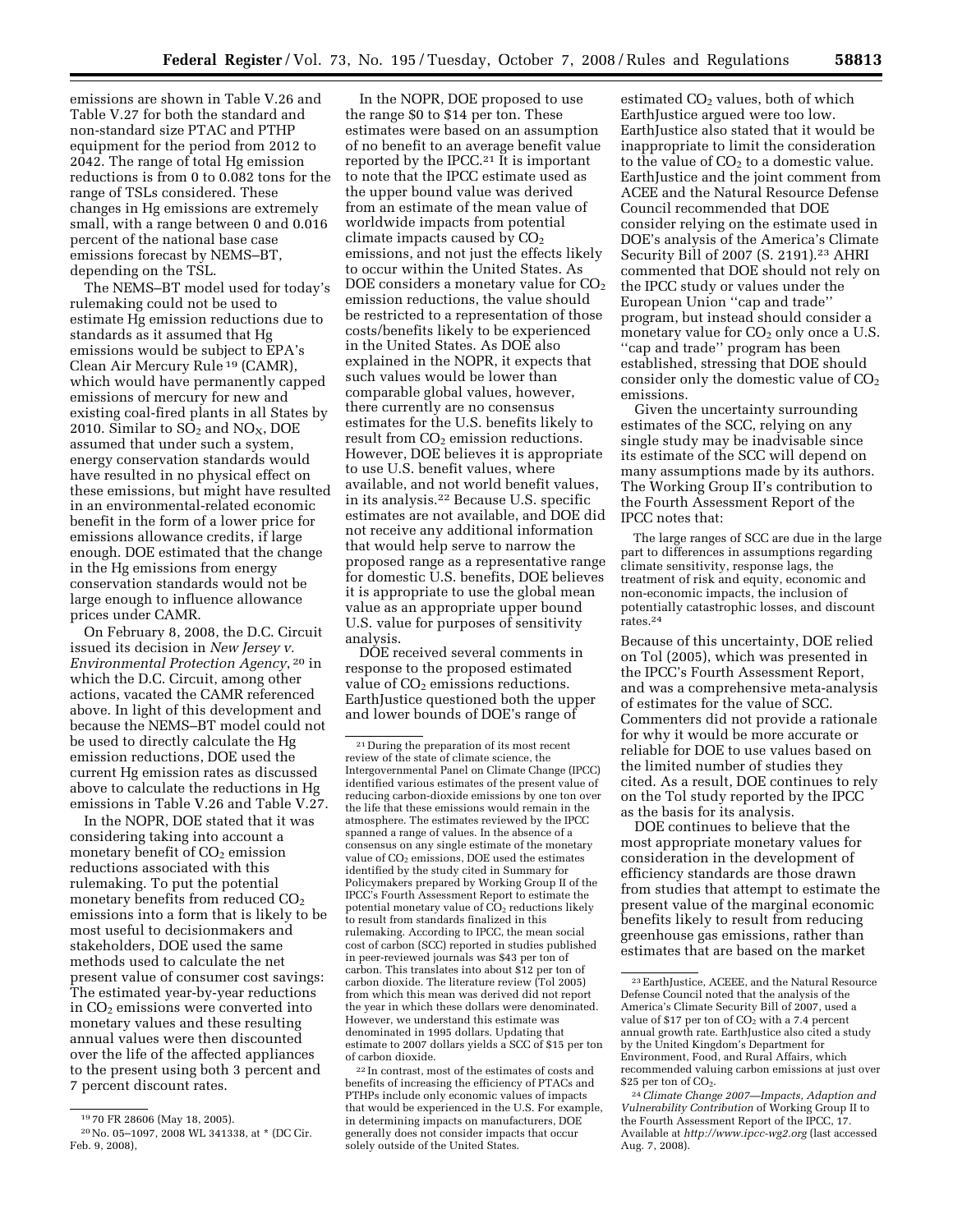emissions are shown in Table V.26 and Table V.27 for both the standard and non-standard size PTAC and PTHP equipment for the period from 2012 to 2042. The range of total Hg emission reductions is from 0 to 0.082 tons for the range of TSLs considered. These changes in Hg emissions are extremely small, with a range between 0 and 0.016 percent of the national base case emissions forecast by NEMS–BT, depending on the TSL.

The NEMS–BT model used for today's rulemaking could not be used to estimate Hg emission reductions due to standards as it assumed that Hg emissions would be subject to EPA's Clean Air Mercury Rule[19] (CAMR), which would have permanently capped emissions of mercury for new and existing coal-fired plants in all States by 2010. Similar to $SO_2$ and $NO_X$, DOE assumed that under such a system, energy conservation standards would have resulted in no physical effect on these emissions, but might have resulted in an environmental-related economic benefit in the form of a lower price for emissions allowance credits, if large enough. DOE estimated that the change in the Hg emissions from energy conservation standards would not be large enough to influence allowance prices under CAMR.

On February 8, 2008, the D.C. Circuit issued its decision in *New Jersey v. Environmental Protection Agency*,[20] in which the D.C. Circuit, among other actions, vacated the CAMR referenced above. In light of this development and because the NEMS–BT model could not be used to directly calculate the Hg emission reductions, DOE used the current Hg emission rates as discussed above to calculate the reductions in Hg emissions in Table V.26 and Table V.27.

In the NOPR, DOE stated that it was considering taking into account a monetary benefit of $CO_2$ emission reductions associated with this rulemaking. To put the potential monetary benefits from reduced $CO_2$ emissions into a form that is likely to be most useful to decisionmakers and stakeholders, DOE used the same methods used to calculate the net present value of consumer cost savings: The estimated year-by-year reductions in $CO_2$ emissions were converted into monetary values and these resulting annual values were then discounted over the life of the affected appliances to the present using both 3 percent and 7 percent discount rates.

In the NOPR, DOE proposed to use the range $0 to $14 per ton. These estimates were based on an assumption of no benefit to an average benefit value reported by the IPCC.[21] It is important to note that the IPCC estimate used as the upper bound value was derived from an estimate of the mean value of worldwide impacts from potential climate impacts caused by $CO_2$ emissions, and not just the effects likely to occur within the United States. As DOE considers a monetary value for $CO_2$ emission reductions, the value should be restricted to a representation of those costs/benefits likely to be experienced in the United States. As DOE also explained in the NOPR, it expects that such values would be lower than comparable global values, however, there currently are no consensus estimates for the U.S. benefits likely to result from $CO_2$ emission reductions. However, DOE believes it is appropriate to use U.S. benefit values, where available, and not world benefit values, in its analysis.[22] Because U.S. specific estimates are not available, and DOE did not receive any additional information that would help serve to narrow the proposed range as a representative range for domestic U.S. benefits, DOE believes it is appropriate to use the global mean value as an appropriate upper bound U.S. value for purposes of sensitivity analysis.

DOE received several comments in response to the proposed estimated value of $CO_2$ emissions reductions. EarthJustice questioned both the upper and lower bounds of DOE's range of estimated $CO_2$ values, both of which EarthJustice argued were too low. EarthJustice also stated that it would be inappropriate to limit the consideration to the value of $CO_2$ to a domestic value. EarthJustice and the joint comment from ACEEE and the Natural Resource Defense Council recommended that DOE consider relying on the estimate used in DOE's analysis of the America's Climate Security Bill of 2007 (S. 2191).[23] AHRI commented that DOE should not rely on the IPCC study or values under the European Union "cap and trade" program, but instead should consider a monetary value for $CO_2$ only once a U.S. "cap and trade" program has been established, stressing that DOE should consider only the domestic value of $CO_2$ emissions.

Given the uncertainty surrounding estimates of the SCC, relying on any single study may be inadvisable since its estimate of the SCC will depend on many assumptions made by its authors. The Working Group II's contribution to the Fourth Assessment Report of the IPCC notes that:

> The large ranges of SCC are due in the large part to differences in assumptions regarding climate sensitivity, response lags, the treatment of risk and equity, economic and non-economic impacts, the inclusion of potentially catastrophic losses, and discount rates.[24]

Because of this uncertainty, DOE relied on Tol (2005), which was presented in the IPCC's Fourth Assessment Report, and was a comprehensive meta-analysis of estimates for the value of SCC. Commenters did not provide a rationale for why it would be more accurate or reliable for DOE to use values based on the limited number of studies they cited. As a result, DOE continues to rely on the Tol study reported by the IPCC as the basis for its analysis.

DOE continues to believe that the most appropriate monetary values for consideration in the development of efficiency standards are those drawn from studies that attempt to estimate the present value of the marginal economic benefits likely to result from reducing greenhouse gas emissions, rather than estimates that are based on the market

---

[19] 70 FR 28606 (May 18, 2005).

[20] No. 05–1097, 2008 WL 341338, at * (DC Cir. Feb. 9, 2008),

[21] During the preparation of its most recent review of the state of climate science, the Intergovernmental Panel on Climate Change (IPCC) identified various estimates of the present value of reducing carbon-dioxide emissions by one ton over the life that these emissions would remain in the atmosphere. The estimates reviewed by the IPCC spanned a range of values. In the absence of a consensus on any single estimate of the monetary value of $CO_2$ emissions, DOE used the estimates identified by the study cited in Summary for Policymakers prepared by Working Group II of the IPCC's Fourth Assessment Report to estimate the potential monetary value of $CO_2$ reductions likely to result from standards finalized in this rulemaking. According to IPCC, the mean social cost of carbon (SCC) reported in studies published in peer-reviewed journals was $43 per ton of carbon. This translates into about $12 per ton of carbon dioxide. The literature review (Tol 2005) from which this mean was derived did not report the year in which these dollars were denominated. However, we understand this estimate was denominated in 1995 dollars. Updating that estimate to 2007 dollars yields a SCC of $15 per ton of carbon dioxide.

[22] In contrast, most of the estimates of costs and benefits of increasing the efficiency of PTACs and PTHPs include only economic values of impacts that would be experienced in the U.S. For example, in determining impacts on manufacturers, DOE generally does not consider impacts that occur solely outside of the United States.

[23] EarthJustice, ACEEE, and the Natural Resource Defense Council noted that the analysis of the America's Climate Security Bill of 2007, used a value of $17 per ton of $CO_2$ with a 7.4 percent annual growth rate. EarthJustice also cited a study by the United Kingdom's Department for Environment, Food, and Rural Affairs, which recommended valuing carbon emissions at just over $25 per ton of $CO_2$.

[24] *Climate Change 2007—Impacts, Adaption and Vulnerability Contribution* of Working Group II to the Fourth Assessment Report of the IPCC, 17. Available at *http://www.ipcc-wg2.org* (last accessed Aug. 7, 2008).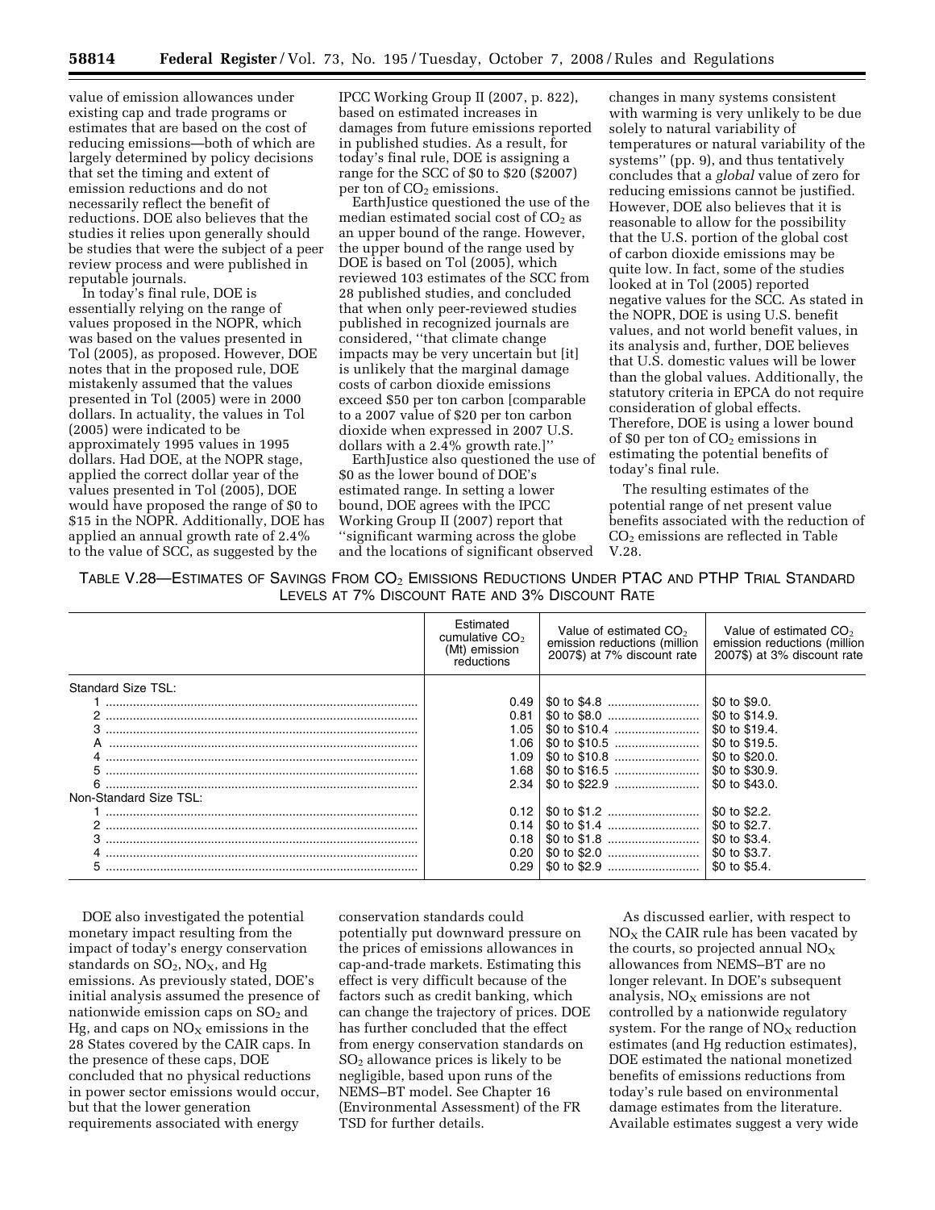value of emission allowances under existing cap and trade programs or estimates that are based on the cost of reducing emissions—both of which are largely determined by policy decisions that set the timing and extent of emission reductions and do not necessarily reflect the benefit of reductions. DOE also believes that the studies it relies upon generally should be studies that were the subject of a peer review process and were published in reputable journals.

In today's final rule, DOE is essentially relying on the range of values proposed in the NOPR, which was based on the values presented in Tol (2005), as proposed. However, DOE notes that in the proposed rule, DOE mistakenly assumed that the values presented in Tol (2005) were in 2000 dollars. In actuality, the values in Tol (2005) were indicated to be approximately 1995 values in 1995 dollars. Had DOE, at the NOPR stage, applied the correct dollar year of the values presented in Tol (2005), DOE would have proposed the range of $0 to $15 in the NOPR. Additionally, DOE has applied an annual growth rate of 2.4% to the value of SCC, as suggested by the IPCC Working Group II (2007, p. 822), based on estimated increases in damages from future emissions reported in published studies. As a result, for today's final rule, DOE is assigning a range for the SCC of $0 to $20 ($2007) per ton of $CO_2$ emissions.

EarthJustice questioned the use of the median estimated social cost of $CO_2$ as an upper bound of the range. However, the upper bound of the range used by DOE is based on Tol (2005), which reviewed 103 estimates of the SCC from 28 published studies, and concluded that when only peer-reviewed studies published in recognized journals are considered, ''that climate change impacts may be very uncertain but [it] is unlikely that the marginal damage costs of carbon dioxide emissions exceed $50 per ton carbon [comparable to a 2007 value of $20 per ton carbon dioxide when expressed in 2007 U.S. dollars with a 2.4% growth rate.]''

EarthJustice also questioned the use of $0 as the lower bound of DOE's estimated range. In setting a lower bound, DOE agrees with the IPCC Working Group II (2007) report that ''significant warming across the globe and the locations of significant observed changes in many systems consistent with warming is very unlikely to be due solely to natural variability of temperatures or natural variability of the systems'' (pp. 9), and thus tentatively concludes that a *global* value of zero for reducing emissions cannot be justified. However, DOE also believes that it is reasonable to allow for the possibility that the U.S. portion of the global cost of carbon dioxide emissions may be quite low. In fact, some of the studies looked at in Tol (2005) reported negative values for the SCC. As stated in the NOPR, DOE is using U.S. benefit values, and not world benefit values, in its analysis and, further, DOE believes that U.S. domestic values will be lower than the global values. Additionally, the statutory criteria in EPCA do not require consideration of global effects. Therefore, DOE is using a lower bound of $0 per ton of $CO_2$ emissions in estimating the potential benefits of today's final rule.

The resulting estimates of the potential range of net present value benefits associated with the reduction of $CO_2$ emissions are reflected in Table V.28.

TABLE V.28—ESTIMATES OF SAVINGS FROM $CO_2$ EMISSIONS REDUCTIONS UNDER PTAC AND PTHP TRIAL STANDARD LEVELS AT 7% DISCOUNT RATE AND 3% DISCOUNT RATE

| | Estimated cumulative $CO_2$ (Mt) emission reductions | Value of estimated $CO_2$ emission reductions (million 2007$) at 7% discount rate | Value of estimated $CO_2$ emission reductions (million 2007$) at 3% discount rate |
|---|---|---|---|
| Standard Size TSL: | | | |
| 1 | 0.49 | $0 to $4.8 | $0 to $9.0. |
| 2 | 0.81 | $0 to $8.0 | $0 to $14.9. |
| 3 | 1.05 | $0 to $10.4 | $0 to $19.4. |
| A | 1.06 | $0 to $10.5 | $0 to $19.5. |
| 4 | 1.09 | $0 to $10.8 | $0 to $20.0. |
| 5 | 1.68 | $0 to $16.5 | $0 to $30.9. |
| 6 | 2.34 | $0 to $22.9 | $0 to $43.0. |
| Non-Standard Size TSL: | | | |
| 1 | 0.12 | $0 to $1.2 | $0 to $2.2. |
| 2 | 0.14 | $0 to $1.4 | $0 to $2.7. |
| 3 | 0.18 | $0 to $1.8 | $0 to $3.4. |
| 4 | 0.20 | $0 to $2.0 | $0 to $3.7. |
| 5 | 0.29 | $0 to $2.9 | $0 to $5.4. |

DOE also investigated the potential monetary impact resulting from the impact of today's energy conservation standards on $SO_2$, $NO_X$, and Hg emissions. As previously stated, DOE's initial analysis assumed the presence of nationwide emission caps on $SO_2$ and Hg, and caps on $NO_X$ emissions in the 28 States covered by the CAIR caps. In the presence of these caps, DOE concluded that no physical reductions in power sector emissions would occur, but that the lower generation requirements associated with energy conservation standards could potentially put downward pressure on the prices of emissions allowances in cap-and-trade markets. Estimating this effect is very difficult because of the factors such as credit banking, which can change the trajectory of prices. DOE has further concluded that the effect from energy conservation standards on $SO_2$ allowance prices is likely to be negligible, based upon runs of the NEMS–BT model. See Chapter 16 (Environmental Assessment) of the FR TSD for further details.

As discussed earlier, with respect to $NO_X$ the CAIR rule has been vacated by the courts, so projected annual $NO_X$ allowances from NEMS–BT are no longer relevant. In DOE's subsequent analysis, $NO_X$ emissions are not controlled by a nationwide regulatory system. For the range of $NO_X$ reduction estimates (and Hg reduction estimates), DOE estimated the national monetized benefits of emissions reductions from today's rule based on environmental damage estimates from the literature. Available estimates suggest a very wide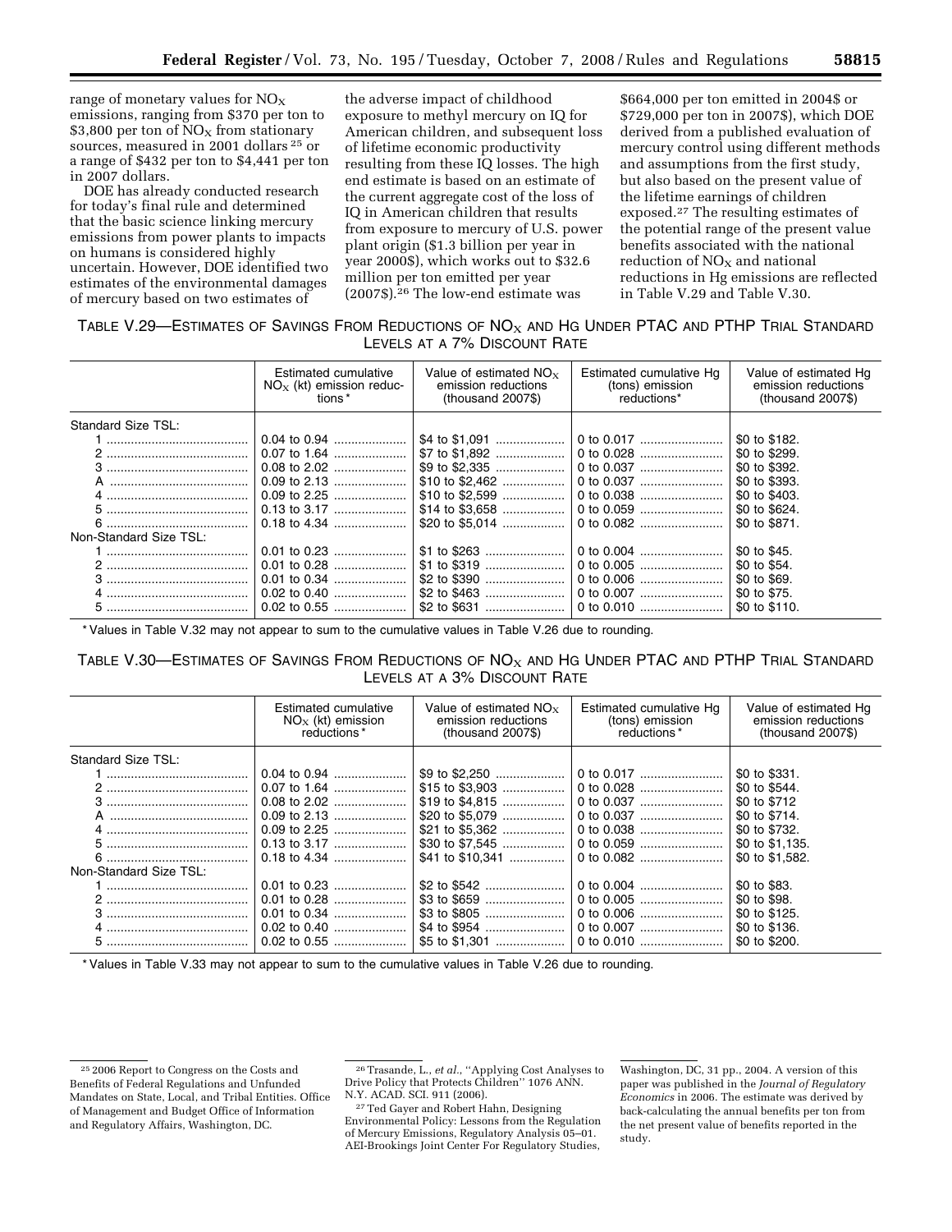range of monetary values for $NO_X$ emissions, ranging from \$370 per ton to \$3,800 per ton of $NO_X$ from stationary sources, measured in 2001 dollars [25] or a range of \$432 per ton to \$4,441 per ton in 2007 dollars.

DOE has already conducted research for today's final rule and determined that the basic science linking mercury emissions from power plants to impacts on humans is considered highly uncertain. However, DOE identified two estimates of the environmental damages of mercury based on two estimates of the adverse impact of childhood exposure to methyl mercury on IQ for American children, and subsequent loss of lifetime economic productivity resulting from these IQ losses. The high end estimate is based on an estimate of the current aggregate cost of the loss of IQ in American children that results from exposure to mercury of U.S. power plant origin (\$1.3 billion per year in year 2000\$), which works out to \$32.6 million per ton emitted per year (2007\$).[26] The low-end estimate was \$664,000 per ton emitted in 2004\$ or \$729,000 per ton in 2007\$), which DOE derived from a published evaluation of mercury control using different methods and assumptions from the first study, but also based on the present value of the lifetime earnings of children exposed.[27] The resulting estimates of the potential range of the present value benefits associated with the national reduction of $NO_X$ and national reductions in Hg emissions are reflected in Table V.29 and Table V.30.

TABLE V.29—ESTIMATES OF SAVINGS FROM REDUCTIONS OF $NO_X$ AND HG UNDER PTAC AND PTHP TRIAL STANDARD LEVELS AT A 7% DISCOUNT RATE

| | Estimated cumulative $NO_X$ (kt) emission reductions* | Value of estimated $NO_X$ emission reductions (thousand 2007\$) | Estimated cumulative Hg (tons) emission reductions* | Value of estimated Hg emission reductions (thousand 2007\$) |
|---|---|---|---|---|
| Standard Size TSL: | | | | |
| 1 | 0.04 to 0.94 | \$4 to \$1,091 | 0 to 0.017 | \$0 to \$182. |
| 2 | 0.07 to 1.64 | \$7 to \$1,892 | 0 to 0.028 | \$0 to \$299. |
| 3 | 0.08 to 2.02 | \$9 to \$2,335 | 0 to 0.037 | \$0 to \$392. |
| A | 0.09 to 2.13 | \$10 to \$2,462 | 0 to 0.037 | \$0 to \$393. |
| 4 | 0.09 to 2.25 | \$10 to \$2,599 | 0 to 0.038 | \$0 to \$403. |
| 5 | 0.13 to 3.17 | \$14 to \$3,658 | 0 to 0.059 | \$0 to \$624. |
| 6 | 0.18 to 4.34 | \$20 to \$5,014 | 0 to 0.082 | \$0 to \$871. |
| Non-Standard Size TSL: | | | | |
| 1 | 0.01 to 0.23 | \$1 to \$263 | 0 to 0.004 | \$0 to \$45. |
| 2 | 0.01 to 0.28 | \$1 to \$319 | 0 to 0.005 | \$0 to \$54. |
| 3 | 0.01 to 0.34 | \$2 to \$390 | 0 to 0.006 | \$0 to \$69. |
| 4 | 0.02 to 0.40 | \$2 to \$463 | 0 to 0.007 | \$0 to \$75. |
| 5 | 0.02 to 0.55 | \$2 to \$631 | 0 to 0.010 | \$0 to \$110. |

* Values in Table V.32 may not appear to sum to the cumulative values in Table V.26 due to rounding.

TABLE V.30—ESTIMATES OF SAVINGS FROM REDUCTIONS OF $NO_X$ AND HG UNDER PTAC AND PTHP TRIAL STANDARD LEVELS AT A 3% DISCOUNT RATE

| | Estimated cumulative $NO_X$ (kt) emission reductions* | Value of estimated $NO_X$ emission reductions (thousand 2007\$) | Estimated cumulative Hg (tons) emission reductions* | Value of estimated Hg emission reductions (thousand 2007\$) |
|---|---|---|---|---|
| Standard Size TSL: | | | | |
| 1 | 0.04 to 0.94 | \$9 to \$2,250 | 0 to 0.017 | \$0 to \$331. |
| 2 | 0.07 to 1.64 | \$15 to \$3,903 | 0 to 0.028 | \$0 to \$544. |
| 3 | 0.08 to 2.02 | \$19 to \$4,815 | 0 to 0.037 | \$0 to \$712 |
| A | 0.09 to 2.13 | \$20 to \$5,079 | 0 to 0.037 | \$0 to \$714. |
| 4 | 0.09 to 2.25 | \$21 to \$5,362 | 0 to 0.038 | \$0 to \$732. |
| 5 | 0.13 to 3.17 | \$30 to \$7,545 | 0 to 0.059 | \$0 to \$1,135. |
| 6 | 0.18 to 4.34 | \$41 to \$10,341 | 0 to 0.082 | \$0 to \$1,582. |
| Non-Standard Size TSL: | | | | |
| 1 | 0.01 to 0.23 | \$2 to \$542 | 0 to 0.004 | \$0 to \$83. |
| 2 | 0.01 to 0.28 | \$3 to \$659 | 0 to 0.005 | \$0 to \$98. |
| 3 | 0.01 to 0.34 | \$3 to \$805 | 0 to 0.006 | \$0 to \$125. |
| 4 | 0.02 to 0.40 | \$4 to \$954 | 0 to 0.007 | \$0 to \$136. |
| 5 | 0.02 to 0.55 | \$5 to \$1,301 | 0 to 0.010 | \$0 to \$200. |

* Values in Table V.33 may not appear to sum to the cumulative values in Table V.26 due to rounding.

[25] 2006 Report to Congress on the Costs and Benefits of Federal Regulations and Unfunded Mandates on State, Local, and Tribal Entities. Office of Management and Budget Office of Information and Regulatory Affairs, Washington, DC.

[26] Trasande, L., *et al.*, "Applying Cost Analyses to Drive Policy that Protects Children" 1076 ANN. N.Y. ACAD. SCI. 911 (2006).

[27] Ted Gayer and Robert Hahn, Designing Environmental Policy: Lessons from the Regulation of Mercury Emissions, Regulatory Analysis 05–01. AEI-Brookings Joint Center For Regulatory Studies, Washington, DC, 31 pp., 2004. A version of this paper was published in the *Journal of Regulatory Economics* in 2006. The estimate was derived by back-calculating the annual benefits per ton from the net present value of benefits reported in the study.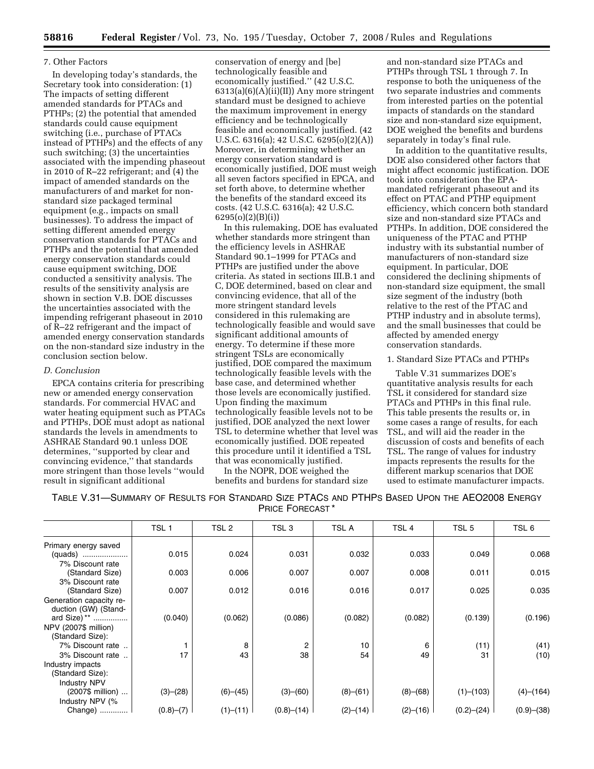7. Other Factors

In developing today's standards, the Secretary took into consideration: (1) The impacts of setting different amended standards for PTACs and PTHPs; (2) the potential that amended standards could cause equipment switching (i.e., purchase of PTACs instead of PTHPs) and the effects of any such switching; (3) the uncertainties associated with the impending phaseout in 2010 of R–22 refrigerant; and (4) the impact of amended standards on the manufacturers of and market for non-standard size packaged terminal equipment (e.g., impacts on small businesses). To address the impact of setting different amended energy conservation standards for PTACs and PTHPs and the potential that amended energy conservation standards could cause equipment switching, DOE conducted a sensitivity analysis. The results of the sensitivity analysis are shown in section V.B. DOE discusses the uncertainties associated with the impending refrigerant phaseout in 2010 of R–22 refrigerant and the impact of amended energy conservation standards on the non-standard size industry in the conclusion section below.

*D. Conclusion*

EPCA contains criteria for prescribing new or amended energy conservation standards. For commercial HVAC and water heating equipment such as PTACs and PTHPs, DOE must adopt as national standards the levels in amendments to ASHRAE Standard 90.1 unless DOE determines, ''supported by clear and convincing evidence,'' that standards more stringent than those levels ''would result in significant additional conservation of energy and [be] technologically feasible and economically justified.'' (42 U.S.C. 6313(a)(6)(A)(ii)(II)) Any more stringent standard must be designed to achieve the maximum improvement in energy efficiency and be technologically feasible and economically justified. (42 U.S.C. 6316(a); 42 U.S.C. 6295(o)(2)(A)) Moreover, in determining whether an energy conservation standard is economically justified, DOE must weigh all seven factors specified in EPCA, and set forth above, to determine whether the benefits of the standard exceed its costs. (42 U.S.C. 6316(a); 42 U.S.C. 6295(o)(2)(B)(i))

In this rulemaking, DOE has evaluated whether standards more stringent than the efficiency levels in ASHRAE Standard 90.1–1999 for PTACs and PTHPs are justified under the above criteria. As stated in sections III.B.1 and C, DOE determined, based on clear and convincing evidence, that all of the more stringent standard levels considered in this rulemaking are technologically feasible and would save significant additional amounts of energy. To determine if these more stringent TSLs are economically justified, DOE compared the maximum technologically feasible levels with the base case, and determined whether those levels are economically justified. Upon finding the maximum technologically feasible levels not to be justified, DOE analyzed the next lower TSL to determine whether that level was economically justified. DOE repeated this procedure until it identified a TSL that was economically justified.

In the NOPR, DOE weighed the benefits and burdens for standard size and non-standard size PTACs and PTHPs through TSL 1 through 7. In response to both the uniqueness of the two separate industries and comments from interested parties on the potential impacts of standards on the standard size and non-standard size equipment, DOE weighed the benefits and burdens separately in today's final rule.

In addition to the quantitative results, DOE also considered other factors that might affect economic justification. DOE took into consideration the EPA-mandated refrigerant phaseout and its effect on PTAC and PTHP equipment efficiency, which concern both standard size and non-standard size PTACs and PTHPs. In addition, DOE considered the uniqueness of the PTAC and PTHP industry with its substantial number of manufacturers of non-standard size equipment. In particular, DOE considered the declining shipments of non-standard size equipment, the small size segment of the industry (both relative to the rest of the PTAC and PTHP industry and in absolute terms), and the small businesses that could be affected by amended energy conservation standards.

1. Standard Size PTACs and PTHPs

Table V.31 summarizes DOE's quantitative analysis results for each TSL it considered for standard size PTACs and PTHPs in this final rule. This table presents the results or, in some cases a range of results, for each TSL, and will aid the reader in the discussion of costs and benefits of each TSL. The range of values for industry impacts represents the results for the different markup scenarios that DOE used to estimate manufacturer impacts.

TABLE V.31—SUMMARY OF RESULTS FOR STANDARD SIZE PTACS AND PTHPS BASED UPON THE AEO2008 ENERGY PRICE FORECAST *

| | TSL 1 | TSL 2 | TSL 3 | TSL A | TSL 4 | TSL 5 | TSL 6 |
|---|---|---|---|---|---|---|---|
| Primary energy saved (quads) | 0.015 | 0.024 | 0.031 | 0.032 | 0.033 | 0.049 | 0.068 |
| 7% Discount rate (Standard Size) | 0.003 | 0.006 | 0.007 | 0.007 | 0.008 | 0.011 | 0.015 |
| 3% Discount rate (Standard Size) | 0.007 | 0.012 | 0.016 | 0.016 | 0.017 | 0.025 | 0.035 |
| Generation capacity reduction (GW) (Standard Size) ** | (0.040) | (0.062) | (0.086) | (0.082) | (0.082) | (0.139) | (0.196) |
| NPV (2007$ million) (Standard Size): | | | | | | | |
| 7% Discount rate | 1 | 8 | 2 | 10 | 6 | (11) | (41) |
| 3% Discount rate | 17 | 43 | 38 | 54 | 49 | 31 | (10) |
| Industry impacts (Standard Size): | | | | | | | |
| Industry NPV (2007$ million) | (3)–(28) | (6)–(45) | (3)–(60) | (8)–(61) | (8)–(68) | (1)–(103) | (4)–(164) |
| Industry NPV (% Change) | (0.8)–(7) | (1)–(11) | (0.8)–(14) | (2)–(14) | (2)–(16) | (0.2)–(24) | (0.9)–(38) |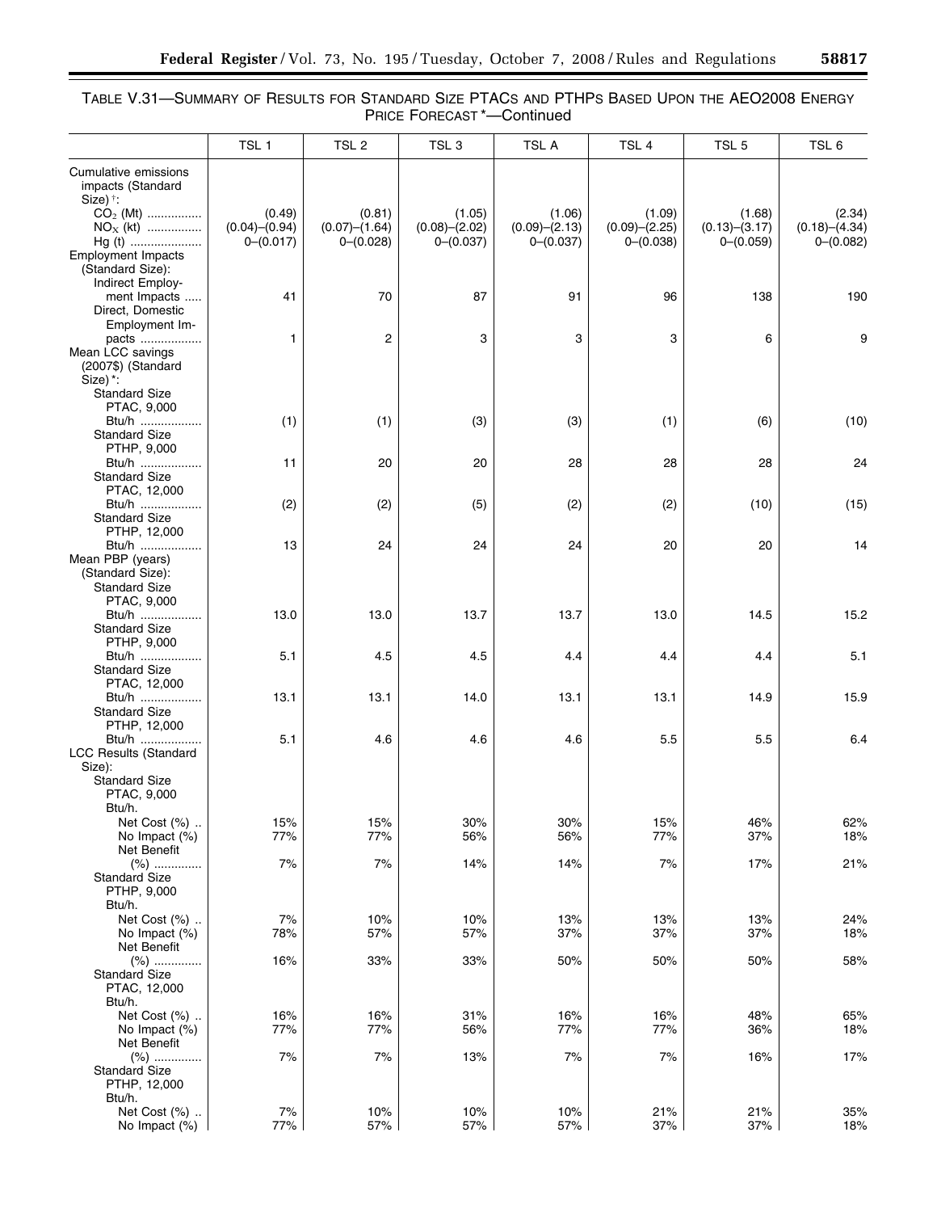TABLE V.31—SUMMARY OF RESULTS FOR STANDARD SIZE PTACS AND PTHPS BASED UPON THE AEO2008 ENERGY PRICE FORECAST *—Continued

| | TSL 1 | TSL 2 | TSL 3 | TSL A | TSL 4 | TSL 5 | TSL 6 |
|---|---|---|---|---|---|---|---|
| Cumulative emissions impacts (Standard Size) †: | | | | | | | |
| $CO_2$ (Mt) | (0.49) | (0.81) | (1.05) | (1.06) | (1.09) | (1.68) | (2.34) |
| $NO_X$ (kt) | (0.04)–(0.94) | (0.07)–(1.64) | (0.08)–(2.02) | (0.09)–(2.13) | (0.09)–(2.25) | (0.13)–(3.17) | (0.18)–(4.34) |
| Hg (t) | 0–(0.017) | 0–(0.028) | 0–(0.037) | 0–(0.037) | 0–(0.038) | 0–(0.059) | 0–(0.082) |
| Employment Impacts (Standard Size): | | | | | | | |
| Indirect Employment Impacts | 41 | 70 | 87 | 91 | 96 | 138 | 190 |
| Direct, Domestic Employment Impacts | 1 | 2 | 3 | 3 | 3 | 6 | 9 |
| Mean LCC savings (2007$) (Standard Size) *: | | | | | | | |
| Standard Size PTAC, 9,000 Btu/h | (1) | (1) | (3) | (3) | (1) | (6) | (10) |
| Standard Size PTHP, 9,000 Btu/h | 11 | 20 | 20 | 28 | 28 | 28 | 24 |
| Standard Size PTAC, 12,000 Btu/h | (2) | (2) | (5) | (2) | (2) | (10) | (15) |
| Standard Size PTHP, 12,000 Btu/h | 13 | 24 | 24 | 24 | 20 | 20 | 14 |
| Mean PBP (years) (Standard Size): | | | | | | | |
| Standard Size PTAC, 9,000 Btu/h | 13.0 | 13.0 | 13.7 | 13.7 | 13.0 | 14.5 | 15.2 |
| Standard Size PTHP, 9,000 Btu/h | 5.1 | 4.5 | 4.5 | 4.4 | 4.4 | 4.4 | 5.1 |
| Standard Size PTAC, 12,000 Btu/h | 13.1 | 13.1 | 14.0 | 13.1 | 13.1 | 14.9 | 15.9 |
| Standard Size PTHP, 12,000 Btu/h | 5.1 | 4.6 | 4.6 | 4.6 | 5.5 | 5.5 | 6.4 |
| LCC Results (Standard Size): | | | | | | | |
| Standard Size PTAC, 9,000 Btu/h. | | | | | | | |
| Net Cost (%) | 15% | 15% | 30% | 30% | 15% | 46% | 62% |
| No Impact (%) | 77% | 77% | 56% | 56% | 77% | 37% | 18% |
| Net Benefit (%) | 7% | 7% | 14% | 14% | 7% | 17% | 21% |
| Standard Size PTHP, 9,000 Btu/h. | | | | | | | |
| Net Cost (%) | 7% | 10% | 10% | 13% | 13% | 13% | 24% |
| No Impact (%) | 78% | 57% | 57% | 37% | 37% | 37% | 18% |
| Net Benefit (%) | 16% | 33% | 33% | 50% | 50% | 50% | 58% |
| Standard Size PTAC, 12,000 Btu/h. | | | | | | | |
| Net Cost (%) | 16% | 16% | 31% | 16% | 16% | 48% | 65% |
| No Impact (%) | 77% | 77% | 56% | 77% | 77% | 36% | 18% |
| Net Benefit (%) | 7% | 7% | 13% | 7% | 7% | 16% | 17% |
| Standard Size PTHP, 12,000 Btu/h. | | | | | | | |
| Net Cost (%) | 7% | 10% | 10% | 10% | 21% | 21% | 35% |
| No Impact (%) | 77% | 57% | 57% | 57% | 37% | 37% | 18% |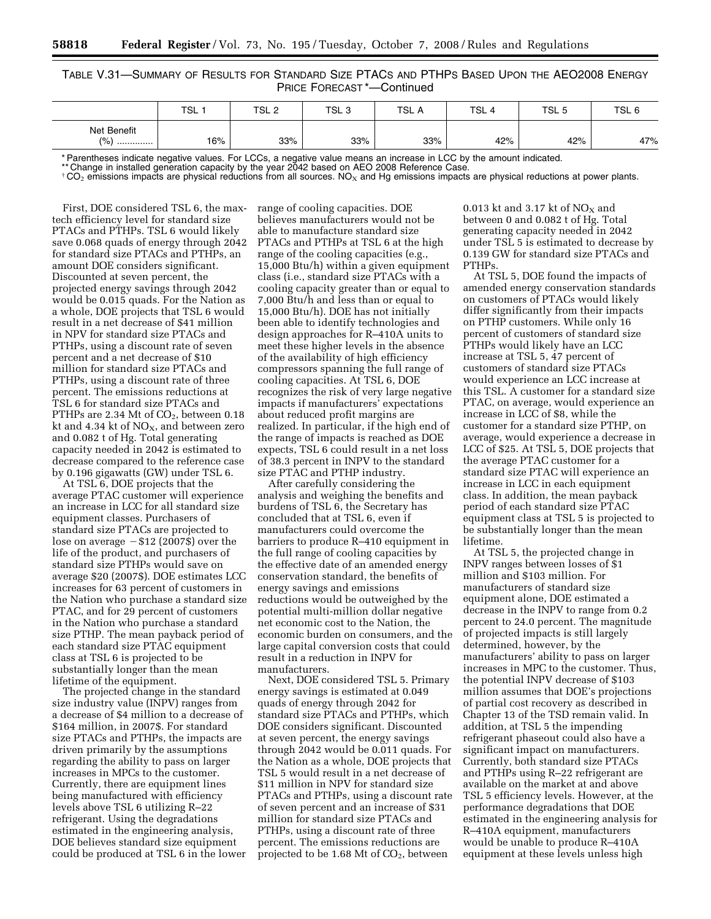TABLE V.31—SUMMARY OF RESULTS FOR STANDARD SIZE PTACS AND PTHPS BASED UPON THE AEO2008 ENERGY PRICE FORECAST *—Continued

| | TSL 1 | TSL 2 | TSL 3 | TSL A | TSL 4 | TSL 5 | TSL 6 |
|---|---|---|---|---|---|---|---|
| Net Benefit (%) ............. | 16% | 33% | 33% | 33% | 42% | 42% | 47% |

* Parentheses indicate negative values. For LCCs, a negative value means an increase in LCC by the amount indicated.
** Change in installed generation capacity by the year 2042 based on AEO 2008 Reference Case.
† $CO_2$ emissions impacts are physical reductions from all sources. $NO_X$ and Hg emissions impacts are physical reductions at power plants.

First, DOE considered TSL 6, the max-tech efficiency level for standard size PTACs and PTHPs. TSL 6 would likely save 0.068 quads of energy through 2042 for standard size PTACs and PTHPs, an amount DOE considers significant. Discounted at seven percent, the projected energy savings through 2042 would be 0.015 quads. For the Nation as a whole, DOE projects that TSL 6 would result in a net decrease of $41 million in NPV for standard size PTACs and PTHPs, using a discount rate of seven percent and a net decrease of $10 million for standard size PTACs and PTHPs, using a discount rate of three percent. The emissions reductions at TSL 6 for standard size PTACs and PTHPs are 2.34 Mt of $CO_2$, between 0.18 kt and 4.34 kt of $NO_X$, and between zero and 0.082 t of Hg. Total generating capacity needed in 2042 is estimated to decrease compared to the reference case by 0.196 gigawatts (GW) under TSL 6.

At TSL 6, DOE projects that the average PTAC customer will experience an increase in LCC for all standard size equipment classes. Purchasers of standard size PTACs are projected to lose on average −$12 (2007$) over the life of the product, and purchasers of standard size PTHPs would save on average $20 (2007$). DOE estimates LCC increases for 63 percent of customers in the Nation who purchase a standard size PTAC, and for 29 percent of customers in the Nation who purchase a standard size PTHP. The mean payback period of each standard size PTAC equipment class at TSL 6 is projected to be substantially longer than the mean lifetime of the equipment.

The projected change in the standard size industry value (INPV) ranges from a decrease of $4 million to a decrease of $164 million, in 2007$. For standard size PTACs and PTHPs, the impacts are driven primarily by the assumptions regarding the ability to pass on larger increases in MPCs to the customer. Currently, there are equipment lines being manufactured with efficiency levels above TSL 6 utilizing R–22 refrigerant. Using the degradations estimated in the engineering analysis, DOE believes standard size equipment could be produced at TSL 6 in the lower range of cooling capacities. DOE believes manufacturers would not be able to manufacture standard size PTACs and PTHPs at TSL 6 at the high range of the cooling capacities (e.g., 15,000 Btu/h) within a given equipment class (i.e., standard size PTACs with a cooling capacity greater than or equal to 7,000 Btu/h and less than or equal to 15,000 Btu/h). DOE has not initially been able to identify technologies and design approaches for R–410A units to meet these higher levels in the absence of the availability of high efficiency compressors spanning the full range of cooling capacities. At TSL 6, DOE recognizes the risk of very large negative impacts if manufacturers' expectations about reduced profit margins are realized. In particular, if the high end of the range of impacts is reached as DOE expects, TSL 6 could result in a net loss of 38.3 percent in INPV to the standard size PTAC and PTHP industry.

After carefully considering the analysis and weighing the benefits and burdens of TSL 6, the Secretary has concluded that at TSL 6, even if manufacturers could overcome the barriers to produce R–410 equipment in the full range of cooling capacities by the effective date of an amended energy conservation standard, the benefits of energy savings and emissions reductions would be outweighed by the potential multi-million dollar negative net economic cost to the Nation, the economic burden on consumers, and the large capital conversion costs that could result in a reduction in INPV for manufacturers.

Next, DOE considered TSL 5. Primary energy savings is estimated at 0.049 quads of energy through 2042 for standard size PTACs and PTHPs, which DOE considers significant. Discounted at seven percent, the energy savings through 2042 would be 0.011 quads. For the Nation as a whole, DOE projects that TSL 5 would result in a net decrease of $11 million in NPV for standard size PTACs and PTHPs, using a discount rate of seven percent and an increase of $31 million for standard size PTACs and PTHPs, using a discount rate of three percent. The emissions reductions are projected to be 1.68 Mt of $CO_2$, between 0.013 kt and 3.17 kt of $NO_X$ and between 0 and 0.082 t of Hg. Total generating capacity needed in 2042 under TSL 5 is estimated to decrease by 0.139 GW for standard size PTACs and PTHPs.

At TSL 5, DOE found the impacts of amended energy conservation standards on customers of PTACs would likely differ significantly from their impacts on PTHP customers. While only 16 percent of customers of standard size PTHPs would likely have an LCC increase at TSL 5, 47 percent of customers of standard size PTACs would experience an LCC increase at this TSL. A customer for a standard size PTAC, on average, would experience an increase in LCC of $8, while the customer for a standard size PTHP, on average, would experience a decrease in LCC of $25. At TSL 5, DOE projects that the average PTAC customer for a standard size PTAC will experience an increase in LCC in each equipment class. In addition, the mean payback period of each standard size PTAC equipment class at TSL 5 is projected to be substantially longer than the mean lifetime.

At TSL 5, the projected change in INPV ranges between losses of $1 million and $103 million. For manufacturers of standard size equipment alone, DOE estimated a decrease in the INPV to range from 0.2 percent to 24.0 percent. The magnitude of projected impacts is still largely determined, however, by the manufacturers' ability to pass on larger increases in MPC to the customer. Thus, the potential INPV decrease of $103 million assumes that DOE's projections of partial cost recovery as described in Chapter 13 of the TSD remain valid. In addition, at TSL 5 the impending refrigerant phaseout could also have a significant impact on manufacturers. Currently, both standard size PTACs and PTHPs using R–22 refrigerant are available on the market at and above TSL 5 efficiency levels. However, at the performance degradations that DOE estimated in the engineering analysis for R–410A equipment, manufacturers would be unable to produce R–410A equipment at these levels unless high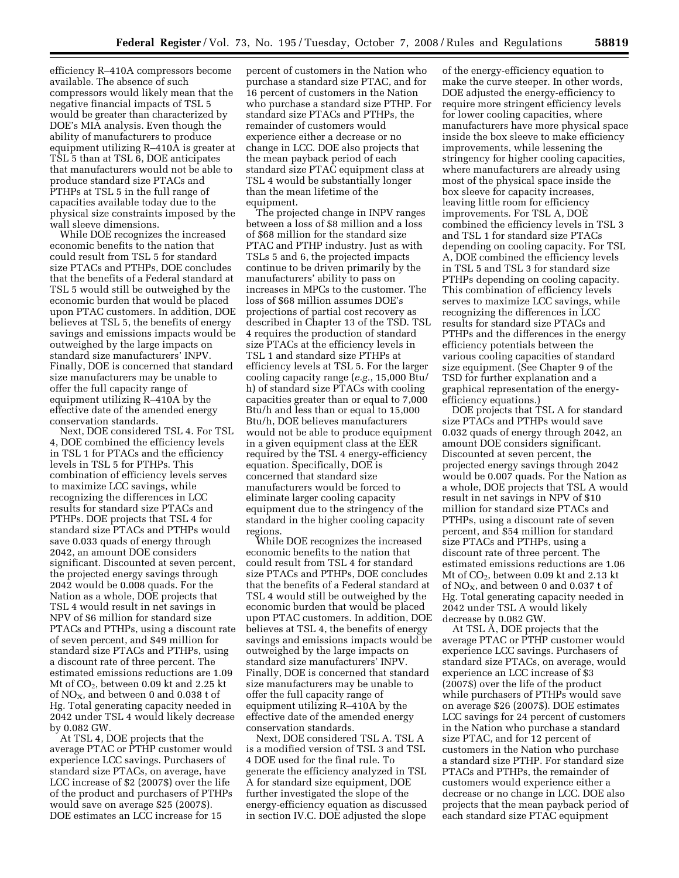efficiency R–410A compressors become available. The absence of such compressors would likely mean that the negative financial impacts of TSL 5 would be greater than characterized by DOE's MIA analysis. Even though the ability of manufacturers to produce equipment utilizing R–410A is greater at TSL 5 than at TSL 6, DOE anticipates that manufacturers would not be able to produce standard size PTACs and PTHPs at TSL 5 in the full range of capacities available today due to the physical size constraints imposed by the wall sleeve dimensions.

While DOE recognizes the increased economic benefits to the nation that could result from TSL 5 for standard size PTACs and PTHPs, DOE concludes that the benefits of a Federal standard at TSL 5 would still be outweighed by the economic burden that would be placed upon PTAC customers. In addition, DOE believes at TSL 5, the benefits of energy savings and emissions impacts would be outweighed by the large impacts on standard size manufacturers' INPV. Finally, DOE is concerned that standard size manufacturers may be unable to offer the full capacity range of equipment utilizing R–410A by the effective date of the amended energy conservation standards.

Next, DOE considered TSL 4. For TSL 4, DOE combined the efficiency levels in TSL 1 for PTACs and the efficiency levels in TSL 5 for PTHPs. This combination of efficiency levels serves to maximize LCC savings, while recognizing the differences in LCC results for standard size PTACs and PTHPs. DOE projects that TSL 4 for standard size PTACs and PTHPs would save 0.033 quads of energy through 2042, an amount DOE considers significant. Discounted at seven percent, the projected energy savings through 2042 would be 0.008 quads. For the Nation as a whole, DOE projects that TSL 4 would result in net savings in NPV of $6 million for standard size PTACs and PTHPs, using a discount rate of seven percent, and $49 million for standard size PTACs and PTHPs, using a discount rate of three percent. The estimated emissions reductions are 1.09 Mt of $CO_2$, between 0.09 kt and 2.25 kt of $NO_X$, and between 0 and 0.038 t of Hg. Total generating capacity needed in 2042 under TSL 4 would likely decrease by 0.082 GW.

At TSL 4, DOE projects that the average PTAC or PTHP customer would experience LCC savings. Purchasers of standard size PTACs, on average, have LCC increase of $2 (2007$) over the life of the product and purchasers of PTHPs would save on average $25 (2007$). DOE estimates an LCC increase for 15 percent of customers in the Nation who purchase a standard size PTAC, and for 16 percent of customers in the Nation who purchase a standard size PTHP. For standard size PTACs and PTHPs, the remainder of customers would experience either a decrease or no change in LCC. DOE also projects that the mean payback period of each standard size PTAC equipment class at TSL 4 would be substantially longer than the mean lifetime of the equipment.

The projected change in INPV ranges between a loss of $8 million and a loss of $68 million for the standard size PTAC and PTHP industry. Just as with TSLs 5 and 6, the projected impacts continue to be driven primarily by the manufacturers' ability to pass on increases in MPCs to the customer. The loss of $68 million assumes DOE's projections of partial cost recovery as described in Chapter 13 of the TSD. TSL 4 requires the production of standard size PTACs at the efficiency levels in TSL 1 and standard size PTHPs at efficiency levels at TSL 5. For the larger cooling capacity range (*e.g.*, 15,000 Btu/h) of standard size PTACs with cooling capacities greater than or equal to 7,000 Btu/h and less than or equal to 15,000 Btu/h, DOE believes manufacturers would not be able to produce equipment in a given equipment class at the EER required by the TSL 4 energy-efficiency equation. Specifically, DOE is concerned that standard size manufacturers would be forced to eliminate larger cooling capacity equipment due to the stringency of the standard in the higher cooling capacity regions.

While DOE recognizes the increased economic benefits to the nation that could result from TSL 4 for standard size PTACs and PTHPs, DOE concludes that the benefits of a Federal standard at TSL 4 would still be outweighed by the economic burden that would be placed upon PTAC customers. In addition, DOE believes at TSL 4, the benefits of energy savings and emissions impacts would be outweighed by the large impacts on standard size manufacturers' INPV. Finally, DOE is concerned that standard size manufacturers may be unable to offer the full capacity range of equipment utilizing R–410A by the effective date of the amended energy conservation standards.

Next, DOE considered TSL A. TSL A is a modified version of TSL 3 and TSL 4 DOE used for the final rule. To generate the efficiency analyzed in TSL A for standard size equipment, DOE further investigated the slope of the energy-efficiency equation as discussed in section IV.C. DOE adjusted the slope of the energy-efficiency equation to make the curve steeper. In other words, DOE adjusted the energy-efficiency to require more stringent efficiency levels for lower cooling capacities, where manufacturers have more physical space inside the box sleeve to make efficiency improvements, while lessening the stringency for higher cooling capacities, where manufacturers are already using most of the physical space inside the box sleeve for capacity increases, leaving little room for efficiency improvements. For TSL A, DOE combined the efficiency levels in TSL 3 and TSL 1 for standard size PTACs depending on cooling capacity. For TSL A, DOE combined the efficiency levels in TSL 5 and TSL 3 for standard size PTHPs depending on cooling capacity. This combination of efficiency levels serves to maximize LCC savings, while recognizing the differences in LCC results for standard size PTACs and PTHPs and the differences in the energy efficiency potentials between the various cooling capacities of standard size equipment. (See Chapter 9 of the TSD for further explanation and a graphical representation of the energy-efficiency equations.)

DOE projects that TSL A for standard size PTACs and PTHPs would save 0.032 quads of energy through 2042, an amount DOE considers significant. Discounted at seven percent, the projected energy savings through 2042 would be 0.007 quads. For the Nation as a whole, DOE projects that TSL A would result in net savings in NPV of $10 million for standard size PTACs and PTHPs, using a discount rate of seven percent, and $54 million for standard size PTACs and PTHPs, using a discount rate of three percent. The estimated emissions reductions are 1.06 Mt of $CO_2$, between 0.09 kt and 2.13 kt of $NO_X$, and between 0 and 0.037 t of Hg. Total generating capacity needed in 2042 under TSL A would likely decrease by 0.082 GW.

At TSL A, DOE projects that the average PTAC or PTHP customer would experience LCC savings. Purchasers of standard size PTACs, on average, would experience an LCC increase of $3 (2007$) over the life of the product while purchasers of PTHPs would save on average $26 (2007$). DOE estimates LCC savings for 24 percent of customers in the Nation who purchase a standard size PTAC, and for 12 percent of customers in the Nation who purchase a standard size PTHP. For standard size PTACs and PTHPs, the remainder of customers would experience either a decrease or no change in LCC. DOE also projects that the mean payback period of each standard size PTAC equipment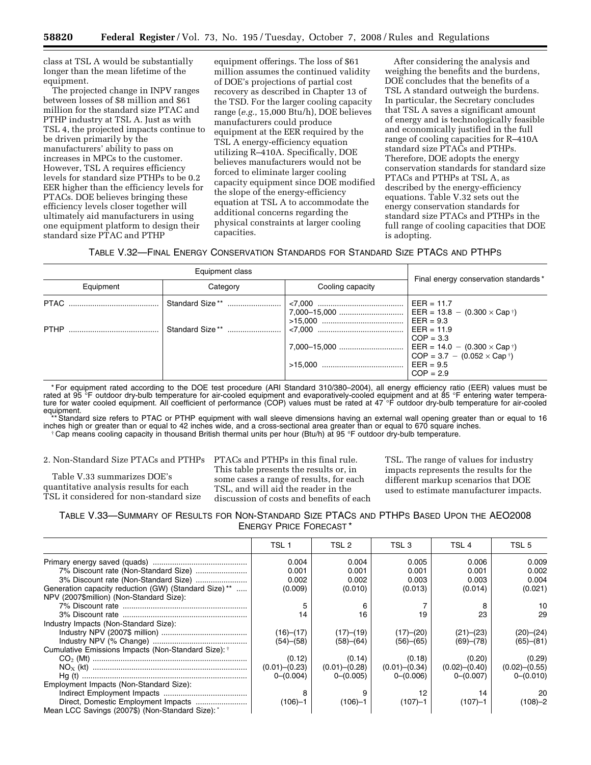class at TSL A would be substantially longer than the mean lifetime of the equipment.

The projected change in INPV ranges between losses of $8 million and $61 million for the standard size PTAC and PTHP industry at TSL A. Just as with TSL 4, the projected impacts continue to be driven primarily by the manufacturers' ability to pass on increases in MPCs to the customer. However, TSL A requires efficiency levels for standard size PTHPs to be 0.2 EER higher than the efficiency levels for PTACs. DOE believes bringing these efficiency levels closer together will ultimately aid manufacturers in using one equipment platform to design their standard size PTAC and PTHP equipment offerings. The loss of $61 million assumes the continued validity of DOE's projections of partial cost recovery as described in Chapter 13 of the TSD. For the larger cooling capacity range (*e.g.*, 15,000 Btu/h), DOE believes manufacturers could produce equipment at the EER required by the TSL A energy-efficiency equation utilizing R–410A. Specifically, DOE believes manufacturers would not be forced to eliminate larger cooling capacity equipment since DOE modified the slope of the energy-efficiency equation at TSL A to accommodate the additional concerns regarding the physical constraints at larger cooling capacities.

After considering the analysis and weighing the benefits and the burdens, DOE concludes that the benefits of a TSL A standard outweigh the burdens. In particular, the Secretary concludes that TSL A saves a significant amount of energy and is technologically feasible and economically justified in the full range of cooling capacities for R–410A standard size PTACs and PTHPs. Therefore, DOE adopts the energy conservation standards for standard size PTACs and PTHPs at TSL A, as described by the energy-efficiency equations. Table V.32 sets out the energy conservation standards for standard size PTACs and PTHPs in the full range of cooling capacities that DOE is adopting.

TABLE V.32—FINAL ENERGY CONSERVATION STANDARDS FOR STANDARD SIZE PTACS AND PTHPS

| Equipment class | | | Final energy conservation standards* |
|---|---|---|---|
| Equipment | Category | Cooling capacity | |
| PTAC | Standard Size** | <7,000 | EER = 11.7 |
| | | 7,000–15,000 | EER = 13.8 − (0.300 × Cap†) |
| | | >15,000 | EER = 9.3 |
| PTHP | Standard Size** | <7,000 | EER = 11.9<br>COP = 3.3 |
| | | 7,000–15,000 | EER = 14.0 − (0.300 × Cap†)<br>COP = 3.7 − (0.052 × Cap†) |
| | | >15,000 | EER = 9.5<br>COP = 2.9 |

\* For equipment rated according to the DOE test procedure (ARI Standard 310/380–2004), all energy efficiency ratio (EER) values must be rated at 95 °F outdoor dry-bulb temperature for air-cooled equipment and evaporatively-cooled equipment and at 85 °F entering water temperature for water cooled equipment. All coefficient of performance (COP) values must be rated at 47 °F outdoor dry-bulb temperature for air-cooled equipment.

\*\* Standard size refers to PTAC or PTHP equipment with wall sleeve dimensions having an external wall opening greater than or equal to 16 inches high or greater than or equal to 42 inches wide, and a cross-sectional area greater than or equal to 670 square inches.

† Cap means cooling capacity in thousand British thermal units per hour (Btu/h) at 95 °F outdoor dry-bulb temperature.

2. Non-Standard Size PTACs and PTHPs

Table V.33 summarizes DOE's quantitative analysis results for each TSL it considered for non-standard size PTACs and PTHPs in this final rule. This table presents the results or, in some cases a range of results, for each TSL, and will aid the reader in the discussion of costs and benefits of each TSL. The range of values for industry impacts represents the results for the different markup scenarios that DOE used to estimate manufacturer impacts.

TABLE V.33—SUMMARY OF RESULTS FOR NON-STANDARD SIZE PTACS AND PTHPS BASED UPON THE AEO2008 ENERGY PRICE FORECAST*

| | TSL 1 | TSL 2 | TSL 3 | TSL 4 | TSL 5 |
|---|---|---|---|---|---|
| Primary energy saved (quads) | 0.004 | 0.004 | 0.005 | 0.006 | 0.009 |
| 7% Discount rate (Non-Standard Size) | 0.001 | 0.001 | 0.001 | 0.001 | 0.002 |
| 3% Discount rate (Non-Standard Size) | 0.002 | 0.002 | 0.003 | 0.003 | 0.004 |
| Generation capacity reduction (GW) (Standard Size)** | (0.009) | (0.010) | (0.013) | (0.014) | (0.021) |
| NPV (2007$million) (Non-Standard Size): | | | | | |
| 7% Discount rate | 5 | 6 | 7 | 8 | 10 |
| 3% Discount rate | 14 | 16 | 19 | 23 | 29 |
| Industry Impacts (Non-Standard Size): | | | | | |
| Industry NPV (2007$ million) | (16)–(17) | (17)–(19) | (17)–(20) | (21)–(23) | (20)–(24) |
| Industry NPV (% Change) | (54)–(58) | (58)–(64) | (56)–(65) | (69)–(78) | (65)–(81) |
| Cumulative Emissions Impacts (Non-Standard Size):† | | | | | |
| $CO_2$ (Mt) | (0.12) | (0.14) | (0.18) | (0.20) | (0.29) |
| $NO_X$ (kt) | (0.01)–(0.23) | (0.01)–(0.28) | (0.01)–(0.34) | (0.02)–(0.40) | (0.02)–(0.55) |
| Hg (t) | 0–(0.004) | 0–(0.005) | 0–(0.006) | 0–(0.007) | 0–(0.010) |
| Employment Impacts (Non-Standard Size): | | | | | |
| Indirect Employment Impacts | 8 | 9 | 12 | 14 | 20 |
| Direct, Domestic Employment Impacts | (106)–1 | (106)–1 | (107)–1 | (107)–1 | (108)–2 |
| Mean LCC Savings (2007$) (Non-Standard Size):* | | | | | |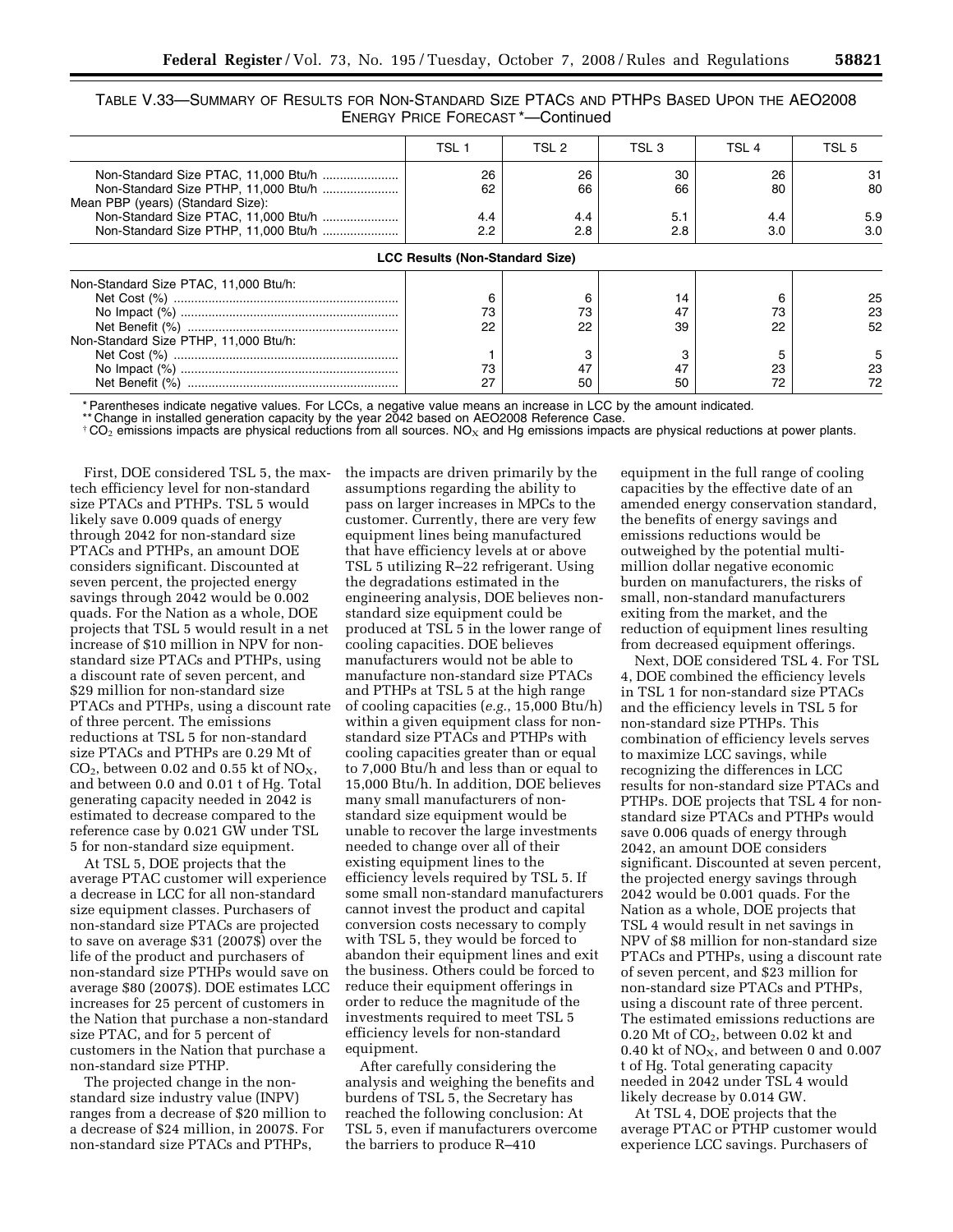TABLE V.33—SUMMARY OF RESULTS FOR NON-STANDARD SIZE PTACS AND PTHPS BASED UPON THE AEO2008 ENERGY PRICE FORECAST *—Continued

| | TSL 1 | TSL 2 | TSL 3 | TSL 4 | TSL 5 |
|---|---|---|---|---|---|
| Non-Standard Size PTAC, 11,000 Btu/h | 26 | 26 | 30 | 26 | 31 |
| Non-Standard Size PTHP, 11,000 Btu/h | 62 | 66 | 66 | 80 | 80 |
| Mean PBP (years) (Standard Size): | | | | | |
| Non-Standard Size PTAC, 11,000 Btu/h | 4.4 | 4.4 | 5.1 | 4.4 | 5.9 |
| Non-Standard Size PTHP, 11,000 Btu/h | 2.2 | 2.8 | 2.8 | 3.0 | 3.0 |
| **LCC Results (Non-Standard Size)** | | | | | |
| Non-Standard Size PTAC, 11,000 Btu/h: | | | | | |
| Net Cost (%) | 6 | 6 | 14 | 6 | 25 |
| No Impact (%) | 73 | 73 | 47 | 73 | 23 |
| Net Benefit (%) | 22 | 22 | 39 | 22 | 52 |
| Non-Standard Size PTHP, 11,000 Btu/h: | | | | | |
| Net Cost (%) | 1 | 3 | 3 | 5 | 5 |
| No Impact (%) | 73 | 47 | 47 | 23 | 23 |
| Net Benefit (%) | 27 | 50 | 50 | 72 | 72 |

* Parentheses indicate negative values. For LCCs, a negative value means an increase in LCC by the amount indicated.
** Change in installed generation capacity by the year 2042 based on AEO2008 Reference Case.
† $CO_2$ emissions impacts are physical reductions from all sources. $NO_X$ and Hg emissions impacts are physical reductions at power plants.

First, DOE considered TSL 5, the max-tech efficiency level for non-standard size PTACs and PTHPs. TSL 5 would likely save 0.009 quads of energy through 2042 for non-standard size PTACs and PTHPs, an amount DOE considers significant. Discounted at seven percent, the projected energy savings through 2042 would be 0.002 quads. For the Nation as a whole, DOE projects that TSL 5 would result in a net increase of $10 million in NPV for non-standard size PTACs and PTHPs, using a discount rate of seven percent, and $29 million for non-standard size PTACs and PTHPs, using a discount rate of three percent. The emissions reductions at TSL 5 for non-standard size PTACs and PTHPs are 0.29 Mt of $CO_2$, between 0.02 and 0.55 kt of $NO_X$, and between 0.0 and 0.01 t of Hg. Total generating capacity needed in 2042 is estimated to decrease compared to the reference case by 0.021 GW under TSL 5 for non-standard size equipment.

At TSL 5, DOE projects that the average PTAC customer will experience a decrease in LCC for all non-standard size equipment classes. Purchasers of non-standard size PTACs are projected to save on average $31 (2007$) over the life of the product and purchasers of non-standard size PTHPs would save on average $80 (2007$). DOE estimates LCC increases for 25 percent of customers in the Nation that purchase a non-standard size PTAC, and for 5 percent of customers in the Nation that purchase a non-standard size PTHP.

The projected change in the non-standard size industry value (INPV) ranges from a decrease of $20 million to a decrease of $24 million, in 2007$. For non-standard size PTACs and PTHPs, the impacts are driven primarily by the assumptions regarding the ability to pass on larger increases in MPCs to the customer. Currently, there are very few equipment lines being manufactured that have efficiency levels at or above TSL 5 utilizing R–22 refrigerant. Using the degradations estimated in the engineering analysis, DOE believes non-standard size equipment could be produced at TSL 5 in the lower range of cooling capacities. DOE believes manufacturers would not be able to manufacture non-standard size PTACs and PTHPs at TSL 5 at the high range of cooling capacities (*e.g.*, 15,000 Btu/h) within a given equipment class for non-standard size PTACs and PTHPs with cooling capacities greater than or equal to 7,000 Btu/h and less than or equal to 15,000 Btu/h. In addition, DOE believes many small manufacturers of non-standard size equipment would be unable to recover the large investments needed to change over all of their existing equipment lines to the efficiency levels required by TSL 5. If some small non-standard manufacturers cannot invest the product and capital conversion costs necessary to comply with TSL 5, they would be forced to abandon their equipment lines and exit the business. Others could be forced to reduce their equipment offerings in order to reduce the magnitude of the investments required to meet TSL 5 efficiency levels for non-standard equipment.

After carefully considering the analysis and weighing the benefits and burdens of TSL 5, the Secretary has reached the following conclusion: At TSL 5, even if manufacturers overcome the barriers to produce R–410 equipment in the full range of cooling capacities by the effective date of an amended energy conservation standard, the benefits of energy savings and emissions reductions would be outweighed by the potential multi-million dollar negative economic burden on manufacturers, the risks of small, non-standard manufacturers exiting from the market, and the reduction of equipment lines resulting from decreased equipment offerings.

Next, DOE considered TSL 4. For TSL 4, DOE combined the efficiency levels in TSL 1 for non-standard size PTACs and the efficiency levels in TSL 5 for non-standard size PTHPs. This combination of efficiency levels serves to maximize LCC savings, while recognizing the differences in LCC results for non-standard size PTACs and PTHPs. DOE projects that TSL 4 for non-standard size PTACs and PTHPs would save 0.006 quads of energy through 2042, an amount DOE considers significant. Discounted at seven percent, the projected energy savings through 2042 would be 0.001 quads. For the Nation as a whole, DOE projects that TSL 4 would result in net savings in NPV of $8 million for non-standard size PTACs and PTHPs, using a discount rate of seven percent, and $23 million for non-standard size PTACs and PTHPs, using a discount rate of three percent. The estimated emissions reductions are 0.20 Mt of $CO_2$, between 0.02 kt and 0.40 kt of $NO_X$, and between 0 and 0.007 t of Hg. Total generating capacity needed in 2042 under TSL 4 would likely decrease by 0.014 GW.

At TSL 4, DOE projects that the average PTAC or PTHP customer would experience LCC savings. Purchasers of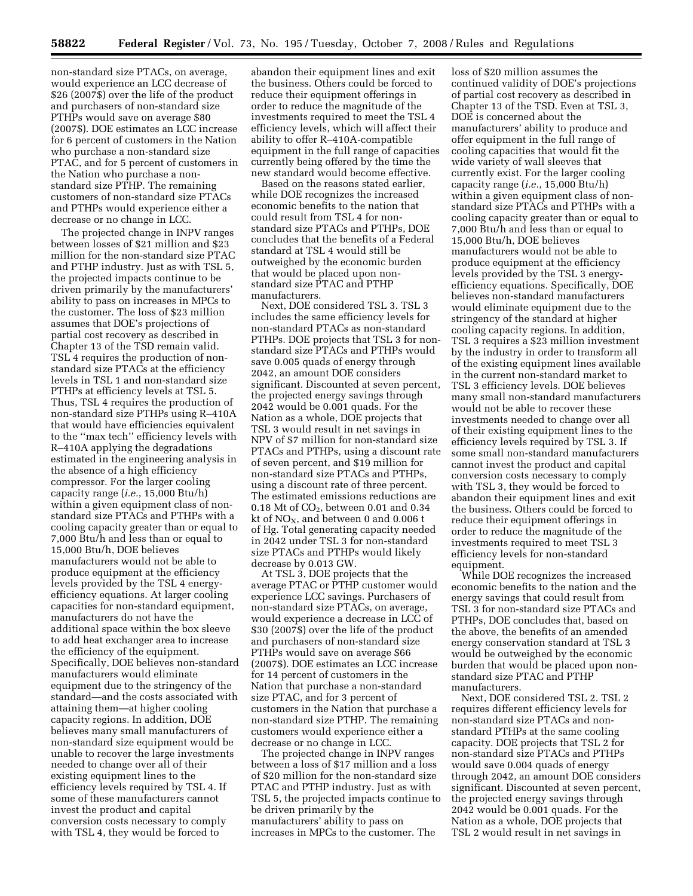non-standard size PTACs, on average, would experience an LCC decrease of $26 (2007$) over the life of the product and purchasers of non-standard size PTHPs would save on average $80 (2007$). DOE estimates an LCC increase for 6 percent of customers in the Nation who purchase a non-standard size PTAC, and for 5 percent of customers in the Nation who purchase a non-standard size PTHP. The remaining customers of non-standard size PTACs and PTHPs would experience either a decrease or no change in LCC.

The projected change in INPV ranges between losses of $21 million and $23 million for the non-standard size PTAC and PTHP industry. Just as with TSL 5, the projected impacts continue to be driven primarily by the manufacturers' ability to pass on increases in MPCs to the customer. The loss of $23 million assumes that DOE's projections of partial cost recovery as described in Chapter 13 of the TSD remain valid. TSL 4 requires the production of non-standard size PTACs at the efficiency levels in TSL 1 and non-standard size PTHPs at efficiency levels at TSL 5. Thus, TSL 4 requires the production of non-standard size PTHPs using R–410A that would have efficiencies equivalent to the ''max tech'' efficiency levels with R–410A applying the degradations estimated in the engineering analysis in the absence of a high efficiency compressor. For the larger cooling capacity range (*i.e.*, 15,000 Btu/h) within a given equipment class of non-standard size PTACs and PTHPs with a cooling capacity greater than or equal to 7,000 Btu/h and less than or equal to 15,000 Btu/h, DOE believes manufacturers would not be able to produce equipment at the efficiency levels provided by the TSL 4 energy-efficiency equations. At larger cooling capacities for non-standard equipment, manufacturers do not have the additional space within the box sleeve to add heat exchanger area to increase the efficiency of the equipment. Specifically, DOE believes non-standard manufacturers would eliminate equipment due to the stringency of the standard—and the costs associated with attaining them—at higher cooling capacity regions. In addition, DOE believes many small manufacturers of non-standard size equipment would be unable to recover the large investments needed to change over all of their existing equipment lines to the efficiency levels required by TSL 4. If some of these manufacturers cannot invest the product and capital conversion costs necessary to comply with TSL 4, they would be forced to abandon their equipment lines and exit the business. Others could be forced to reduce their equipment offerings in order to reduce the magnitude of the investments required to meet the TSL 4 efficiency levels, which will affect their ability to offer R–410A-compatible equipment in the full range of capacities currently being offered by the time the new standard would become effective.

Based on the reasons stated earlier, while DOE recognizes the increased economic benefits to the nation that could result from TSL 4 for non-standard size PTACs and PTHPs, DOE concludes that the benefits of a Federal standard at TSL 4 would still be outweighed by the economic burden that would be placed upon non-standard size PTAC and PTHP manufacturers.

Next, DOE considered TSL 3. TSL 3 includes the same efficiency levels for non-standard PTACs as non-standard PTHPs. DOE projects that TSL 3 for non-standard size PTACs and PTHPs would save 0.005 quads of energy through 2042, an amount DOE considers significant. Discounted at seven percent, the projected energy savings through 2042 would be 0.001 quads. For the Nation as a whole, DOE projects that TSL 3 would result in net savings in NPV of $7 million for non-standard size PTACs and PTHPs, using a discount rate of seven percent, and $19 million for non-standard size PTACs and PTHPs, using a discount rate of three percent. The estimated emissions reductions are 0.18 Mt of $CO_2$, between 0.01 and 0.34 kt of $NO_X$, and between 0 and 0.006 t of Hg. Total generating capacity needed in 2042 under TSL 3 for non-standard size PTACs and PTHPs would likely decrease by 0.013 GW.

At TSL 3, DOE projects that the average PTAC or PTHP customer would experience LCC savings. Purchasers of non-standard size PTACs, on average, would experience a decrease in LCC of $30 (2007$) over the life of the product and purchasers of non-standard size PTHPs would save on average $66 (2007$). DOE estimates an LCC increase for 14 percent of customers in the Nation that purchase a non-standard size PTAC, and for 3 percent of customers in the Nation that purchase a non-standard size PTHP. The remaining customers would experience either a decrease or no change in LCC.

The projected change in INPV ranges between a loss of $17 million and a loss of $20 million for the non-standard size PTAC and PTHP industry. Just as with TSL 5, the projected impacts continue to be driven primarily by the manufacturers' ability to pass on increases in MPCs to the customer. The loss of $20 million assumes the continued validity of DOE's projections of partial cost recovery as described in Chapter 13 of the TSD. Even at TSL 3, DOE is concerned about the manufacturers' ability to produce and offer equipment in the full range of cooling capacities that would fit the wide variety of wall sleeves that currently exist. For the larger cooling capacity range (*i.e.*, 15,000 Btu/h) within a given equipment class of non-standard size PTACs and PTHPs with a cooling capacity greater than or equal to 7,000 Btu/h and less than or equal to 15,000 Btu/h, DOE believes manufacturers would not be able to produce equipment at the efficiency levels provided by the TSL 3 energy-efficiency equations. Specifically, DOE believes non-standard manufacturers would eliminate equipment due to the stringency of the standard at higher cooling capacity regions. In addition, TSL 3 requires a $23 million investment by the industry in order to transform all of the existing equipment lines available in the current non-standard market to TSL 3 efficiency levels. DOE believes many small non-standard manufacturers would not be able to recover these investments needed to change over all of their existing equipment lines to the efficiency levels required by TSL 3. If some small non-standard manufacturers cannot invest the product and capital conversion costs necessary to comply with TSL 3, they would be forced to abandon their equipment lines and exit the business. Others could be forced to reduce their equipment offerings in order to reduce the magnitude of the investments required to meet TSL 3 efficiency levels for non-standard equipment.

While DOE recognizes the increased economic benefits to the nation and the energy savings that could result from TSL 3 for non-standard size PTACs and PTHPs, DOE concludes that, based on the above, the benefits of an amended energy conservation standard at TSL 3 would be outweighed by the economic burden that would be placed upon non-standard size PTAC and PTHP manufacturers.

Next, DOE considered TSL 2. TSL 2 requires different efficiency levels for non-standard size PTACs and non-standard PTHPs at the same cooling capacity. DOE projects that TSL 2 for non-standard size PTACs and PTHPs would save 0.004 quads of energy through 2042, an amount DOE considers significant. Discounted at seven percent, the projected energy savings through 2042 would be 0.001 quads. For the Nation as a whole, DOE projects that TSL 2 would result in net savings in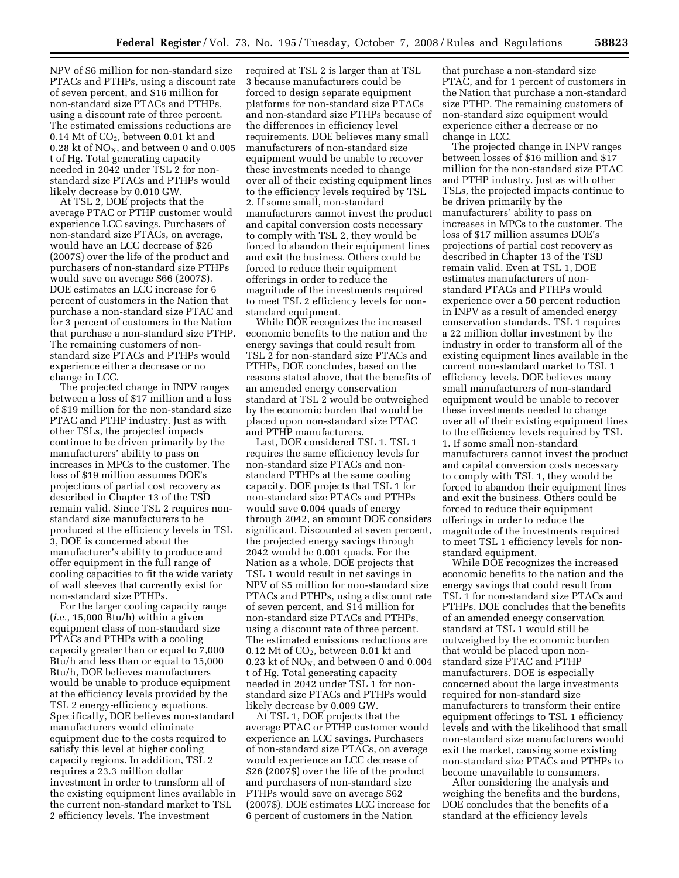NPV of $6 million for non-standard size PTACs and PTHPs, using a discount rate of seven percent, and $16 million for non-standard size PTACs and PTHPs, using a discount rate of three percent. The estimated emissions reductions are 0.14 Mt of $CO_2$, between 0.01 kt and 0.28 kt of $NO_X$, and between 0 and 0.005 t of Hg. Total generating capacity needed in 2042 under TSL 2 for non-standard size PTACs and PTHPs would likely decrease by 0.010 GW.

At TSL 2, DOE projects that the average PTAC or PTHP customer would experience LCC savings. Purchasers of non-standard size PTACs, on average, would have an LCC decrease of $26 (2007$) over the life of the product and purchasers of non-standard size PTHPs would save on average $66 (2007$). DOE estimates an LCC increase for 6 percent of customers in the Nation that purchase a non-standard size PTAC and for 3 percent of customers in the Nation that purchase a non-standard size PTHP. The remaining customers of non-standard size PTACs and PTHPs would experience either a decrease or no change in LCC.

The projected change in INPV ranges between a loss of $17 million and a loss of $19 million for the non-standard size PTAC and PTHP industry. Just as with other TSLs, the projected impacts continue to be driven primarily by the manufacturers' ability to pass on increases in MPCs to the customer. The loss of $19 million assumes DOE's projections of partial cost recovery as described in Chapter 13 of the TSD remain valid. Since TSL 2 requires non-standard size manufacturers to be produced at the efficiency levels in TSL 3, DOE is concerned about the manufacturer's ability to produce and offer equipment in the full range of cooling capacities to fit the wide variety of wall sleeves that currently exist for non-standard size PTHPs.

For the larger cooling capacity range (*i.e.*, 15,000 Btu/h) within a given equipment class of non-standard size PTACs and PTHPs with a cooling capacity greater than or equal to 7,000 Btu/h and less than or equal to 15,000 Btu/h, DOE believes manufacturers would be unable to produce equipment at the efficiency levels provided by the TSL 2 energy-efficiency equations. Specifically, DOE believes non-standard manufacturers would eliminate equipment due to the costs required to satisfy this level at higher cooling capacity regions. In addition, TSL 2 requires a 23.3 million dollar investment in order to transform all of the existing equipment lines available in the current non-standard market to TSL 2 efficiency levels. The investment required at TSL 2 is larger than at TSL 3 because manufacturers could be forced to design separate equipment platforms for non-standard size PTACs and non-standard size PTHPs because of the differences in efficiency level requirements. DOE believes many small manufacturers of non-standard size equipment would be unable to recover these investments needed to change over all of their existing equipment lines to the efficiency levels required by TSL 2. If some small, non-standard manufacturers cannot invest the product and capital conversion costs necessary to comply with TSL 2, they would be forced to abandon their equipment lines and exit the business. Others could be forced to reduce their equipment offerings in order to reduce the magnitude of the investments required to meet TSL 2 efficiency levels for non-standard equipment.

While DOE recognizes the increased economic benefits to the nation and the energy savings that could result from TSL 2 for non-standard size PTACs and PTHPs, DOE concludes, based on the reasons stated above, that the benefits of an amended energy conservation standard at TSL 2 would be outweighed by the economic burden that would be placed upon non-standard size PTAC and PTHP manufacturers.

Last, DOE considered TSL 1. TSL 1 requires the same efficiency levels for non-standard size PTACs and non-standard PTHPs at the same cooling capacity. DOE projects that TSL 1 for non-standard size PTACs and PTHPs would save 0.004 quads of energy through 2042, an amount DOE considers significant. Discounted at seven percent, the projected energy savings through 2042 would be 0.001 quads. For the Nation as a whole, DOE projects that TSL 1 would result in net savings in NPV of $5 million for non-standard size PTACs and PTHPs, using a discount rate of seven percent, and $14 million for non-standard size PTACs and PTHPs, using a discount rate of three percent. The estimated emissions reductions are 0.12 Mt of $CO_2$, between 0.01 kt and 0.23 kt of $NO_X$, and between 0 and 0.004 t of Hg. Total generating capacity needed in 2042 under TSL 1 for non-standard size PTACs and PTHPs would likely decrease by 0.009 GW.

At TSL 1, DOE projects that the average PTAC or PTHP customer would experience an LCC savings. Purchasers of non-standard size PTACs, on average would experience an LCC decrease of $26 (2007$) over the life of the product and purchasers of non-standard size PTHPs would save on average $62 (2007$). DOE estimates LCC increase for 6 percent of customers in the Nation that purchase a non-standard size PTAC, and for 1 percent of customers in the Nation that purchase a non-standard size PTHP. The remaining customers of non-standard size equipment would experience either a decrease or no change in LCC.

The projected change in INPV ranges between losses of $16 million and $17 million for the non-standard size PTAC and PTHP industry. Just as with other TSLs, the projected impacts continue to be driven primarily by the manufacturers' ability to pass on increases in MPCs to the customer. The loss of $17 million assumes DOE's projections of partial cost recovery as described in Chapter 13 of the TSD remain valid. Even at TSL 1, DOE estimates manufacturers of non-standard PTACs and PTHPs would experience over a 50 percent reduction in INPV as a result of amended energy conservation standards. TSL 1 requires a 22 million dollar investment by the industry in order to transform all of the existing equipment lines available in the current non-standard market to TSL 1 efficiency levels. DOE believes many small manufacturers of non-standard equipment would be unable to recover these investments needed to change over all of their existing equipment lines to the efficiency levels required by TSL 1. If some small non-standard manufacturers cannot invest the product and capital conversion costs necessary to comply with TSL 1, they would be forced to abandon their equipment lines and exit the business. Others could be forced to reduce their equipment offerings in order to reduce the magnitude of the investments required to meet TSL 1 efficiency levels for non-standard equipment.

While DOE recognizes the increased economic benefits to the nation and the energy savings that could result from TSL 1 for non-standard size PTACs and PTHPs, DOE concludes that the benefits of an amended energy conservation standard at TSL 1 would still be outweighed by the economic burden that would be placed upon non-standard size PTAC and PTHP manufacturers. DOE is especially concerned about the large investments required for non-standard size manufacturers to transform their entire equipment offerings to TSL 1 efficiency levels and with the likelihood that small non-standard size manufacturers would exit the market, causing some existing non-standard size PTACs and PTHPs to become unavailable to consumers.

After considering the analysis and weighing the benefits and the burdens, DOE concludes that the benefits of a standard at the efficiency levels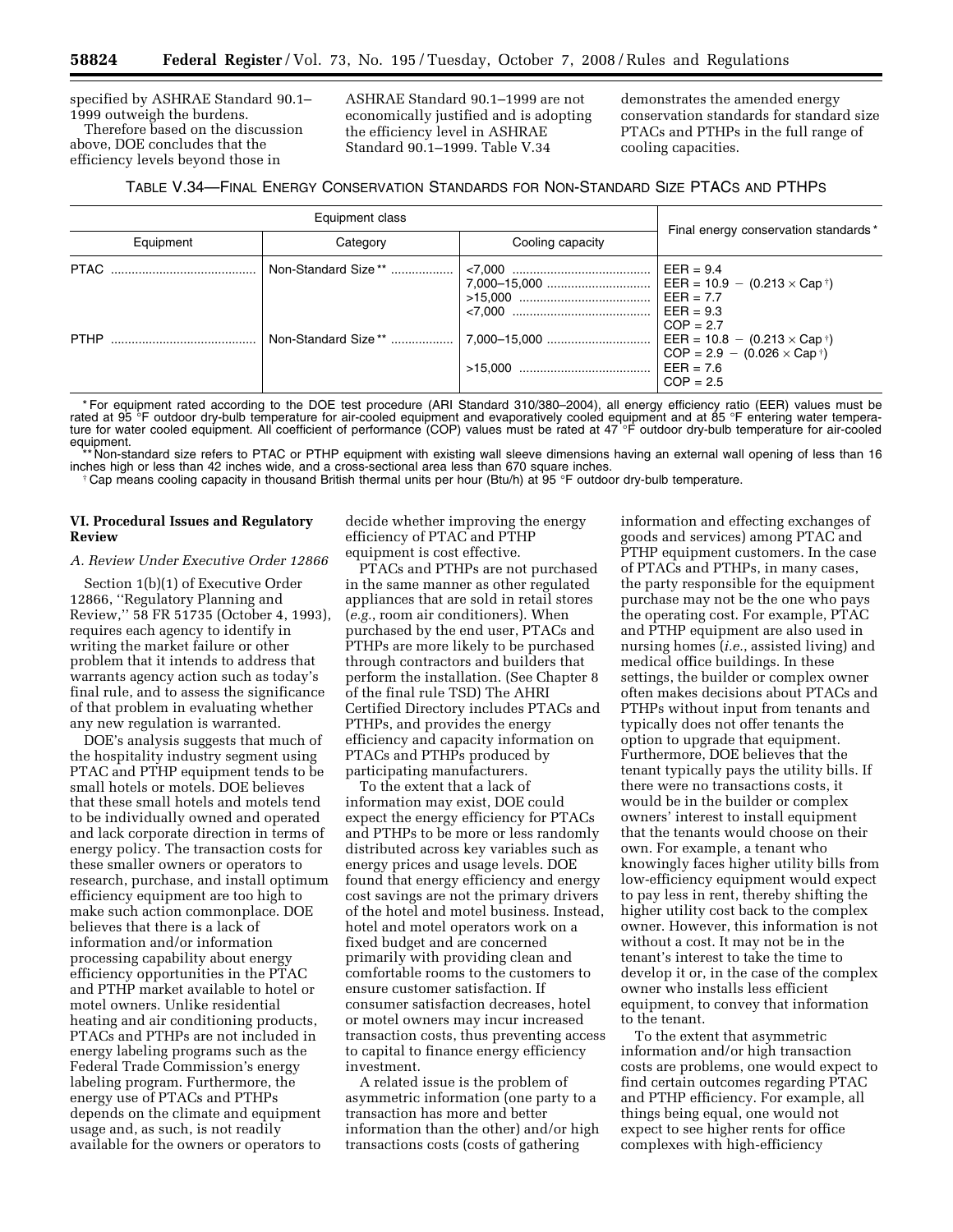specified by ASHRAE Standard 90.1–1999 outweigh the burdens.

Therefore based on the discussion above, DOE concludes that the efficiency levels beyond those in ASHRAE Standard 90.1–1999 are not economically justified and is adopting the efficiency level in ASHRAE Standard 90.1–1999. Table V.34 demonstrates the amended energy conservation standards for standard size PTACs and PTHPs in the full range of cooling capacities.

TABLE V.34—FINAL ENERGY CONSERVATION STANDARDS FOR NON-STANDARD SIZE PTACS AND PTHPS

| Equipment class | | | Final energy conservation standards * |
|---|---|---|---|
| Equipment | Category | Cooling capacity | |
| PTAC | Non-Standard Size ** | <7,000 | EER = 9.4 |
| | | 7,000–15,000 | EER = 10.9 − (0.213 × Cap †) |
| | | >15,000 | EER = 7.7 |
| PTHP | Non-Standard Size ** | <7,000 | EER = 9.3<br>COP = 2.7 |
| | | 7,000–15,000 | EER = 10.8 − (0.213 × Cap †)<br>COP = 2.9 − (0.026 × Cap †) |
| | | >15,000 | EER = 7.6<br>COP = 2.5 |

\* For equipment rated according to the DOE test procedure (ARI Standard 310/380–2004), all energy efficiency ratio (EER) values must be rated at 95 °F outdoor dry-bulb temperature for air-cooled equipment and evaporatively cooled equipment and at 85 °F entering water temperature for water cooled equipment. All coefficient of performance (COP) values must be rated at 47 °F outdoor dry-bulb temperature for air-cooled equipment.

\*\* Non-standard size refers to PTAC or PTHP equipment with existing wall sleeve dimensions having an external wall opening of less than 16 inches high or less than 42 inches wide, and a cross-sectional area less than 670 square inches.

† Cap means cooling capacity in thousand British thermal units per hour (Btu/h) at 95 °F outdoor dry-bulb temperature.

## VI. Procedural Issues and Regulatory Review

### A. Review Under Executive Order 12866

Section 1(b)(1) of Executive Order 12866, ''Regulatory Planning and Review,'' 58 FR 51735 (October 4, 1993), requires each agency to identify in writing the market failure or other problem that it intends to address that warrants agency action such as today's final rule, and to assess the significance of that problem in evaluating whether any new regulation is warranted.

DOE's analysis suggests that much of the hospitality industry segment using PTAC and PTHP equipment tends to be small hotels or motels. DOE believes that these small hotels and motels tend to be individually owned and operated and lack corporate direction in terms of energy policy. The transaction costs for these smaller owners or operators to research, purchase, and install optimum efficiency equipment are too high to make such action commonplace. DOE believes that there is a lack of information and/or information processing capability about energy efficiency opportunities in the PTAC and PTHP market available to hotel or motel owners. Unlike residential heating and air conditioning products, PTACs and PTHPs are not included in energy labeling programs such as the Federal Trade Commission's energy labeling program. Furthermore, the energy use of PTACs and PTHPs depends on the climate and equipment usage and, as such, is not readily available for the owners or operators to decide whether improving the energy efficiency of PTAC and PTHP equipment is cost effective.

PTACs and PTHPs are not purchased in the same manner as other regulated appliances that are sold in retail stores (*e.g.*, room air conditioners). When purchased by the end user, PTACs and PTHPs are more likely to be purchased through contractors and builders that perform the installation. (See Chapter 8 of the final rule TSD) The AHRI Certified Directory includes PTACs and PTHPs, and provides the energy efficiency and capacity information on PTACs and PTHPs produced by participating manufacturers.

To the extent that a lack of information may exist, DOE could expect the energy efficiency for PTACs and PTHPs to be more or less randomly distributed across key variables such as energy prices and usage levels. DOE found that energy efficiency and energy cost savings are not the primary drivers of the hotel and motel business. Instead, hotel and motel operators work on a fixed budget and are concerned primarily with providing clean and comfortable rooms to the customers to ensure customer satisfaction. If consumer satisfaction decreases, hotel or motel owners may incur increased transaction costs, thus preventing access to capital to finance energy efficiency investment.

A related issue is the problem of asymmetric information (one party to a transaction has more and better information than the other) and/or high transactions costs (costs of gathering information and effecting exchanges of goods and services) among PTAC and PTHP equipment customers. In the case of PTACs and PTHPs, in many cases, the party responsible for the equipment purchase may not be the one who pays the operating cost. For example, PTAC and PTHP equipment are also used in nursing homes (*i.e.*, assisted living) and medical office buildings. In these settings, the builder or complex owner often makes decisions about PTACs and PTHPs without input from tenants and typically does not offer tenants the option to upgrade that equipment. Furthermore, DOE believes that the tenant typically pays the utility bills. If there were no transactions costs, it would be in the builder or complex owners' interest to install equipment that the tenants would choose on their own. For example, a tenant who knowingly faces higher utility bills from low-efficiency equipment would expect to pay less in rent, thereby shifting the higher utility cost back to the complex owner. However, this information is not without a cost. It may not be in the tenant's interest to take the time to develop it or, in the case of the complex owner who installs less efficient equipment, to convey that information to the tenant.

To the extent that asymmetric information and/or high transaction costs are problems, one would expect to find certain outcomes regarding PTAC and PTHP efficiency. For example, all things being equal, one would not expect to see higher rents for office complexes with high-efficiency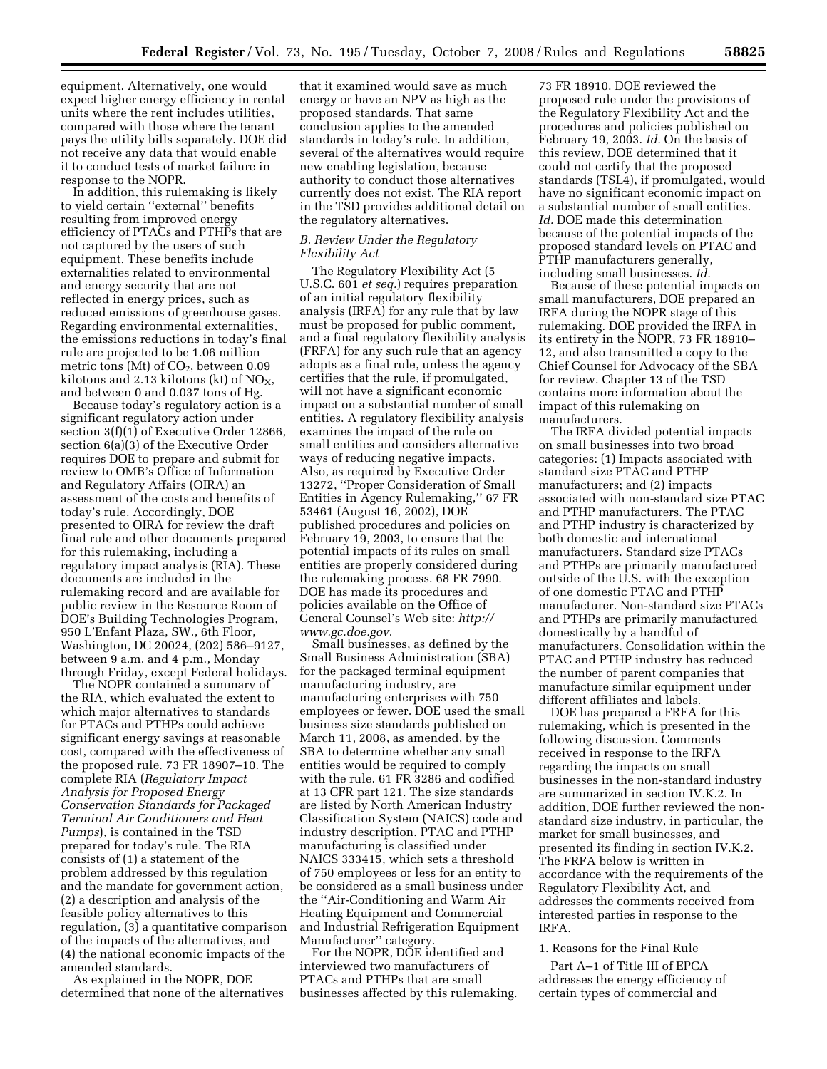equipment. Alternatively, one would expect higher energy efficiency in rental units where the rent includes utilities, compared with those where the tenant pays the utility bills separately. DOE did not receive any data that would enable it to conduct tests of market failure in response to the NOPR.

In addition, this rulemaking is likely to yield certain ''external'' benefits resulting from improved energy efficiency of PTACs and PTHPs that are not captured by the users of such equipment. These benefits include externalities related to environmental and energy security that are not reflected in energy prices, such as reduced emissions of greenhouse gases. Regarding environmental externalities, the emissions reductions in today's final rule are projected to be 1.06 million metric tons (Mt) of $CO_2$, between 0.09 kilotons and 2.13 kilotons (kt) of $NO_X$, and between 0 and 0.037 tons of Hg.

Because today's regulatory action is a significant regulatory action under section 3(f)(1) of Executive Order 12866, section 6(a)(3) of the Executive Order requires DOE to prepare and submit for review to OMB's Office of Information and Regulatory Affairs (OIRA) an assessment of the costs and benefits of today's rule. Accordingly, DOE presented to OIRA for review the draft final rule and other documents prepared for this rulemaking, including a regulatory impact analysis (RIA). These documents are included in the rulemaking record and are available for public review in the Resource Room of DOE's Building Technologies Program, 950 L'Enfant Plaza, SW., 6th Floor, Washington, DC 20024, (202) 586–9127, between 9 a.m. and 4 p.m., Monday through Friday, except Federal holidays.

The NOPR contained a summary of the RIA, which evaluated the extent to which major alternatives to standards for PTACs and PTHPs could achieve significant energy savings at reasonable cost, compared with the effectiveness of the proposed rule. 73 FR 18907–10. The complete RIA (*Regulatory Impact Analysis for Proposed Energy Conservation Standards for Packaged Terminal Air Conditioners and Heat Pumps*), is contained in the TSD prepared for today's rule. The RIA consists of (1) a statement of the problem addressed by this regulation and the mandate for government action, (2) a description and analysis of the feasible policy alternatives to this regulation, (3) a quantitative comparison of the impacts of the alternatives, and (4) the national economic impacts of the amended standards.

As explained in the NOPR, DOE determined that none of the alternatives that it examined would save as much energy or have an NPV as high as the proposed standards. That same conclusion applies to the amended standards in today's rule. In addition, several of the alternatives would require new enabling legislation, because authority to conduct those alternatives currently does not exist. The RIA report in the TSD provides additional detail on the regulatory alternatives.

### *B. Review Under the Regulatory Flexibility Act*

The Regulatory Flexibility Act (5 U.S.C. 601 *et seq.*) requires preparation of an initial regulatory flexibility analysis (IRFA) for any rule that by law must be proposed for public comment, and a final regulatory flexibility analysis (FRFA) for any such rule that an agency adopts as a final rule, unless the agency certifies that the rule, if promulgated, will not have a significant economic impact on a substantial number of small entities. A regulatory flexibility analysis examines the impact of the rule on small entities and considers alternative ways of reducing negative impacts. Also, as required by Executive Order 13272, ''Proper Consideration of Small Entities in Agency Rulemaking,'' 67 FR 53461 (August 16, 2002), DOE published procedures and policies on February 19, 2003, to ensure that the potential impacts of its rules on small entities are properly considered during the rulemaking process. 68 FR 7990. DOE has made its procedures and policies available on the Office of General Counsel's Web site: *http://www.gc.doe.gov*.

Small businesses, as defined by the Small Business Administration (SBA) for the packaged terminal equipment manufacturing industry, are manufacturing enterprises with 750 employees or fewer. DOE used the small business size standards published on March 11, 2008, as amended, by the SBA to determine whether any small entities would be required to comply with the rule. 61 FR 3286 and codified at 13 CFR part 121. The size standards are listed by North American Industry Classification System (NAICS) code and industry description. PTAC and PTHP manufacturing is classified under NAICS 333415, which sets a threshold of 750 employees or less for an entity to be considered as a small business under the ''Air-Conditioning and Warm Air Heating Equipment and Commercial and Industrial Refrigeration Equipment Manufacturer'' category.

For the NOPR, DOE identified and interviewed two manufacturers of PTACs and PTHPs that are small businesses affected by this rulemaking. 73 FR 18910. DOE reviewed the proposed rule under the provisions of the Regulatory Flexibility Act and the procedures and policies published on February 19, 2003. *Id.* On the basis of this review, DOE determined that it could not certify that the proposed standards (TSL4), if promulgated, would have no significant economic impact on a substantial number of small entities. *Id.* DOE made this determination because of the potential impacts of the proposed standard levels on PTAC and PTHP manufacturers generally, including small businesses. *Id.*

Because of these potential impacts on small manufacturers, DOE prepared an IRFA during the NOPR stage of this rulemaking. DOE provided the IRFA in its entirety in the NOPR, 73 FR 18910–12, and also transmitted a copy to the Chief Counsel for Advocacy of the SBA for review. Chapter 13 of the TSD contains more information about the impact of this rulemaking on manufacturers.

The IRFA divided potential impacts on small businesses into two broad categories: (1) Impacts associated with standard size PTAC and PTHP manufacturers; and (2) impacts associated with non-standard size PTAC and PTHP manufacturers. The PTAC and PTHP industry is characterized by both domestic and international manufacturers. Standard size PTACs and PTHPs are primarily manufactured outside of the U.S. with the exception of one domestic PTAC and PTHP manufacturer. Non-standard size PTACs and PTHPs are primarily manufactured domestically by a handful of manufacturers. Consolidation within the PTAC and PTHP industry has reduced the number of parent companies that manufacture similar equipment under different affiliates and labels.

DOE has prepared a FRFA for this rulemaking, which is presented in the following discussion. Comments received in response to the IRFA regarding the impacts on small businesses in the non-standard industry are summarized in section IV.K.2. In addition, DOE further reviewed the non-standard size industry, in particular, the market for small businesses, and presented its finding in section IV.K.2. The FRFA below is written in accordance with the requirements of the Regulatory Flexibility Act, and addresses the comments received from interested parties in response to the IRFA.

#### 1. Reasons for the Final Rule

Part A–1 of Title III of EPCA addresses the energy efficiency of certain types of commercial and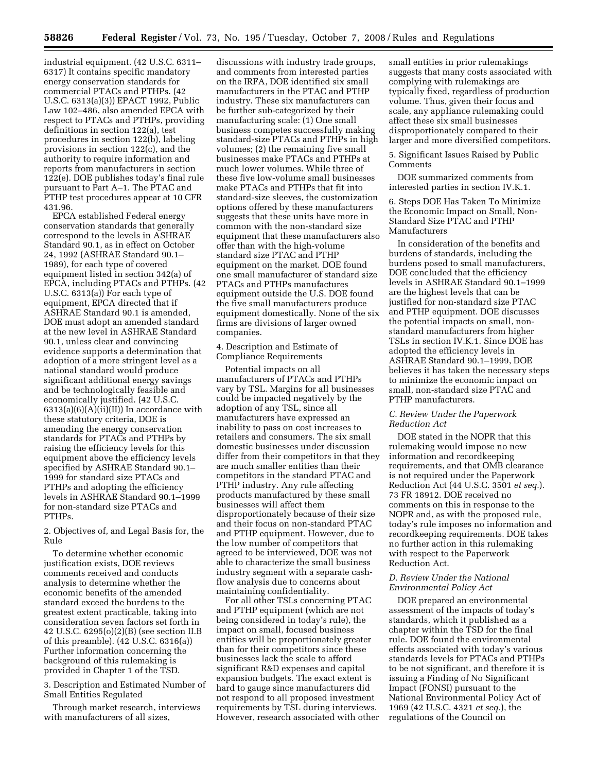industrial equipment. (42 U.S.C. 6311–6317) It contains specific mandatory energy conservation standards for commercial PTACs and PTHPs. (42 U.S.C. 6313(a)(3)) EPACT 1992, Public Law 102–486, also amended EPCA with respect to PTACs and PTHPs, providing definitions in section 122(a), test procedures in section 122(b), labeling provisions in section 122(c), and the authority to require information and reports from manufacturers in section 122(e). DOE publishes today's final rule pursuant to Part A–1. The PTAC and PTHP test procedures appear at 10 CFR 431.96.

EPCA established Federal energy conservation standards that generally correspond to the levels in ASHRAE Standard 90.1, as in effect on October 24, 1992 (ASHRAE Standard 90.1–1989), for each type of covered equipment listed in section 342(a) of EPCA, including PTACs and PTHPs. (42 U.S.C. 6313(a)) For each type of equipment, EPCA directed that if ASHRAE Standard 90.1 is amended, DOE must adopt an amended standard at the new level in ASHRAE Standard 90.1, unless clear and convincing evidence supports a determination that adoption of a more stringent level as a national standard would produce significant additional energy savings and be technologically feasible and economically justified. (42 U.S.C. 6313(a)(6)(A)(ii)(II)) In accordance with these statutory criteria, DOE is amending the energy conservation standards for PTACs and PTHPs by raising the efficiency levels for this equipment above the efficiency levels specified by ASHRAE Standard 90.1–1999 for standard size PTACs and PTHPs and adopting the efficiency levels in ASHRAE Standard 90.1–1999 for non-standard size PTACs and PTHPs.

2. Objectives of, and Legal Basis for, the Rule

To determine whether economic justification exists, DOE reviews comments received and conducts analysis to determine whether the economic benefits of the amended standard exceed the burdens to the greatest extent practicable, taking into consideration seven factors set forth in 42 U.S.C. 6295(o)(2)(B) (see section II.B of this preamble). (42 U.S.C. 6316(a)) Further information concerning the background of this rulemaking is provided in Chapter 1 of the TSD.

3. Description and Estimated Number of Small Entities Regulated

Through market research, interviews with manufacturers of all sizes, discussions with industry trade groups, and comments from interested parties on the IRFA, DOE identified six small manufacturers in the PTAC and PTHP industry. These six manufacturers can be further sub-categorized by their manufacturing scale: (1) One small business competes successfully making standard-size PTACs and PTHPs in high volumes; (2) the remaining five small businesses make PTACs and PTHPs at much lower volumes. While three of these five low-volume small businesses make PTACs and PTHPs that fit into standard-size sleeves, the customization options offered by these manufacturers suggests that these units have more in common with the non-standard size equipment that these manufacturers also offer than with the high-volume standard size PTAC and PTHP equipment on the market. DOE found one small manufacturer of standard size PTACs and PTHPs manufactures equipment outside the U.S. DOE found the five small manufacturers produce equipment domestically. None of the six firms are divisions of larger owned companies.

4. Description and Estimate of Compliance Requirements

Potential impacts on all manufacturers of PTACs and PTHPs vary by TSL. Margins for all businesses could be impacted negatively by the adoption of any TSL, since all manufacturers have expressed an inability to pass on cost increases to retailers and consumers. The six small domestic businesses under discussion differ from their competitors in that they are much smaller entities than their competitors in the standard PTAC and PTHP industry. Any rule affecting products manufactured by these small businesses will affect them disproportionately because of their size and their focus on non-standard PTAC and PTHP equipment. However, due to the low number of competitors that agreed to be interviewed, DOE was not able to characterize the small business industry segment with a separate cash-flow analysis due to concerns about maintaining confidentiality.

For all other TSLs concerning PTAC and PTHP equipment (which are not being considered in today's rule), the impact on small, focused business entities will be proportionately greater than for their competitors since these businesses lack the scale to afford significant R&D expenses and capital expansion budgets. The exact extent is hard to gauge since manufacturers did not respond to all proposed investment requirements by TSL during interviews. However, research associated with other small entities in prior rulemakings suggests that many costs associated with complying with rulemakings are typically fixed, regardless of production volume. Thus, given their focus and scale, any appliance rulemaking could affect these six small businesses disproportionately compared to their larger and more diversified competitors.

5. Significant Issues Raised by Public Comments

DOE summarized comments from interested parties in section IV.K.1.

6. Steps DOE Has Taken To Minimize the Economic Impact on Small, Non-Standard Size PTAC and PTHP Manufacturers

In consideration of the benefits and burdens of standards, including the burdens posed to small manufacturers, DOE concluded that the efficiency levels in ASHRAE Standard 90.1–1999 are the highest levels that can be justified for non-standard size PTAC and PTHP equipment. DOE discusses the potential impacts on small, non-standard manufacturers from higher TSLs in section IV.K.1. Since DOE has adopted the efficiency levels in ASHRAE Standard 90.1–1999, DOE believes it has taken the necessary steps to minimize the economic impact on small, non-standard size PTAC and PTHP manufacturers.

### *C. Review Under the Paperwork Reduction Act*

DOE stated in the NOPR that this rulemaking would impose no new information and recordkeeping requirements, and that OMB clearance is not required under the Paperwork Reduction Act (44 U.S.C. 3501 *et seq.*). 73 FR 18912. DOE received no comments on this in response to the NOPR and, as with the proposed rule, today's rule imposes no information and recordkeeping requirements. DOE takes no further action in this rulemaking with respect to the Paperwork Reduction Act.

### *D. Review Under the National Environmental Policy Act*

DOE prepared an environmental assessment of the impacts of today's standards, which it published as a chapter within the TSD for the final rule. DOE found the environmental effects associated with today's various standards levels for PTACs and PTHPs to be not significant, and therefore it is issuing a Finding of No Significant Impact (FONSI) pursuant to the National Environmental Policy Act of 1969 (42 U.S.C. 4321 *et seq.*), the regulations of the Council on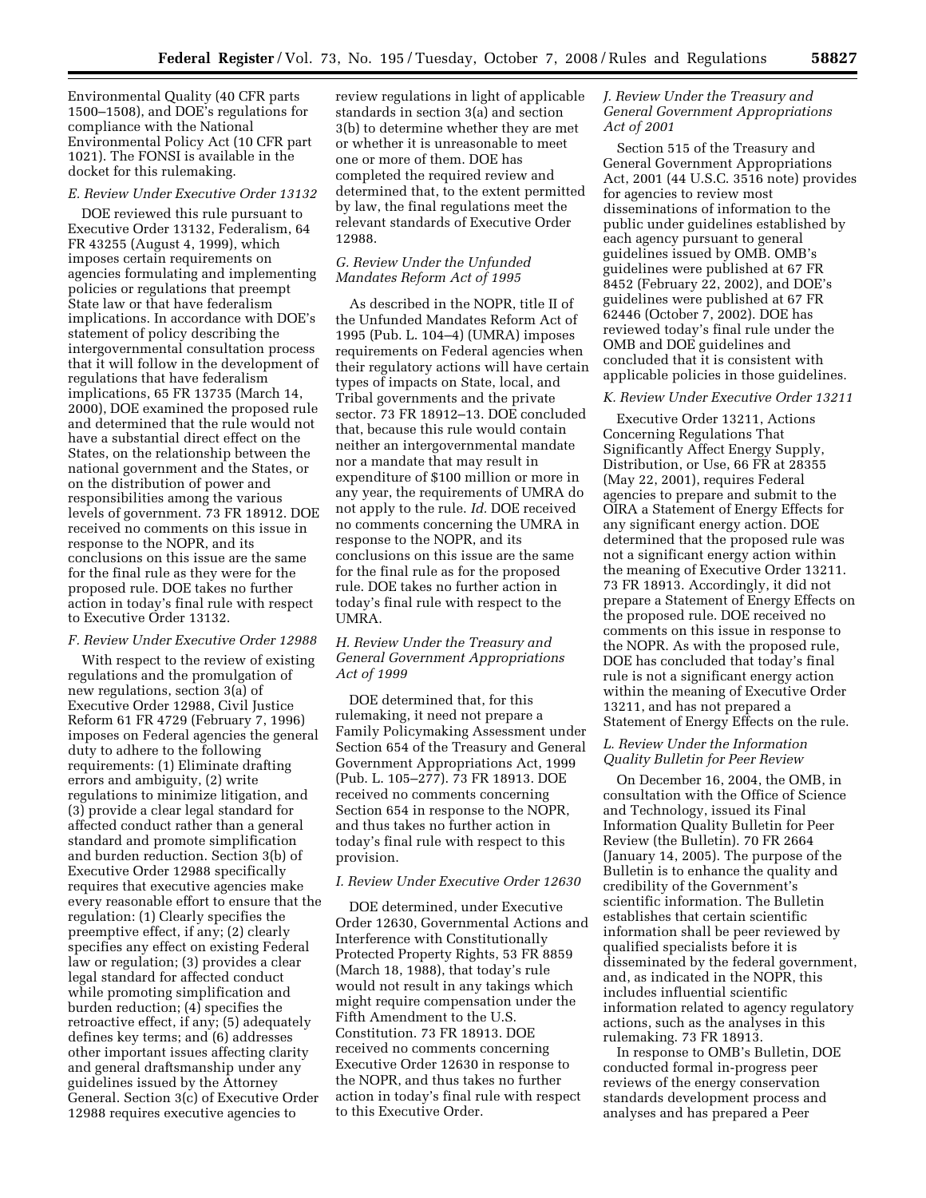Environmental Quality (40 CFR parts 1500–1508), and DOE's regulations for compliance with the National Environmental Policy Act (10 CFR part 1021). The FONSI is available in the docket for this rulemaking.

### *E. Review Under Executive Order 13132*

DOE reviewed this rule pursuant to Executive Order 13132, Federalism, 64 FR 43255 (August 4, 1999), which imposes certain requirements on agencies formulating and implementing policies or regulations that preempt State law or that have federalism implications. In accordance with DOE's statement of policy describing the intergovernmental consultation process that it will follow in the development of regulations that have federalism implications, 65 FR 13735 (March 14, 2000), DOE examined the proposed rule and determined that the rule would not have a substantial direct effect on the States, on the relationship between the national government and the States, or on the distribution of power and responsibilities among the various levels of government. 73 FR 18912. DOE received no comments on this issue in response to the NOPR, and its conclusions on this issue are the same for the final rule as they were for the proposed rule. DOE takes no further action in today's final rule with respect to Executive Order 13132.

### *F. Review Under Executive Order 12988*

With respect to the review of existing regulations and the promulgation of new regulations, section 3(a) of Executive Order 12988, Civil Justice Reform 61 FR 4729 (February 7, 1996) imposes on Federal agencies the general duty to adhere to the following requirements: (1) Eliminate drafting errors and ambiguity, (2) write regulations to minimize litigation, and (3) provide a clear legal standard for affected conduct rather than a general standard and promote simplification and burden reduction. Section 3(b) of Executive Order 12988 specifically requires that executive agencies make every reasonable effort to ensure that the regulation: (1) Clearly specifies the preemptive effect, if any; (2) clearly specifies any effect on existing Federal law or regulation; (3) provides a clear legal standard for affected conduct while promoting simplification and burden reduction; (4) specifies the retroactive effect, if any; (5) adequately defines key terms; and (6) addresses other important issues affecting clarity and general draftsmanship under any guidelines issued by the Attorney General. Section 3(c) of Executive Order 12988 requires executive agencies to review regulations in light of applicable standards in section 3(a) and section 3(b) to determine whether they are met or whether it is unreasonable to meet one or more of them. DOE has completed the required review and determined that, to the extent permitted by law, the final regulations meet the relevant standards of Executive Order 12988.

### *G. Review Under the Unfunded Mandates Reform Act of 1995*

As described in the NOPR, title II of the Unfunded Mandates Reform Act of 1995 (Pub. L. 104–4) (UMRA) imposes requirements on Federal agencies when their regulatory actions will have certain types of impacts on State, local, and Tribal governments and the private sector. 73 FR 18912–13. DOE concluded that, because this rule would contain neither an intergovernmental mandate nor a mandate that may result in expenditure of $100 million or more in any year, the requirements of UMRA do not apply to the rule. *Id.* DOE received no comments concerning the UMRA in response to the NOPR, and its conclusions on this issue are the same for the final rule as for the proposed rule. DOE takes no further action in today's final rule with respect to the UMRA.

### *H. Review Under the Treasury and General Government Appropriations Act of 1999*

DOE determined that, for this rulemaking, it need not prepare a Family Policymaking Assessment under Section 654 of the Treasury and General Government Appropriations Act, 1999 (Pub. L. 105–277). 73 FR 18913. DOE received no comments concerning Section 654 in response to the NOPR, and thus takes no further action in today's final rule with respect to this provision.

### *I. Review Under Executive Order 12630*

DOE determined, under Executive Order 12630, Governmental Actions and Interference with Constitutionally Protected Property Rights, 53 FR 8859 (March 18, 1988), that today's rule would not result in any takings which might require compensation under the Fifth Amendment to the U.S. Constitution. 73 FR 18913. DOE received no comments concerning Executive Order 12630 in response to the NOPR, and thus takes no further action in today's final rule with respect to this Executive Order.

### *J. Review Under the Treasury and General Government Appropriations Act of 2001*

Section 515 of the Treasury and General Government Appropriations Act, 2001 (44 U.S.C. 3516 note) provides for agencies to review most disseminations of information to the public under guidelines established by each agency pursuant to general guidelines issued by OMB. OMB's guidelines were published at 67 FR 8452 (February 22, 2002), and DOE's guidelines were published at 67 FR 62446 (October 7, 2002). DOE has reviewed today's final rule under the OMB and DOE guidelines and concluded that it is consistent with applicable policies in those guidelines.

### *K. Review Under Executive Order 13211*

Executive Order 13211, Actions Concerning Regulations That Significantly Affect Energy Supply, Distribution, or Use, 66 FR at 28355 (May 22, 2001), requires Federal agencies to prepare and submit to the OIRA a Statement of Energy Effects for any significant energy action. DOE determined that the proposed rule was not a significant energy action within the meaning of Executive Order 13211. 73 FR 18913. Accordingly, it did not prepare a Statement of Energy Effects on the proposed rule. DOE received no comments on this issue in response to the NOPR. As with the proposed rule, DOE has concluded that today's final rule is not a significant energy action within the meaning of Executive Order 13211, and has not prepared a Statement of Energy Effects on the rule.

### *L. Review Under the Information Quality Bulletin for Peer Review*

On December 16, 2004, the OMB, in consultation with the Office of Science and Technology, issued its Final Information Quality Bulletin for Peer Review (the Bulletin). 70 FR 2664 (January 14, 2005). The purpose of the Bulletin is to enhance the quality and credibility of the Government's scientific information. The Bulletin establishes that certain scientific information shall be peer reviewed by qualified specialists before it is disseminated by the federal government, and, as indicated in the NOPR, this includes influential scientific information related to agency regulatory actions, such as the analyses in this rulemaking. 73 FR 18913.

In response to OMB's Bulletin, DOE conducted formal in-progress peer reviews of the energy conservation standards development process and analyses and has prepared a Peer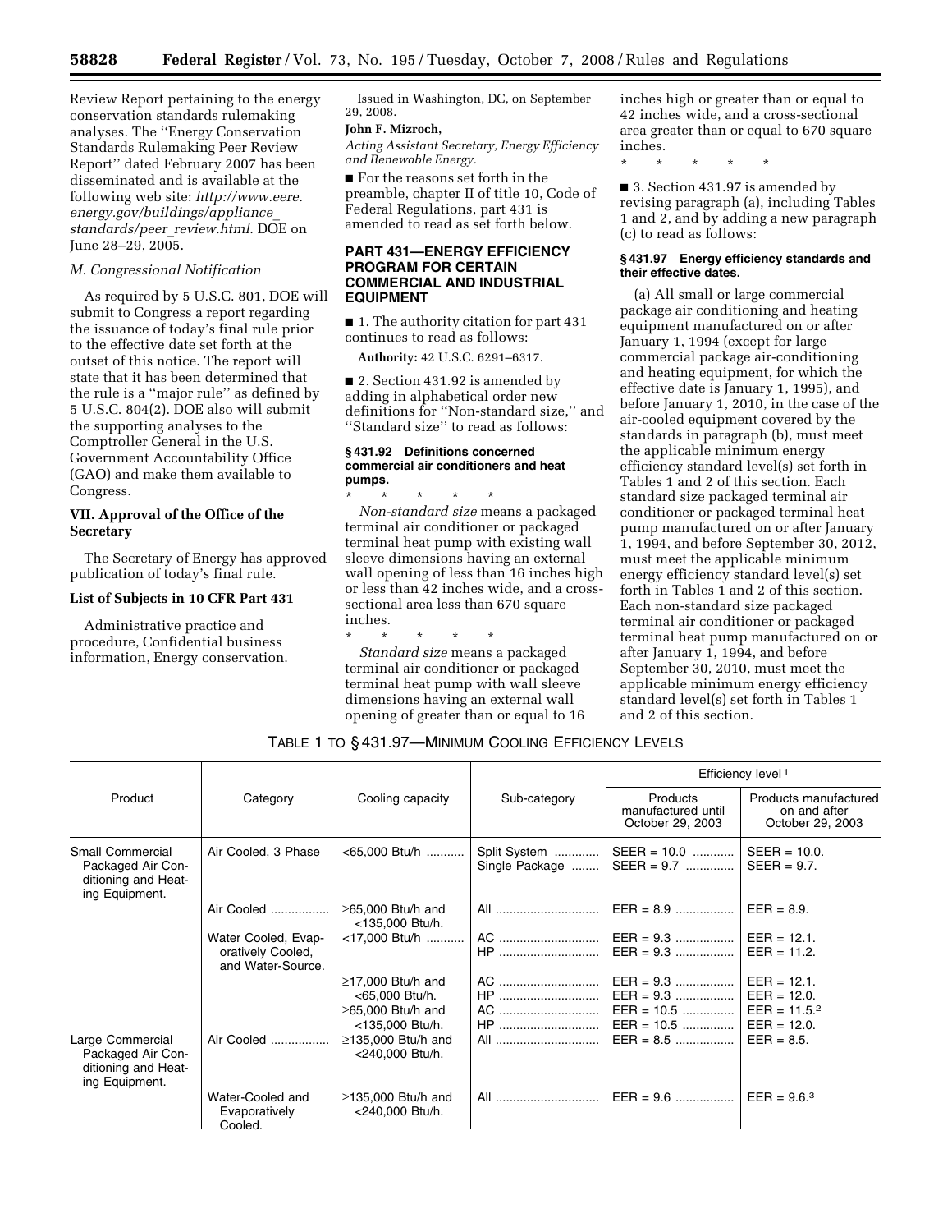Review Report pertaining to the energy conservation standards rulemaking analyses. The ''Energy Conservation Standards Rulemaking Peer Review Report'' dated February 2007 has been disseminated and is available at the following web site: *http://www.eere.energy.gov/buildings/appliance_standards/peer_review.html*. DOE on June 28–29, 2005.

### *M. Congressional Notification*

As required by 5 U.S.C. 801, DOE will submit to Congress a report regarding the issuance of today's final rule prior to the effective date set forth at the outset of this notice. The report will state that it has been determined that the rule is a ''major rule'' as defined by 5 U.S.C. 804(2). DOE also will submit the supporting analyses to the Comptroller General in the U.S. Government Accountability Office (GAO) and make them available to Congress.

## VII. Approval of the Office of the Secretary

The Secretary of Energy has approved publication of today's final rule.

### List of Subjects in 10 CFR Part 431

Administrative practice and procedure, Confidential business information, Energy conservation.

Issued in Washington, DC, on September 29, 2008.

**John F. Mizroch,**

*Acting Assistant Secretary, Energy Efficiency and Renewable Energy.*

■ For the reasons set forth in the preamble, chapter II of title 10, Code of Federal Regulations, part 431 is amended to read as set forth below.

## PART 431—ENERGY EFFICIENCY PROGRAM FOR CERTAIN COMMERCIAL AND INDUSTRIAL EQUIPMENT

■ 1. The authority citation for part 431 continues to read as follows:

**Authority:** 42 U.S.C. 6291–6317.

■ 2. Section 431.92 is amended by adding in alphabetical order new definitions for ''Non-standard size,'' and ''Standard size'' to read as follows:

### § 431.92 Definitions concerned commercial air conditioners and heat pumps.

\* \* \* \* \*

*Non-standard size* means a packaged terminal air conditioner or packaged terminal heat pump with existing wall sleeve dimensions having an external wall opening of less than 16 inches high or less than 42 inches wide, and a cross-sectional area less than 670 square inches.

\* \* \* \* \*

*Standard size* means a packaged terminal air conditioner or packaged terminal heat pump with wall sleeve dimensions having an external wall opening of greater than or equal to 16 inches high or greater than or equal to 42 inches wide, and a cross-sectional area greater than or equal to 670 square inches.

\* \* \* \* \*

■ 3. Section 431.97 is amended by revising paragraph (a), including Tables 1 and 2, and by adding a new paragraph (c) to read as follows:

### § 431.97 Energy efficiency standards and their effective dates.

(a) All small or large commercial package air conditioning and heating equipment manufactured on or after January 1, 1994 (except for large commercial package air-conditioning and heating equipment, for which the effective date is January 1, 1995), and before January 1, 2010, in the case of the air-cooled equipment covered by the standards in paragraph (b), must meet the applicable minimum energy efficiency standard level(s) set forth in Tables 1 and 2 of this section. Each standard size packaged terminal air conditioner or packaged terminal heat pump manufactured on or after January 1, 1994, and before September 30, 2012, must meet the applicable minimum energy efficiency standard level(s) set forth in Tables 1 and 2 of this section. Each non-standard size packaged terminal air conditioner or packaged terminal heat pump manufactured on or after January 1, 1994, and before September 30, 2010, must meet the applicable minimum energy efficiency standard level(s) set forth in Tables 1 and 2 of this section.

TABLE 1 TO § 431.97—MINIMUM COOLING EFFICIENCY LEVELS

| Product | Category | Cooling capacity | Sub-category | Efficiency level [1] | |
|---|---|---|---|---|---|
| | | | | Products manufactured until October 29, 2003 | Products manufactured on and after October 29, 2003 |
| Small Commercial Packaged Air Conditioning and Heating Equipment. | Air Cooled, 3 Phase | <65,000 Btu/h | Split System | SEER = 10.0 | SEER = 10.0. |
| | | | Single Package | SEER = 9.7 | SEER = 9.7. |
| | Air Cooled | ≥65,000 Btu/h and <135,000 Btu/h. | All | EER = 8.9 | EER = 8.9. |
| | Water Cooled, Evaporatively Cooled, and Water-Source. | <17,000 Btu/h | AC | EER = 9.3 | EER = 12.1. |
| | | | HP | EER = 9.3 | EER = 11.2. |
| | | ≥17,000 Btu/h and <65,000 Btu/h. | AC | EER = 9.3 | EER = 12.1. |
| | | | HP | EER = 9.3 | EER = 12.0. |
| | | ≥65,000 Btu/h and <135,000 Btu/h. | AC | EER = 10.5 | EER = 11.5.[2] |
| | | | HP | EER = 10.5 | EER = 12.0. |
| Large Commercial Packaged Air Conditioning and Heating Equipment. | Air Cooled | ≥135,000 Btu/h and <240,000 Btu/h. | All | EER = 8.5 | EER = 8.5. |
| | Water-Cooled and Evaporatively Cooled. | ≥135,000 Btu/h and <240,000 Btu/h. | All | EER = 9.6 | EER = 9.6.[3] |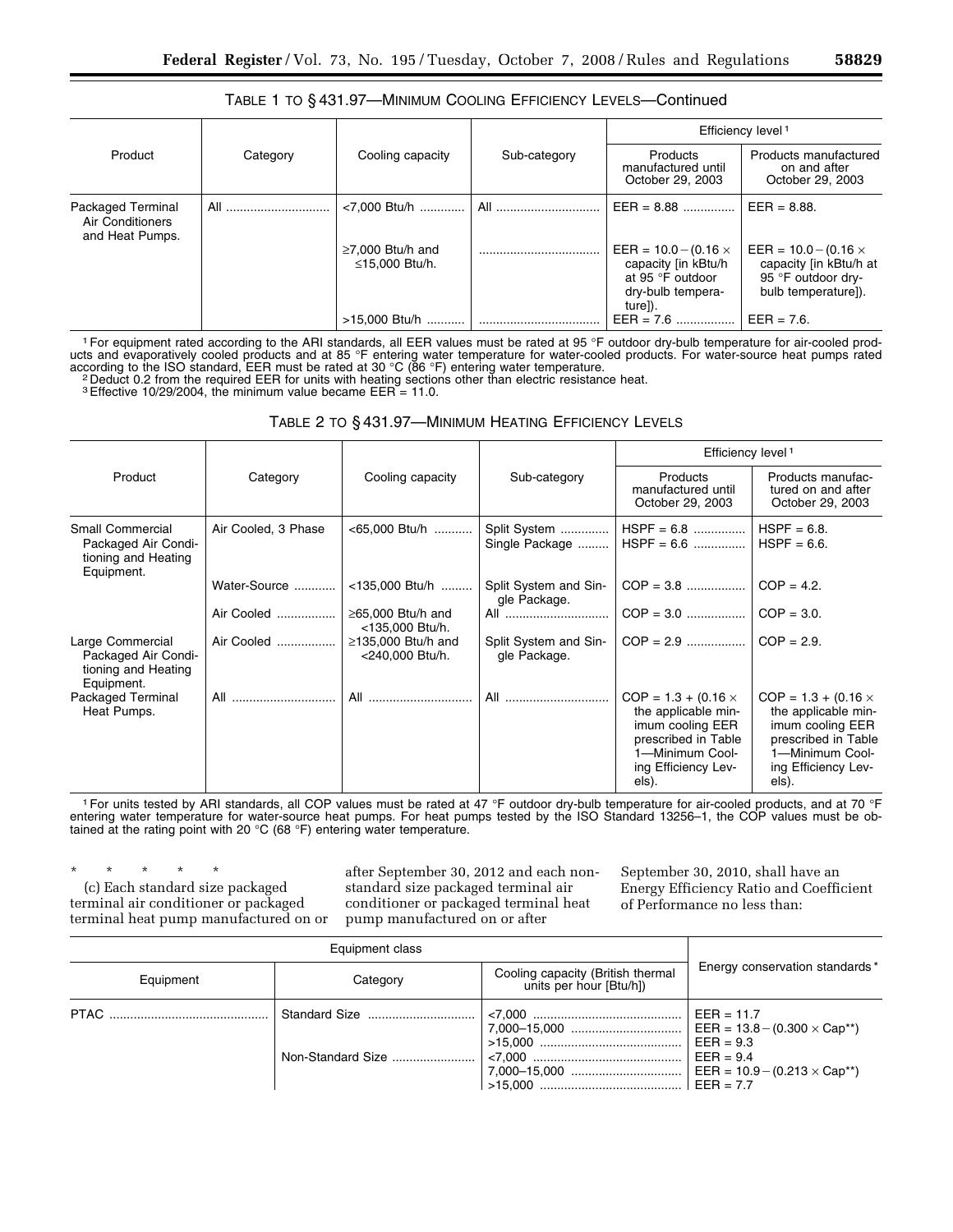TABLE 1 TO § 431.97—MINIMUM COOLING EFFICIENCY LEVELS—Continued

| Product | Category | Cooling capacity | Sub-category | Efficiency level [1] | |
|---|---|---|---|---|---|
| | | | | Products manufactured until October 29, 2003 | Products manufactured on and after October 29, 2003 |
| Packaged Terminal Air Conditioners and Heat Pumps. | All | <7,000 Btu/h | All | EER = 8.88 | EER = 8.88. |
| | | ≥7,000 Btu/h and ≤15,000 Btu/h. | | EER = 10.0 − (0.16 × capacity [in kBtu/h at 95 °F outdoor dry-bulb temperature]). | EER = 10.0 − (0.16 × capacity [in kBtu/h at 95 °F outdoor dry-bulb temperature]). |
| | | >15,000 Btu/h | | EER = 7.6 | EER = 7.6. |

[1] For equipment rated according to the ARI standards, all EER values must be rated at 95 °F outdoor dry-bulb temperature for air-cooled products and evaporatively cooled products and at 85 °F entering water temperature for water-cooled products. For water-source heat pumps rated according to the ISO standard, EER must be rated at 30 °C (86 °F) entering water temperature.

[2] Deduct 0.2 from the required EER for units with heating sections other than electric resistance heat.

[3] Effective 10/29/2004, the minimum value became EER = 11.0.

TABLE 2 TO § 431.97—MINIMUM HEATING EFFICIENCY LEVELS

| Product | Category | Cooling capacity | Sub-category | Efficiency level [1] | |
|---|---|---|---|---|---|
| | | | | Products manufactured until October 29, 2003 | Products manufactured on and after October 29, 2003 |
| Small Commercial Packaged Air Conditioning and Heating Equipment. | Air Cooled, 3 Phase | <65,000 Btu/h | Split System | HSPF = 6.8 | HSPF = 6.8. |
| | | | Single Package | HSPF = 6.6 | HSPF = 6.6. |
| | Water-Source | <135,000 Btu/h | Split System and Single Package. | COP = 3.8 | COP = 4.2. |
| | Air Cooled | ≥65,000 Btu/h and <135,000 Btu/h. | All | COP = 3.0 | COP = 3.0. |
| Large Commercial Packaged Air Conditioning and Heating Equipment. | Air Cooled | ≥135,000 Btu/h and <240,000 Btu/h. | Split System and Single Package. | COP = 2.9 | COP = 2.9. |
| Packaged Terminal Heat Pumps. | All | All | All | COP = 1.3 + (0.16 × the applicable minimum cooling EER prescribed in Table 1—Minimum Cooling Efficiency Levels). | COP = 1.3 + (0.16 × the applicable minimum cooling EER prescribed in Table 1—Minimum Cooling Efficiency Levels). |

[1] For units tested by ARI standards, all COP values must be rated at 47 °F outdoor dry-bulb temperature for air-cooled products, and at 70 °F entering water temperature for water-source heat pumps. For heat pumps tested by the ISO Standard 13256–1, the COP values must be obtained at the rating point with 20 °C (68 °F) entering water temperature.

\* \* \* \* \*

(c) Each standard size packaged terminal air conditioner or packaged terminal heat pump manufactured on or after September 30, 2012 and each non-standard size packaged terminal air conditioner or packaged terminal heat pump manufactured on or after September 30, 2010, shall have an Energy Efficiency Ratio and Coefficient of Performance no less than:

| Equipment class | | | Energy conservation standards * |
|---|---|---|---|
| Equipment | Category | Cooling capacity (British thermal units per hour [Btu/h]) | |
| PTAC | Standard Size | <7,000 | EER = 11.7 |
| | | 7,000–15,000 | EER = 13.8 − (0.300 × Cap**) |
| | | >15,000 | EER = 9.3 |
| | Non-Standard Size | <7,000 | EER = 9.4 |
| | | 7,000–15,000 | EER = 10.9 − (0.213 × Cap**) |
| | | >15,000 | EER = 7.7 |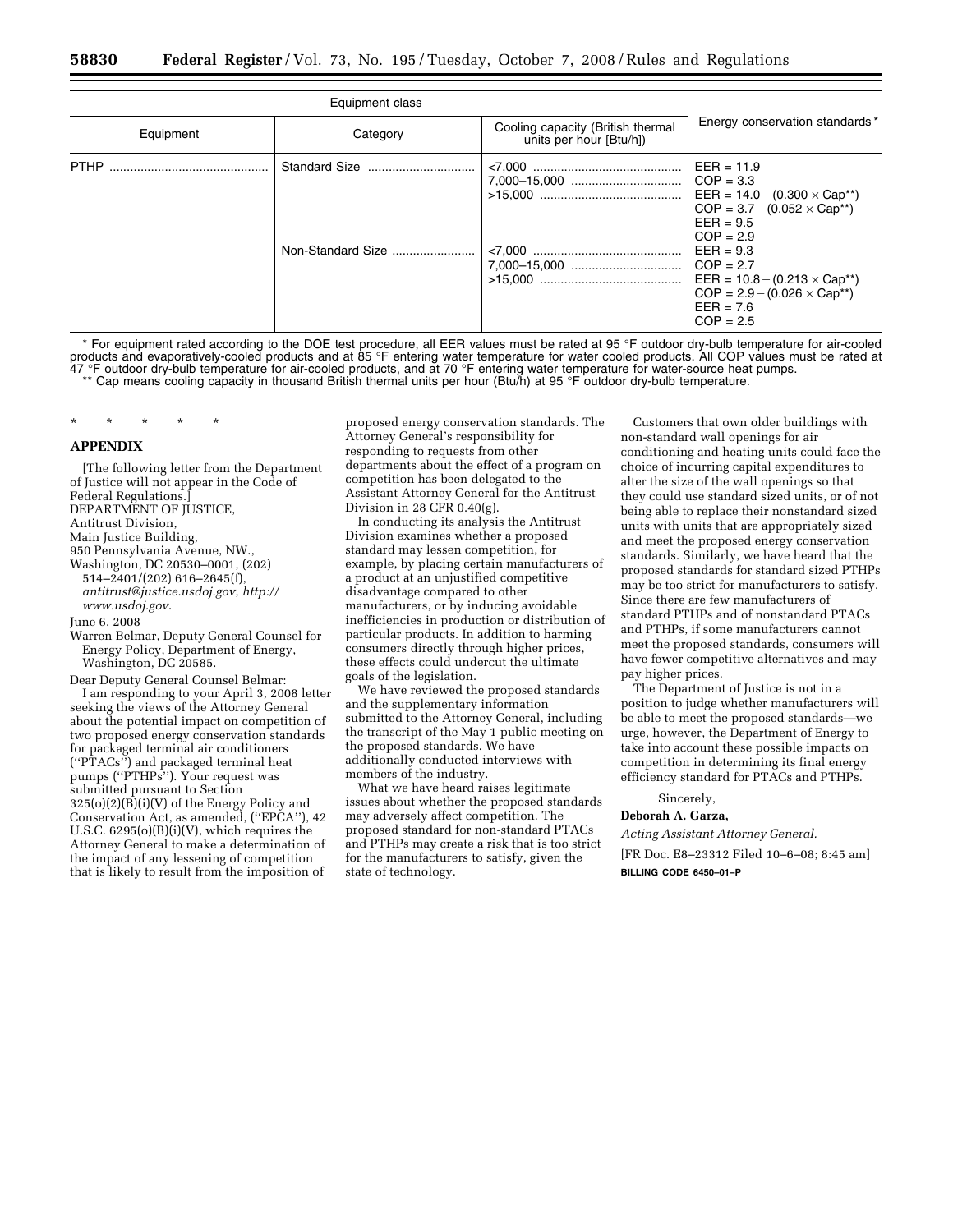| Equipment class | | | Energy conservation standards * |
| --- | --- | --- | --- |
| Equipment | Category | Cooling capacity (British thermal units per hour [Btu/h]) | |
| PTHP | Standard Size | <7,000 | EER = 11.9<br>COP = 3.3 |
| | | 7,000–15,000 | EER = 14.0 − (0.300 × Cap**)<br>COP = 3.7 − (0.052 × Cap**) |
| | | >15,000 | EER = 9.5<br>COP = 2.9 |
| | Non-Standard Size | <7,000 | EER = 9.3<br>COP = 2.7 |
| | | 7,000–15,000 | EER = 10.8 − (0.213 × Cap**)<br>COP = 2.9 − (0.026 × Cap**) |
| | | >15,000 | EER = 7.6<br>COP = 2.5 |

* For equipment rated according to the DOE test procedure, all EER values must be rated at 95 °F outdoor dry-bulb temperature for air-cooled products and evaporatively-cooled products and at 85 °F entering water temperature for water cooled products. All COP values must be rated at 47 °F outdoor dry-bulb temperature for air-cooled products, and at 70 °F entering water temperature for water-source heat pumps.

** Cap means cooling capacity in thousand British thermal units per hour (Btu/h) at 95 °F outdoor dry-bulb temperature.

\* \* \* \* \*

## APPENDIX

[The following letter from the Department of Justice will not appear in the Code of Federal Regulations.]

DEPARTMENT OF JUSTICE,
Antitrust Division,
Main Justice Building,
950 Pennsylvania Avenue, NW.,
Washington, DC 20530–0001, (202) 514–2401/(202) 616–2645(f), *antitrust@justice.usdoj.gov*, *http://www.usdoj.gov*.

June 6, 2008

Warren Belmar, Deputy General Counsel for Energy Policy, Department of Energy, Washington, DC 20585.

Dear Deputy General Counsel Belmar:

I am responding to your April 3, 2008 letter seeking the views of the Attorney General about the potential impact on competition of two proposed energy conservation standards for packaged terminal air conditioners (''PTACs'') and packaged terminal heat pumps (''PTHPs''). Your request was submitted pursuant to Section 325(o)(2)(B)(i)(V) of the Energy Policy and Conservation Act, as amended, (''EPCA''), 42 U.S.C. 6295(o)(B)(i)(V), which requires the Attorney General to make a determination of the impact of any lessening of competition that is likely to result from the imposition of proposed energy conservation standards. The Attorney General's responsibility for responding to requests from other departments about the effect of a program on competition has been delegated to the Assistant Attorney General for the Antitrust Division in 28 CFR 0.40(g).

In conducting its analysis the Antitrust Division examines whether a proposed standard may lessen competition, for example, by placing certain manufacturers of a product at an unjustified competitive disadvantage compared to other manufacturers, or by inducing avoidable inefficiencies in production or distribution of particular products. In addition to harming consumers directly through higher prices, these effects could undercut the ultimate goals of the legislation.

We have reviewed the proposed standards and the supplementary information submitted to the Attorney General, including the transcript of the May 1 public meeting on the proposed standards. We have additionally conducted interviews with members of the industry.

What we have heard raises legitimate issues about whether the proposed standards may adversely affect competition. The proposed standard for non-standard PTACs and PTHPs may create a risk that is too strict for the manufacturers to satisfy, given the state of technology.

Customers that own older buildings with non-standard wall openings for air conditioning and heating units could face the choice of incurring capital expenditures to alter the size of the wall openings so that they could use standard sized units, or of not being able to replace their nonstandard sized units with units that are appropriately sized and meet the proposed energy conservation standards. Similarly, we have heard that the proposed standards for standard sized PTHPs may be too strict for manufacturers to satisfy. Since there are few manufacturers of standard PTHPs and of nonstandard PTACs and PTHPs, if some manufacturers cannot meet the proposed standards, consumers will have fewer competitive alternatives and may pay higher prices.

The Department of Justice is not in a position to judge whether manufacturers will be able to meet the proposed standards—we urge, however, the Department of Energy to take into account these possible impacts on competition in determining its final energy efficiency standard for PTACs and PTHPs.

Sincerely,

**Deborah A. Garza,**

*Acting Assistant Attorney General.*

[FR Doc. E8–23312 Filed 10–6–08; 8:45 am]

**BILLING CODE 6450–01–P**